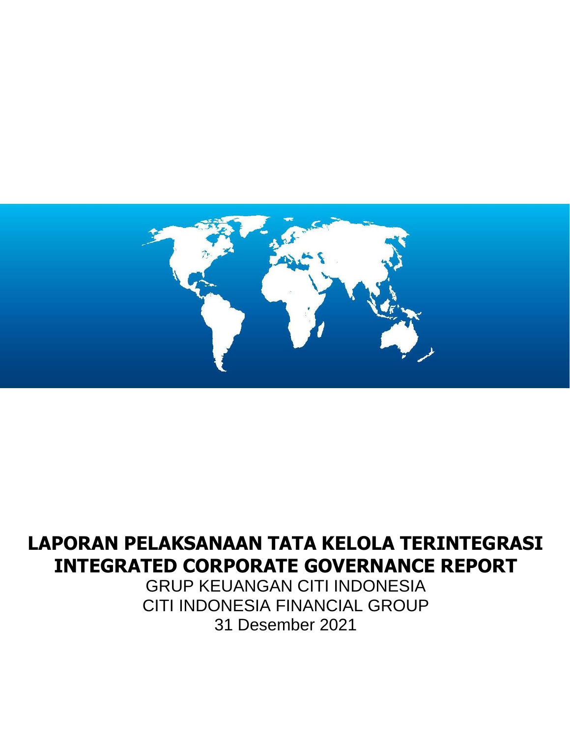# LAPORAN PELAKSANAAN TATA KELOLA TERINTEGRASI
# INTEGRATED CORPORATE GOVERNANCE REPORT

GRUP KEUANGAN CITI INDONESIA

CITI INDONESIA FINANCIAL GROUP

31 Desember 2021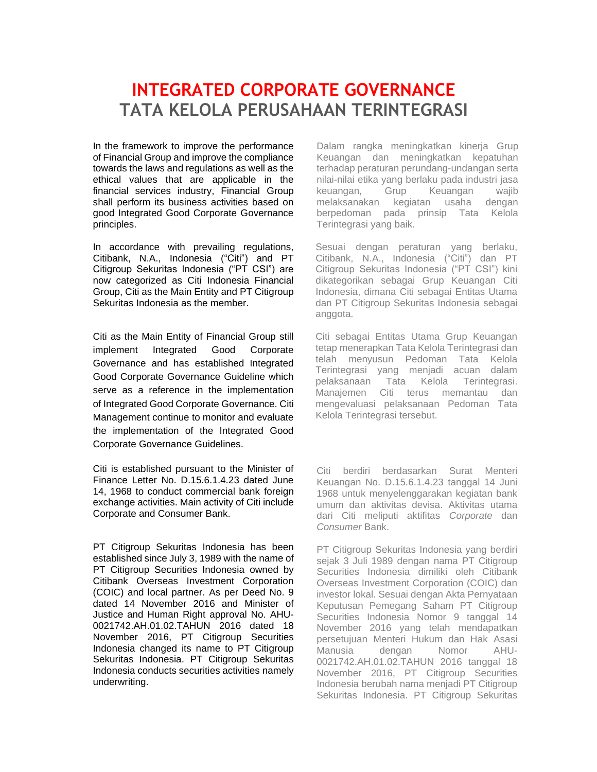# INTEGRATED CORPORATE GOVERNANCE
# TATA KELOLA PERUSAHAAN TERINTEGRASI

In the framework to improve the performance of Financial Group and improve the compliance towards the laws and regulations as well as the ethical values that are applicable in the financial services industry, Financial Group shall perform its business activities based on good Integrated Good Corporate Governance principles.

Dalam rangka meningkatkan kinerja Grup Keuangan dan meningkatkan kepatuhan terhadap peraturan perundang-undangan serta nilai-nilai etika yang berlaku pada industri jasa keuangan, Grup Keuangan wajib melaksanakan kegiatan usaha dengan berpedoman pada prinsip Tata Kelola Terintegrasi yang baik.

In accordance with prevailing regulations, Citibank, N.A., Indonesia ("Citi") and PT Citigroup Sekuritas Indonesia ("PT CSI") are now categorized as Citi Indonesia Financial Group, Citi as the Main Entity and PT Citigroup Sekuritas Indonesia as the member.

Sesuai dengan peraturan yang berlaku, Citibank, N.A., Indonesia ("Citi") dan PT Citigroup Sekuritas Indonesia ("PT CSI") kini dikategorikan sebagai Grup Keuangan Citi Indonesia, dimana Citi sebagai Entitas Utama dan PT Citigroup Sekuritas Indonesia sebagai anggota.

Citi as the Main Entity of Financial Group still implement Integrated Good Corporate Governance and has established Integrated Good Corporate Governance Guideline which serve as a reference in the implementation of Integrated Good Corporate Governance. Citi Management continue to monitor and evaluate the implementation of the Integrated Good Corporate Governance Guidelines.

Citi sebagai Entitas Utama Grup Keuangan tetap menerapkan Tata Kelola Terintegrasi dan telah menyusun Pedoman Tata Kelola Terintegrasi yang menjadi acuan dalam pelaksanaan Tata Kelola Terintegrasi. Manajemen Citi terus memantau dan mengevaluasi pelaksanaan Pedoman Tata Kelola Terintegrasi tersebut.

Citi is established pursuant to the Minister of Finance Letter No. D.15.6.1.4.23 dated June 14, 1968 to conduct commercial bank foreign exchange activities. Main activity of Citi include Corporate and Consumer Bank.

Citi berdiri berdasarkan Surat Menteri Keuangan No. D.15.6.1.4.23 tanggal 14 Juni 1968 untuk menyelenggarakan kegiatan bank umum dan aktivitas devisa. Aktivitas utama dari Citi meliputi aktifitas *Corporate* dan *Consumer* Bank.

PT Citigroup Sekuritas Indonesia has been established since July 3, 1989 with the name of PT Citigroup Securities Indonesia owned by Citibank Overseas Investment Corporation (COIC) and local partner. As per Deed No. 9 dated 14 November 2016 and Minister of Justice and Human Right approval No. AHU-0021742.AH.01.02.TAHUN 2016 dated 18 November 2016, PT Citigroup Securities Indonesia changed its name to PT Citigroup Sekuritas Indonesia. PT Citigroup Sekuritas Indonesia conducts securities activities namely underwriting.

PT Citigroup Sekuritas Indonesia yang berdiri sejak 3 Juli 1989 dengan nama PT Citigroup Securities Indonesia dimiliki oleh Citibank Overseas Investment Corporation (COIC) dan investor lokal. Sesuai dengan Akta Pernyataan Keputusan Pemegang Saham PT Citigroup Securities Indonesia Nomor 9 tanggal 14 November 2016 yang telah mendapatkan persetujuan Menteri Hukum dan Hak Asasi Manusia dengan Nomor AHU-0021742.AH.01.02.TAHUN 2016 tanggal 18 November 2016, PT Citigroup Securities Indonesia berubah nama menjadi PT Citigroup Sekuritas Indonesia. PT Citigroup Sekuritas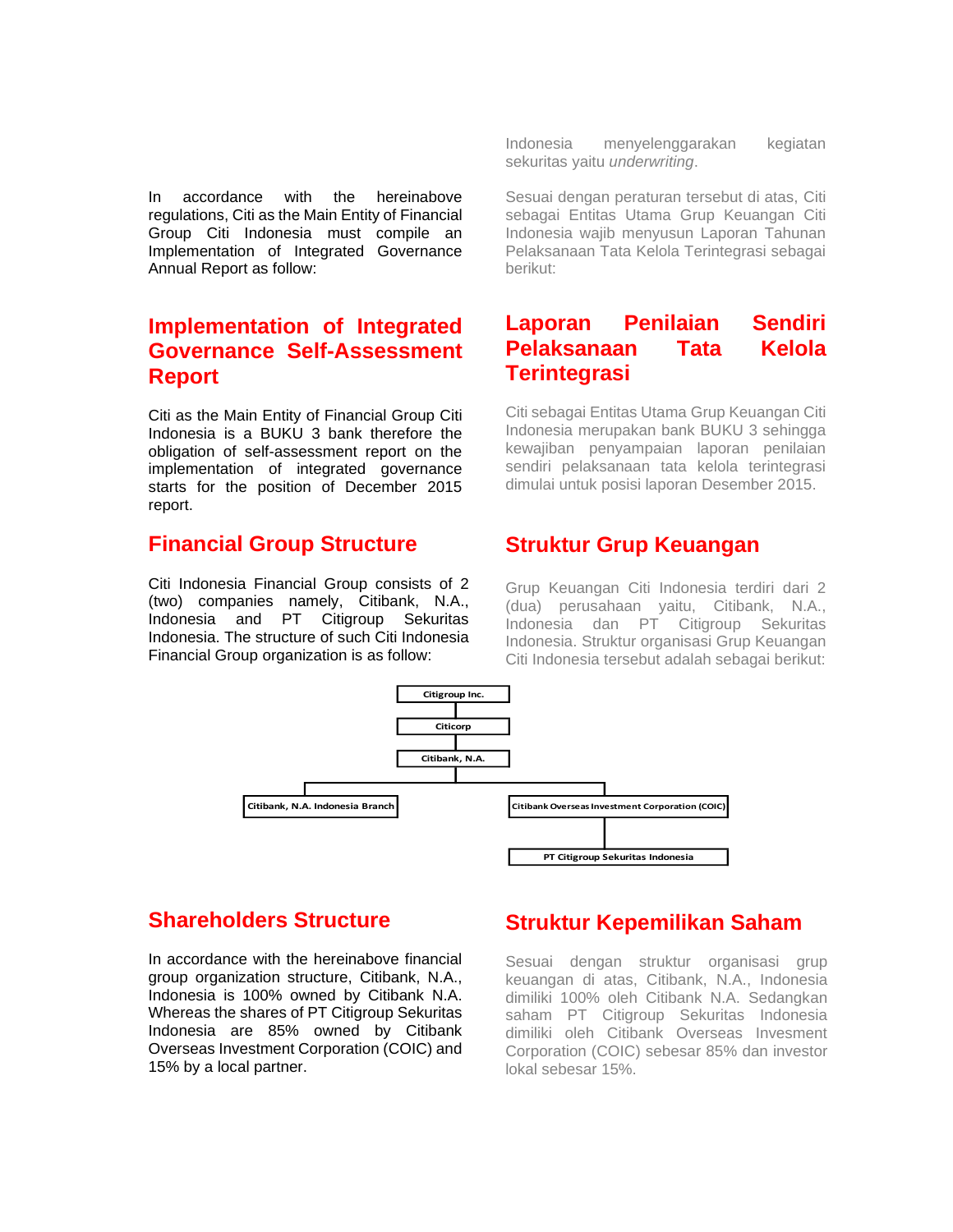Indonesia menyelenggarakan kegiatan sekuritas yaitu *underwriting*.

In accordance with the hereinabove regulations, Citi as the Main Entity of Financial Group Citi Indonesia must compile an Implementation of Integrated Governance Annual Report as follow:

Sesuai dengan peraturan tersebut di atas, Citi sebagai Entitas Utama Grup Keuangan Citi Indonesia wajib menyusun Laporan Tahunan Pelaksanaan Tata Kelola Terintegrasi sebagai berikut:

## Implementation of Integrated Governance Self-Assessment Report

Citi as the Main Entity of Financial Group Citi Indonesia is a BUKU 3 bank therefore the obligation of self-assessment report on the implementation of integrated governance starts for the position of December 2015 report.

## Laporan Penilaian Sendiri Pelaksanaan Tata Kelola Terintegrasi

Citi sebagai Entitas Utama Grup Keuangan Citi Indonesia merupakan bank BUKU 3 sehingga kewajiban penyampaian laporan penilaian sendiri pelaksanaan tata kelola terintegrasi dimulai untuk posisi laporan Desember 2015.

## Financial Group Structure

Citi Indonesia Financial Group consists of 2 (two) companies namely, Citibank, N.A., Indonesia and PT Citigroup Sekuritas Indonesia. The structure of such Citi Indonesia Financial Group organization is as follow:

## Struktur Grup Keuangan

Grup Keuangan Citi Indonesia terdiri dari 2 (dua) perusahaan yaitu, Citibank, N.A., Indonesia dan PT Citigroup Sekuritas Indonesia. Struktur organisasi Grup Keuangan Citi Indonesia tersebut adalah sebagai berikut:

- Citigroup Inc.
  - Citicorp
    - Citibank, N.A.
      - Citibank, N.A. Indonesia Branch
      - Citibank Overseas Investment Corporation (COIC)
        - PT Citigroup Sekuritas Indonesia

## Shareholders Structure

In accordance with the hereinabove financial group organization structure, Citibank, N.A., Indonesia is 100% owned by Citibank N.A. Whereas the shares of PT Citigroup Sekuritas Indonesia are 85% owned by Citibank Overseas Investment Corporation (COIC) and 15% by a local partner.

## Struktur Kepemilikan Saham

Sesuai dengan struktur organisasi grup keuangan di atas, Citibank, N.A., Indonesia dimiliki 100% oleh Citibank N.A. Sedangkan saham PT Citigroup Sekuritas Indonesia dimiliki oleh Citibank Overseas Invesment Corporation (COIC) sebesar 85% dan investor lokal sebesar 15%.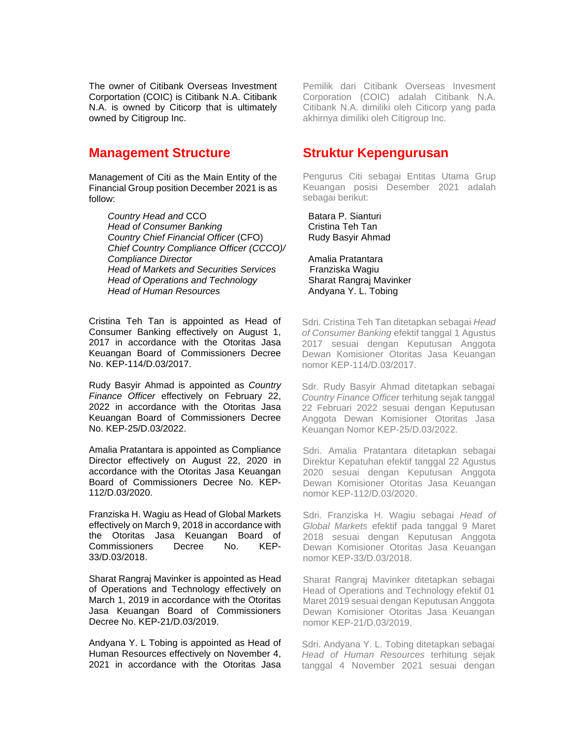The owner of Citibank Overseas Investment Corporation (COIC) is Citibank N.A. Citibank N.A. is owned by Citicorp that is ultimately owned by Citigroup Inc.

Pemilik dari Citibank Overseas Invesment Corporation (COIC) adalah Citibank N.A. Citibank N.A. dimiliki oleh Citicorp yang pada akhirnya dimiliki oleh Citigroup Inc.

## Management Structure

## Struktur Kepengurusan

Management of Citi as the Main Entity of the Financial Group position December 2021 is as follow:

Pengurus Citi sebagai Entitas Utama Grup Keuangan posisi Desember 2021 adalah sebagai berikut:

| | |
|---|---|
| *Country Head and* CCO | Batara P. Sianturi |
| *Head of Consumer Banking* | Cristina Teh Tan |
| *Country Chief Financial Officer* (CFO) | Rudy Basyir Ahmad |
| *Chief Country Compliance Officer (CCCO)/ Compliance Director* | Amalia Pratantara |
| *Head of Markets and Securities Services* | Franziska Wagiu |
| *Head of Operations and Technology* | Sharat Rangraj Mavinker |
| *Head of Human Resources* | Andyana Y. L. Tobing |

Cristina Teh Tan is appointed as Head of Consumer Banking effectively on August 1, 2017 in accordance with the Otoritas Jasa Keuangan Board of Commissioners Decree No. KEP-114/D.03/2017.

Sdri. Cristina Teh Tan ditetapkan sebagai *Head of Consumer Banking* efektif tanggal 1 Agustus 2017 sesuai dengan Keputusan Anggota Dewan Komisioner Otoritas Jasa Keuangan nomor KEP-114/D.03/2017.

Rudy Basyir Ahmad is appointed as *Country Finance Officer* effectively on February 22, 2022 in accordance with the Otoritas Jasa Keuangan Board of Commissioners Decree No. KEP-25/D.03/2022.

Sdr. Rudy Basyir Ahmad ditetapkan sebagai *Country Finance Officer* terhitung sejak tanggal 22 Februari 2022 sesuai dengan Keputusan Anggota Dewan Komisioner Otoritas Jasa Keuangan Nomor KEP-25/D.03/2022.

Amalia Pratantara is appointed as Compliance Director effectively on August 22, 2020 in accordance with the Otoritas Jasa Keuangan Board of Commissioners Decree No. KEP-112/D.03/2020.

Sdri. Amalia Pratantara ditetapkan sebagai Direktur Kepatuhan efektif tanggal 22 Agustus 2020 sesuai dengan Keputusan Anggota Dewan Komisioner Otoritas Jasa Keuangan nomor KEP-112/D.03/2020.

Franziska H. Wagiu as Head of Global Markets effectively on March 9, 2018 in accordance with the Otoritas Jasa Keuangan Board of Commissioners Decree No. KEP-33/D.03/2018.

Sdri. Franziska H. Wagiu sebagai *Head of Global Markets* efektif pada tanggal 9 Maret 2018 sesuai dengan Keputusan Anggota Dewan Komisioner Otoritas Jasa Keuangan nomor KEP-33/D.03/2018.

Sharat Rangraj Mavinker is appointed as Head of Operations and Technology effectively on March 1, 2019 in accordance with the Otoritas Jasa Keuangan Board of Commissioners Decree No. KEP-21/D.03/2019.

Sharat Rangraj Mavinker ditetapkan sebagai Head of Operations and Technology efektif 01 Maret 2019 sesuai dengan Keputusan Anggota Dewan Komisioner Otoritas Jasa Keuangan nomor KEP-21/D.03/2019.

Andyana Y. L Tobing is appointed as Head of Human Resources effectively on November 4, 2021 in accordance with the Otoritas Jasa

Sdri. Andyana Y. L. Tobing ditetapkan sebagai *Head of Human Resources* terhitung sejak tanggal 4 November 2021 sesuai dengan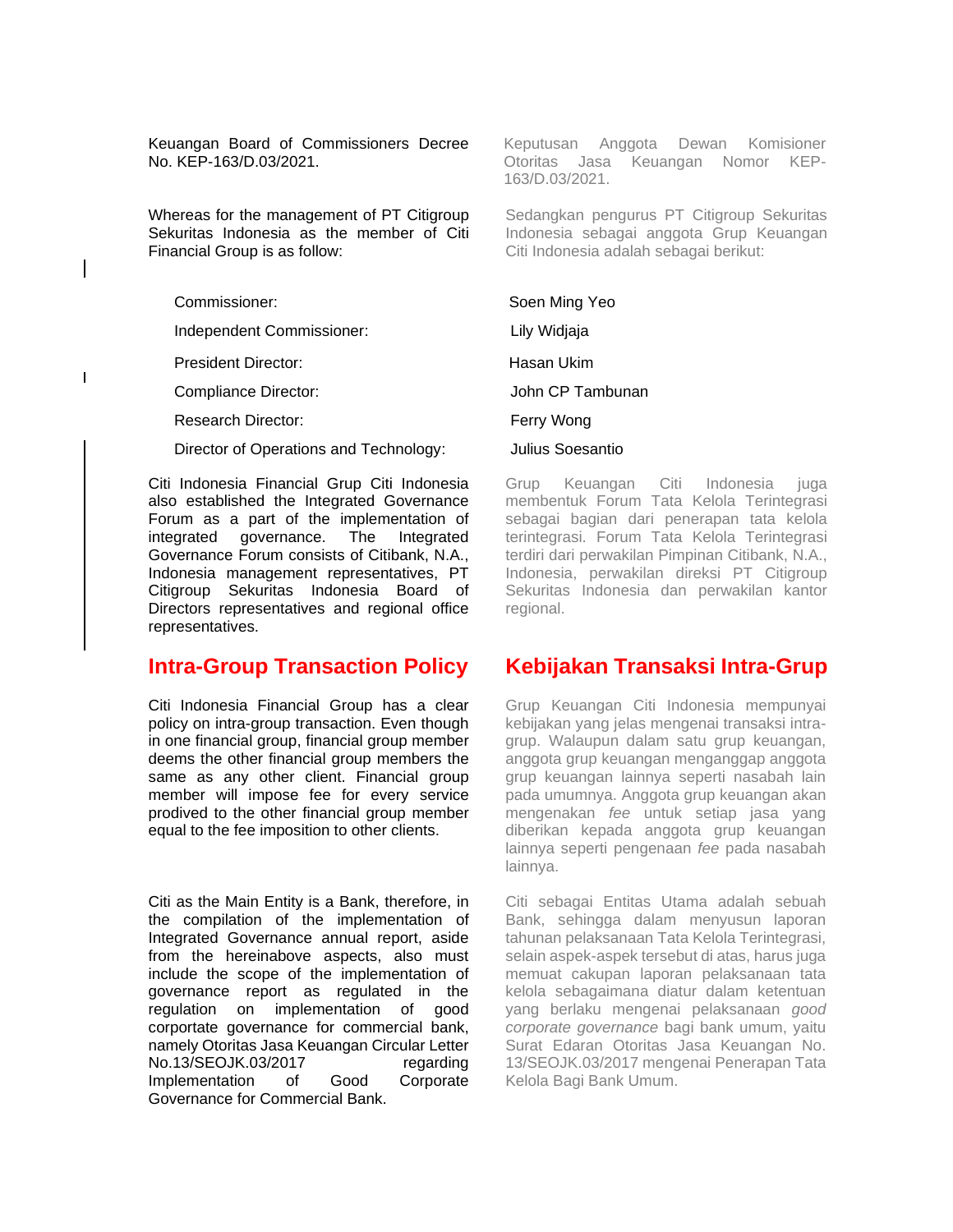Keuangan Board of Commissioners Decree No. KEP-163/D.03/2021.

Keputusan Anggota Dewan Komisioner Otoritas Jasa Keuangan Nomor KEP-163/D.03/2021.

Whereas for the management of PT Citigroup Sekuritas Indonesia as the member of Citi Financial Group is as follow:

Sedangkan pengurus PT Citigroup Sekuritas Indonesia sebagai anggota Grup Keuangan Citi Indonesia adalah sebagai berikut:

| | |
|---|---|
| Commissioner: | Soen Ming Yeo |
| Independent Commissioner: | Lily Widjaja |
| President Director: | Hasan Ukim |
| Compliance Director: | John CP Tambunan |
| Research Director: | Ferry Wong |
| Director of Operations and Technology: | Julius Soesantio |

Citi Indonesia Financial Grup Citi Indonesia also established the Integrated Governance Forum as a part of the implementation of integrated governance. The Integrated Governance Forum consists of Citibank, N.A., Indonesia management representatives, PT Citigroup Sekuritas Indonesia Board of Directors representatives and regional office representatives.

Grup Keuangan Citi Indonesia juga membentuk Forum Tata Kelola Terintegrasi sebagai bagian dari penerapan tata kelola terintegrasi. Forum Tata Kelola Terintegrasi terdiri dari perwakilan Pimpinan Citibank, N.A., Indonesia, perwakilan direksi PT Citigroup Sekuritas Indonesia dan perwakilan kantor regional.

## Intra-Group Transaction Policy

## Kebijakan Transaksi Intra-Grup

Citi Indonesia Financial Group has a clear policy on intra-group transaction. Even though in one financial group, financial group member deems the other financial group members the same as any other client. Financial group member will impose fee for every service prodived to the other financial group member equal to the fee imposition to other clients.

Grup Keuangan Citi Indonesia mempunyai kebijakan yang jelas mengenai transaksi intra-grup. Walaupun dalam satu grup keuangan, anggota grup keuangan menganggap anggota grup keuangan lainnya seperti nasabah lain pada umumnya. Anggota grup keuangan akan mengenakan *fee* untuk setiap jasa yang diberikan kepada anggota grup keuangan lainnya seperti pengenaan *fee* pada nasabah lainnya.

Citi as the Main Entity is a Bank, therefore, in the compilation of the implementation of Integrated Governance annual report, aside from the hereinabove aspects, also must include the scope of the implementation of governance report as regulated in the regulation on implementation of good corportate governance for commercial bank, namely Otoritas Jasa Keuangan Circular Letter No.13/SEOJK.03/2017 regarding Implementation of Good Corporate Governance for Commercial Bank.

Citi sebagai Entitas Utama adalah sebuah Bank, sehingga dalam menyusun laporan tahunan pelaksanaan Tata Kelola Terintegrasi, selain aspek-aspek tersebut di atas, harus juga memuat cakupan laporan pelaksanaan tata kelola sebagaimana diatur dalam ketentuan yang berlaku mengenai pelaksanaan *good corporate governance* bagi bank umum, yaitu Surat Edaran Otoritas Jasa Keuangan No. 13/SEOJK.03/2017 mengenai Penerapan Tata Kelola Bagi Bank Umum.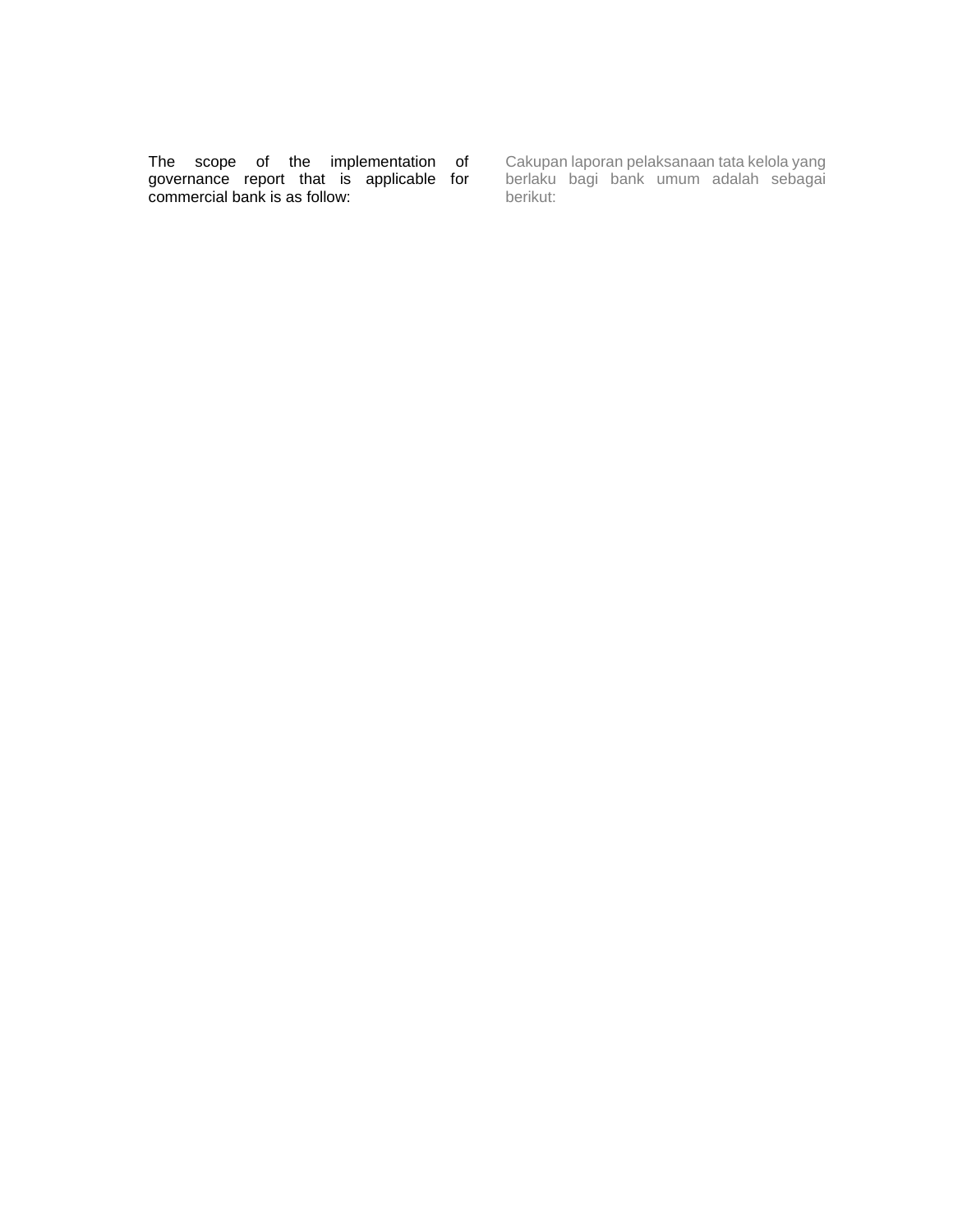The scope of the implementation of governance report that is applicable for commercial bank is as follow:

Cakupan laporan pelaksanaan tata kelola yang berlaku bagi bank umum adalah sebagai berikut: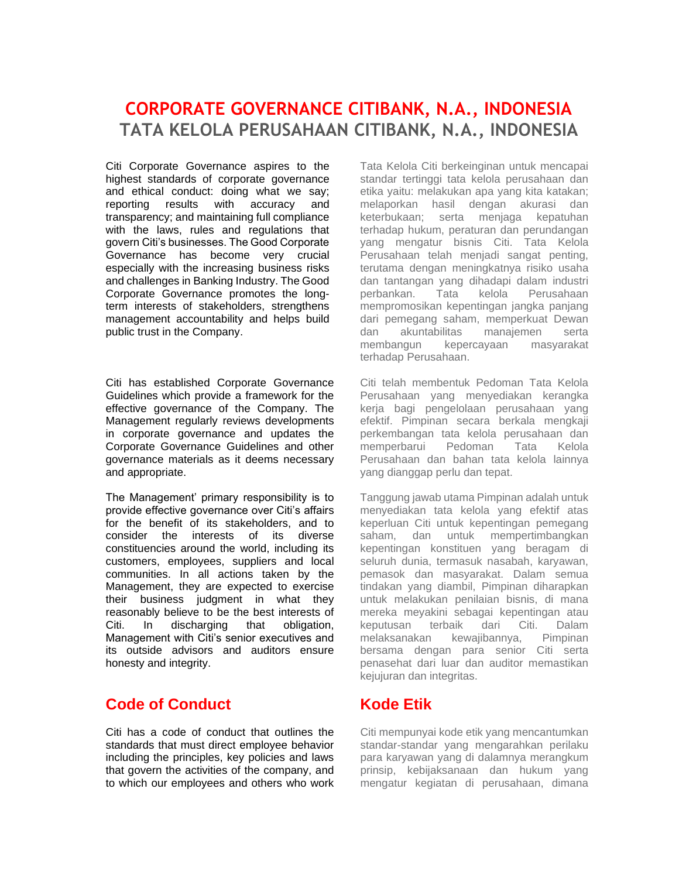# CORPORATE GOVERNANCE CITIBANK, N.A., INDONESIA

# TATA KELOLA PERUSAHAAN CITIBANK, N.A., INDONESIA

Citi Corporate Governance aspires to the highest standards of corporate governance and ethical conduct: doing what we say; reporting results with accuracy and transparency; and maintaining full compliance with the laws, rules and regulations that govern Citi's businesses. The Good Corporate Governance has become very crucial especially with the increasing business risks and challenges in Banking Industry. The Good Corporate Governance promotes the long-term interests of stakeholders, strengthens management accountability and helps build public trust in the Company.

Citi has established Corporate Governance Guidelines which provide a framework for the effective governance of the Company. The Management regularly reviews developments in corporate governance and updates the Corporate Governance Guidelines and other governance materials as it deems necessary and appropriate.

The Management' primary responsibility is to provide effective governance over Citi's affairs for the benefit of its stakeholders, and to consider the interests of its diverse constituencies around the world, including its customers, employees, suppliers and local communities. In all actions taken by the Management, they are expected to exercise their business judgment in what they reasonably believe to be the best interests of Citi. In discharging that obligation, Management with Citi's senior executives and its outside advisors and auditors ensure honesty and integrity.

## Code of Conduct

Citi has a code of conduct that outlines the standards that must direct employee behavior including the principles, key policies and laws that govern the activities of the company, and to which our employees and others who work

Tata Kelola Citi berkeinginan untuk mencapai standar tertinggi tata kelola perusahaan dan etika yaitu: melakukan apa yang kita katakan; melaporkan hasil dengan akurasi dan keterbukaan; serta menjaga kepatuhan terhadap hukum, peraturan dan perundangan yang mengatur bisnis Citi. Tata Kelola Perusahaan telah menjadi sangat penting, terutama dengan meningkatnya risiko usaha dan tantangan yang dihadapi dalam industri perbankan. Tata kelola Perusahaan mempromosikan kepentingan jangka panjang dari pemegang saham, memperkuat Dewan dan akuntabilitas manajemen serta membangun kepercayaan masyarakat terhadap Perusahaan.

Citi telah membentuk Pedoman Tata Kelola Perusahaan yang menyediakan kerangka kerja bagi pengelolaan perusahaan yang efektif. Pimpinan secara berkala mengkaji perkembangan tata kelola perusahaan dan memperbarui Pedoman Tata Kelola Perusahaan dan bahan tata kelola lainnya yang dianggap perlu dan tepat.

Tanggung jawab utama Pimpinan adalah untuk menyediakan tata kelola yang efektif atas keperluan Citi untuk kepentingan pemegang saham, dan untuk mempertimbangkan kepentingan konstituen yang beragam di seluruh dunia, termasuk nasabah, karyawan, pemasok dan masyarakat. Dalam semua tindakan yang diambil, Pimpinan diharapkan untuk melakukan penilaian bisnis, di mana mereka meyakini sebagai kepentingan atau keputusan terbaik dari Citi. Dalam melaksanakan kewajibannya, Pimpinan bersama dengan para senior Citi serta penasehat dari luar dan auditor memastikan kejujuran dan integritas.

## Kode Etik

Citi mempunyai kode etik yang mencantumkan standar-standar yang mengarahkan perilaku para karyawan yang di dalamnya merangkum prinsip, kebijaksanaan dan hukum yang mengatur kegiatan di perusahaan, dimana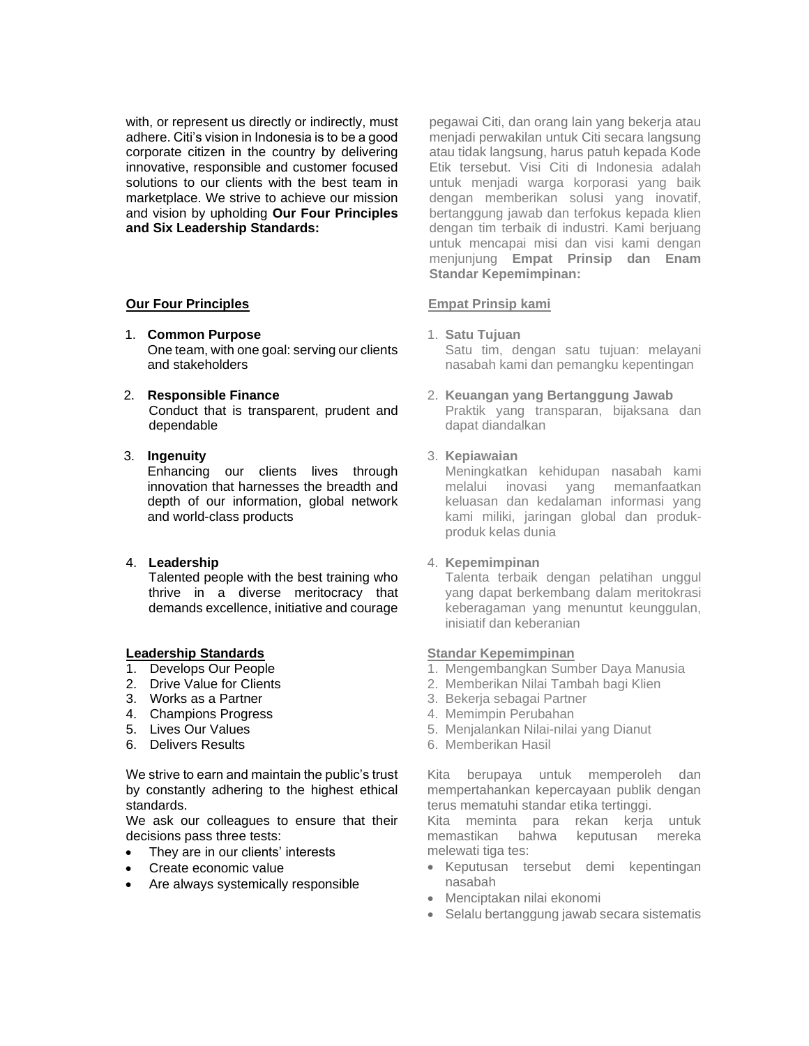with, or represent us directly or indirectly, must adhere. Citi's vision in Indonesia is to be a good corporate citizen in the country by delivering innovative, responsible and customer focused solutions to our clients with the best team in marketplace. We strive to achieve our mission and vision by upholding **Our Four Principles and Six Leadership Standards:**

**Our Four Principles**

1. **Common Purpose**
   One team, with one goal: serving our clients and stakeholders
2. **Responsible Finance**
   Conduct that is transparent, prudent and dependable
3. **Ingenuity**
   Enhancing our clients lives through innovation that harnesses the breadth and depth of our information, global network and world-class products
4. **Leadership**
   Talented people with the best training who thrive in a diverse meritocracy that demands excellence, initiative and courage

**Leadership Standards**

1. Develops Our People
2. Drive Value for Clients
3. Works as a Partner
4. Champions Progress
5. Lives Our Values
6. Delivers Results

We strive to earn and maintain the public's trust by constantly adhering to the highest ethical standards.
We ask our colleagues to ensure that their decisions pass three tests:

- They are in our clients' interests
- Create economic value
- Are always systemically responsible

pegawai Citi, dan orang lain yang bekerja atau menjadi perwakilan untuk Citi secara langsung atau tidak langsung, harus patuh kepada Kode Etik tersebut. Visi Citi di Indonesia adalah untuk menjadi warga korporasi yang baik dengan memberikan solusi yang inovatif, bertanggung jawab dan terfokus kepada klien dengan tim terbaik di industri. Kami berjuang untuk mencapai misi dan visi kami dengan menjunjung **Empat Prinsip dan Enam Standar Kepemimpinan:**

**Empat Prinsip kami**

1. **Satu Tujuan**
   Satu tim, dengan satu tujuan: melayani nasabah kami dan pemangku kepentingan
2. **Keuangan yang Bertanggung Jawab**
   Praktik yang transparan, bijaksana dan dapat diandalkan
3. **Kepiawaian**
   Meningkatkan kehidupan nasabah kami melalui inovasi yang memanfaatkan keluasan dan kedalaman informasi yang kami miliki, jaringan global dan produk-produk kelas dunia
4. **Kepemimpinan**
   Talenta terbaik dengan pelatihan unggul yang dapat berkembang dalam meritokrasi keberagaman yang menuntut keunggulan, inisiatif dan keberanian

**Standar Kepemimpinan**

1. Mengembangkan Sumber Daya Manusia
2. Memberikan Nilai Tambah bagi Klien
3. Bekerja sebagai Partner
4. Memimpin Perubahan
5. Menjalankan Nilai-nilai yang Dianut
6. Memberikan Hasil

Kita berupaya untuk memperoleh dan mempertahankan kepercayaan publik dengan terus mematuhi standar etika tertinggi.
Kita meminta para rekan kerja untuk memastikan bahwa keputusan mereka melewati tiga tes:

- Keputusan tersebut demi kepentingan nasabah
- Menciptakan nilai ekonomi
- Selalu bertanggung jawab secara sistematis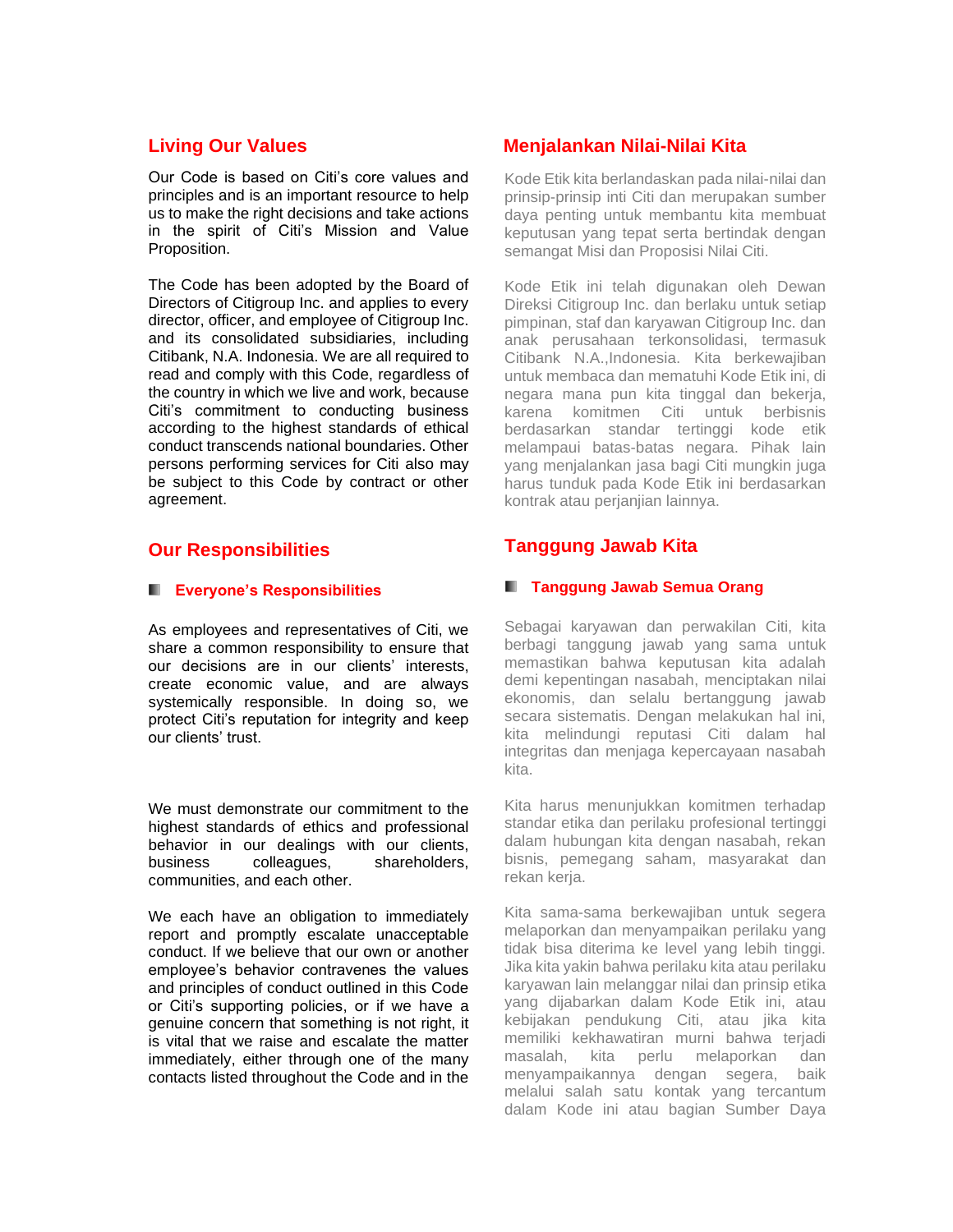## Living Our Values

Our Code is based on Citi's core values and principles and is an important resource to help us to make the right decisions and take actions in the spirit of Citi's Mission and Value Proposition.

The Code has been adopted by the Board of Directors of Citigroup Inc. and applies to every director, officer, and employee of Citigroup Inc. and its consolidated subsidiaries, including Citibank, N.A. Indonesia. We are all required to read and comply with this Code, regardless of the country in which we live and work, because Citi's commitment to conducting business according to the highest standards of ethical conduct transcends national boundaries. Other persons performing services for Citi also may be subject to this Code by contract or other agreement.

## Our Responsibilities

### Everyone's Responsibilities

As employees and representatives of Citi, we share a common responsibility to ensure that our decisions are in our clients' interests, create economic value, and are always systemically responsible. In doing so, we protect Citi's reputation for integrity and keep our clients' trust.

We must demonstrate our commitment to the highest standards of ethics and professional behavior in our dealings with our clients, business colleagues, shareholders, communities, and each other.

We each have an obligation to immediately report and promptly escalate unacceptable conduct. If we believe that our own or another employee's behavior contravenes the values and principles of conduct outlined in this Code or Citi's supporting policies, or if we have a genuine concern that something is not right, it is vital that we raise and escalate the matter immediately, either through one of the many contacts listed throughout the Code and in the

## Menjalankan Nilai-Nilai Kita

Kode Etik kita berlandaskan pada nilai-nilai dan prinsip-prinsip inti Citi dan merupakan sumber daya penting untuk membantu kita membuat keputusan yang tepat serta bertindak dengan semangat Misi dan Proposisi Nilai Citi.

Kode Etik ini telah digunakan oleh Dewan Direksi Citigroup Inc. dan berlaku untuk setiap pimpinan, staf dan karyawan Citigroup Inc. dan anak perusahaan terkonsolidasi, termasuk Citibank N.A.,Indonesia. Kita berkewajiban untuk membaca dan mematuhi Kode Etik ini, di negara mana pun kita tinggal dan bekerja, karena komitmen Citi untuk berbisnis berdasarkan standar tertinggi kode etik melampaui batas-batas negara. Pihak lain yang menjalankan jasa bagi Citi mungkin juga harus tunduk pada Kode Etik ini berdasarkan kontrak atau perjanjian lainnya.

## Tanggung Jawab Kita

### Tanggung Jawab Semua Orang

Sebagai karyawan dan perwakilan Citi, kita berbagi tanggung jawab yang sama untuk memastikan bahwa keputusan kita adalah demi kepentingan nasabah, menciptakan nilai ekonomis, dan selalu bertanggung jawab secara sistematis. Dengan melakukan hal ini, kita melindungi reputasi Citi dalam hal integritas dan menjaga kepercayaan nasabah kita.

Kita harus menunjukkan komitmen terhadap standar etika dan perilaku profesional tertinggi dalam hubungan kita dengan nasabah, rekan bisnis, pemegang saham, masyarakat dan rekan kerja.

Kita sama-sama berkewajiban untuk segera melaporkan dan menyampaikan perilaku yang tidak bisa diterima ke level yang lebih tinggi. Jika kita yakin bahwa perilaku kita atau perilaku karyawan lain melanggar nilai dan prinsip etika yang dijabarkan dalam Kode Etik ini, atau kebijakan pendukung Citi, atau jika kita memiliki kekhawatiran murni bahwa terjadi masalah, kita perlu melaporkan dan menyampaikannya dengan segera, baik melalui salah satu kontak yang tercantum dalam Kode ini atau bagian Sumber Daya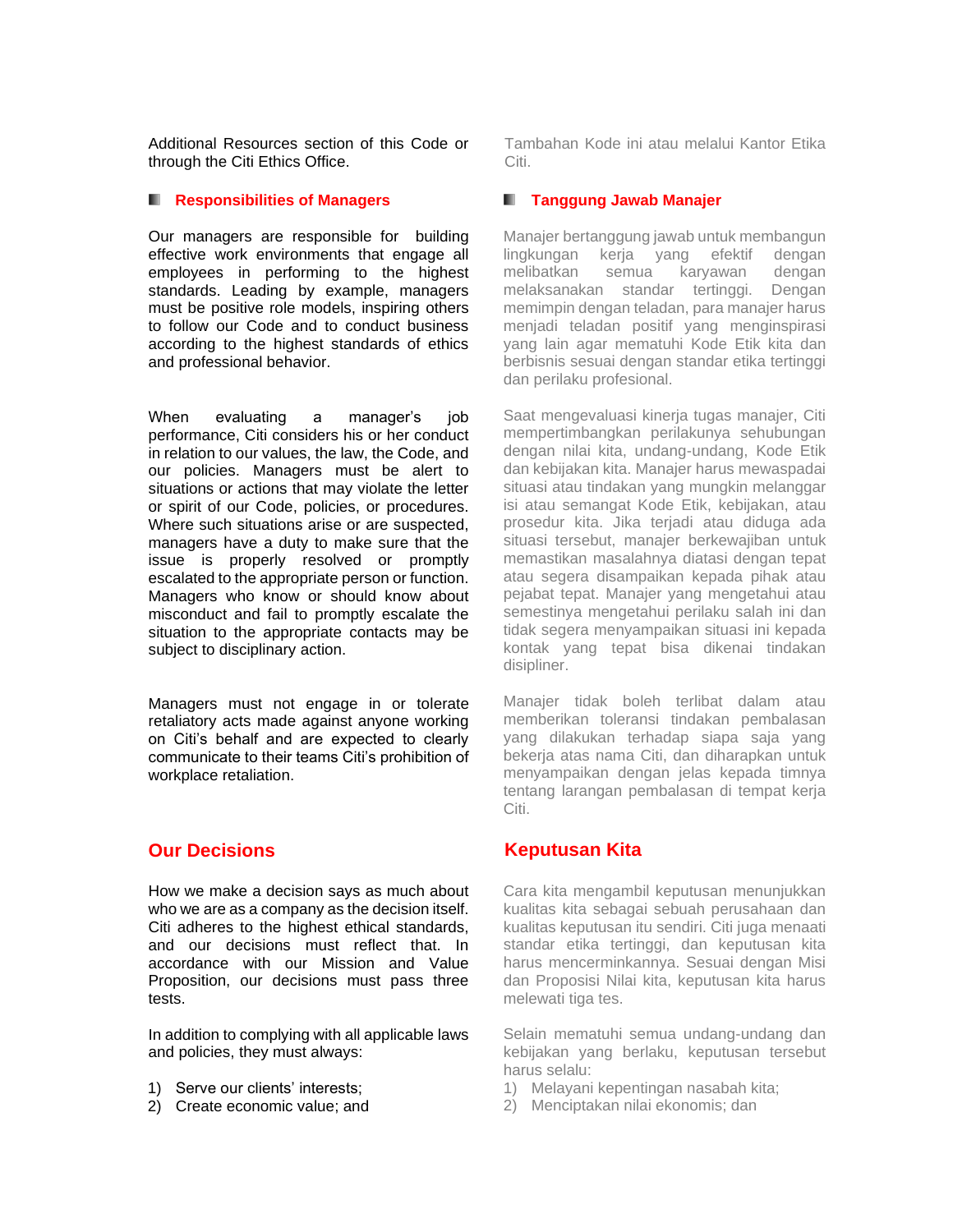Additional Resources section of this Code or through the Citi Ethics Office.

Tambahan Kode ini atau melalui Kantor Etika Citi.

### Responsibilities of Managers

Our managers are responsible for building effective work environments that engage all employees in performing to the highest standards. Leading by example, managers must be positive role models, inspiring others to follow our Code and to conduct business according to the highest standards of ethics and professional behavior.

When evaluating a manager's job performance, Citi considers his or her conduct in relation to our values, the law, the Code, and our policies. Managers must be alert to situations or actions that may violate the letter or spirit of our Code, policies, or procedures. Where such situations arise or are suspected, managers have a duty to make sure that the issue is properly resolved or promptly escalated to the appropriate person or function. Managers who know or should know about misconduct and fail to promptly escalate the situation to the appropriate contacts may be subject to disciplinary action.

Managers must not engage in or tolerate retaliatory acts made against anyone working on Citi's behalf and are expected to clearly communicate to their teams Citi's prohibition of workplace retaliation.

### Tanggung Jawab Manajer

Manajer bertanggung jawab untuk membangun lingkungan kerja yang efektif dengan melibatkan semua karyawan dengan melaksanakan standar tertinggi. Dengan memimpin dengan teladan, para manajer harus menjadi teladan positif yang menginspirasi yang lain agar mematuhi Kode Etik kita dan berbisnis sesuai dengan standar etika tertinggi dan perilaku profesional.

Saat mengevaluasi kinerja tugas manajer, Citi mempertimbangkan perilakunya sehubungan dengan nilai kita, undang-undang, Kode Etik dan kebijakan kita. Manajer harus mewaspadai situasi atau tindakan yang mungkin melanggar isi atau semangat Kode Etik, kebijakan, atau prosedur kita. Jika terjadi atau diduga ada situasi tersebut, manajer berkewajiban untuk memastikan masalahnya diatasi dengan tepat atau segera disampaikan kepada pihak atau pejabat tepat. Manajer yang mengetahui atau semestinya mengetahui perilaku salah ini dan tidak segera menyampaikan situasi ini kepada kontak yang tepat bisa dikenai tindakan disipliner.

Manajer tidak boleh terlibat dalam atau memberikan toleransi tindakan pembalasan yang dilakukan terhadap siapa saja yang bekerja atas nama Citi, dan diharapkan untuk menyampaikan dengan jelas kepada timnya tentang larangan pembalasan di tempat kerja Citi.

## Our Decisions

How we make a decision says as much about who we are as a company as the decision itself. Citi adheres to the highest ethical standards, and our decisions must reflect that. In accordance with our Mission and Value Proposition, our decisions must pass three tests.

In addition to complying with all applicable laws and policies, they must always:

1) Serve our clients' interests;
2) Create economic value; and

## Keputusan Kita

Cara kita mengambil keputusan menunjukkan kualitas kita sebagai sebuah perusahaan dan kualitas keputusan itu sendiri. Citi juga menaati standar etika tertinggi, dan keputusan kita harus mencerminkannya. Sesuai dengan Misi dan Proposisi Nilai kita, keputusan kita harus melewati tiga tes.

Selain mematuhi semua undang-undang dan kebijakan yang berlaku, keputusan tersebut harus selalu:

1) Melayani kepentingan nasabah kita;
2) Menciptakan nilai ekonomis; dan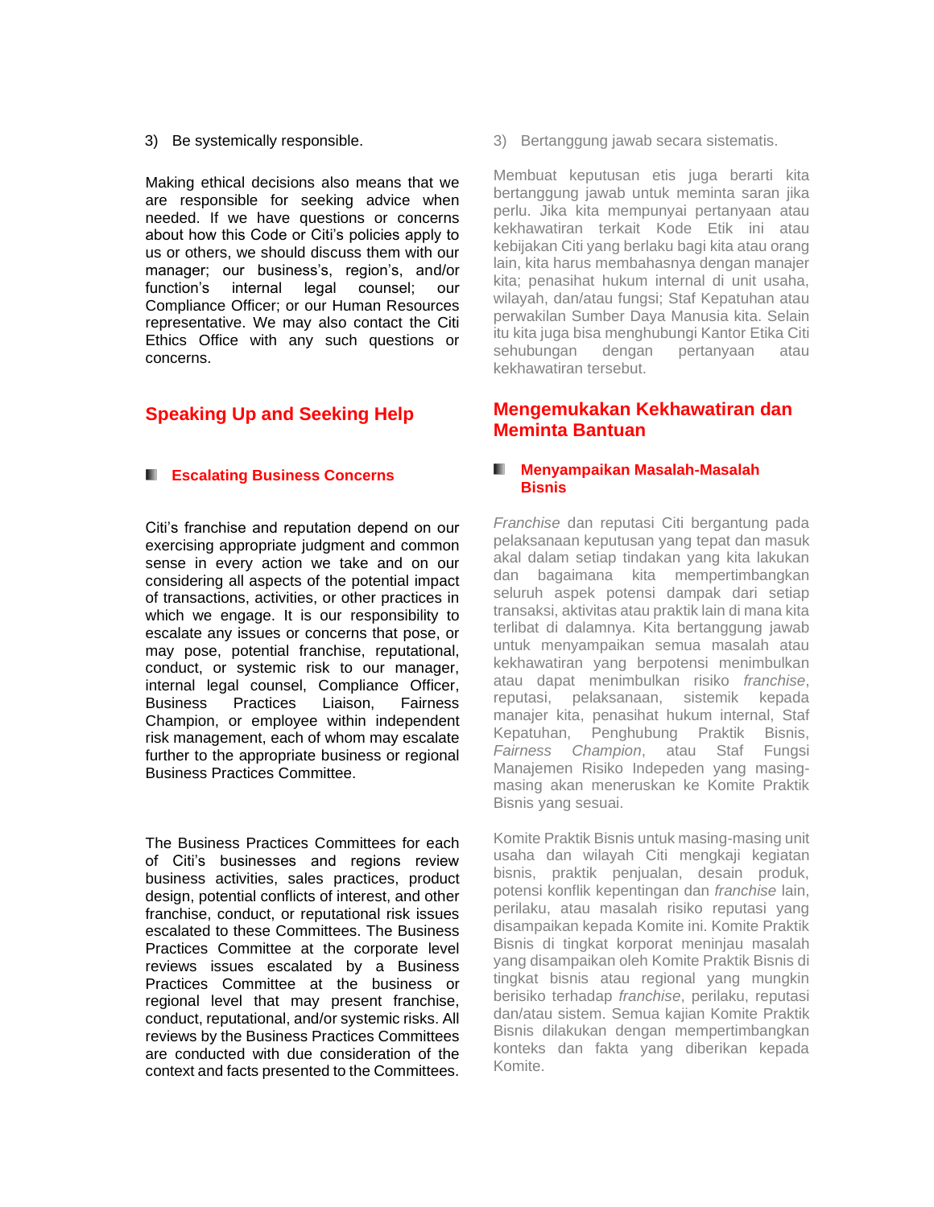3) Be systemically responsible.

Making ethical decisions also means that we are responsible for seeking advice when needed. If we have questions or concerns about how this Code or Citi's policies apply to us or others, we should discuss them with our manager; our business's, region's, and/or function's internal legal counsel; our Compliance Officer; or our Human Resources representative. We may also contact the Citi Ethics Office with any such questions or concerns.

3) Bertanggung jawab secara sistematis.

Membuat keputusan etis juga berarti kita bertanggung jawab untuk meminta saran jika perlu. Jika kita mempunyai pertanyaan atau kekhawatiran terkait Kode Etik ini atau kebijakan Citi yang berlaku bagi kita atau orang lain, kita harus membahasnya dengan manajer kita; penasihat hukum internal di unit usaha, wilayah, dan/atau fungsi; Staf Kepatuhan atau perwakilan Sumber Daya Manusia kita. Selain itu kita juga bisa menghubungi Kantor Etika Citi sehubungan dengan pertanyaan atau kekhawatiran tersebut.

## Speaking Up and Seeking Help

### Escalating Business Concerns

Citi's franchise and reputation depend on our exercising appropriate judgment and common sense in every action we take and on our considering all aspects of the potential impact of transactions, activities, or other practices in which we engage. It is our responsibility to escalate any issues or concerns that pose, or may pose, potential franchise, reputational, conduct, or systemic risk to our manager, internal legal counsel, Compliance Officer, Business Practices Liaison, Fairness Champion, or employee within independent risk management, each of whom may escalate further to the appropriate business or regional Business Practices Committee.

The Business Practices Committees for each of Citi's businesses and regions review business activities, sales practices, product design, potential conflicts of interest, and other franchise, conduct, or reputational risk issues escalated to these Committees. The Business Practices Committee at the corporate level reviews issues escalated by a Business Practices Committee at the business or regional level that may present franchise, conduct, reputational, and/or systemic risks. All reviews by the Business Practices Committees are conducted with due consideration of the context and facts presented to the Committees.

## Mengemukakan Kekhawatiran dan Meminta Bantuan

### Menyampaikan Masalah-Masalah Bisnis

*Franchise* dan reputasi Citi bergantung pada pelaksanaan keputusan yang tepat dan masuk akal dalam setiap tindakan yang kita lakukan dan bagaimana kita mempertimbangkan seluruh aspek potensi dampak dari setiap transaksi, aktivitas atau praktik lain di mana kita terlibat di dalamnya. Kita bertanggung jawab untuk menyampaikan semua masalah atau kekhawatiran yang berpotensi menimbulkan atau dapat menimbulkan risiko *franchise*, reputasi, pelaksanaan, sistemik kepada manajer kita, penasihat hukum internal, Staf Kepatuhan, Penghubung Praktik Bisnis, *Fairness Champion*, atau Staf Fungsi Manajemen Risiko Independen yang masing-masing akan meneruskan ke Komite Praktik Bisnis yang sesuai.

Komite Praktik Bisnis untuk masing-masing unit usaha dan wilayah Citi mengkaji kegiatan bisnis, praktik penjualan, desain produk, potensi konflik kepentingan dan *franchise* lain, perilaku, atau masalah risiko reputasi yang disampaikan kepada Komite ini. Komite Praktik Bisnis di tingkat korporat meninjau masalah yang disampaikan oleh Komite Praktik Bisnis di tingkat bisnis atau regional yang mungkin berisiko terhadap *franchise*, perilaku, reputasi dan/atau sistem. Semua kajian Komite Praktik Bisnis dilakukan dengan mempertimbangkan konteks dan fakta yang diberikan kepada Komite.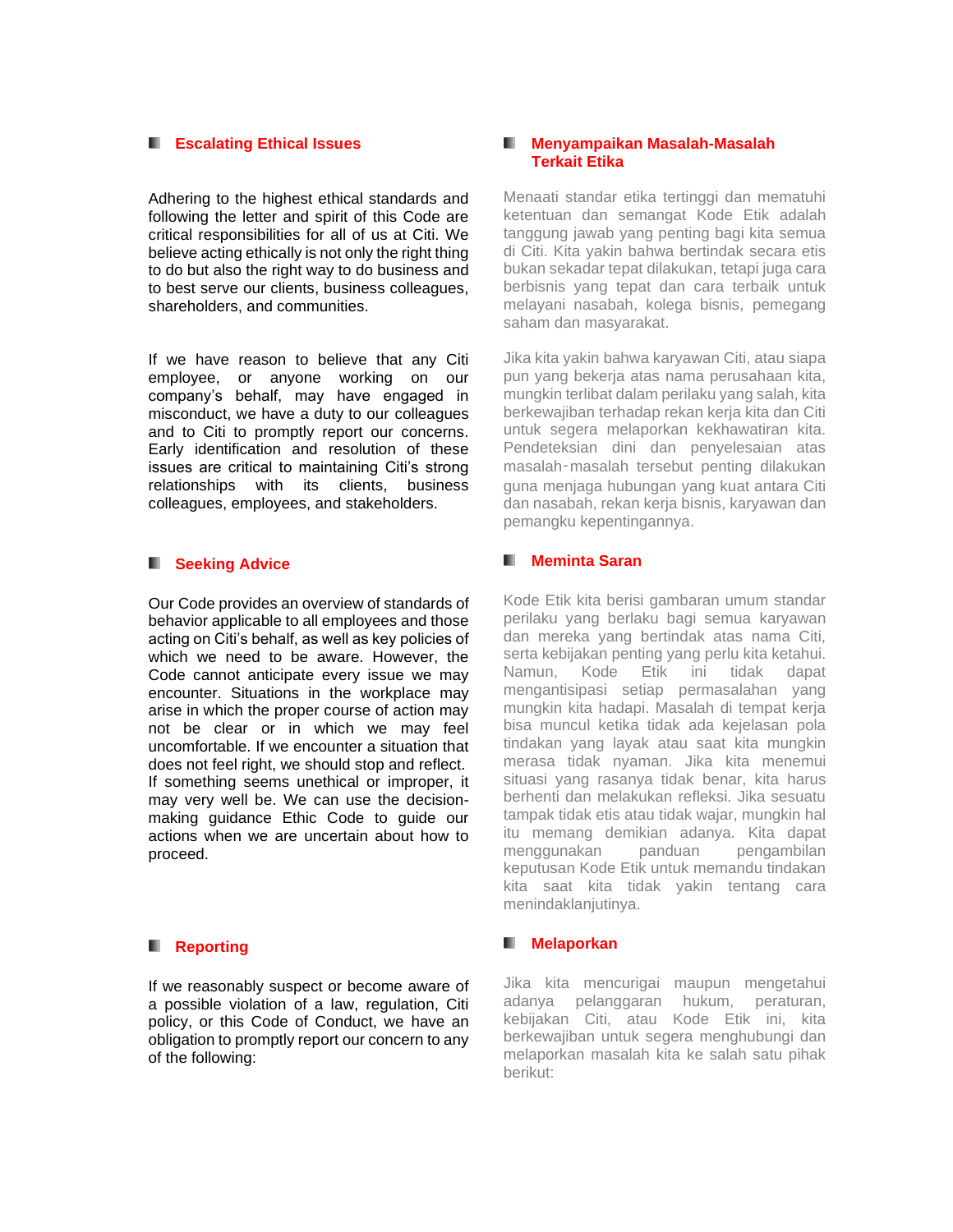## Escalating Ethical Issues

Adhering to the highest ethical standards and following the letter and spirit of this Code are critical responsibilities for all of us at Citi. We believe acting ethically is not only the right thing to do but also the right way to do business and to best serve our clients, business colleagues, shareholders, and communities.

If we have reason to believe that any Citi employee, or anyone working on our company's behalf, may have engaged in misconduct, we have a duty to our colleagues and to Citi to promptly report our concerns. Early identification and resolution of these issues are critical to maintaining Citi's strong relationships with its clients, business colleagues, employees, and stakeholders.

## Menyampaikan Masalah-Masalah Terkait Etika

Menaati standar etika tertinggi dan mematuhi ketentuan dan semangat Kode Etik adalah tanggung jawab yang penting bagi kita semua di Citi. Kita yakin bahwa bertindak secara etis bukan sekadar tepat dilakukan, tetapi juga cara berbisnis yang tepat dan cara terbaik untuk melayani nasabah, kolega bisnis, pemegang saham dan masyarakat.

Jika kita yakin bahwa karyawan Citi, atau siapa pun yang bekerja atas nama perusahaan kita, mungkin terlibat dalam perilaku yang salah, kita berkewajiban terhadap rekan kerja kita dan Citi untuk segera melaporkan kekhawatiran kita. Pendeteksian dini dan penyelesaian atas masalah-masalah tersebut penting dilakukan guna menjaga hubungan yang kuat antara Citi dan nasabah, rekan kerja bisnis, karyawan dan pemangku kepentingannya.

## Seeking Advice

Our Code provides an overview of standards of behavior applicable to all employees and those acting on Citi's behalf, as well as key policies of which we need to be aware. However, the Code cannot anticipate every issue we may encounter. Situations in the workplace may arise in which the proper course of action may not be clear or in which we may feel uncomfortable. If we encounter a situation that does not feel right, we should stop and reflect. If something seems unethical or improper, it may very well be. We can use the decision-making guidance Ethic Code to guide our actions when we are uncertain about how to proceed.

## Meminta Saran

Kode Etik kita berisi gambaran umum standar perilaku yang berlaku bagi semua karyawan dan mereka yang bertindak atas nama Citi, serta kebijakan penting yang perlu kita ketahui. Namun, Kode Etik ini tidak dapat mengantisipasi setiap permasalahan yang mungkin kita hadapi. Masalah di tempat kerja bisa muncul ketika tidak ada kejelasan pola tindakan yang layak atau saat kita mungkin merasa tidak nyaman. Jika kita menemui situasi yang rasanya tidak benar, kita harus berhenti dan melakukan refleksi. Jika sesuatu tampak tidak etis atau tidak wajar, mungkin hal itu memang demikian adanya. Kita dapat menggunakan panduan pengambilan keputusan Kode Etik untuk memandu tindakan kita saat kita tidak yakin tentang cara menindaklanjutinya.

## Reporting

If we reasonably suspect or become aware of a possible violation of a law, regulation, Citi policy, or this Code of Conduct, we have an obligation to promptly report our concern to any of the following:

## Melaporkan

Jika kita mencurigai maupun mengetahui adanya pelanggaran hukum, peraturan, kebijakan Citi, atau Kode Etik ini, kita berkewajiban untuk segera menghubungi dan melaporkan masalah kita ke salah satu pihak berikut: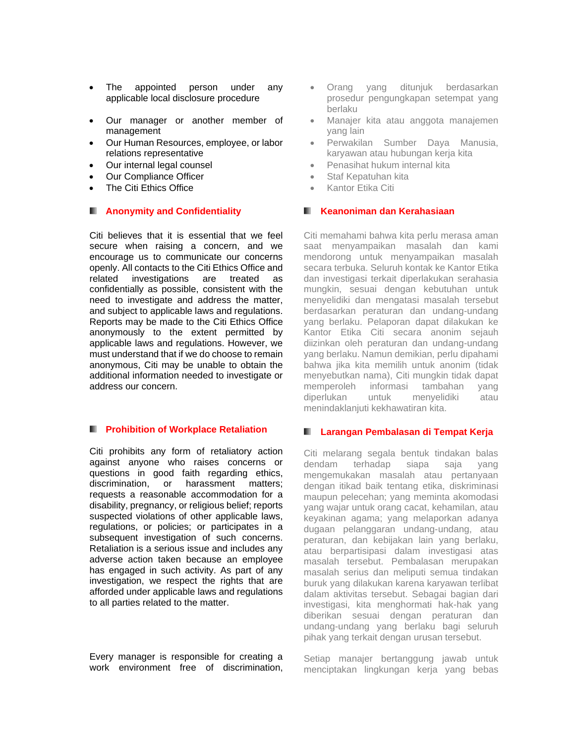- The appointed person under any applicable local disclosure procedure
- Our manager or another member of management
- Our Human Resources, employee, or labor relations representative
- Our internal legal counsel
- Our Compliance Officer
- The Citi Ethics Office

### Anonymity and Confidentiality

Citi believes that it is essential that we feel secure when raising a concern, and we encourage us to communicate our concerns openly. All contacts to the Citi Ethics Office and related investigations are treated as confidentially as possible, consistent with the need to investigate and address the matter, and subject to applicable laws and regulations. Reports may be made to the Citi Ethics Office anonymously to the extent permitted by applicable laws and regulations. However, we must understand that if we do choose to remain anonymous, Citi may be unable to obtain the additional information needed to investigate or address our concern.

### Prohibition of Workplace Retaliation

Citi prohibits any form of retaliatory action against anyone who raises concerns or questions in good faith regarding ethics, discrimination, or harassment matters; requests a reasonable accommodation for a disability, pregnancy, or religious belief; reports suspected violations of other applicable laws, regulations, or policies; or participates in a subsequent investigation of such concerns. Retaliation is a serious issue and includes any adverse action taken because an employee has engaged in such activity. As part of any investigation, we respect the rights that are afforded under applicable laws and regulations to all parties related to the matter.

Every manager is responsible for creating a work environment free of discrimination,

- Orang yang ditunjuk berdasarkan prosedur pengungkapan setempat yang berlaku
- Manajer kita atau anggota manajemen yang lain
- Perwakilan Sumber Daya Manusia, karyawan atau hubungan kerja kita
- Penasihat hukum internal kita
- Staf Kepatuhan kita
- Kantor Etika Citi

### Keanoniman dan Kerahasiaan

Citi memahami bahwa kita perlu merasa aman saat menyampaikan masalah dan kami mendorong untuk menyampaikan masalah secara terbuka. Seluruh kontak ke Kantor Etika dan investigasi terkait diperlakukan serahasia mungkin, sesuai dengan kebutuhan untuk menyelidiki dan mengatasi masalah tersebut berdasarkan peraturan dan undang-undang yang berlaku. Pelaporan dapat dilakukan ke Kantor Etika Citi secara anonim sejauh diizinkan oleh peraturan dan undang-undang yang berlaku. Namun demikian, perlu dipahami bahwa jika kita memilih untuk anonim (tidak menyebutkan nama), Citi mungkin tidak dapat memperoleh informasi tambahan yang diperlukan untuk menyelidiki atau menindaklanjuti kekhawatiran kita.

### Larangan Pembalasan di Tempat Kerja

Citi melarang segala bentuk tindakan balas dendam terhadap siapa saja yang mengemukakan masalah atau pertanyaan dengan itikad baik tentang etika, diskriminasi maupun pelecehan; yang meminta akomodasi yang wajar untuk orang cacat, kehamilan, atau keyakinan agama; yang melaporkan adanya dugaan pelanggaran undang-undang, atau peraturan, dan kebijakan lain yang berlaku, atau berpartisipasi dalam investigasi atas masalah tersebut. Pembalasan merupakan masalah serius dan meliputi semua tindakan buruk yang dilakukan karena karyawan terlibat dalam aktivitas tersebut. Sebagai bagian dari investigasi, kita menghormati hak-hak yang diberikan sesuai dengan peraturan dan undang-undang yang berlaku bagi seluruh pihak yang terkait dengan urusan tersebut.

Setiap manajer bertanggung jawab untuk menciptakan lingkungan kerja yang bebas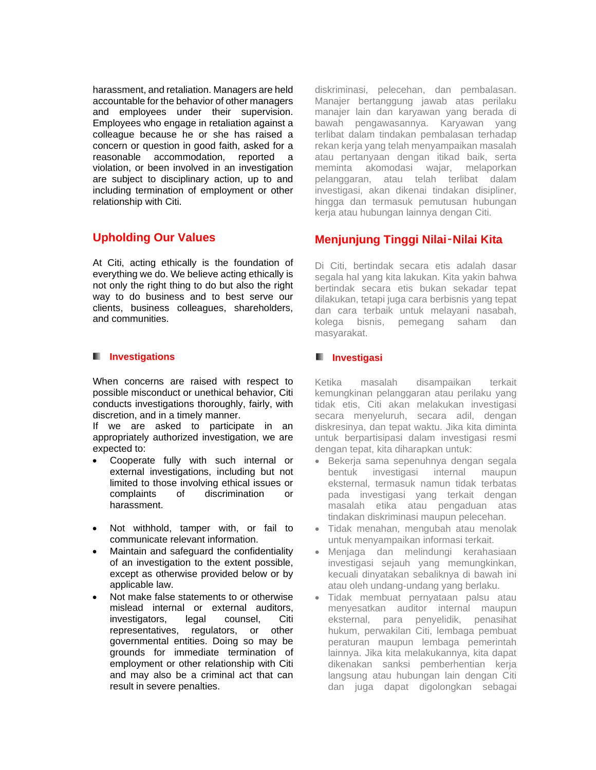harassment, and retaliation. Managers are held accountable for the behavior of other managers and employees under their supervision. Employees who engage in retaliation against a colleague because he or she has raised a concern or question in good faith, asked for a reasonable accommodation, reported a violation, or been involved in an investigation are subject to disciplinary action, up to and including termination of employment or other relationship with Citi.

## Upholding Our Values

At Citi, acting ethically is the foundation of everything we do. We believe acting ethically is not only the right thing to do but also the right way to do business and to best serve our clients, business colleagues, shareholders, and communities.

### Investigations

When concerns are raised with respect to possible misconduct or unethical behavior, Citi conducts investigations thoroughly, fairly, with discretion, and in a timely manner.
If we are asked to participate in an appropriately authorized investigation, we are expected to:

- Cooperate fully with such internal or external investigations, including but not limited to those involving ethical issues or complaints of discrimination or harassment.
- Not withhold, tamper with, or fail to communicate relevant information.
- Maintain and safeguard the confidentiality of an investigation to the extent possible, except as otherwise provided below or by applicable law.
- Not make false statements to or otherwise mislead internal or external auditors, investigators, legal counsel, Citi representatives, regulators, or other governmental entities. Doing so may be grounds for immediate termination of employment or other relationship with Citi and may also be a criminal act that can result in severe penalties.

diskriminasi, pelecehan, dan pembalasan. Manajer bertanggung jawab atas perilaku manajer lain dan karyawan yang berada di bawah pengawasannya. Karyawan yang terlibat dalam tindakan pembalasan terhadap rekan kerja yang telah menyampaikan masalah atau pertanyaan dengan itikad baik, serta meminta akomodasi wajar, melaporkan pelanggaran, atau telah terlibat dalam investigasi, akan dikenai tindakan disipliner, hingga dan termasuk pemutusan hubungan kerja atau hubungan lainnya dengan Citi.

## Menjunjung Tinggi Nilai-Nilai Kita

Di Citi, bertindak secara etis adalah dasar segala hal yang kita lakukan. Kita yakin bahwa bertindak secara etis bukan sekadar tepat dilakukan, tetapi juga cara berbisnis yang tepat dan cara terbaik untuk melayani nasabah, kolega bisnis, pemegang saham dan masyarakat.

### Investigasi

Ketika masalah disampaikan terkait kemungkinan pelanggaran atau perilaku yang tidak etis, Citi akan melakukan investigasi secara menyeluruh, secara adil, dengan diskresinya, dan tepat waktu. Jika kita diminta untuk berpartisipasi dalam investigasi resmi dengan tepat, kita diharapkan untuk:

- Bekerja sama sepenuhnya dengan segala bentuk investigasi internal maupun eksternal, termasuk namun tidak terbatas pada investigasi yang terkait dengan masalah etika atau pengaduan atas tindakan diskriminasi maupun pelecehan.
- Tidak menahan, mengubah atau menolak untuk menyampaikan informasi terkait.
- Menjaga dan melindungi kerahasiaan investigasi sejauh yang memungkinkan, kecuali dinyatakan sebaliknya di bawah ini atau oleh undang-undang yang berlaku.
- Tidak membuat pernyataan palsu atau menyesatkan auditor internal maupun eksternal, para penyelidik, penasihat hukum, perwakilan Citi, lembaga pembuat peraturan maupun lembaga pemerintah lainnya. Jika kita melakukannya, kita dapat dikenakan sanksi pemberhentian kerja langsung atau hubungan lain dengan Citi dan juga dapat digolongkan sebagai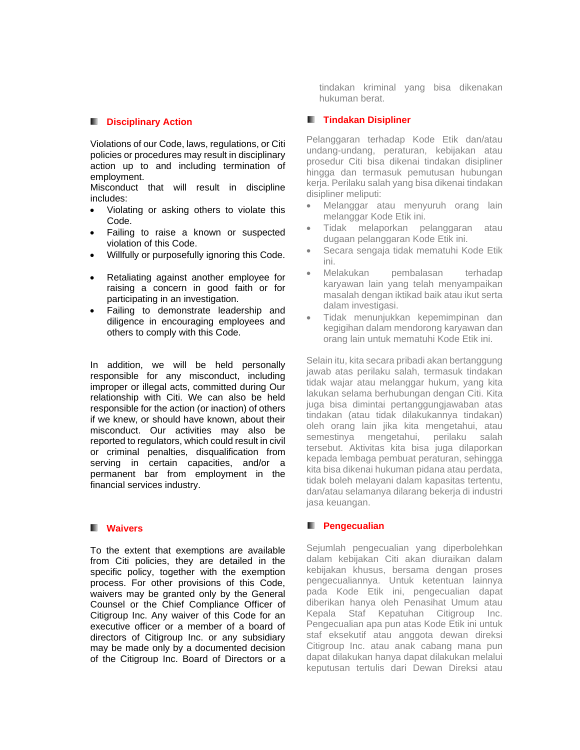tindakan kriminal yang bisa dikenakan hukuman berat.

## Disciplinary Action

Violations of our Code, laws, regulations, or Citi policies or procedures may result in disciplinary action up to and including termination of employment.
Misconduct that will result in discipline includes:

- Violating or asking others to violate this Code.
- Failing to raise a known or suspected violation of this Code.
- Willfully or purposefully ignoring this Code.
- Retaliating against another employee for raising a concern in good faith or for participating in an investigation.
- Failing to demonstrate leadership and diligence in encouraging employees and others to comply with this Code.

In addition, we will be held personally responsible for any misconduct, including improper or illegal acts, committed during Our relationship with Citi. We can also be held responsible for the action (or inaction) of others if we knew, or should have known, about their misconduct. Our activities may also be reported to regulators, which could result in civil or criminal penalties, disqualification from serving in certain capacities, and/or a permanent bar from employment in the financial services industry.

## Tindakan Disipliner

Pelanggaran terhadap Kode Etik dan/atau undang-undang, peraturan, kebijakan atau prosedur Citi bisa dikenai tindakan disipliner hingga dan termasuk pemutusan hubungan kerja. Perilaku salah yang bisa dikenai tindakan disipliner meliputi:

- Melanggar atau menyuruh orang lain melanggar Kode Etik ini.
- Tidak melaporkan pelanggaran atau dugaan pelanggaran Kode Etik ini.
- Secara sengaja tidak mematuhi Kode Etik ini.
- Melakukan pembalasan terhadap karyawan lain yang telah menyampaikan masalah dengan iktikad baik atau ikut serta dalam investigasi.
- Tidak menunjukkan kepemimpinan dan kegigihan dalam mendorong karyawan dan orang lain untuk mematuhi Kode Etik ini.

Selain itu, kita secara pribadi akan bertanggung jawab atas perilaku salah, termasuk tindakan tidak wajar atau melanggar hukum, yang kita lakukan selama berhubungan dengan Citi. Kita juga bisa dimintai pertanggungjawaban atas tindakan (atau tidak dilakukannya tindakan) oleh orang lain jika kita mengetahui, atau semestinya mengetahui, perilaku salah tersebut. Aktivitas kita bisa juga dilaporkan kepada lembaga pembuat peraturan, sehingga kita bisa dikenai hukuman pidana atau perdata, tidak boleh melayani dalam kapasitas tertentu, dan/atau selamanya dilarang bekerja di industri jasa keuangan.

## Waivers

To the extent that exemptions are available from Citi policies, they are detailed in the specific policy, together with the exemption process. For other provisions of this Code, waivers may be granted only by the General Counsel or the Chief Compliance Officer of Citigroup Inc. Any waiver of this Code for an executive officer or a member of a board of directors of Citigroup Inc. or any subsidiary may be made only by a documented decision of the Citigroup Inc. Board of Directors or a

## Pengecualian

Sejumlah pengecualian yang diperbolehkan dalam kebijakan Citi akan diuraikan dalam kebijakan khusus, bersama dengan proses pengecualiannya. Untuk ketentuan lainnya pada Kode Etik ini, pengecualian dapat diberikan hanya oleh Penasihat Umum atau Kepala Staf Kepatuhan Citigroup Inc. Pengecualian apa pun atas Kode Etik ini untuk staf eksekutif atau anggota dewan direksi Citigroup Inc. atau anak cabang mana pun dapat dilakukan hanya dapat dilakukan melalui keputusan tertulis dari Dewan Direksi atau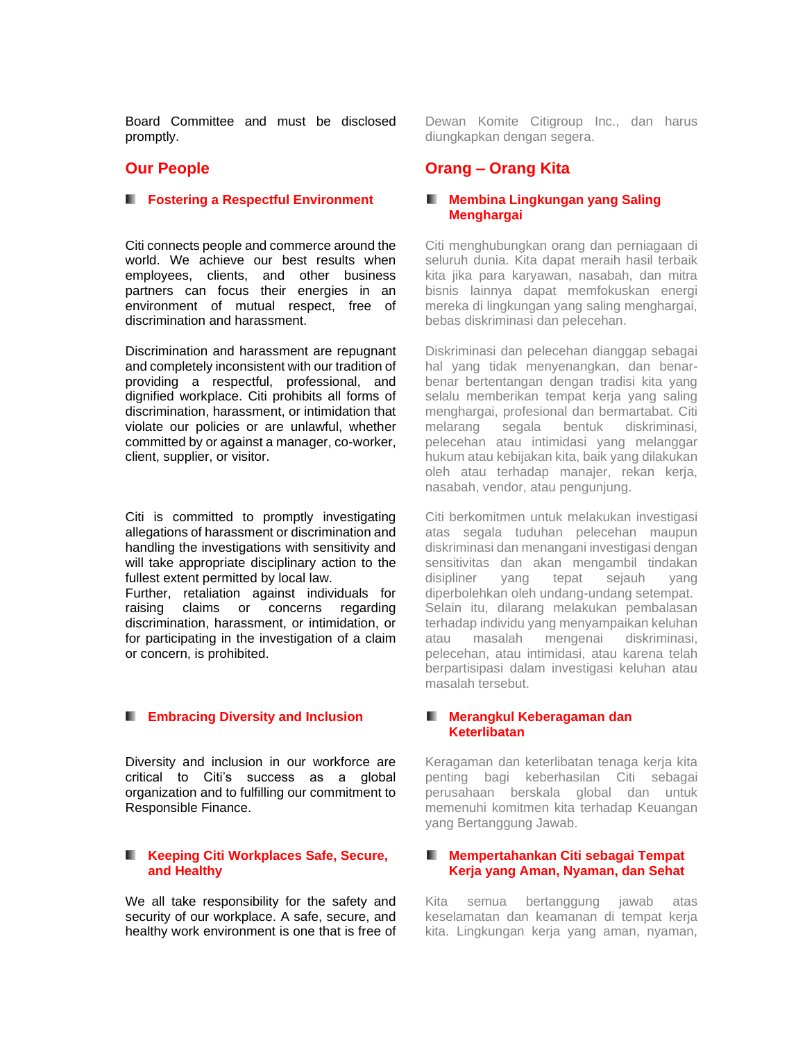Board Committee and must be disclosed promptly.

Dewan Komite Citigroup Inc., dan harus diungkapkan dengan segera.

## Our People

## Orang – Orang Kita

### Fostering a Respectful Environment

### Membina Lingkungan yang Saling Menghargai

Citi connects people and commerce around the world. We achieve our best results when employees, clients, and other business partners can focus their energies in an environment of mutual respect, free of discrimination and harassment.

Citi menghubungkan orang dan perniagaan di seluruh dunia. Kita dapat meraih hasil terbaik kita jika para karyawan, nasabah, dan mitra bisnis lainnya dapat memfokuskan energi mereka di lingkungan yang saling menghargai, bebas diskriminasi dan pelecehan.

Discrimination and harassment are repugnant and completely inconsistent with our tradition of providing a respectful, professional, and dignified workplace. Citi prohibits all forms of discrimination, harassment, or intimidation that violate our policies or are unlawful, whether committed by or against a manager, co-worker, client, supplier, or visitor.

Diskriminasi dan pelecehan dianggap sebagai hal yang tidak menyenangkan, dan benar-benar bertentangan dengan tradisi kita yang selalu memberikan tempat kerja yang saling menghargai, profesional dan bermartabat. Citi melarang segala bentuk diskriminasi, pelecehan atau intimidasi yang melanggar hukum atau kebijakan kita, baik yang dilakukan oleh atau terhadap manajer, rekan kerja, nasabah, vendor, atau pengunjung.

Citi is committed to promptly investigating allegations of harassment or discrimination and handling the investigations with sensitivity and will take appropriate disciplinary action to the fullest extent permitted by local law.
Further, retaliation against individuals for raising claims or concerns regarding discrimination, harassment, or intimidation, or for participating in the investigation of a claim or concern, is prohibited.

Citi berkomitmen untuk melakukan investigasi atas segala tuduhan pelecehan maupun diskriminasi dan menangani investigasi dengan sensitivitas dan akan mengambil tindakan disipliner yang tepat sejauh yang diperbolehkan oleh undang-undang setempat.
Selain itu, dilarang melakukan pembalasan terhadap individu yang menyampaikan keluhan atau masalah mengenai diskriminasi, pelecehan, atau intimidasi, atau karena telah berpartisipasi dalam investigasi keluhan atau masalah tersebut.

### Embracing Diversity and Inclusion

### Merangkul Keberagaman dan Keterlibatan

Diversity and inclusion in our workforce are critical to Citi's success as a global organization and to fulfilling our commitment to Responsible Finance.

Keragaman dan keterlibatan tenaga kerja kita penting bagi keberhasilan Citi sebagai perusahaan berskala global dan untuk memenuhi komitmen kita terhadap Keuangan yang Bertanggung Jawab.

### Keeping Citi Workplaces Safe, Secure, and Healthy

### Mempertahankan Citi sebagai Tempat Kerja yang Aman, Nyaman, dan Sehat

We all take responsibility for the safety and security of our workplace. A safe, secure, and healthy work environment is one that is free of

Kita semua bertanggung jawab atas keselamatan dan keamanan di tempat kerja kita. Lingkungan kerja yang aman, nyaman,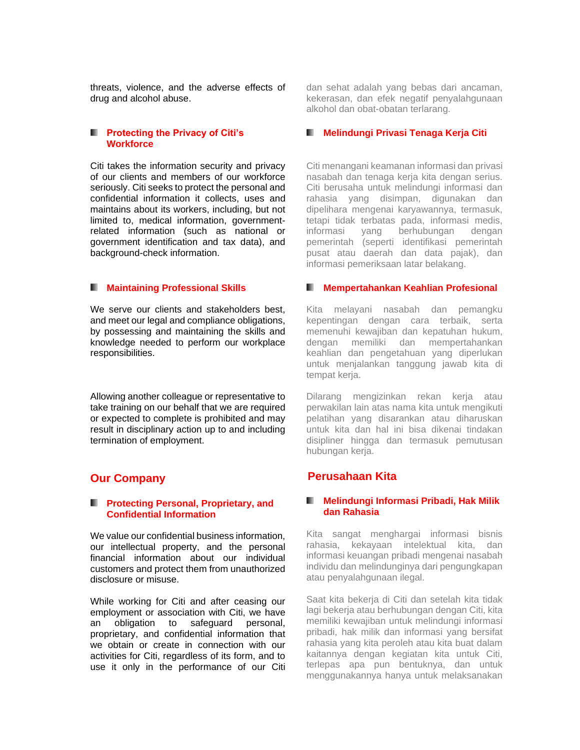threats, violence, and the adverse effects of drug and alcohol abuse.

dan sehat adalah yang bebas dari ancaman, kekerasan, dan efek negatif penyalahgunaan alkohol dan obat-obatan terlarang.

### Protecting the Privacy of Citi's Workforce

Citi takes the information security and privacy of our clients and members of our workforce seriously. Citi seeks to protect the personal and confidential information it collects, uses and maintains about its workers, including, but not limited to, medical information, government-related information (such as national or government identification and tax data), and background-check information.

### Melindungi Privasi Tenaga Kerja Citi

Citi menangani keamanan informasi dan privasi nasabah dan tenaga kerja kita dengan serius. Citi berusaha untuk melindungi informasi dan rahasia yang disimpan, digunakan dan dipelihara mengenai karyawannya, termasuk, tetapi tidak terbatas pada, informasi medis, informasi yang berhubungan dengan pemerintah (seperti identifikasi pemerintah pusat atau daerah dan data pajak), dan informasi pemeriksaan latar belakang.

### Maintaining Professional Skills

We serve our clients and stakeholders best, and meet our legal and compliance obligations, by possessing and maintaining the skills and knowledge needed to perform our workplace responsibilities.

Allowing another colleague or representative to take training on our behalf that we are required or expected to complete is prohibited and may result in disciplinary action up to and including termination of employment.

### Mempertahankan Keahlian Profesional

Kita melayani nasabah dan pemangku kepentingan dengan cara terbaik, serta memenuhi kewajiban dan kepatuhan hukum, dengan memiliki dan mempertahankan keahlian dan pengetahuan yang diperlukan untuk menjalankan tanggung jawab kita di tempat kerja.

Dilarang mengizinkan rekan kerja atau perwakilan lain atas nama kita untuk mengikuti pelatihan yang disarankan atau diharuskan untuk kita dan hal ini bisa dikenai tindakan disipliner hingga dan termasuk pemutusan hubungan kerja.

## Our Company

### Protecting Personal, Proprietary, and Confidential Information

We value our confidential business information, our intellectual property, and the personal financial information about our individual customers and protect them from unauthorized disclosure or misuse.

While working for Citi and after ceasing our employment or association with Citi, we have an obligation to safeguard personal, proprietary, and confidential information that we obtain or create in connection with our activities for Citi, regardless of its form, and to use it only in the performance of our Citi

## Perusahaan Kita

### Melindungi Informasi Pribadi, Hak Milik dan Rahasia

Kita sangat menghargai informasi bisnis rahasia, kekayaan intelektual kita, dan informasi keuangan pribadi mengenai nasabah individu dan melindunginya dari pengungkapan atau penyalahgunaan ilegal.

Saat kita bekerja di Citi dan setelah kita tidak lagi bekerja atau berhubungan dengan Citi, kita memiliki kewajiban untuk melindungi informasi pribadi, hak milik dan informasi yang bersifat rahasia yang kita peroleh atau kita buat dalam kaitannya dengan kegiatan kita untuk Citi, terlepas apa pun bentuknya, dan untuk menggunakannya hanya untuk melaksanakan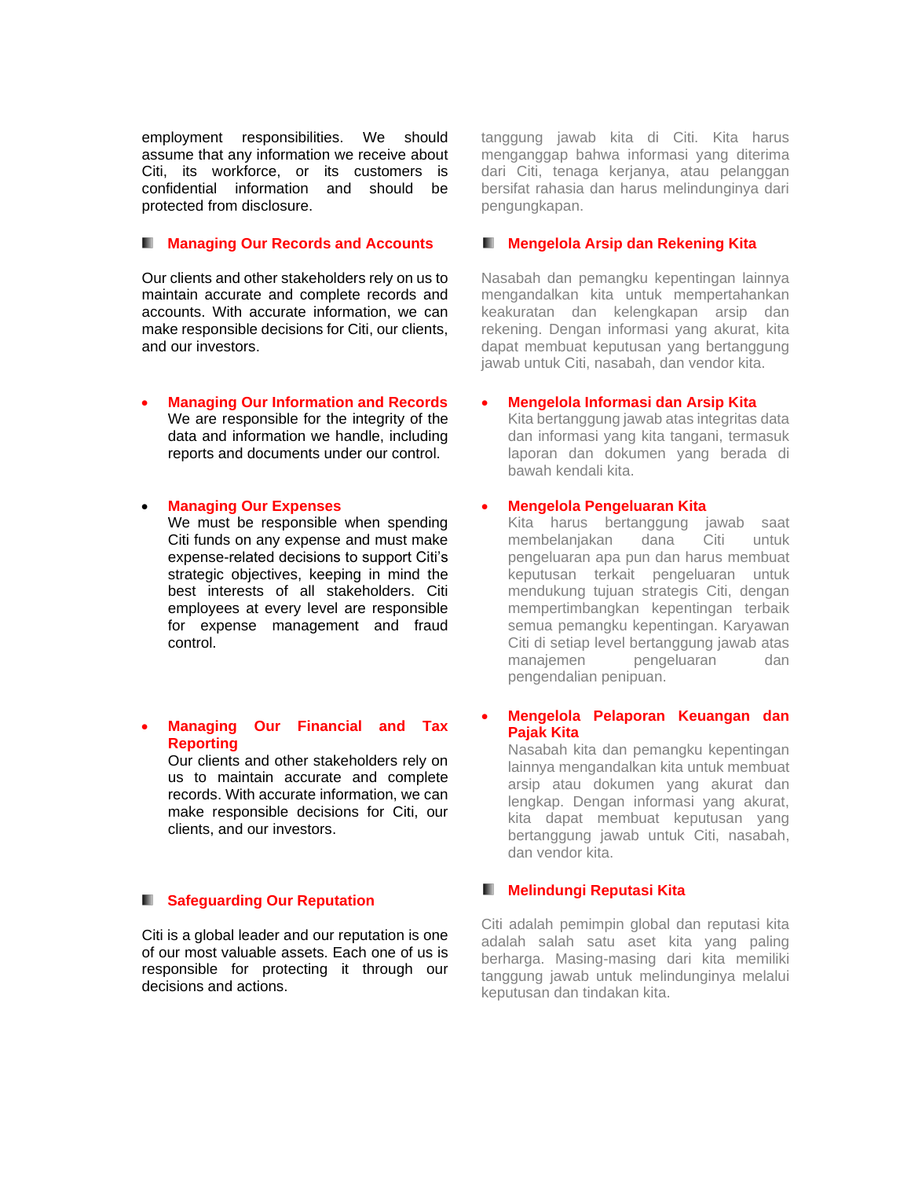employment responsibilities. We should assume that any information we receive about Citi, its workforce, or its customers is confidential information and should be protected from disclosure.

tanggung jawab kita di Citi. Kita harus menganggap bahwa informasi yang diterima dari Citi, tenaga kerjanya, atau pelanggan bersifat rahasia dan harus melindunginya dari pengungkapan.

## Managing Our Records and Accounts

Our clients and other stakeholders rely on us to maintain accurate and complete records and accounts. With accurate information, we can make responsible decisions for Citi, our clients, and our investors.

- **Managing Our Information and Records**
  We are responsible for the integrity of the data and information we handle, including reports and documents under our control.

- **Managing Our Expenses**
  We must be responsible when spending Citi funds on any expense and must make expense-related decisions to support Citi's strategic objectives, keeping in mind the best interests of all stakeholders. Citi employees at every level are responsible for expense management and fraud control.

- **Managing Our Financial and Tax Reporting**
  Our clients and other stakeholders rely on us to maintain accurate and complete records. With accurate information, we can make responsible decisions for Citi, our clients, and our investors.

## Mengelola Arsip dan Rekening Kita

Nasabah dan pemangku kepentingan lainnya mengandalkan kita untuk mempertahankan keakuratan dan kelengkapan arsip dan rekening. Dengan informasi yang akurat, kita dapat membuat keputusan yang bertanggung jawab untuk Citi, nasabah, dan vendor kita.

- **Mengelola Informasi dan Arsip Kita**
  Kita bertanggung jawab atas integritas data dan informasi yang kita tangani, termasuk laporan dan dokumen yang berada di bawah kendali kita.

- **Mengelola Pengeluaran Kita**
  Kita harus bertanggung jawab saat membelanjakan dana Citi untuk pengeluaran apa pun dan harus membuat keputusan terkait pengeluaran untuk mendukung tujuan strategis Citi, dengan mempertimbangkan kepentingan terbaik semua pemangku kepentingan. Karyawan Citi di setiap level bertanggung jawab atas manajemen pengeluaran dan pengendalian penipuan.

- **Mengelola Pelaporan Keuangan dan Pajak Kita**
  Nasabah kita dan pemangku kepentingan lainnya mengandalkan kita untuk membuat arsip atau dokumen yang akurat dan lengkap. Dengan informasi yang akurat, kita dapat membuat keputusan yang bertanggung jawab untuk Citi, nasabah, dan vendor kita.

## Safeguarding Our Reputation

Citi is a global leader and our reputation is one of our most valuable assets. Each one of us is responsible for protecting it through our decisions and actions.

## Melindungi Reputasi Kita

Citi adalah pemimpin global dan reputasi kita adalah salah satu aset kita yang paling berharga. Masing-masing dari kita memiliki tanggung jawab untuk melindunginya melalui keputusan dan tindakan kita.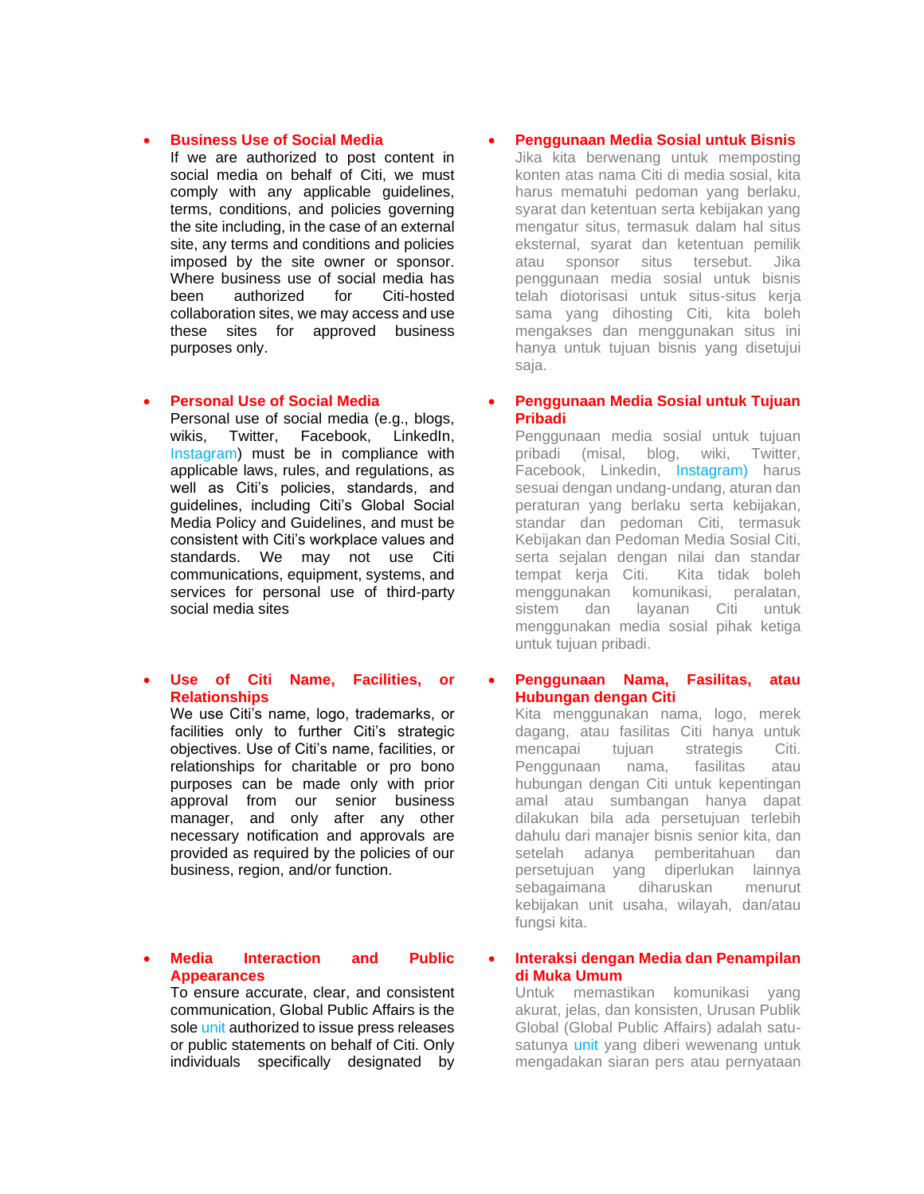- **Business Use of Social Media**
  If we are authorized to post content in social media on behalf of Citi, we must comply with any applicable guidelines, terms, conditions, and policies governing the site including, in the case of an external site, any terms and conditions and policies imposed by the site owner or sponsor. Where business use of social media has been authorized for Citi-hosted collaboration sites, we may access and use these sites for approved business purposes only.

- **Penggunaan Media Sosial untuk Bisnis**
  Jika kita berwenang untuk memposting konten atas nama Citi di media sosial, kita harus mematuhi pedoman yang berlaku, syarat dan ketentuan serta kebijakan yang mengatur situs, termasuk dalam hal situs eksternal, syarat dan ketentuan pemilik atau sponsor situs tersebut. Jika penggunaan media sosial untuk bisnis telah diotorisasi untuk situs-situs kerja sama yang dihosting Citi, kita boleh mengakses dan menggunakan situs ini hanya untuk tujuan bisnis yang disetujui saja.

- **Personal Use of Social Media**
  Personal use of social media (e.g., blogs, wikis, Twitter, Facebook, LinkedIn, Instagram) must be in compliance with applicable laws, rules, and regulations, as well as Citi's policies, standards, and guidelines, including Citi's Global Social Media Policy and Guidelines, and must be consistent with Citi's workplace values and standards. We may not use Citi communications, equipment, systems, and services for personal use of third-party social media sites

- **Penggunaan Media Sosial untuk Tujuan Pribadi**
  Penggunaan media sosial untuk tujuan pribadi (misal, blog, wiki, Twitter, Facebook, Linkedin, Instagram) harus sesuai dengan undang-undang, aturan dan peraturan yang berlaku serta kebijakan, standar dan pedoman Citi, termasuk Kebijakan dan Pedoman Media Sosial Citi, serta sejalan dengan nilai dan standar tempat kerja Citi. Kita tidak boleh menggunakan komunikasi, peralatan, sistem dan layanan Citi untuk menggunakan media sosial pihak ketiga untuk tujuan pribadi.

- **Use of Citi Name, Facilities, or Relationships**
  We use Citi's name, logo, trademarks, or facilities only to further Citi's strategic objectives. Use of Citi's name, facilities, or relationships for charitable or pro bono purposes can be made only with prior approval from our senior business manager, and only after any other necessary notification and approvals are provided as required by the policies of our business, region, and/or function.

- **Penggunaan Nama, Fasilitas, atau Hubungan dengan Citi**
  Kita menggunakan nama, logo, merek dagang, atau fasilitas Citi hanya untuk mencapai tujuan strategis Citi. Penggunaan nama, fasilitas atau hubungan dengan Citi untuk kepentingan amal atau sumbangan hanya dapat dilakukan bila ada persetujuan terlebih dahulu dari manajer bisnis senior kita, dan setelah adanya pemberitahuan dan persetujuan yang diperlukan lainnya sebagaimana diharuskan menurut kebijakan unit usaha, wilayah, dan/atau fungsi kita.

- **Media Interaction and Public Appearances**
  To ensure accurate, clear, and consistent communication, Global Public Affairs is the sole unit authorized to issue press releases or public statements on behalf of Citi. Only individuals specifically designated by

- **Interaksi dengan Media dan Penampilan di Muka Umum**
  Untuk memastikan komunikasi yang akurat, jelas, dan konsisten, Urusan Publik Global (Global Public Affairs) adalah satu-satunya unit yang diberi wewenang untuk mengadakan siaran pers atau pernyataan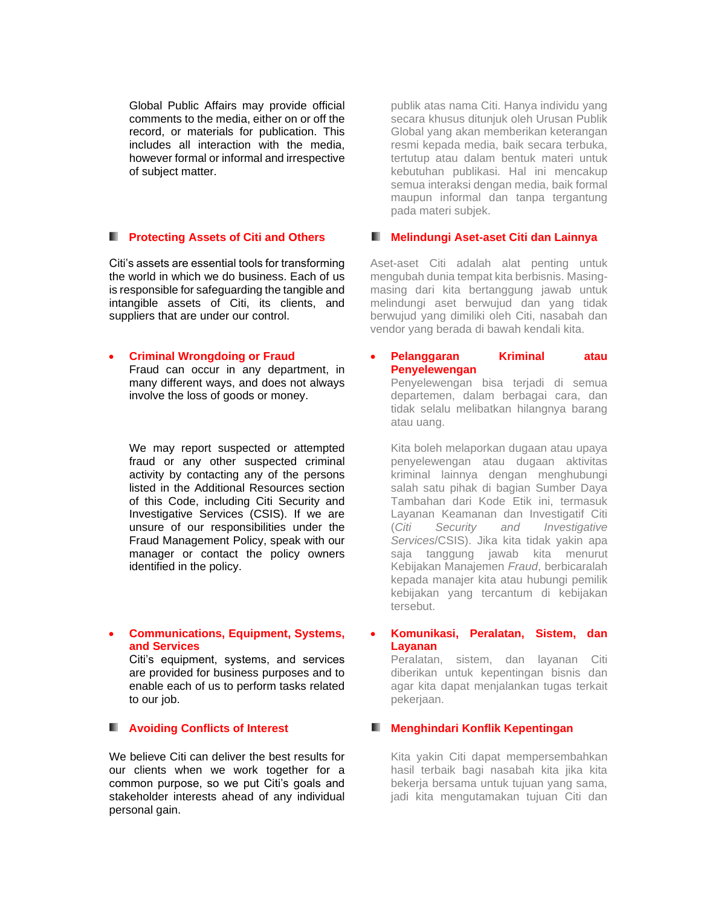Global Public Affairs may provide official comments to the media, either on or off the record, or materials for publication. This includes all interaction with the media, however formal or informal and irrespective of subject matter.

publik atas nama Citi. Hanya individu yang secara khusus ditunjuk oleh Urusan Publik Global yang akan memberikan keterangan resmi kepada media, baik secara terbuka, tertutup atau dalam bentuk materi untuk kebutuhan publikasi. Hal ini mencakup semua interaksi dengan media, baik formal maupun informal dan tanpa tergantung pada materi subjek.

## Protecting Assets of Citi and Others

Citi's assets are essential tools for transforming the world in which we do business. Each of us is responsible for safeguarding the tangible and intangible assets of Citi, its clients, and suppliers that are under our control.

- **Criminal Wrongdoing or Fraud**
  Fraud can occur in any department, in many different ways, and does not always involve the loss of goods or money.

  We may report suspected or attempted fraud or any other suspected criminal activity by contacting any of the persons listed in the Additional Resources section of this Code, including Citi Security and Investigative Services (CSIS). If we are unsure of our responsibilities under the Fraud Management Policy, speak with our manager or contact the policy owners identified in the policy.

- **Communications, Equipment, Systems, and Services**
  Citi's equipment, systems, and services are provided for business purposes and to enable each of us to perform tasks related to our job.

## Melindungi Aset-aset Citi dan Lainnya

Aset-aset Citi adalah alat penting untuk mengubah dunia tempat kita berbisnis. Masing-masing dari kita bertanggung jawab untuk melindungi aset berwujud dan yang tidak berwujud yang dimiliki oleh Citi, nasabah dan vendor yang berada di bawah kendali kita.

- **Pelanggaran Kriminal atau Penyelewengan**
  Penyelewengan bisa terjadi di semua departemen, dalam berbagai cara, dan tidak selalu melibatkan hilangnya barang atau uang.

  Kita boleh melaporkan dugaan atau upaya penyelewengan atau dugaan aktivitas kriminal lainnya dengan menghubungi salah satu pihak di bagian Sumber Daya Tambahan dari Kode Etik ini, termasuk Layanan Keamanan dan Investigatif Citi (*Citi Security and Investigative Services*/CSIS). Jika kita tidak yakin apa saja tanggung jawab kita menurut Kebijakan Manajemen *Fraud*, berbicaralah kepada manajer kita atau hubungi pemilik kebijakan yang tercantum di kebijakan tersebut.

- **Komunikasi, Peralatan, Sistem, dan Layanan**
  Peralatan, sistem, dan layanan Citi diberikan untuk kepentingan bisnis dan agar kita dapat menjalankan tugas terkait pekerjaan.

## Avoiding Conflicts of Interest

We believe Citi can deliver the best results for our clients when we work together for a common purpose, so we put Citi's goals and stakeholder interests ahead of any individual personal gain.

## Menghindari Konflik Kepentingan

Kita yakin Citi dapat mempersembahkan hasil terbaik bagi nasabah kita jika kita bekerja bersama untuk tujuan yang sama, jadi kita mengutamakan tujuan Citi dan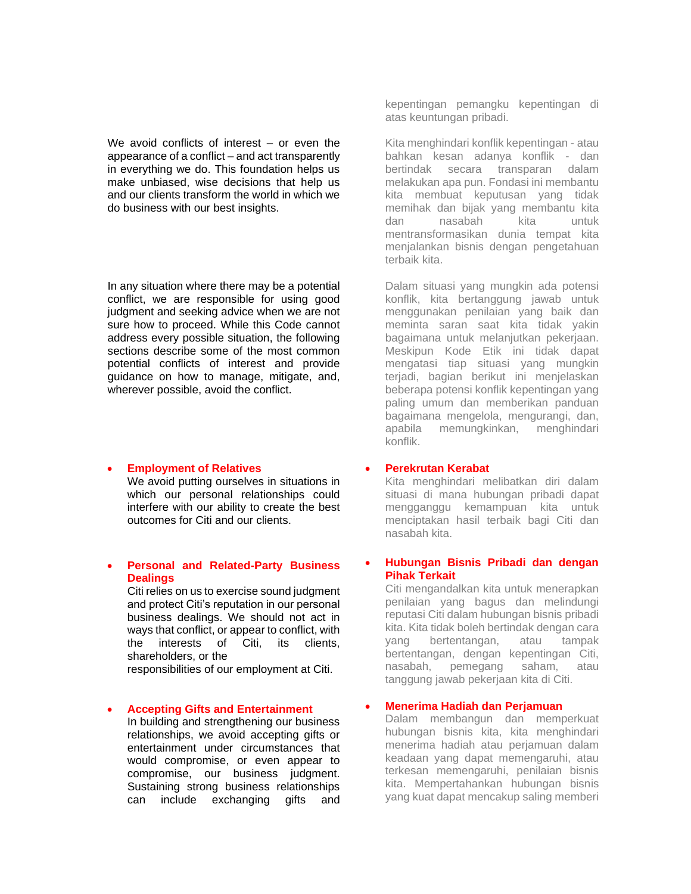kepentingan pemangku kepentingan di atas keuntungan pribadi.

We avoid conflicts of interest – or even the appearance of a conflict – and act transparently in everything we do. This foundation helps us make unbiased, wise decisions that help us and our clients transform the world in which we do business with our best insights.

Kita menghindari konflik kepentingan - atau bahkan kesan adanya konflik - dan bertindak secara transparan dalam melakukan apa pun. Fondasi ini membantu kita membuat keputusan yang tidak memihak dan bijak yang membantu kita dan nasabah kita untuk mentransformasikan dunia tempat kita menjalankan bisnis dengan pengetahuan terbaik kita.

In any situation where there may be a potential conflict, we are responsible for using good judgment and seeking advice when we are not sure how to proceed. While this Code cannot address every possible situation, the following sections describe some of the most common potential conflicts of interest and provide guidance on how to manage, mitigate, and, wherever possible, avoid the conflict.

Dalam situasi yang mungkin ada potensi konflik, kita bertanggung jawab untuk menggunakan penilaian yang baik dan meminta saran saat kita tidak yakin bagaimana untuk melanjutkan pekerjaan. Meskipun Kode Etik ini tidak dapat mengatasi tiap situasi yang mungkin terjadi, bagian berikut ini menjelaskan beberapa potensi konflik kepentingan yang paling umum dan memberikan panduan bagaimana mengelola, mengurangi, dan, apabila memungkinkan, menghindari konflik.

- **Employment of Relatives**
  We avoid putting ourselves in situations in which our personal relationships could interfere with our ability to create the best outcomes for Citi and our clients.

- **Perekrutan Kerabat**
  Kita menghindari melibatkan diri dalam situasi di mana hubungan pribadi dapat mengganggu kemampuan kita untuk menciptakan hasil terbaik bagi Citi dan nasabah kita.

- **Personal and Related-Party Business Dealings**
  Citi relies on us to exercise sound judgment and protect Citi's reputation in our personal business dealings. We should not act in ways that conflict, or appear to conflict, with the interests of Citi, its clients, shareholders, or the responsibilities of our employment at Citi.

- **Hubungan Bisnis Pribadi dan dengan Pihak Terkait**
  Citi mengandalkan kita untuk menerapkan penilaian yang bagus dan melindungi reputasi Citi dalam hubungan bisnis pribadi kita. Kita tidak boleh bertindak dengan cara yang bertentangan, atau tampak bertentangan, dengan kepentingan Citi, nasabah, pemegang saham, atau tanggung jawab pekerjaan kita di Citi.

- **Accepting Gifts and Entertainment**
  In building and strengthening our business relationships, we avoid accepting gifts or entertainment under circumstances that would compromise, or even appear to compromise, our business judgment. Sustaining strong business relationships can include exchanging gifts and

- **Menerima Hadiah dan Perjamuan**
  Dalam membangun dan memperkuat hubungan bisnis kita, kita menghindari menerima hadiah atau perjamuan dalam keadaan yang dapat memengaruhi, atau terkesan memengaruhi, penilaian bisnis kita. Mempertahankan hubungan bisnis yang kuat dapat mencakup saling memberi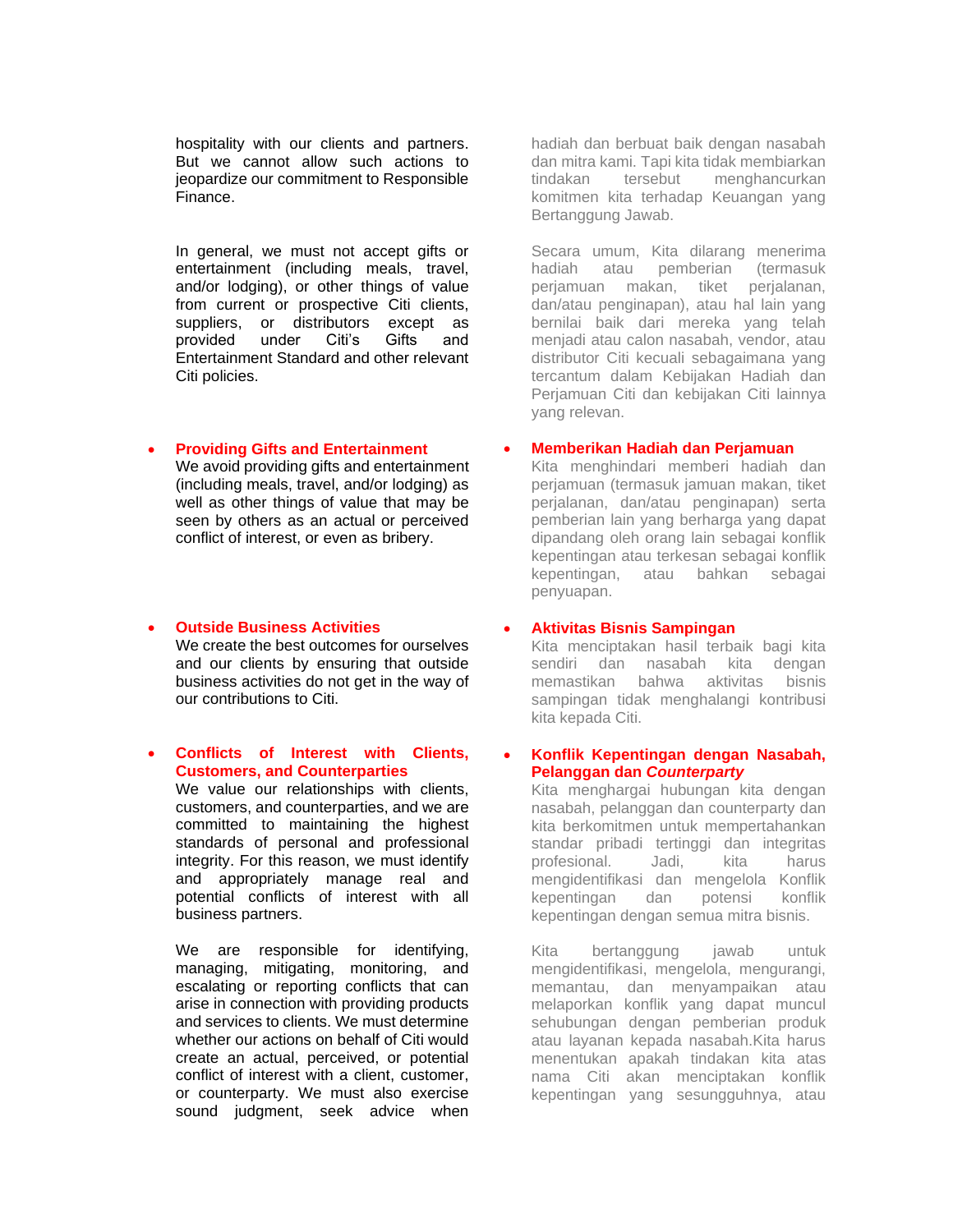hospitality with our clients and partners. But we cannot allow such actions to jeopardize our commitment to Responsible Finance.

In general, we must not accept gifts or entertainment (including meals, travel, and/or lodging), or other things of value from current or prospective Citi clients, suppliers, or distributors except as provided under Citi's Gifts and Entertainment Standard and other relevant Citi policies.

- **Providing Gifts and Entertainment**
  We avoid providing gifts and entertainment (including meals, travel, and/or lodging) as well as other things of value that may be seen by others as an actual or perceived conflict of interest, or even as bribery.

- **Outside Business Activities**
  We create the best outcomes for ourselves and our clients by ensuring that outside business activities do not get in the way of our contributions to Citi.

- **Conflicts of Interest with Clients, Customers, and Counterparties**
  We value our relationships with clients, customers, and counterparties, and we are committed to maintaining the highest standards of personal and professional integrity. For this reason, we must identify and appropriately manage real and potential conflicts of interest with all business partners.

  We are responsible for identifying, managing, mitigating, monitoring, and escalating or reporting conflicts that can arise in connection with providing products and services to clients. We must determine whether our actions on behalf of Citi would create an actual, perceived, or potential conflict of interest with a client, customer, or counterparty. We must also exercise sound judgment, seek advice when

hadiah dan berbuat baik dengan nasabah dan mitra kami. Tapi kita tidak membiarkan tindakan tersebut menghancurkan komitmen kita terhadap Keuangan yang Bertanggung Jawab.

Secara umum, Kita dilarang menerima hadiah atau pemberian (termasuk perjamuan makan, tiket perjalanan, dan/atau penginapan), atau hal lain yang bernilai baik dari mereka yang telah menjadi atau calon nasabah, vendor, atau distributor Citi kecuali sebagaimana yang tercantum dalam Kebijakan Hadiah dan Perjamuan Citi dan kebijakan Citi lainnya yang relevan.

- **Memberikan Hadiah dan Perjamuan**
  Kita menghindari memberi hadiah dan perjamuan (termasuk jamuan makan, tiket perjalanan, dan/atau penginapan) serta pemberian lain yang berharga yang dapat dipandang oleh orang lain sebagai konflik kepentingan atau terkesan sebagai konflik kepentingan, atau bahkan sebagai penyuapan.

- **Aktivitas Bisnis Sampingan**
  Kita menciptakan hasil terbaik bagi kita sendiri dan nasabah kita dengan memastikan bahwa aktivitas bisnis sampingan tidak menghalangi kontribusi kita kepada Citi.

- **Konflik Kepentingan dengan Nasabah, Pelanggan dan *Counterparty***
  Kita menghargai hubungan kita dengan nasabah, pelanggan dan counterparty dan kita berkomitmen untuk mempertahankan standar pribadi tertinggi dan integritas profesional. Jadi, kita harus mengidentifikasi dan mengelola Konflik kepentingan dan potensi konflik kepentingan dengan semua mitra bisnis.

  Kita bertanggung jawab untuk mengidentifikasi, mengelola, mengurangi, memantau, dan menyampaikan atau melaporkan konflik yang dapat muncul sehubungan dengan pemberian produk atau layanan kepada nasabah.Kita harus menentukan apakah tindakan kita atas nama Citi akan menciptakan konflik kepentingan yang sesungguhnya, atau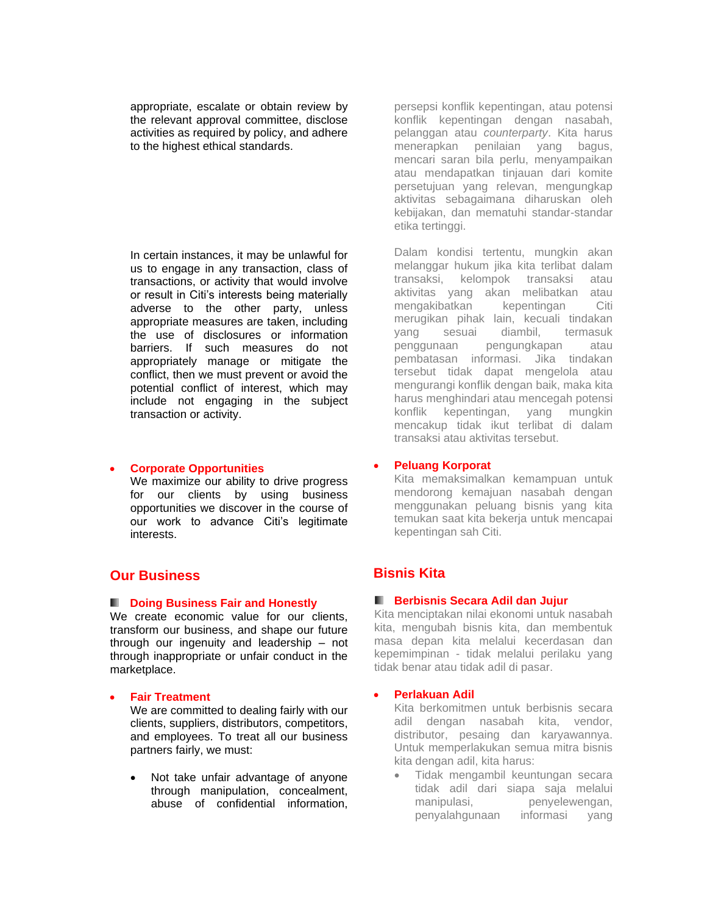appropriate, escalate or obtain review by the relevant approval committee, disclose activities as required by policy, and adhere to the highest ethical standards.

In certain instances, it may be unlawful for us to engage in any transaction, class of transactions, or activity that would involve or result in Citi's interests being materially adverse to the other party, unless appropriate measures are taken, including the use of disclosures or information barriers. If such measures do not appropriately manage or mitigate the conflict, then we must prevent or avoid the potential conflict of interest, which may include not engaging in the subject transaction or activity.

- **Corporate Opportunities**
  We maximize our ability to drive progress for our clients by using business opportunities we discover in the course of our work to advance Citi's legitimate interests.

## Our Business

### Doing Business Fair and Honestly

We create economic value for our clients, transform our business, and shape our future through our ingenuity and leadership – not through inappropriate or unfair conduct in the marketplace.

- **Fair Treatment**
  We are committed to dealing fairly with our clients, suppliers, distributors, competitors, and employees. To treat all our business partners fairly, we must:
  - Not take unfair advantage of anyone through manipulation, concealment, abuse of confidential information,

persepsi konflik kepentingan, atau potensi konflik kepentingan dengan nasabah, pelanggan atau *counterparty*. Kita harus menerapkan penilaian yang bagus, mencari saran bila perlu, menyampaikan atau mendapatkan tinjauan dari komite persetujuan yang relevan, mengungkap aktivitas sebagaimana diharuskan oleh kebijakan, dan mematuhi standar-standar etika tertinggi.

Dalam kondisi tertentu, mungkin akan melanggar hukum jika kita terlibat dalam transaksi, kelompok transaksi atau aktivitas yang akan melibatkan atau mengakibatkan kepentingan Citi merugikan pihak lain, kecuali tindakan yang sesuai diambil, termasuk penggunaan pengungkapan atau pembatasan informasi. Jika tindakan tersebut tidak dapat mengelola atau mengurangi konflik dengan baik, maka kita harus menghindari atau mencegah potensi konflik kepentingan, yang mungkin mencakup tidak ikut terlibat di dalam transaksi atau aktivitas tersebut.

- **Peluang Korporat**
  Kita memaksimalkan kemampuan untuk mendorong kemajuan nasabah dengan menggunakan peluang bisnis yang kita temukan saat kita bekerja untuk mencapai kepentingan sah Citi.

## Bisnis Kita

### Berbisnis Secara Adil dan Jujur

Kita menciptakan nilai ekonomi untuk nasabah kita, mengubah bisnis kita, dan membentuk masa depan kita melalui kecerdasan dan kepemimpinan - tidak melalui perilaku yang tidak benar atau tidak adil di pasar.

- **Perlakuan Adil**
  Kita berkomitmen untuk berbisnis secara adil dengan nasabah kita, vendor, distributor, pesaing dan karyawannya. Untuk memperlakukan semua mitra bisnis kita dengan adil, kita harus:
  - Tidak mengambil keuntungan secara tidak adil dari siapa saja melalui manipulasi, penyelewengan, penyalahgunaan informasi yang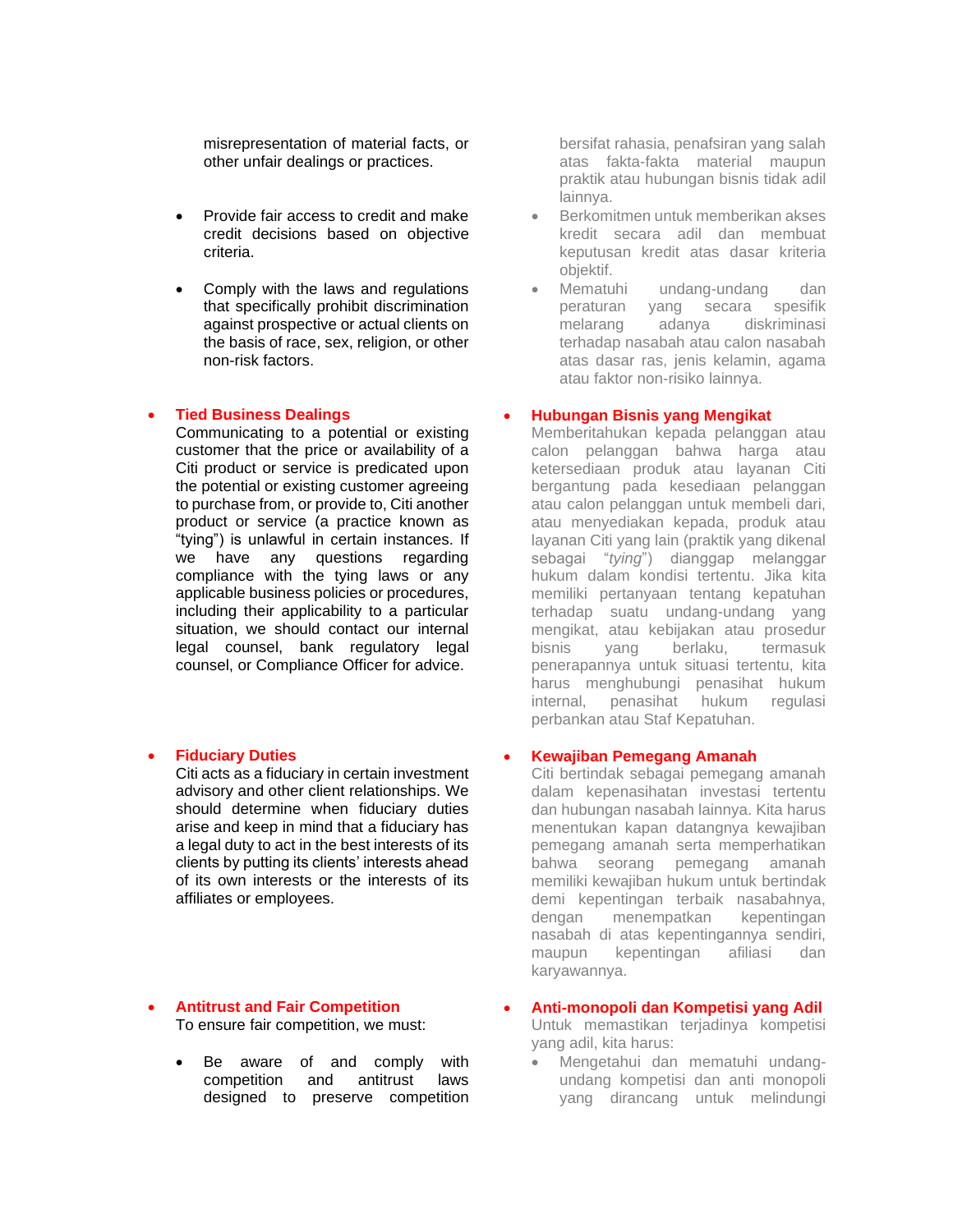misrepresentation of material facts, or other unfair dealings or practices.

- Provide fair access to credit and make credit decisions based on objective criteria.

- Comply with the laws and regulations that specifically prohibit discrimination against prospective or actual clients on the basis of race, sex, religion, or other non-risk factors.

- **Tied Business Dealings**
  Communicating to a potential or existing customer that the price or availability of a Citi product or service is predicated upon the potential or existing customer agreeing to purchase from, or provide to, Citi another product or service (a practice known as "tying") is unlawful in certain instances. If we have any questions regarding compliance with the tying laws or any applicable business policies or procedures, including their applicability to a particular situation, we should contact our internal legal counsel, bank regulatory legal counsel, or Compliance Officer for advice.

- **Fiduciary Duties**
  Citi acts as a fiduciary in certain investment advisory and other client relationships. We should determine when fiduciary duties arise and keep in mind that a fiduciary has a legal duty to act in the best interests of its clients by putting its clients' interests ahead of its own interests or the interests of its affiliates or employees.

- **Antitrust and Fair Competition**
  To ensure fair competition, we must:

  - Be aware of and comply with competition and antitrust laws designed to preserve competition

bersifat rahasia, penafsiran yang salah atas fakta-fakta material maupun praktik atau hubungan bisnis tidak adil lainnya.

- Berkomitmen untuk memberikan akses kredit secara adil dan membuat keputusan kredit atas dasar kriteria objektif.
- Mematuhi undang-undang dan peraturan yang secara spesifik melarang adanya diskriminasi terhadap nasabah atau calon nasabah atas dasar ras, jenis kelamin, agama atau faktor non-risiko lainnya.

- **Hubungan Bisnis yang Mengikat**
  Memberitahukan kepada pelanggan atau calon pelanggan bahwa harga atau ketersediaan produk atau layanan Citi bergantung pada kesediaan pelanggan atau calon pelanggan untuk membeli dari, atau menyediakan kepada, produk atau layanan Citi yang lain (praktik yang dikenal sebagai "*tying*") dianggap melanggar hukum dalam kondisi tertentu. Jika kita memiliki pertanyaan tentang kepatuhan terhadap suatu undang-undang yang mengikat, atau kebijakan atau prosedur bisnis yang berlaku, termasuk penerapannya untuk situasi tertentu, kita harus menghubungi penasihat hukum internal, penasihat hukum regulasi perbankan atau Staf Kepatuhan.

- **Kewajiban Pemegang Amanah**
  Citi bertindak sebagai pemegang amanah dalam kepenasihatan investasi tertentu dan hubungan nasabah lainnya. Kita harus menentukan kapan datangnya kewajiban pemegang amanah serta memperhatikan bahwa seorang pemegang amanah memiliki kewajiban hukum untuk bertindak demi kepentingan terbaik nasabahnya, dengan menempatkan kepentingan nasabah di atas kepentingannya sendiri, maupun kepentingan afiliasi dan karyawannya.

- **Anti-monopoli dan Kompetisi yang Adil**
  Untuk memastikan terjadinya kompetisi yang adil, kita harus:

  - Mengetahui dan mematuhi undang-undang kompetisi dan anti monopoli yang dirancang untuk melindungi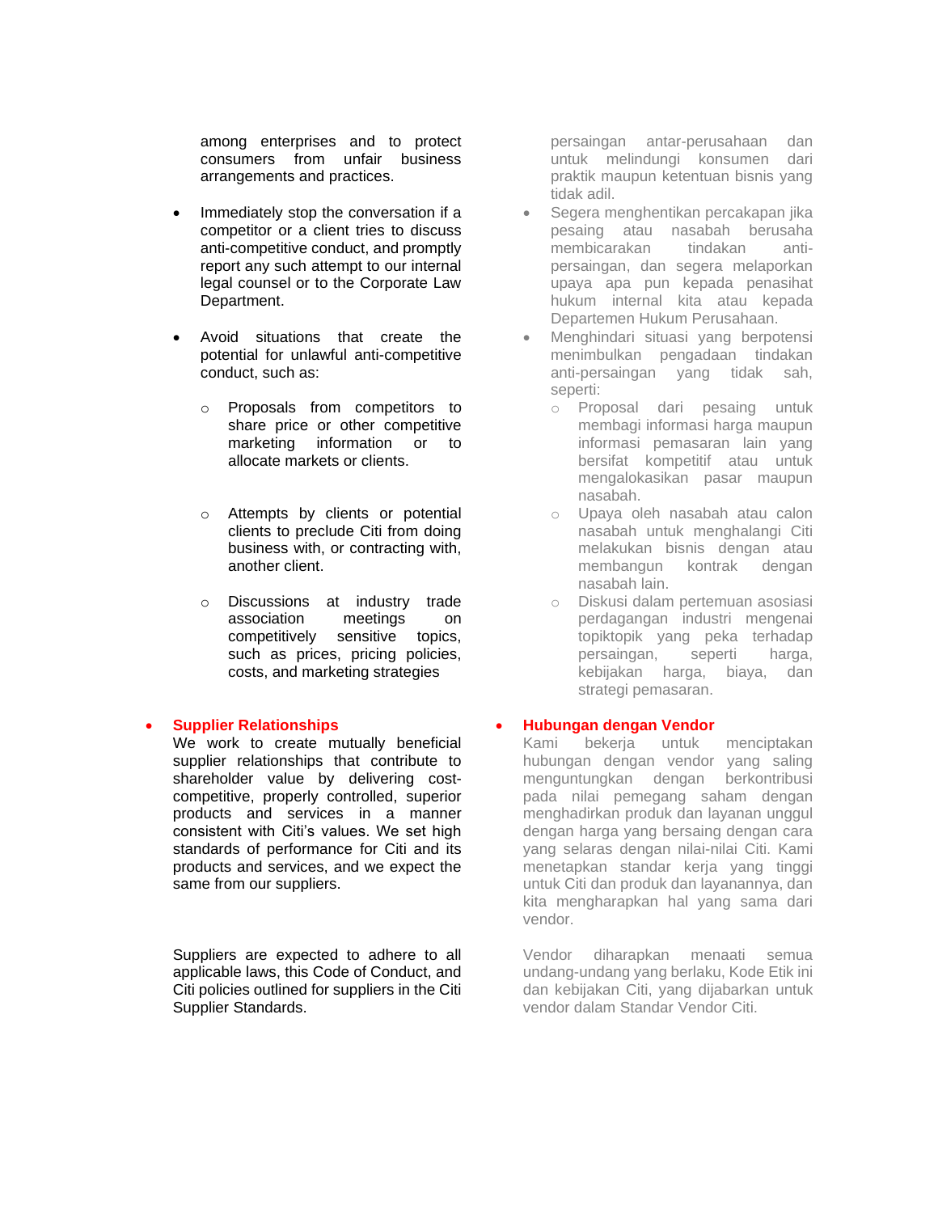among enterprises and to protect consumers from unfair business arrangements and practices.

- Immediately stop the conversation if a competitor or a client tries to discuss anti-competitive conduct, and promptly report any such attempt to our internal legal counsel or to the Corporate Law Department.
- Avoid situations that create the potential for unlawful anti-competitive conduct, such as:
  - Proposals from competitors to share price or other competitive marketing information or to allocate markets or clients.
  - Attempts by clients or potential clients to preclude Citi from doing business with, or contracting with, another client.
  - Discussions at industry trade association meetings on competitively sensitive topics, such as prices, pricing policies, costs, and marketing strategies

- **Supplier Relationships**
  We work to create mutually beneficial supplier relationships that contribute to shareholder value by delivering cost-competitive, properly controlled, superior products and services in a manner consistent with Citi's values. We set high standards of performance for Citi and its products and services, and we expect the same from our suppliers.

  Suppliers are expected to adhere to all applicable laws, this Code of Conduct, and Citi policies outlined for suppliers in the Citi Supplier Standards.

persaingan antar-perusahaan dan untuk melindungi konsumen dari praktik maupun ketentuan bisnis yang tidak adil.

- Segera menghentikan percakapan jika pesaing atau nasabah berusaha membicarakan tindakan anti-persaingan, dan segera melaporkan upaya apa pun kepada penasihat hukum internal kita atau kepada Departemen Hukum Perusahaan.
- Menghindari situasi yang berpotensi menimbulkan pengadaan tindakan anti-persaingan yang tidak sah, seperti:
  - Proposal dari pesaing untuk membagi informasi harga maupun informasi pemasaran lain yang bersifat kompetitif atau untuk mengalokasikan pasar maupun nasabah.
  - Upaya oleh nasabah atau calon nasabah untuk menghalangi Citi melakukan bisnis dengan atau membangun kontrak dengan nasabah lain.
  - Diskusi dalam pertemuan asosiasi perdagangan industri mengenai topiktopik yang peka terhadap persaingan, seperti harga, kebijakan harga, biaya, dan strategi pemasaran.

- **Hubungan dengan Vendor**
  Kami bekerja untuk menciptakan hubungan dengan vendor yang saling menguntungkan dengan berkontribusi pada nilai pemegang saham dengan menghadirkan produk dan layanan unggul dengan harga yang bersaing dengan cara yang selaras dengan nilai-nilai Citi. Kami menetapkan standar kerja yang tinggi untuk Citi dan produk dan layanannya, dan kita mengharapkan hal yang sama dari vendor.

  Vendor diharapkan menaati semua undang-undang yang berlaku, Kode Etik ini dan kebijakan Citi, yang dijabarkan untuk vendor dalam Standar Vendor Citi.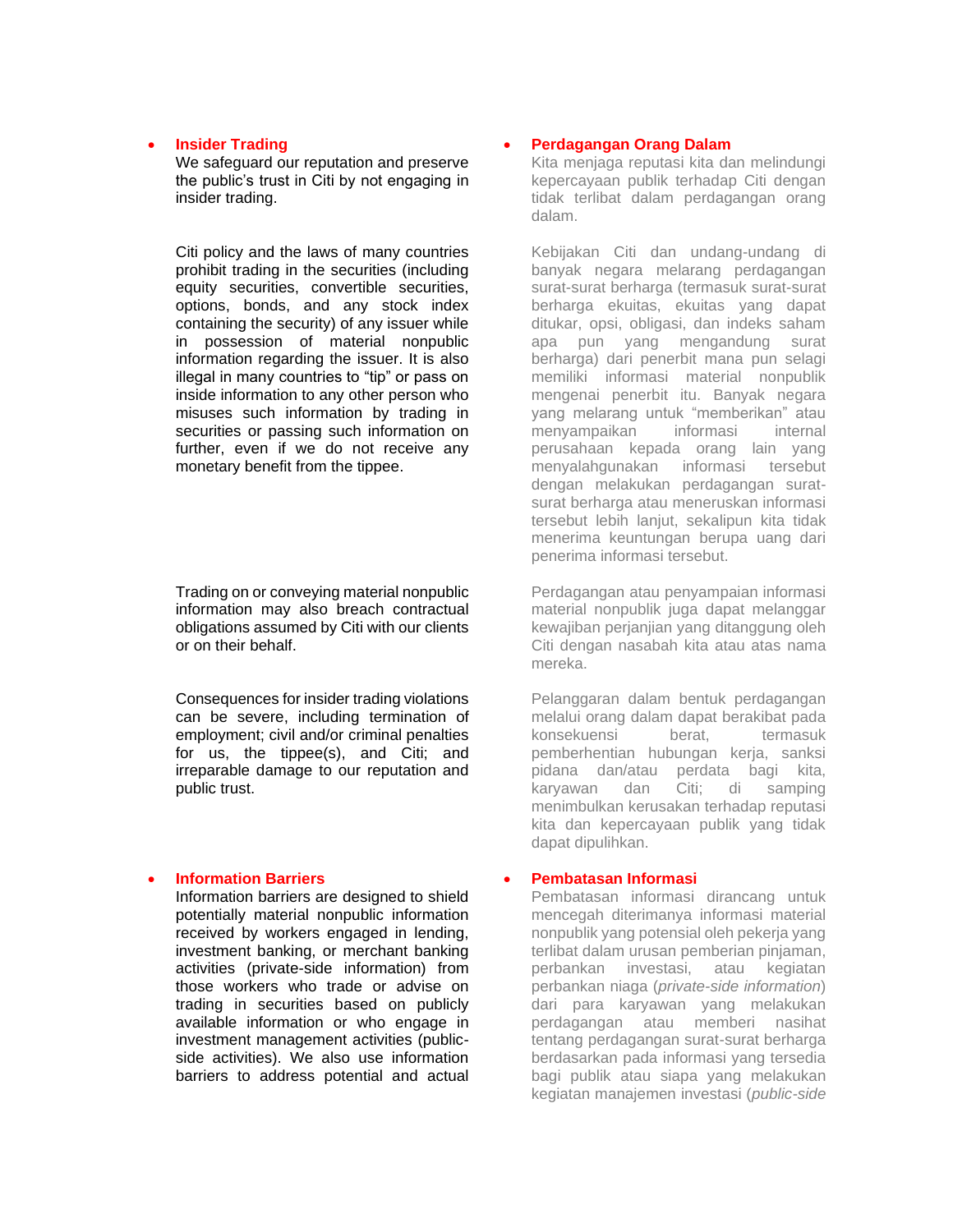- **Insider Trading**
  We safeguard our reputation and preserve the public's trust in Citi by not engaging in insider trading.

  Citi policy and the laws of many countries prohibit trading in the securities (including equity securities, convertible securities, options, bonds, and any stock index containing the security) of any issuer while in possession of material nonpublic information regarding the issuer. It is also illegal in many countries to "tip" or pass on inside information to any other person who misuses such information by trading in securities or passing such information on further, even if we do not receive any monetary benefit from the tippee.

  Trading on or conveying material nonpublic information may also breach contractual obligations assumed by Citi with our clients or on their behalf.

  Consequences for insider trading violations can be severe, including termination of employment; civil and/or criminal penalties for us, the tippee(s), and Citi; and irreparable damage to our reputation and public trust.

- **Information Barriers**
  Information barriers are designed to shield potentially material nonpublic information received by workers engaged in lending, investment banking, or merchant banking activities (private-side information) from those workers who trade or advise on trading in securities based on publicly available information or who engage in investment management activities (public-side activities). We also use information barriers to address potential and actual

- **Perdagangan Orang Dalam**
  Kita menjaga reputasi kita dan melindungi kepercayaan publik terhadap Citi dengan tidak terlibat dalam perdagangan orang dalam.

  Kebijakan Citi dan undang-undang di banyak negara melarang perdagangan surat-surat berharga (termasuk surat-surat berharga ekuitas, ekuitas yang dapat ditukar, opsi, obligasi, dan indeks saham apa pun yang mengandung surat berharga) dari penerbit mana pun selagi memiliki informasi material nonpublik mengenai penerbit itu. Banyak negara yang melarang untuk "memberikan" atau menyampaikan informasi internal perusahaan kepada orang lain yang menyalahgunakan informasi tersebut dengan melakukan perdagangan surat-surat berharga atau meneruskan informasi tersebut lebih lanjut, sekalipun kita tidak menerima keuntungan berupa uang dari penerima informasi tersebut.

  Perdagangan atau penyampaian informasi material nonpublik juga dapat melanggar kewajiban perjanjian yang ditanggung oleh Citi dengan nasabah kita atau atas nama mereka.

  Pelanggaran dalam bentuk perdagangan melalui orang dalam dapat berakibat pada konsekuensi berat, termasuk pemberhentian hubungan kerja, sanksi pidana dan/atau perdata bagi kita, karyawan dan Citi; di samping menimbulkan kerusakan terhadap reputasi kita dan kepercayaan publik yang tidak dapat dipulihkan.

- **Pembatasan Informasi**
  Pembatasan informasi dirancang untuk mencegah diterimanya informasi material nonpublik yang potensial oleh pekerja yang terlibat dalam urusan pemberian pinjaman, perbankan investasi, atau kegiatan perbankan niaga (*private-side information*) dari para karyawan yang melakukan perdagangan atau memberi nasihat tentang perdagangan surat-surat berharga berdasarkan pada informasi yang tersedia bagi publik atau siapa yang melakukan kegiatan manajemen investasi (*public-side*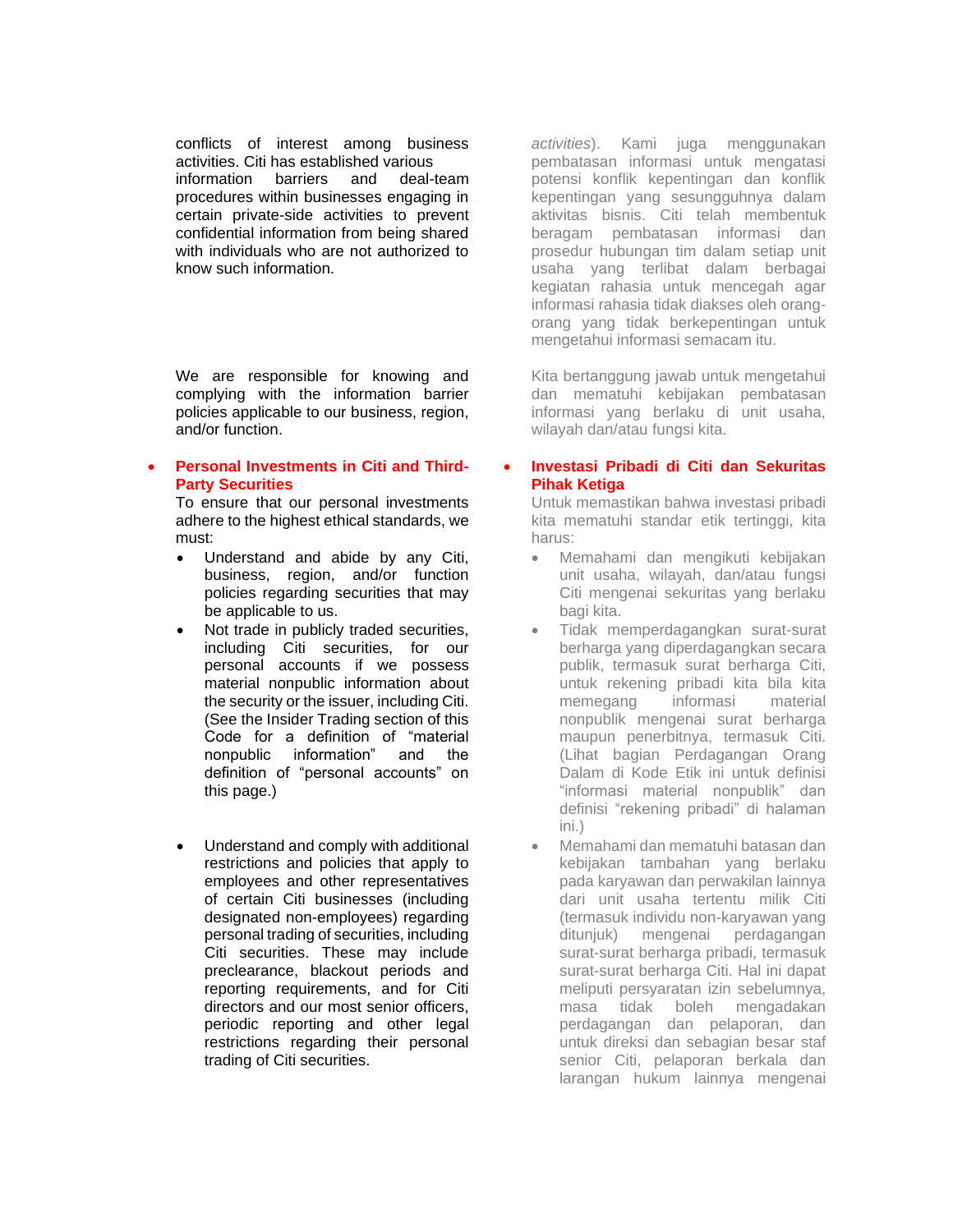conflicts of interest among business activities. Citi has established various information barriers and deal-team procedures within businesses engaging in certain private-side activities to prevent confidential information from being shared with individuals who are not authorized to know such information.

We are responsible for knowing and complying with the information barrier policies applicable to our business, region, and/or function.

- **Personal Investments in Citi and Third-Party Securities**
  To ensure that our personal investments adhere to the highest ethical standards, we must:
  - Understand and abide by any Citi, business, region, and/or function policies regarding securities that may be applicable to us.
  - Not trade in publicly traded securities, including Citi securities, for our personal accounts if we possess material nonpublic information about the security or the issuer, including Citi. (See the Insider Trading section of this Code for a definition of "material nonpublic information" and the definition of "personal accounts" on this page.)
  - Understand and comply with additional restrictions and policies that apply to employees and other representatives of certain Citi businesses (including designated non-employees) regarding personal trading of securities, including Citi securities. These may include preclearance, blackout periods and reporting requirements, and for Citi directors and our most senior officers, periodic reporting and other legal restrictions regarding their personal trading of Citi securities.

*activities*). Kami juga menggunakan pembatasan informasi untuk mengatasi potensi konflik kepentingan dan konflik kepentingan yang sesungguhnya dalam aktivitas bisnis. Citi telah membentuk beragam pembatasan informasi dan prosedur hubungan tim dalam setiap unit usaha yang terlibat dalam berbagai kegiatan rahasia untuk mencegah agar informasi rahasia tidak diakses oleh orang-orang yang tidak berkepentingan untuk mengetahui informasi semacam itu.

Kita bertanggung jawab untuk mengetahui dan mematuhi kebijakan pembatasan informasi yang berlaku di unit usaha, wilayah dan/atau fungsi kita.

- **Investasi Pribadi di Citi dan Sekuritas Pihak Ketiga**
  Untuk memastikan bahwa investasi pribadi kita mematuhi standar etik tertinggi, kita harus:
  - Memahami dan mengikuti kebijakan unit usaha, wilayah, dan/atau fungsi Citi mengenai sekuritas yang berlaku bagi kita.
  - Tidak memperdagangkan surat-surat berharga yang diperdagangkan secara publik, termasuk surat berharga Citi, untuk rekening pribadi kita bila kita memegang informasi material nonpublik mengenai surat berharga maupun penerbitnya, termasuk Citi. (Lihat bagian Perdagangan Orang Dalam di Kode Etik ini untuk definisi "informasi material nonpublik" dan definisi "rekening pribadi" di halaman ini.)
  - Memahami dan mematuhi batasan dan kebijakan tambahan yang berlaku pada karyawan dan perwakilan lainnya dari unit usaha tertentu milik Citi (termasuk individu non-karyawan yang ditunjuk) mengenai perdagangan surat-surat berharga pribadi, termasuk surat-surat berharga Citi. Hal ini dapat meliputi persyaratan izin sebelumnya, masa tidak boleh mengadakan perdagangan dan pelaporan, dan untuk direksi dan sebagian besar staf senior Citi, pelaporan berkala dan larangan hukum lainnya mengenai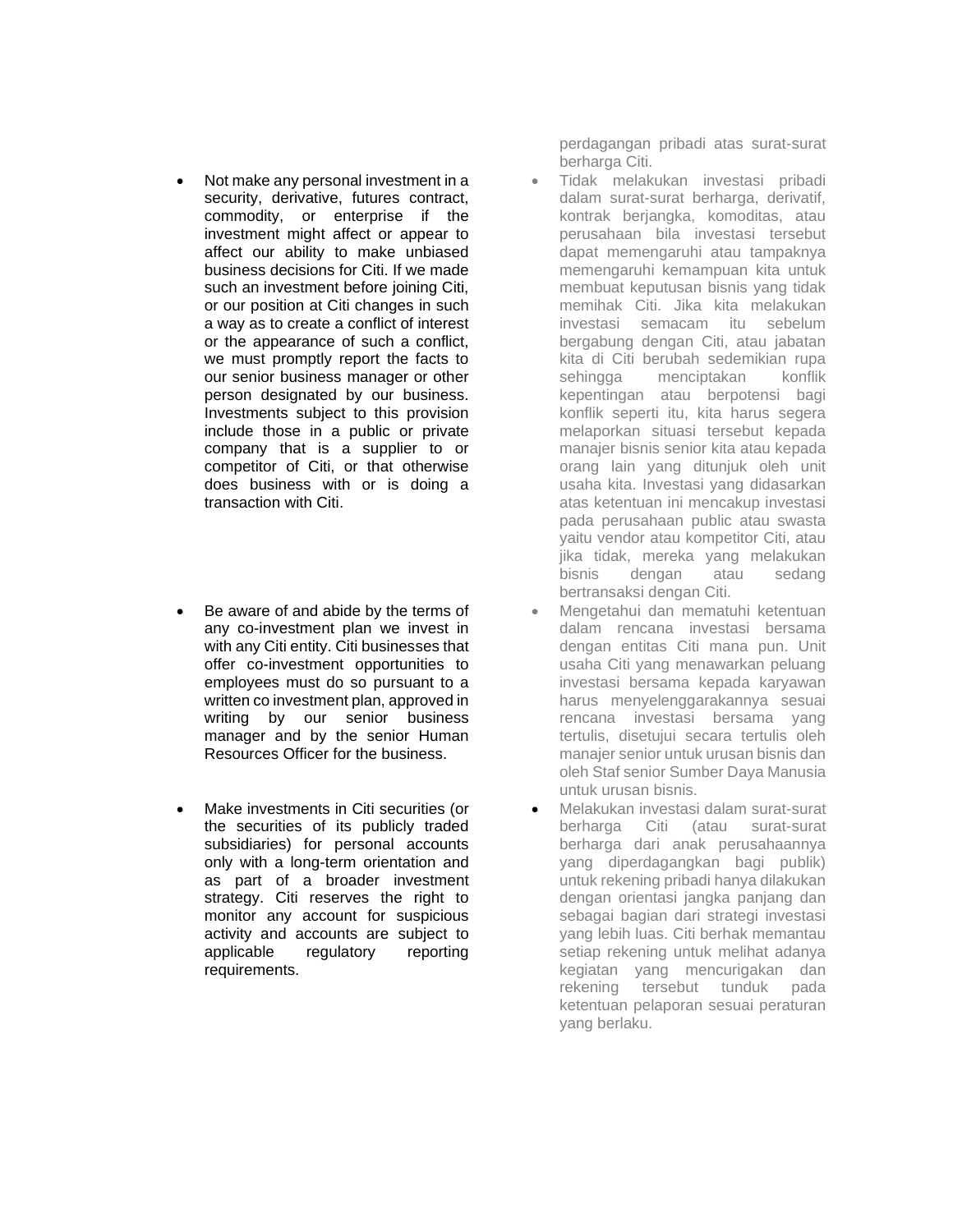perdagangan pribadi atas surat-surat berharga Citi.

- Not make any personal investment in a security, derivative, futures contract, commodity, or enterprise if the investment might affect or appear to affect our ability to make unbiased business decisions for Citi. If we made such an investment before joining Citi, or our position at Citi changes in such a way as to create a conflict of interest or the appearance of such a conflict, we must promptly report the facts to our senior business manager or other person designated by our business. Investments subject to this provision include those in a public or private company that is a supplier to or competitor of Citi, or that otherwise does business with or is doing a transaction with Citi.

- Tidak melakukan investasi pribadi dalam surat-surat berharga, derivatif, kontrak berjangka, komoditas, atau perusahaan bila investasi tersebut dapat memengaruhi atau tampaknya memengaruhi kemampuan kita untuk membuat keputusan bisnis yang tidak memihak Citi. Jika kita melakukan investasi semacam itu sebelum bergabung dengan Citi, atau jabatan kita di Citi berubah sedemikian rupa sehingga menciptakan konflik kepentingan atau berpotensi bagi konflik seperti itu, kita harus segera melaporkan situasi tersebut kepada manajer bisnis senior kita atau kepada orang lain yang ditunjuk oleh unit usaha kita. Investasi yang didasarkan atas ketentuan ini mencakup investasi pada perusahaan public atau swasta yaitu vendor atau kompetitor Citi, atau jika tidak, mereka yang melakukan bisnis dengan atau sedang bertransaksi dengan Citi.

- Be aware of and abide by the terms of any co-investment plan we invest in with any Citi entity. Citi businesses that offer co-investment opportunities to employees must do so pursuant to a written co investment plan, approved in writing by our senior business manager and by the senior Human Resources Officer for the business.

- Mengetahui dan mematuhi ketentuan dalam rencana investasi bersama dengan entitas Citi mana pun. Unit usaha Citi yang menawarkan peluang investasi bersama kepada karyawan harus menyelenggarakannya sesuai rencana investasi bersama yang tertulis, disetujui secara tertulis oleh manajer senior untuk urusan bisnis dan oleh Staf senior Sumber Daya Manusia untuk urusan bisnis.

- Make investments in Citi securities (or the securities of its publicly traded subsidiaries) for personal accounts only with a long-term orientation and as part of a broader investment strategy. Citi reserves the right to monitor any account for suspicious activity and accounts are subject to applicable regulatory reporting requirements.

- Melakukan investasi dalam surat-surat berharga Citi (atau surat-surat berharga dari anak perusahaannya yang diperdagangkan bagi publik) untuk rekening pribadi hanya dilakukan dengan orientasi jangka panjang dan sebagai bagian dari strategi investasi yang lebih luas. Citi berhak memantau setiap rekening untuk melihat adanya kegiatan yang mencurigakan dan rekening tersebut tunduk pada ketentuan pelaporan sesuai peraturan yang berlaku.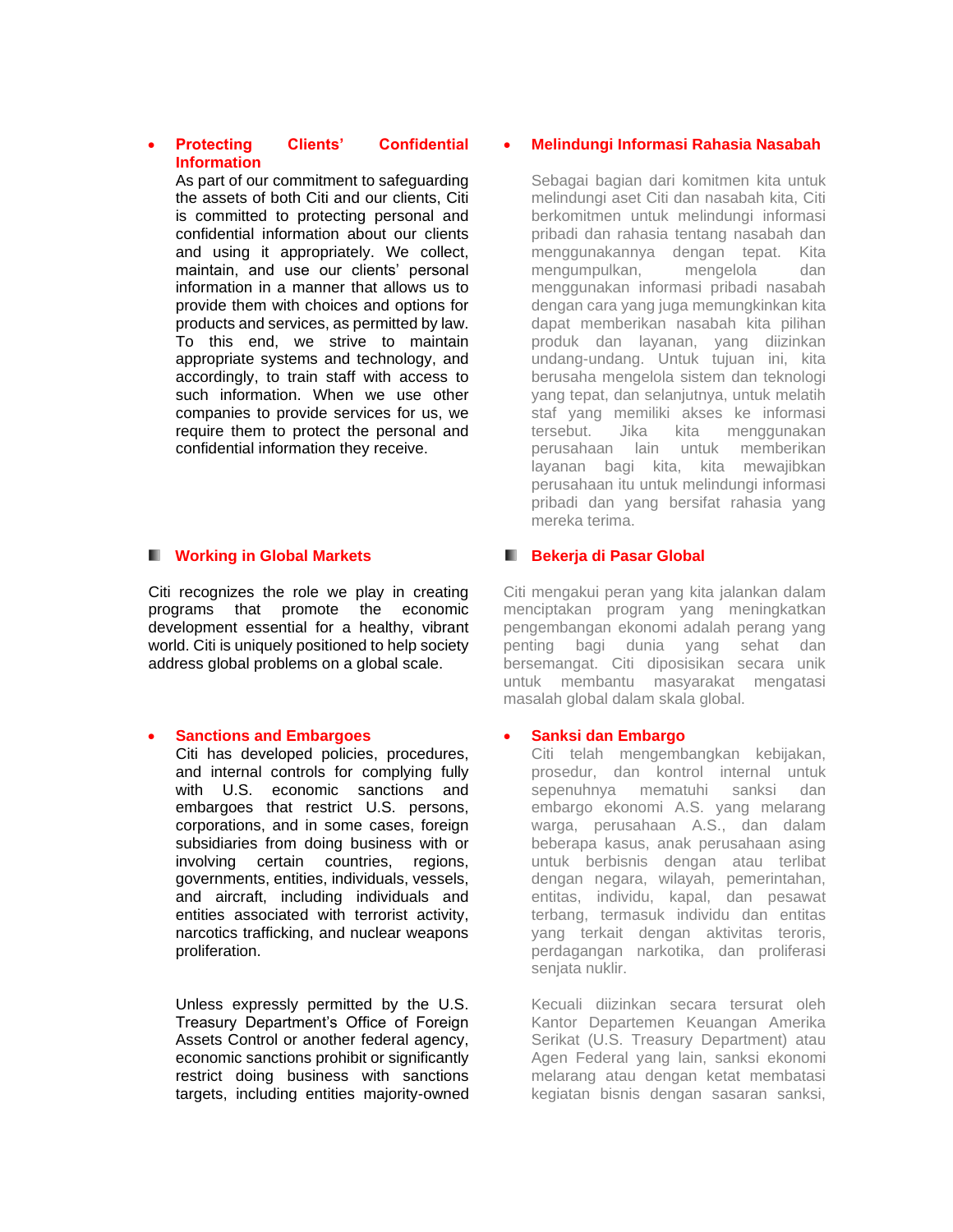- **Protecting Clients' Confidential Information**

  As part of our commitment to safeguarding the assets of both Citi and our clients, Citi is committed to protecting personal and confidential information about our clients and using it appropriately. We collect, maintain, and use our clients' personal information in a manner that allows us to provide them with choices and options for products and services, as permitted by law. To this end, we strive to maintain appropriate systems and technology, and accordingly, to train staff with access to such information. When we use other companies to provide services for us, we require them to protect the personal and confidential information they receive.

- **Melindungi Informasi Rahasia Nasabah**

  Sebagai bagian dari komitmen kita untuk melindungi aset Citi dan nasabah kita, Citi berkomitmen untuk melindungi informasi pribadi dan rahasia tentang nasabah dan menggunakannya dengan tepat. Kita mengumpulkan, mengelola dan menggunakan informasi pribadi nasabah dengan cara yang juga memungkinkan kita dapat memberikan nasabah kita pilihan produk dan layanan, yang diizinkan undang-undang. Untuk tujuan ini, kita berusaha mengelola sistem dan teknologi yang tepat, dan selanjutnya, untuk melatih staf yang memiliki akses ke informasi tersebut. Jika kita menggunakan perusahaan lain untuk memberikan layanan bagi kita, kita mewajibkan perusahaan itu untuk melindungi informasi pribadi dan yang bersifat rahasia yang mereka terima.

## Working in Global Markets

Citi recognizes the role we play in creating programs that promote the economic development essential for a healthy, vibrant world. Citi is uniquely positioned to help society address global problems on a global scale.

## Bekerja di Pasar Global

Citi mengakui peran yang kita jalankan dalam menciptakan program yang meningkatkan pengembangan ekonomi adalah perang yang penting bagi dunia yang sehat dan bersemangat. Citi diposisikan secara unik untuk membantu masyarakat mengatasi masalah global dalam skala global.

- **Sanctions and Embargoes**

  Citi has developed policies, procedures, and internal controls for complying fully with U.S. economic sanctions and embargoes that restrict U.S. persons, corporations, and in some cases, foreign subsidiaries from doing business with or involving certain countries, regions, governments, entities, individuals, vessels, and aircraft, including individuals and entities associated with terrorist activity, narcotics trafficking, and nuclear weapons proliferation.

  Unless expressly permitted by the U.S. Treasury Department's Office of Foreign Assets Control or another federal agency, economic sanctions prohibit or significantly restrict doing business with sanctions targets, including entities majority-owned

- **Sanksi dan Embargo**

  Citi telah mengembangkan kebijakan, prosedur, dan kontrol internal untuk sepenuhnya mematuhi sanksi dan embargo ekonomi A.S. yang melarang warga, perusahaan A.S., dan dalam beberapa kasus, anak perusahaan asing untuk berbisnis dengan atau terlibat dengan negara, wilayah, pemerintahan, entitas, individu, kapal, dan pesawat terbang, termasuk individu dan entitas yang terkait dengan aktivitas teroris, perdagangan narkotika, dan proliferasi senjata nuklir.

  Kecuali diizinkan secara tersurat oleh Kantor Departemen Keuangan Amerika Serikat (U.S. Treasury Department) atau Agen Federal yang lain, sanksi ekonomi melarang atau dengan ketat membatasi kegiatan bisnis dengan sasaran sanksi,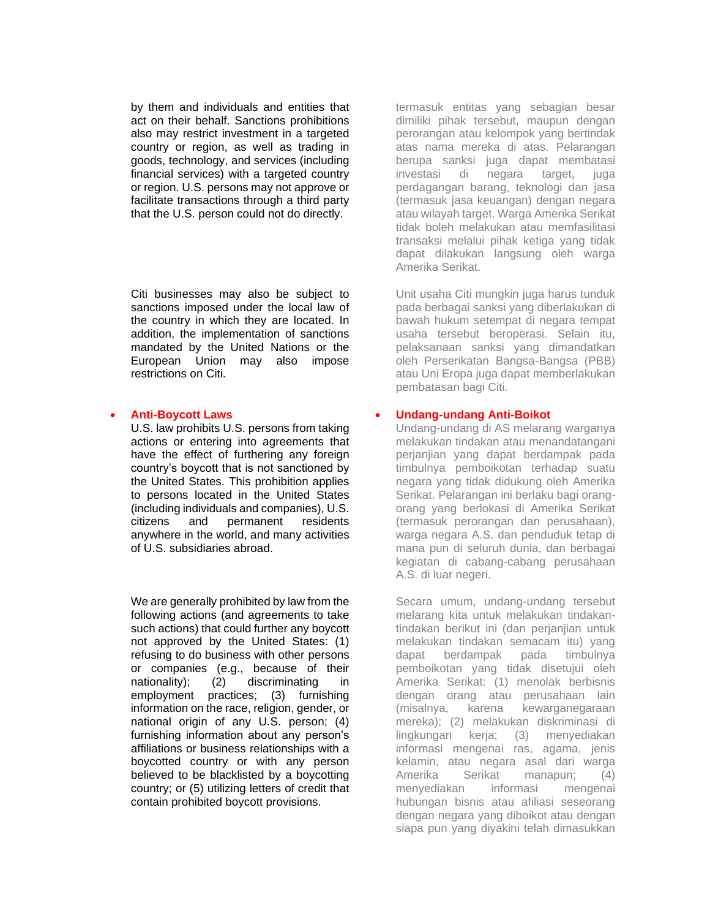by them and individuals and entities that act on their behalf. Sanctions prohibitions also may restrict investment in a targeted country or region, as well as trading in goods, technology, and services (including financial services) with a targeted country or region. U.S. persons may not approve or facilitate transactions through a third party that the U.S. person could not do directly.

termasuk entitas yang sebagian besar dimiliki pihak tersebut, maupun dengan perorangan atau kelompok yang bertindak atas nama mereka di atas. Pelarangan berupa sanksi juga dapat membatasi investasi di negara target, juga perdagangan barang, teknologi dan jasa (termasuk jasa keuangan) dengan negara atau wilayah target. Warga Amerika Serikat tidak boleh melakukan atau memfasilitasi transaksi melalui pihak ketiga yang tidak dapat dilakukan langsung oleh warga Amerika Serikat.

Citi businesses may also be subject to sanctions imposed under the local law of the country in which they are located. In addition, the implementation of sanctions mandated by the United Nations or the European Union may also impose restrictions on Citi.

Unit usaha Citi mungkin juga harus tunduk pada berbagai sanksi yang diberlakukan di bawah hukum setempat di negara tempat usaha tersebut beroperasi. Selain itu, pelaksanaan sanksi yang dimandatkan oleh Perserikatan Bangsa-Bangsa (PBB) atau Uni Eropa juga dapat memberlakukan pembatasan bagi Citi.

- **Anti-Boycott Laws**

  U.S. law prohibits U.S. persons from taking actions or entering into agreements that have the effect of furthering any foreign country's boycott that is not sanctioned by the United States. This prohibition applies to persons located in the United States (including individuals and companies), U.S. citizens and permanent residents anywhere in the world, and many activities of U.S. subsidiaries abroad.

- **Undang-undang Anti-Boikot**

  Undang-undang di AS melarang warganya melakukan tindakan atau menandatangani perjanjian yang dapat berdampak pada timbulnya pemboikotan terhadap suatu negara yang tidak didukung oleh Amerika Serikat. Pelarangan ini berlaku bagi orang-orang yang berlokasi di Amerika Serikat (termasuk perorangan dan perusahaan), warga negara A.S. dan penduduk tetap di mana pun di seluruh dunia, dan berbagai kegiatan di cabang-cabang perusahaan A.S. di luar negeri.

We are generally prohibited by law from the following actions (and agreements to take such actions) that could further any boycott not approved by the United States: (1) refusing to do business with other persons or companies (e.g., because of their nationality); (2) discriminating in employment practices; (3) furnishing information on the race, religion, gender, or national origin of any U.S. person; (4) furnishing information about any person's affiliations or business relationships with a boycotted country or with any person believed to be blacklisted by a boycotting country; or (5) utilizing letters of credit that contain prohibited boycott provisions.

Secara umum, undang-undang tersebut melarang kita untuk melakukan tindakan-tindakan berikut ini (dan perjanjian untuk melakukan tindakan semacam itu) yang dapat berdampak pada timbulnya pemboikotan yang tidak disetujui oleh Amerika Serikat: (1) menolak berbisnis dengan orang atau perusahaan lain (misalnya, karena kewarganegaraan mereka); (2) melakukan diskriminasi di lingkungan kerja; (3) menyediakan informasi mengenai ras, agama, jenis kelamin, atau negara asal dari warga Amerika Serikat manapun; (4) menyediakan informasi mengenai hubungan bisnis atau afiliasi seseorang dengan negara yang diboikot atau dengan siapa pun yang diyakini telah dimasukkan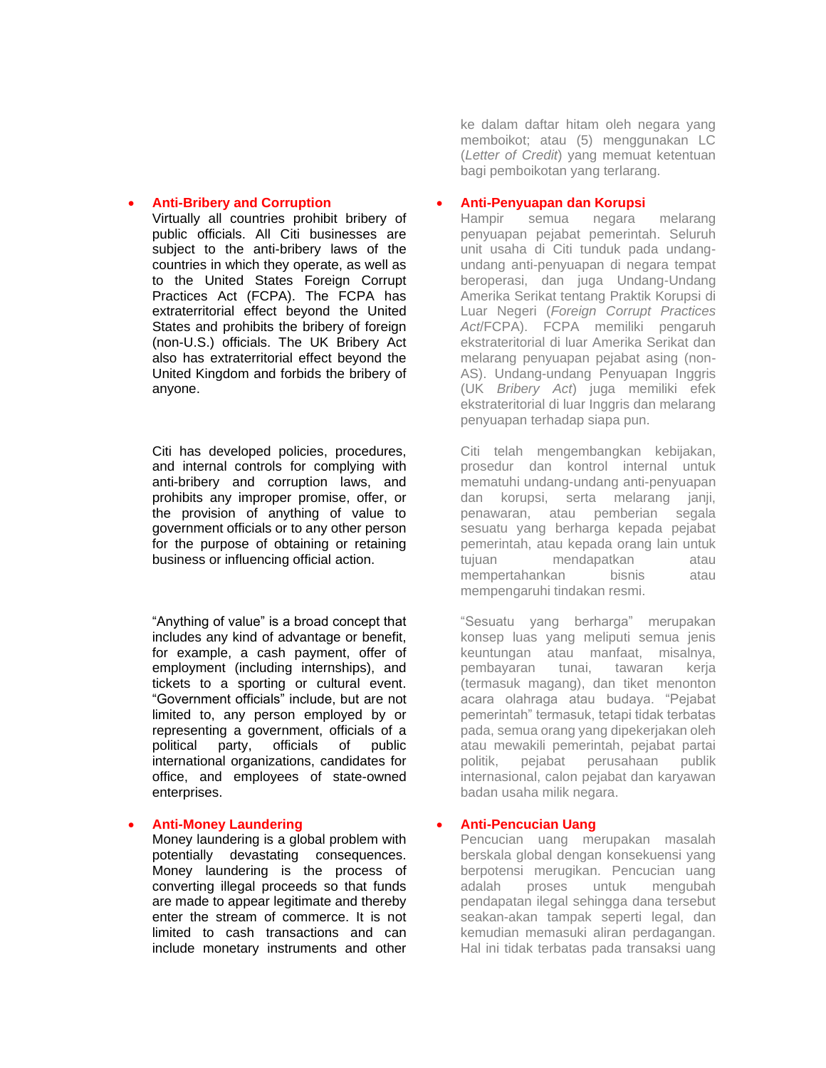ke dalam daftar hitam oleh negara yang memboikot; atau (5) menggunakan LC (*Letter of Credit*) yang memuat ketentuan bagi pemboikotan yang terlarang.

- **Anti-Bribery and Corruption**

  Virtually all countries prohibit bribery of public officials. All Citi businesses are subject to the anti-bribery laws of the countries in which they operate, as well as to the United States Foreign Corrupt Practices Act (FCPA). The FCPA has extraterritorial effect beyond the United States and prohibits the bribery of foreign (non-U.S.) officials. The UK Bribery Act also has extraterritorial effect beyond the United Kingdom and forbids the bribery of anyone.

  Citi has developed policies, procedures, and internal controls for complying with anti-bribery and corruption laws, and prohibits any improper promise, offer, or the provision of anything of value to government officials or to any other person for the purpose of obtaining or retaining business or influencing official action.

  "Anything of value" is a broad concept that includes any kind of advantage or benefit, for example, a cash payment, offer of employment (including internships), and tickets to a sporting or cultural event. "Government officials" include, but are not limited to, any person employed by or representing a government, officials of a political party, officials of public international organizations, candidates for office, and employees of state-owned enterprises.

- **Anti-Penyuapan dan Korupsi**

  Hampir semua negara melarang penyuapan pejabat pemerintah. Seluruh unit usaha di Citi tunduk pada undang-undang anti-penyuapan di negara tempat beroperasi, dan juga Undang-Undang Amerika Serikat tentang Praktik Korupsi di Luar Negeri (*Foreign Corrupt Practices Act*/FCPA). FCPA memiliki pengaruh ekstrateritorial di luar Amerika Serikat dan melarang penyuapan pejabat asing (non-AS). Undang-undang Penyuapan Inggris (UK *Bribery Act*) juga memiliki efek ekstrateritorial di luar Inggris dan melarang penyuapan terhadap siapa pun.

  Citi telah mengembangkan kebijakan, prosedur dan kontrol internal untuk mematuhi undang-undang anti-penyuapan dan korupsi, serta melarang janji, penawaran, atau pemberian segala sesuatu yang berharga kepada pejabat pemerintah, atau kepada orang lain untuk tujuan mendapatkan atau mempertahankan bisnis atau mempengaruhi tindakan resmi.

  "Sesuatu yang berharga" merupakan konsep luas yang meliputi semua jenis keuntungan atau manfaat, misalnya, pembayaran tunai, tawaran kerja (termasuk magang), dan tiket menonton acara olahraga atau budaya. "Pejabat pemerintah" termasuk, tetapi tidak terbatas pada, semua orang yang dipekerjakan oleh atau mewakili pemerintah, pejabat partai politik, pejabat perusahaan publik internasional, calon pejabat dan karyawan badan usaha milik negara.

- **Anti-Money Laundering**

  Money laundering is a global problem with potentially devastating consequences. Money laundering is the process of converting illegal proceeds so that funds are made to appear legitimate and thereby enter the stream of commerce. It is not limited to cash transactions and can include monetary instruments and other

- **Anti-Pencucian Uang**

  Pencucian uang merupakan masalah berskala global dengan konsekuensi yang berpotensi merugikan. Pencucian uang adalah proses untuk mengubah pendapatan ilegal sehingga dana tersebut seakan-akan tampak seperti legal, dan kemudian memasuki aliran perdagangan. Hal ini tidak terbatas pada transaksi uang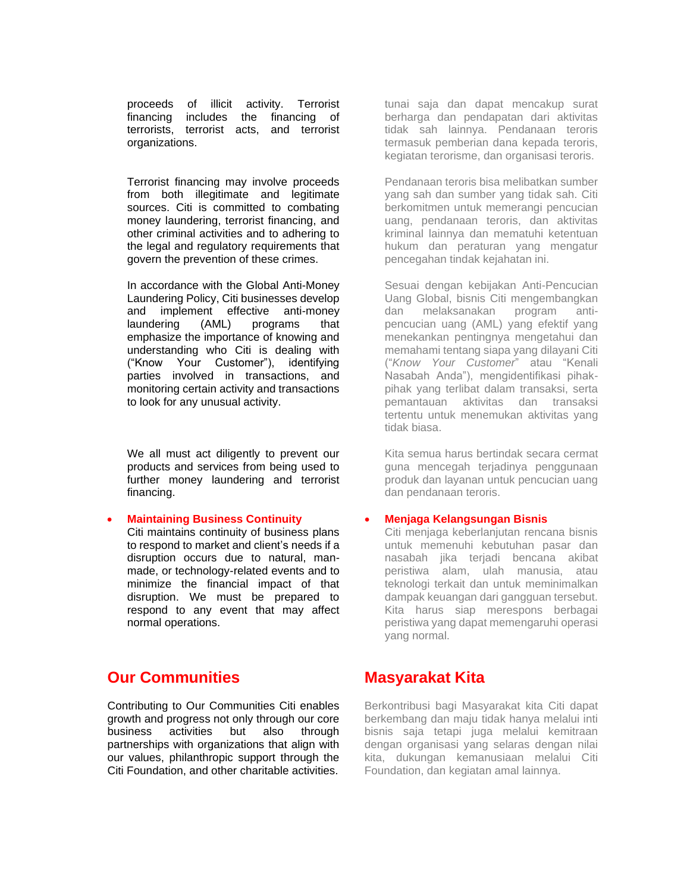proceeds of illicit activity. Terrorist financing includes the financing of terrorists, terrorist acts, and terrorist organizations.

Terrorist financing may involve proceeds from both illegitimate and legitimate sources. Citi is committed to combating money laundering, terrorist financing, and other criminal activities and to adhering to the legal and regulatory requirements that govern the prevention of these crimes.

In accordance with the Global Anti-Money Laundering Policy, Citi businesses develop and implement effective anti-money laundering (AML) programs that emphasize the importance of knowing and understanding who Citi is dealing with ("Know Your Customer"), identifying parties involved in transactions, and monitoring certain activity and transactions to look for any unusual activity.

We all must act diligently to prevent our products and services from being used to further money laundering and terrorist financing.

- **Maintaining Business Continuity**
  Citi maintains continuity of business plans to respond to market and client's needs if a disruption occurs due to natural, man-made, or technology-related events and to minimize the financial impact of that disruption. We must be prepared to respond to any event that may affect normal operations.

## Our Communities

Contributing to Our Communities Citi enables growth and progress not only through our core business activities but also through partnerships with organizations that align with our values, philanthropic support through the Citi Foundation, and other charitable activities.

tunai saja dan dapat mencakup surat berharga dan pendapatan dari aktivitas tidak sah lainnya. Pendanaan teroris termasuk pemberian dana kepada teroris, kegiatan terorisme, dan organisasi teroris.

Pendanaan teroris bisa melibatkan sumber yang sah dan sumber yang tidak sah. Citi berkomitmen untuk memerangi pencucian uang, pendanaan teroris, dan aktivitas kriminal lainnya dan mematuhi ketentuan hukum dan peraturan yang mengatur pencegahan tindak kejahatan ini.

Sesuai dengan kebijakan Anti-Pencucian Uang Global, bisnis Citi mengembangkan dan melaksanakan program anti-pencucian uang (AML) yang efektif yang menekankan pentingnya mengetahui dan memahami tentang siapa yang dilayani Citi ("*Know Your Customer*" atau "Kenali Nasabah Anda"), mengidentifikasi pihak-pihak yang terlibat dalam transaksi, serta pemantauan aktivitas dan transaksi tertentu untuk menemukan aktivitas yang tidak biasa.

Kita semua harus bertindak secara cermat guna mencegah terjadinya penggunaan produk dan layanan untuk pencucian uang dan pendanaan teroris.

- **Menjaga Kelangsungan Bisnis**
  Citi menjaga keberlanjutan rencana bisnis untuk memenuhi kebutuhan pasar dan nasabah jika terjadi bencana akibat peristiwa alam, ulah manusia, atau teknologi terkait dan untuk meminimalkan dampak keuangan dari gangguan tersebut. Kita harus siap merespons berbagai peristiwa yang dapat memengaruhi operasi yang normal.

## Masyarakat Kita

Berkontribusi bagi Masyarakat kita Citi dapat berkembang dan maju tidak hanya melalui inti bisnis saja tetapi juga melalui kemitraan dengan organisasi yang selaras dengan nilai kita, dukungan kemanusiaan melalui Citi Foundation, dan kegiatan amal lainnya.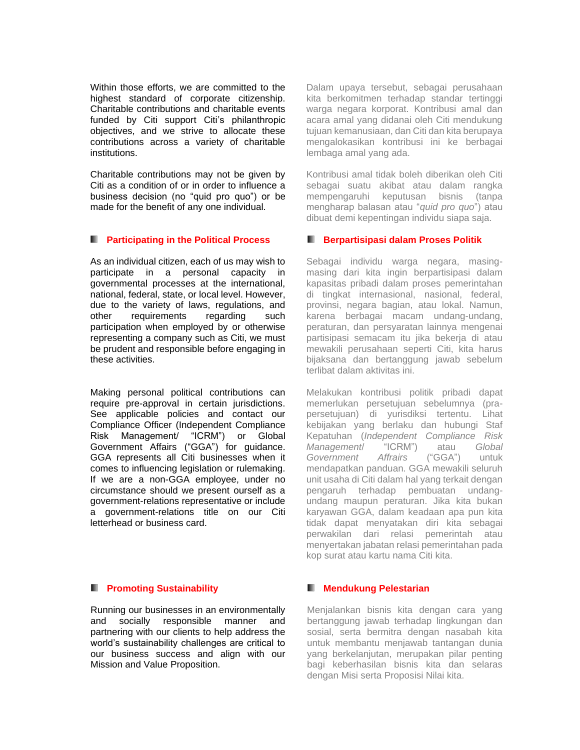Within those efforts, we are committed to the highest standard of corporate citizenship. Charitable contributions and charitable events funded by Citi support Citi's philanthropic objectives, and we strive to allocate these contributions across a variety of charitable institutions.

Charitable contributions may not be given by Citi as a condition of or in order to influence a business decision (no "quid pro quo") or be made for the benefit of any one individual.

Dalam upaya tersebut, sebagai perusahaan kita berkomitmen terhadap standar tertinggi warga negara korporat. Kontribusi amal dan acara amal yang didanai oleh Citi mendukung tujuan kemanusiaan, dan Citi dan kita berupaya mengalokasikan kontribusi ini ke berbagai lembaga amal yang ada.

Kontribusi amal tidak boleh diberikan oleh Citi sebagai suatu akibat atau dalam rangka mempengaruhi keputusan bisnis (tanpa mengharap balasan atau "*quid pro quo*") atau dibuat demi kepentingan individu siapa saja.

### Participating in the Political Process

As an individual citizen, each of us may wish to participate in a personal capacity in governmental processes at the international, national, federal, state, or local level. However, due to the variety of laws, regulations, and other requirements regarding such participation when employed by or otherwise representing a company such as Citi, we must be prudent and responsible before engaging in these activities.

Making personal political contributions can require pre-approval in certain jurisdictions. See applicable policies and contact our Compliance Officer (Independent Compliance Risk Management/ "ICRM") or Global Government Affairs ("GGA") for guidance. GGA represents all Citi businesses when it comes to influencing legislation or rulemaking. If we are a non-GGA employee, under no circumstance should we present ourself as a government-relations representative or include a government-relations title on our Citi letterhead or business card.

### Berpartisipasi dalam Proses Politik

Sebagai individu warga negara, masing-masing dari kita ingin berpartisipasi dalam kapasitas pribadi dalam proses pemerintahan di tingkat internasional, nasional, federal, provinsi, negara bagian, atau lokal. Namun, karena berbagai macam undang-undang, peraturan, dan persyaratan lainnya mengenai partisipasi semacam itu jika bekerja di atau mewakili perusahaan seperti Citi, kita harus bijaksana dan bertanggung jawab sebelum terlibat dalam aktivitas ini.

Melakukan kontribusi politik pribadi dapat memerlukan persetujuan sebelumnya (pra-persetujuan) di yurisdiksi tertentu. Lihat kebijakan yang berlaku dan hubungi Staf Kepatuhan (*Independent Compliance Risk Management/* "ICRM") atau *Global Government Affairs* ("GGA") untuk mendapatkan panduan. GGA mewakili seluruh unit usaha di Citi dalam hal yang terkait dengan pengaruh terhadap pembuatan undang-undang maupun peraturan. Jika kita bukan karyawan GGA, dalam keadaan apa pun kita tidak dapat menyatakan diri kita sebagai perwakilan dari relasi pemerintah atau menyertakan jabatan relasi pemerintahan pada kop surat atau kartu nama Citi kita.

### Promoting Sustainability

Running our businesses in an environmentally and socially responsible manner and partnering with our clients to help address the world's sustainability challenges are critical to our business success and align with our Mission and Value Proposition.

### Mendukung Pelestarian

Menjalankan bisnis kita dengan cara yang bertanggung jawab terhadap lingkungan dan sosial, serta bermitra dengan nasabah kita untuk membantu menjawab tantangan dunia yang berkelanjutan, merupakan pilar penting bagi keberhasilan bisnis kita dan selaras dengan Misi serta Proposisi Nilai kita.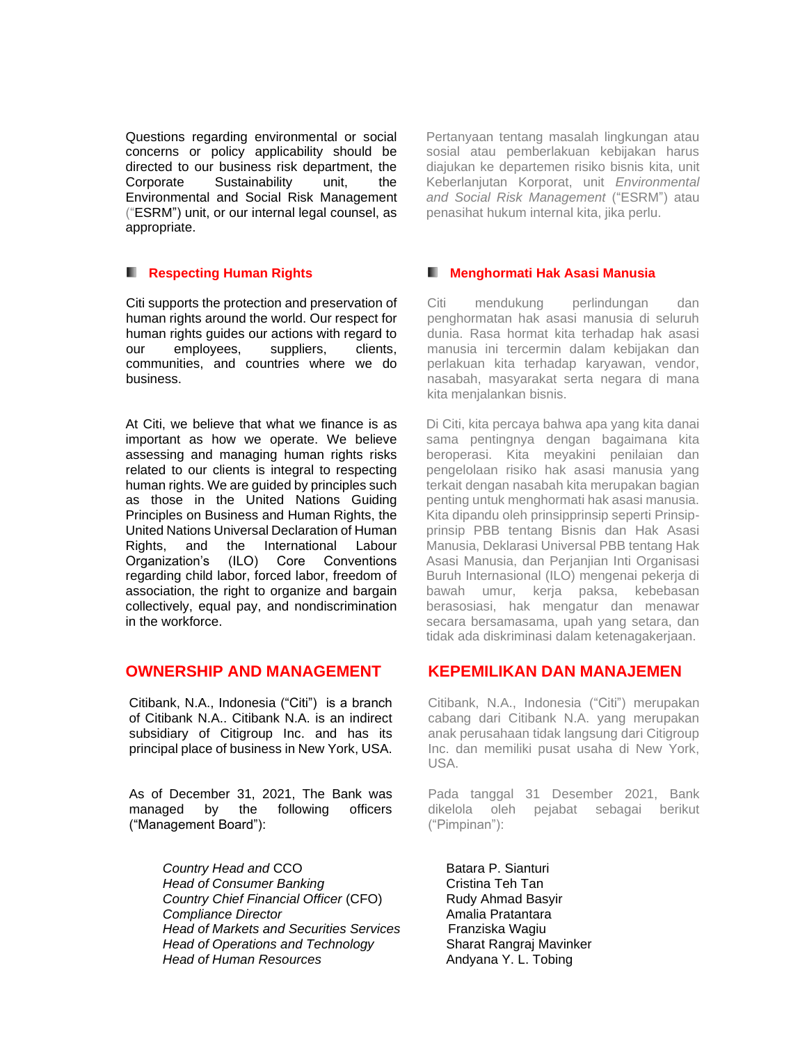Questions regarding environmental or social concerns or policy applicability should be directed to our business risk department, the Corporate Sustainability unit, the Environmental and Social Risk Management ("ESRM") unit, or our internal legal counsel, as appropriate.

Pertanyaan tentang masalah lingkungan atau sosial atau pemberlakuan kebijakan harus diajukan ke departemen risiko bisnis kita, unit Keberlanjutan Korporat, unit *Environmental and Social Risk Management* ("ESRM") atau penasihat hukum internal kita, jika perlu.

### Respecting Human Rights

Citi supports the protection and preservation of human rights around the world. Our respect for human rights guides our actions with regard to our employees, suppliers, clients, communities, and countries where we do business.

At Citi, we believe that what we finance is as important as how we operate. We believe assessing and managing human rights risks related to our clients is integral to respecting human rights. We are guided by principles such as those in the United Nations Guiding Principles on Business and Human Rights, the United Nations Universal Declaration of Human Rights, and the International Labour Organization's (ILO) Core Conventions regarding child labor, forced labor, freedom of association, the right to organize and bargain collectively, equal pay, and nondiscrimination in the workforce.

### Menghormati Hak Asasi Manusia

Citi mendukung perlindungan dan penghormatan hak asasi manusia di seluruh dunia. Rasa hormat kita terhadap hak asasi manusia ini tercermin dalam kebijakan dan perlakuan kita terhadap karyawan, vendor, nasabah, masyarakat serta negara di mana kita menjalankan bisnis.

Di Citi, kita percaya bahwa apa yang kita danai sama pentingnya dengan bagaimana kita beroperasi. Kita meyakini penilaian dan pengelolaan risiko hak asasi manusia yang terkait dengan nasabah kita merupakan bagian penting untuk menghormati hak asasi manusia. Kita dipandu oleh prinsipprinsip seperti Prinsip-prinsip PBB tentang Bisnis dan Hak Asasi Manusia, Deklarasi Universal PBB tentang Hak Asasi Manusia, dan Perjanjian Inti Organisasi Buruh Internasional (ILO) mengenai pekerja di bawah umur, kerja paksa, kebebasan berasosiasi, hak mengatur dan menawar secara bersamasama, upah yang setara, dan tidak ada diskriminasi dalam ketenagakerjaan.

## OWNERSHIP AND MANAGEMENT

Citibank, N.A., Indonesia ("Citi") is a branch of Citibank N.A.. Citibank N.A. is an indirect subsidiary of Citigroup Inc. and has its principal place of business in New York, USA.

As of December 31, 2021, The Bank was managed by the following officers ("Management Board"):

## KEPEMILIKAN DAN MANAJEMEN

Citibank, N.A., Indonesia ("Citi") merupakan cabang dari Citibank N.A. yang merupakan anak perusahaan tidak langsung dari Citigroup Inc. dan memiliki pusat usaha di New York, USA.

Pada tanggal 31 Desember 2021, Bank dikelola oleh pejabat sebagai berikut ("Pimpinan"):

| | |
|---|---|
| *Country Head and* CCO | Batara P. Sianturi |
| *Head of Consumer Banking* | Cristina Teh Tan |
| *Country Chief Financial Officer* (CFO) | Rudy Ahmad Basyir |
| *Compliance Director* | Amalia Pratantara |
| *Head of Markets and Securities Services* | Franziska Wagiu |
| *Head of Operations and Technology* | Sharat Rangraj Mavinker |
| *Head of Human Resources* | Andyana Y. L. Tobing |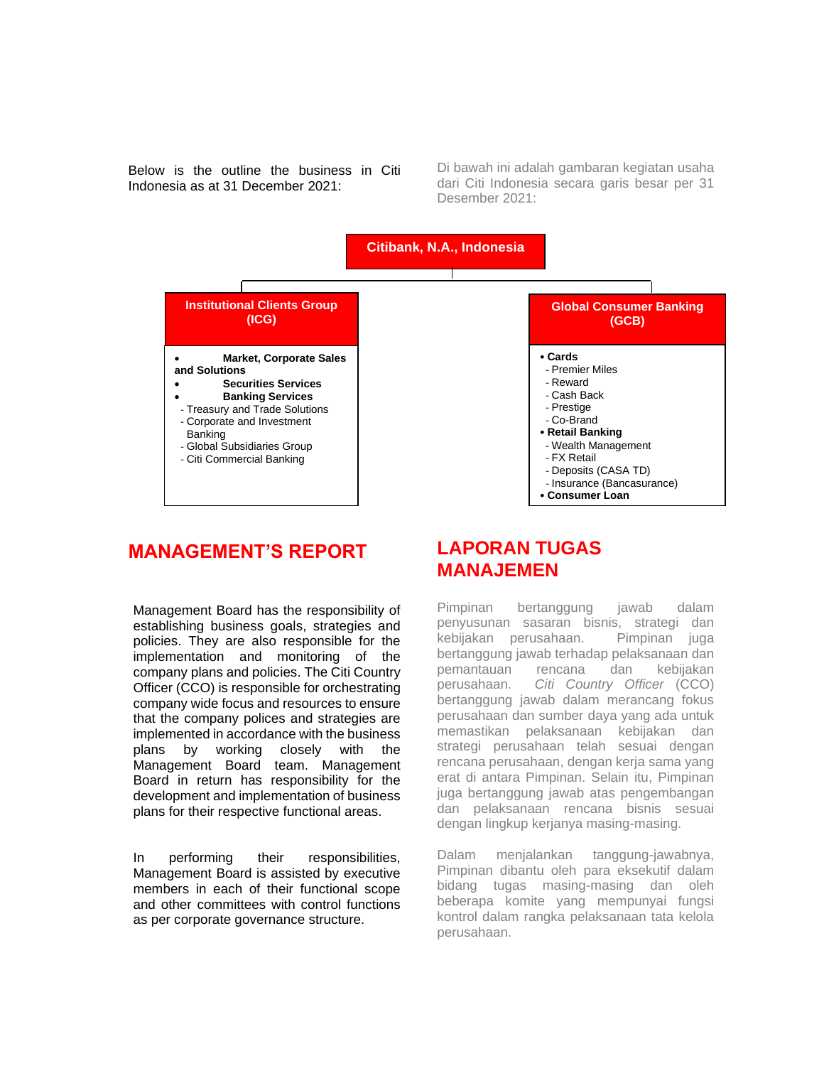Below is the outline the business in Citi Indonesia as at 31 December 2021:

Di bawah ini adalah gambaran kegiatan usaha dari Citi Indonesia secara garis besar per 31 Desember 2021:

**Citibank, N.A., Indonesia**

**Institutional Clients Group (ICG)**

- **Market, Corporate Sales and Solutions**
- **Securities Services**
- **Banking Services**
  - Treasury and Trade Solutions
  - Corporate and Investment Banking
  - Global Subsidiaries Group
  - Citi Commercial Banking

**Global Consumer Banking (GCB)**

- **Cards**
  - Premier Miles
  - Reward
  - Cash Back
  - Prestige
  - Co-Brand
- **Retail Banking**
  - Wealth Management
  - FX Retail
  - Deposits (CASA TD)
  - Insurance (Bancasurance)
- **Consumer Loan**

## MANAGEMENT'S REPORT

Management Board has the responsibility of establishing business goals, strategies and policies. They are also responsible for the implementation and monitoring of the company plans and policies. The Citi Country Officer (CCO) is responsible for orchestrating company wide focus and resources to ensure that the company polices and strategies are implemented in accordance with the business plans by working closely with the Management Board team. Management Board in return has responsibility for the development and implementation of business plans for their respective functional areas.

In performing their responsibilities, Management Board is assisted by executive members in each of their functional scope and other committees with control functions as per corporate governance structure.

## LAPORAN TUGAS MANAJEMEN

Pimpinan bertanggung jawab dalam penyusunan sasaran bisnis, strategi dan kebijakan perusahaan. Pimpinan juga bertanggung jawab terhadap pelaksanaan dan pemantauan rencana dan kebijakan perusahaan. *Citi Country Officer* (CCO) bertanggung jawab dalam merancang fokus perusahaan dan sumber daya yang ada untuk memastikan pelaksanaan kebijakan dan strategi perusahaan telah sesuai dengan rencana perusahaan, dengan kerja sama yang erat di antara Pimpinan. Selain itu, Pimpinan juga bertanggung jawab atas pengembangan dan pelaksanaan rencana bisnis sesuai dengan lingkup kerjanya masing-masing.

Dalam menjalankan tanggung-jawabnya, Pimpinan dibantu oleh para eksekutif dalam bidang tugas masing-masing dan oleh beberapa komite yang mempunyai fungsi kontrol dalam rangka pelaksanaan tata kelola perusahaan.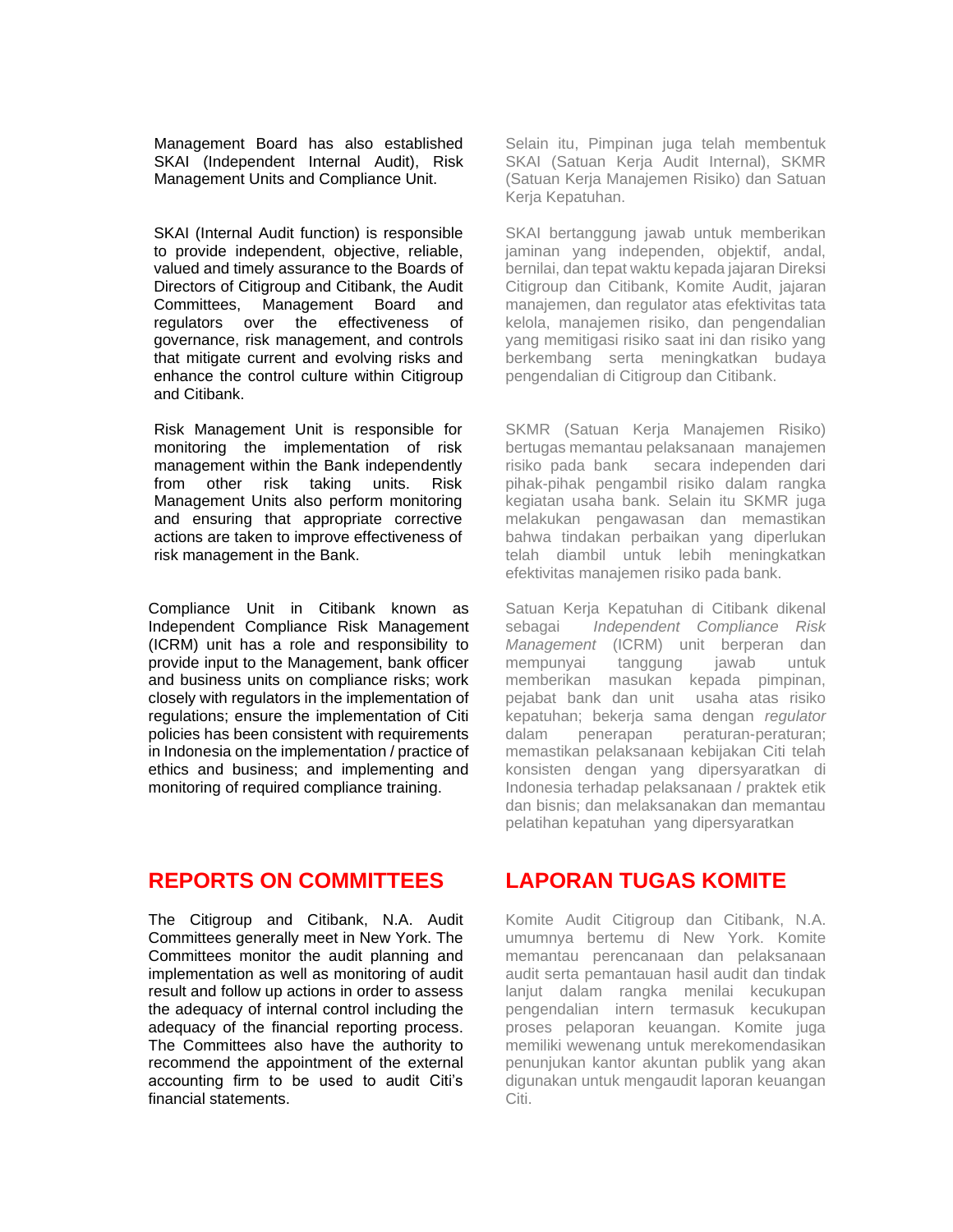Management Board has also established SKAI (Independent Internal Audit), Risk Management Units and Compliance Unit.

Selain itu, Pimpinan juga telah membentuk SKAI (Satuan Kerja Audit Internal), SKMR (Satuan Kerja Manajemen Risiko) dan Satuan Kerja Kepatuhan.

SKAI (Internal Audit function) is responsible to provide independent, objective, reliable, valued and timely assurance to the Boards of Directors of Citigroup and Citibank, the Audit Committees, Management Board and regulators over the effectiveness of governance, risk management, and controls that mitigate current and evolving risks and enhance the control culture within Citigroup and Citibank.

SKAI bertanggung jawab untuk memberikan jaminan yang independen, objektif, andal, bernilai, dan tepat waktu kepada jajaran Direksi Citigroup dan Citibank, Komite Audit, jajaran manajemen, dan regulator atas efektivitas tata kelola, manajemen risiko, dan pengendalian yang memitigasi risiko saat ini dan risiko yang berkembang serta meningkatkan budaya pengendalian di Citigroup dan Citibank.

Risk Management Unit is responsible for monitoring the implementation of risk management within the Bank independently from other risk taking units. Risk Management Units also perform monitoring and ensuring that appropriate corrective actions are taken to improve effectiveness of risk management in the Bank.

SKMR (Satuan Kerja Manajemen Risiko) bertugas memantau pelaksanaan manajemen risiko pada bank secara independen dari pihak-pihak pengambil risiko dalam rangka kegiatan usaha bank. Selain itu SKMR juga melakukan pengawasan dan memastikan bahwa tindakan perbaikan yang diperlukan telah diambil untuk lebih meningkatkan efektivitas manajemen risiko pada bank.

Compliance Unit in Citibank known as Independent Compliance Risk Management (ICRM) unit has a role and responsibility to provide input to the Management, bank officer and business units on compliance risks; work closely with regulators in the implementation of regulations; ensure the implementation of Citi policies has been consistent with requirements in Indonesia on the implementation / practice of ethics and business; and implementing and monitoring of required compliance training.

Satuan Kerja Kepatuhan di Citibank dikenal sebagai *Independent Compliance Risk Management* (ICRM) unit berperan dan mempunyai tanggung jawab untuk memberikan masukan kepada pimpinan, pejabat bank dan unit usaha atas risiko kepatuhan; bekerja sama dengan *regulator* dalam penerapan peraturan-peraturan; memastikan pelaksanaan kebijakan Citi telah konsisten dengan yang dipersyaratkan di Indonesia terhadap pelaksanaan / praktek etik dan bisnis; dan melaksanakan dan memantau pelatihan kepatuhan yang dipersyaratkan

## REPORTS ON COMMITTEES

## LAPORAN TUGAS KOMITE

The Citigroup and Citibank, N.A. Audit Committees generally meet in New York. The Committees monitor the audit planning and implementation as well as monitoring of audit result and follow up actions in order to assess the adequacy of internal control including the adequacy of the financial reporting process. The Committees also have the authority to recommend the appointment of the external accounting firm to be used to audit Citi's financial statements.

Komite Audit Citigroup dan Citibank, N.A. umumnya bertemu di New York. Komite memantau perencanaan dan pelaksanaan audit serta pemantauan hasil audit dan tindak lanjut dalam rangka menilai kecukupan pengendalian intern termasuk kecukupan proses pelaporan keuangan. Komite juga memiliki wewenang untuk merekomendasikan penunjukkan kantor akuntan publik yang akan digunakan untuk mengaudit laporan keuangan Citi.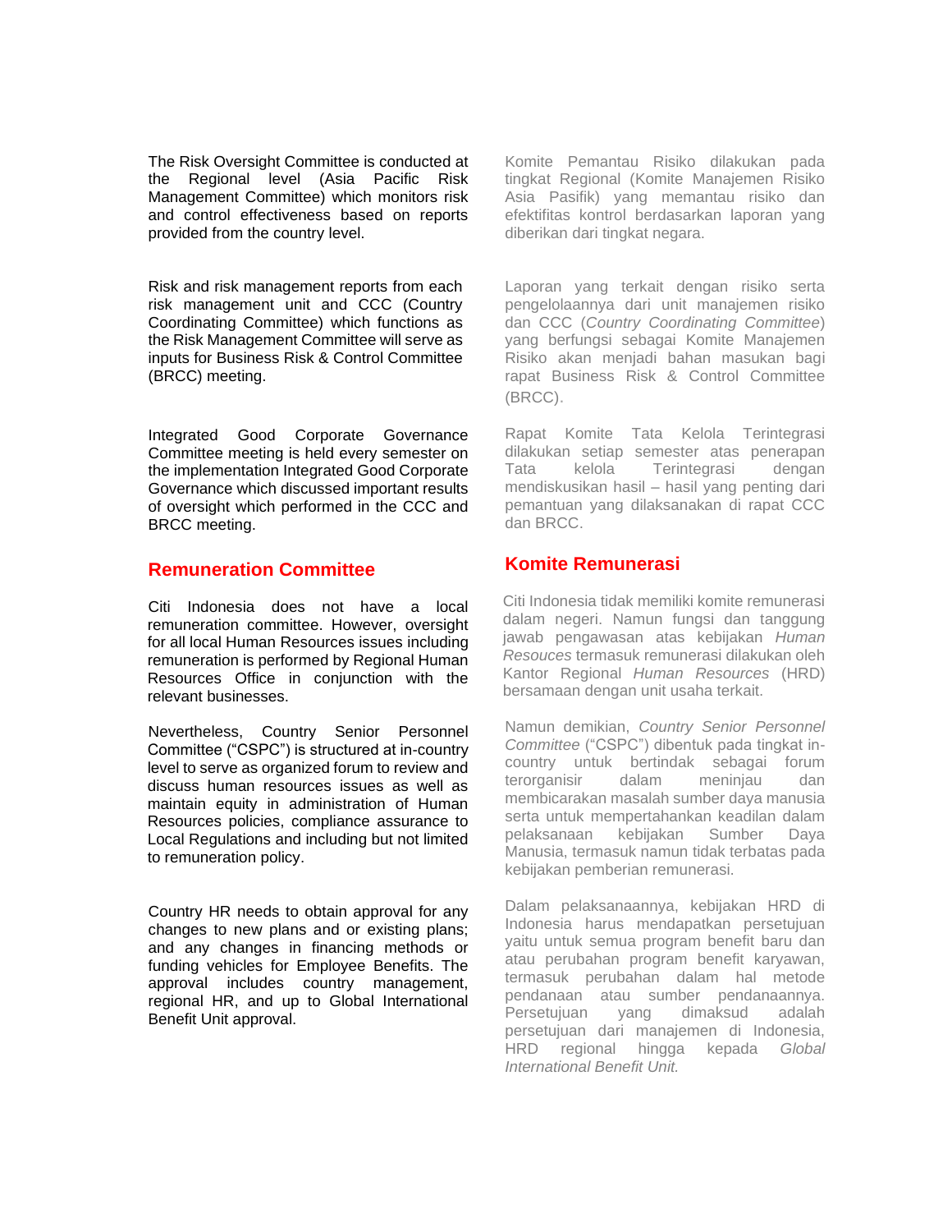The Risk Oversight Committee is conducted at the Regional level (Asia Pacific Risk Management Committee) which monitors risk and control effectiveness based on reports provided from the country level.

Risk and risk management reports from each risk management unit and CCC (Country Coordinating Committee) which functions as the Risk Management Committee will serve as inputs for Business Risk & Control Committee (BRCC) meeting.

Integrated Good Corporate Governance Committee meeting is held every semester on the implementation Integrated Good Corporate Governance which discussed important results of oversight which performed in the CCC and BRCC meeting.

## Remuneration Committee

Citi Indonesia does not have a local remuneration committee. However, oversight for all local Human Resources issues including remuneration is performed by Regional Human Resources Office in conjunction with the relevant businesses.

Nevertheless, Country Senior Personnel Committee ("CSPC") is structured at in-country level to serve as organized forum to review and discuss human resources issues as well as maintain equity in administration of Human Resources policies, compliance assurance to Local Regulations and including but not limited to remuneration policy.

Country HR needs to obtain approval for any changes to new plans and or existing plans; and any changes in financing methods or funding vehicles for Employee Benefits. The approval includes country management, regional HR, and up to Global International Benefit Unit approval.

Komite Pemantau Risiko dilakukan pada tingkat Regional (Komite Manajemen Risiko Asia Pasifik) yang memantau risiko dan efektifitas kontrol berdasarkan laporan yang diberikan dari tingkat negara.

Laporan yang terkait dengan risiko serta pengelolaannya dari unit manajemen risiko dan CCC (*Country Coordinating Committee*) yang berfungsi sebagai Komite Manajemen Risiko akan menjadi bahan masukan bagi rapat Business Risk & Control Committee (BRCC).

Rapat Komite Tata Kelola Terintegrasi dilakukan setiap semester atas penerapan Tata kelola Terintegrasi dengan mendiskusikan hasil – hasil yang penting dari pemantuan yang dilaksanakan di rapat CCC dan BRCC.

## Komite Remunerasi

Citi Indonesia tidak memiliki komite remunerasi dalam negeri. Namun fungsi dan tanggung jawab pengawasan atas kebijakan *Human Resouces* termasuk remunerasi dilakukan oleh Kantor Regional *Human Resources* (HRD) bersamaan dengan unit usaha terkait.

Namun demikian, *Country Senior Personnel Committee* ("CSPC") dibentuk pada tingkat in-country untuk bertindak sebagai forum terorganisir dalam meninjau dan membicarakan masalah sumber daya manusia serta untuk mempertahankan keadilan dalam pelaksanaan kebijakan Sumber Daya Manusia, termasuk namun tidak terbatas pada kebijakan pemberian remunerasi.

Dalam pelaksanaannya, kebijakan HRD di Indonesia harus mendapatkan persetujuan yaitu untuk semua program benefit baru dan atau perubahan program benefit karyawan, termasuk perubahan dalam hal metode pendanaan atau sumber pendanaannya. Persetujuan yang dimaksud adalah persetujuan dari manajemen di Indonesia, HRD regional hingga kepada *Global International Benefit Unit.*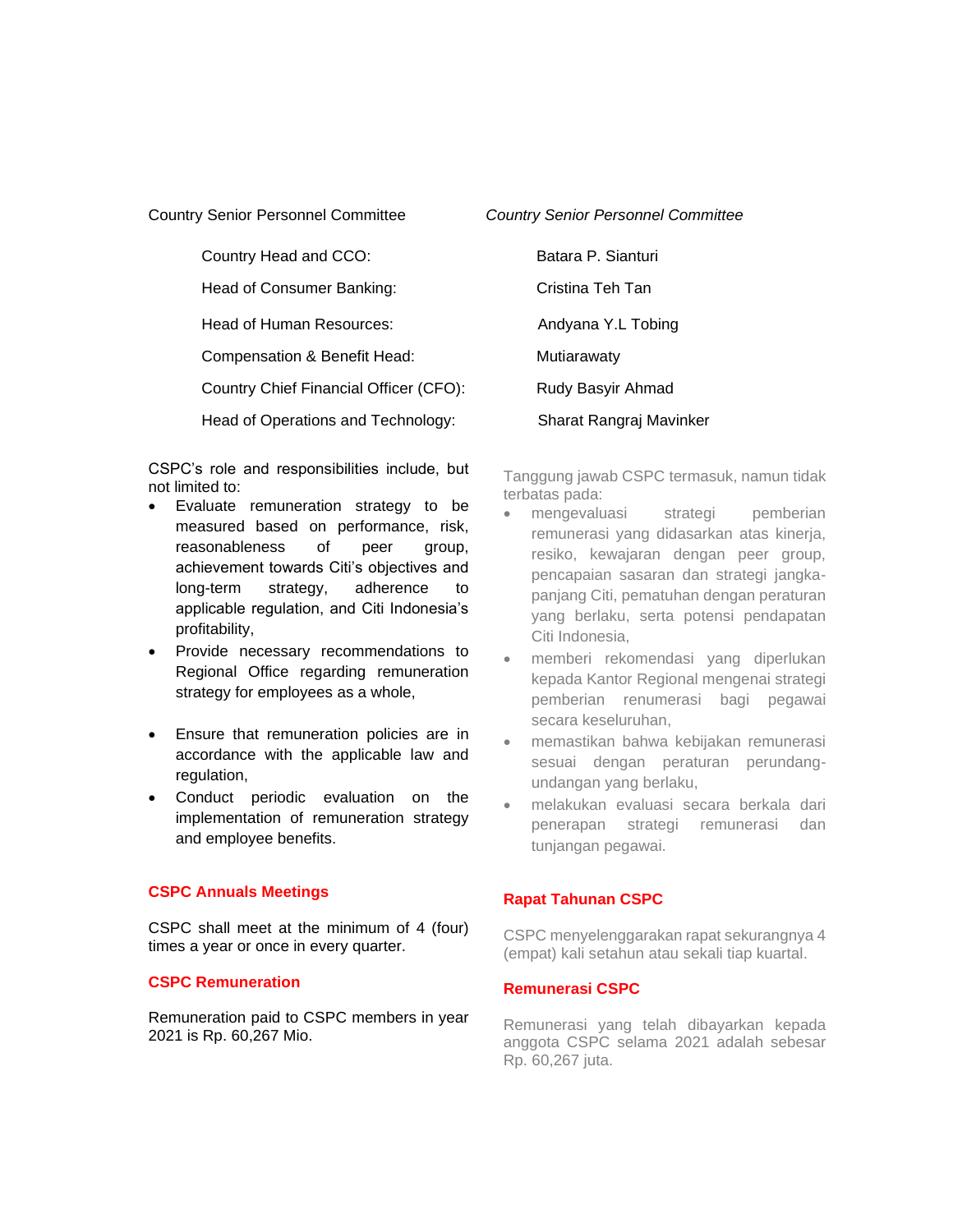Country Senior Personnel Committee

*Country Senior Personnel Committee*

| | |
|---|---|
| Country Head and CCO: | Batara P. Sianturi |
| Head of Consumer Banking: | Cristina Teh Tan |
| Head of Human Resources: | Andyana Y.L Tobing |
| Compensation & Benefit Head: | Mutiarawaty |
| Country Chief Financial Officer (CFO): | Rudy Basyir Ahmad |
| Head of Operations and Technology: | Sharat Rangraj Mavinker |

CSPC's role and responsibilities include, but not limited to:

- Evaluate remuneration strategy to be measured based on performance, risk, reasonableness of peer group, achievement towards Citi's objectives and long-term strategy, adherence to applicable regulation, and Citi Indonesia's profitability,
- Provide necessary recommendations to Regional Office regarding remuneration strategy for employees as a whole,
- Ensure that remuneration policies are in accordance with the applicable law and regulation,
- Conduct periodic evaluation on the implementation of remuneration strategy and employee benefits.

Tanggung jawab CSPC termasuk, namun tidak terbatas pada:

- mengevaluasi strategi pemberian remunerasi yang didasarkan atas kinerja, resiko, kewajaran dengan peer group, pencapaian sasaran dan strategi jangka-panjang Citi, pematuhan dengan peraturan yang berlaku, serta potensi pendapatan Citi Indonesia,
- memberi rekomendasi yang diperlukan kepada Kantor Regional mengenai strategi pemberian renumerasi bagi pegawai secara keseluruhan,
- memastikan bahwa kebijakan remunerasi sesuai dengan peraturan perundang-undangan yang berlaku,
- melakukan evaluasi secara berkala dari penerapan strategi remunerasi dan tunjangan pegawai.

**CSPC Annuals Meetings**

CSPC shall meet at the minimum of 4 (four) times a year or once in every quarter.

**Rapat Tahunan CSPC**

CSPC menyelenggarakan rapat sekurangnya 4 (empat) kali setahun atau sekali tiap kuartal.

**CSPC Remuneration**

Remuneration paid to CSPC members in year 2021 is Rp. 60,267 Mio.

**Remunerasi CSPC**

Remunerasi yang telah dibayarkan kepada anggota CSPC selama 2021 adalah sebesar Rp. 60,267 juta.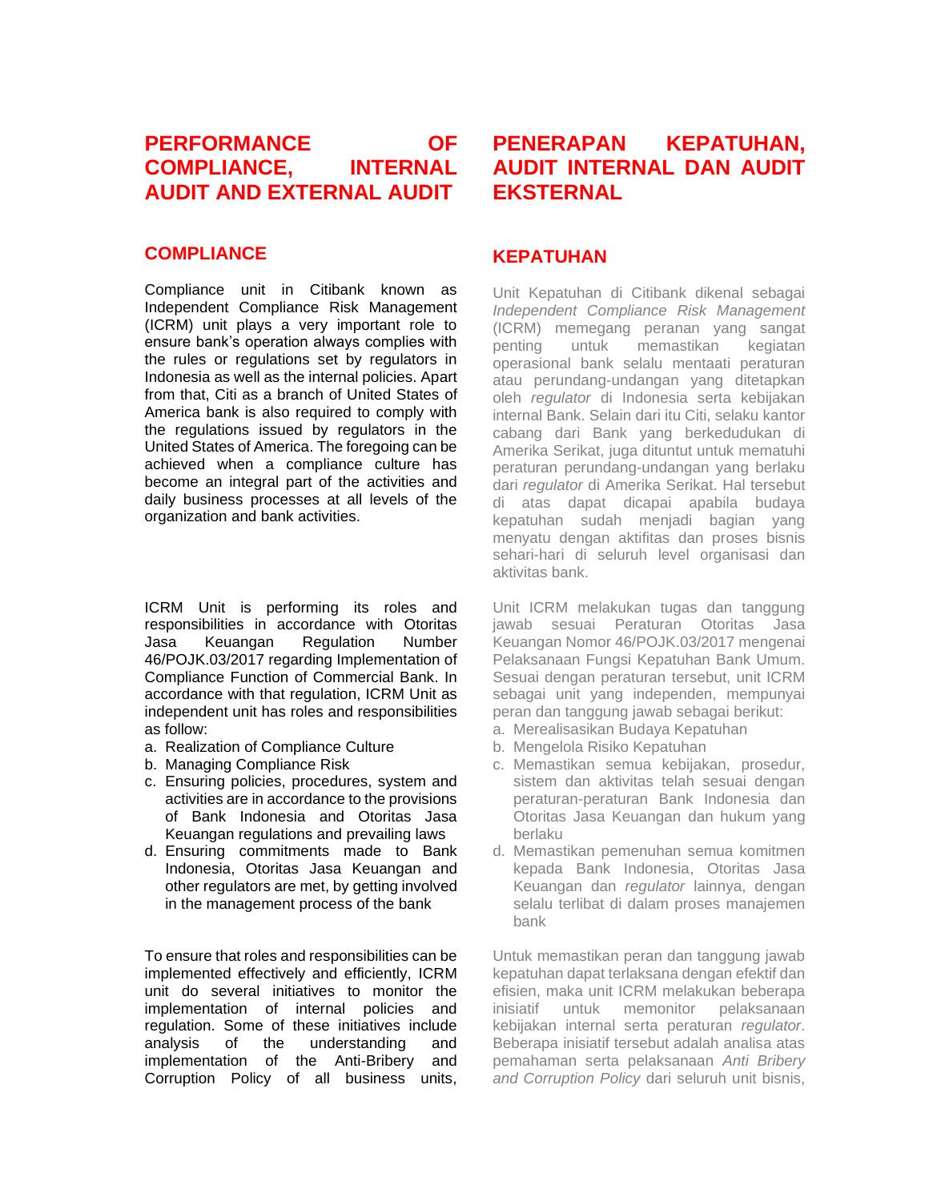# PERFORMANCE OF COMPLIANCE, INTERNAL AUDIT AND EXTERNAL AUDIT

## COMPLIANCE

Compliance unit in Citibank known as Independent Compliance Risk Management (ICRM) unit plays a very important role to ensure bank's operation always complies with the rules or regulations set by regulators in Indonesia as well as the internal policies. Apart from that, Citi as a branch of United States of America bank is also required to comply with the regulations issued by regulators in the United States of America. The foregoing can be achieved when a compliance culture has become an integral part of the activities and daily business processes at all levels of the organization and bank activities.

ICRM Unit is performing its roles and responsibilities in accordance with Otoritas Jasa Keuangan Regulation Number 46/POJK.03/2017 regarding Implementation of Compliance Function of Commercial Bank. In accordance with that regulation, ICRM Unit as independent unit has roles and responsibilities as follow:

a. Realization of Compliance Culture
b. Managing Compliance Risk
c. Ensuring policies, procedures, system and activities are in accordance to the provisions of Bank Indonesia and Otoritas Jasa Keuangan regulations and prevailing laws
d. Ensuring commitments made to Bank Indonesia, Otoritas Jasa Keuangan and other regulators are met, by getting involved in the management process of the bank

To ensure that roles and responsibilities can be implemented effectively and efficiently, ICRM unit do several initiatives to monitor the implementation of internal policies and regulation. Some of these initiatives include analysis of the understanding and implementation of the Anti-Bribery and Corruption Policy of all business units,

# PENERAPAN KEPATUHAN, AUDIT INTERNAL DAN AUDIT EKSTERNAL

## KEPATUHAN

Unit Kepatuhan di Citibank dikenal sebagai *Independent Compliance Risk Management* (ICRM) memegang peranan yang sangat penting untuk memastikan kegiatan operasional bank selalu mentaati peraturan atau perundang-undangan yang ditetapkan oleh *regulator* di Indonesia serta kebijakan internal Bank. Selain dari itu Citi, selaku kantor cabang dari Bank yang berkedudukan di Amerika Serikat, juga dituntut untuk mematuhi peraturan perundang-undangan yang berlaku dari *regulator* di Amerika Serikat. Hal tersebut di atas dapat dicapai apabila budaya kepatuhan sudah menjadi bagian yang menyatu dengan aktifitas dan proses bisnis sehari-hari di seluruh level organisasi dan aktivitas bank.

Unit ICRM melakukan tugas dan tanggung jawab sesuai Peraturan Otoritas Jasa Keuangan Nomor 46/POJK.03/2017 mengenai Pelaksanaan Fungsi Kepatuhan Bank Umum. Sesuai dengan peraturan tersebut, unit ICRM sebagai unit yang independen, mempunyai peran dan tanggung jawab sebagai berikut:

a. Merealisasikan Budaya Kepatuhan
b. Mengelola Risiko Kepatuhan
c. Memastikan semua kebijakan, prosedur, sistem dan aktivitas telah sesuai dengan peraturan-peraturan Bank Indonesia dan Otoritas Jasa Keuangan dan hukum yang berlaku
d. Memastikan pemenuhan semua komitmen kepada Bank Indonesia, Otoritas Jasa Keuangan dan *regulator* lainnya, dengan selalu terlibat di dalam proses manajemen bank

Untuk memastikan peran dan tanggung jawab kepatuhan dapat terlaksana dengan efektif dan efisien, maka unit ICRM melakukan beberapa inisiatif untuk memonitor pelaksanaan kebijakan internal serta peraturan *regulator*. Beberapa inisiatif tersebut adalah analisa atas pemahaman serta pelaksanaan *Anti Bribery and Corruption Policy* dari seluruh unit bisnis,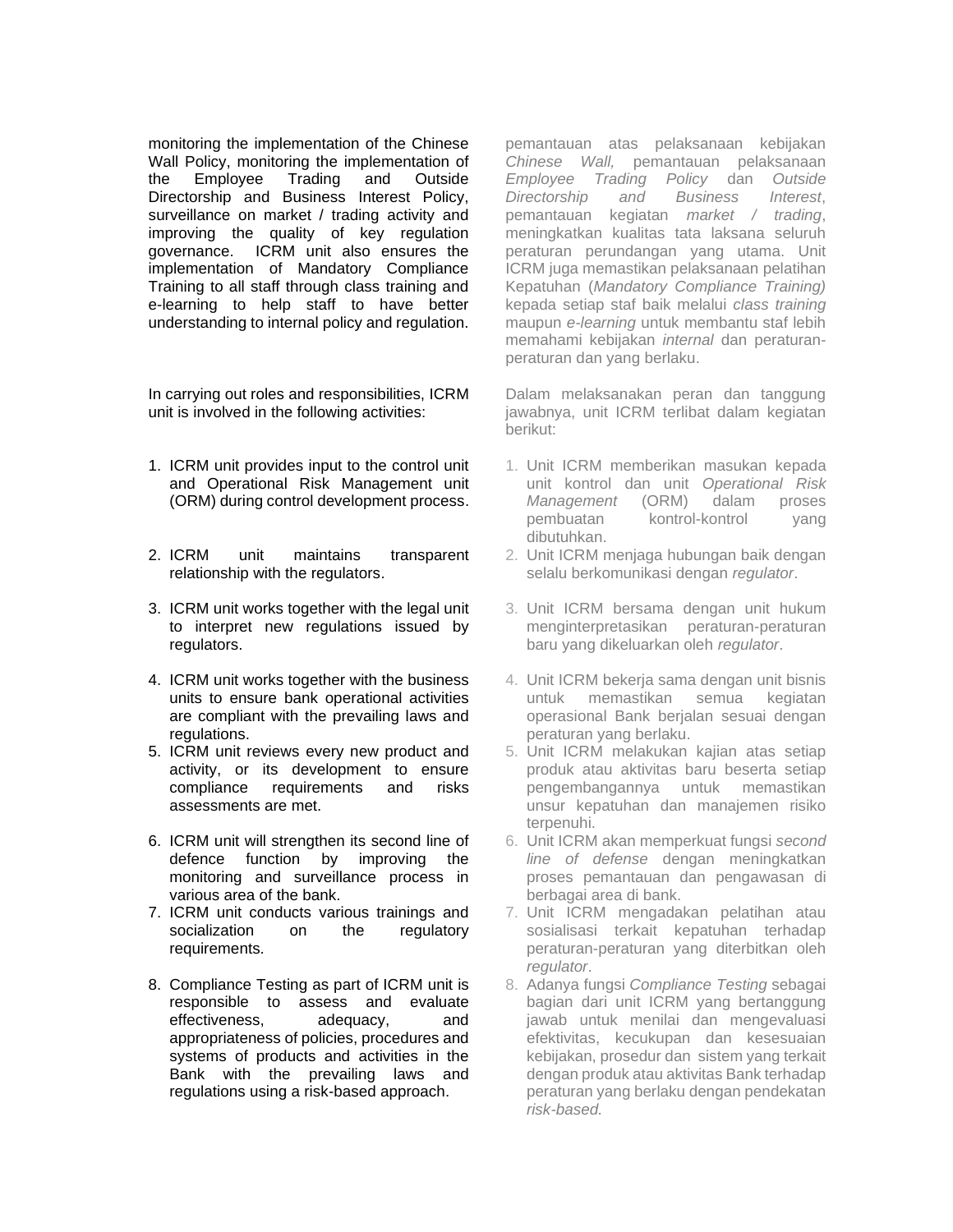monitoring the implementation of the Chinese Wall Policy, monitoring the implementation of the Employee Trading and Outside Directorship and Business Interest Policy, surveillance on market / trading activity and improving the quality of key regulation governance. ICRM unit also ensures the implementation of Mandatory Compliance Training to all staff through class training and e-learning to help staff to have better understanding to internal policy and regulation.

pemantauan atas pelaksanaan kebijakan *Chinese Wall,* pemantauan pelaksanaan *Employee Trading Policy* dan *Outside Directorship and Business Interest*, pemantauan kegiatan *market / trading*, meningkatkan kualitas tata laksana seluruh peraturan perundangan yang utama. Unit ICRM juga memastikan pelaksanaan pelatihan Kepatuhan (*Mandatory Compliance Training)* kepada setiap staf baik melalui *class training* maupun *e-learning* untuk membantu staf lebih memahami kebijakan *internal* dan peraturan-peraturan dan yang berlaku.

In carrying out roles and responsibilities, ICRM unit is involved in the following activities:

1. ICRM unit provides input to the control unit and Operational Risk Management unit (ORM) during control development process.
2. ICRM unit maintains transparent relationship with the regulators.
3. ICRM unit works together with the legal unit to interpret new regulations issued by regulators.
4. ICRM unit works together with the business units to ensure bank operational activities are compliant with the prevailing laws and regulations.
5. ICRM unit reviews every new product and activity, or its development to ensure compliance requirements and risks assessments are met.
6. ICRM unit will strengthen its second line of defence function by improving the monitoring and surveillance process in various area of the bank.
7. ICRM unit conducts various trainings and socialization on the regulatory requirements.
8. Compliance Testing as part of ICRM unit is responsible to assess and evaluate effectiveness, adequacy, and appropriateness of policies, procedures and systems of products and activities in the Bank with the prevailing laws and regulations using a risk-based approach.

Dalam melaksanakan peran dan tanggung jawabnya, unit ICRM terlibat dalam kegiatan berikut:

1. Unit ICRM memberikan masukan kepada unit kontrol dan unit *Operational Risk Management* (ORM) dalam proses pembuatan kontrol-kontrol yang dibutuhkan.
2. Unit ICRM menjaga hubungan baik dengan selalu berkomunikasi dengan *regulator*.
3. Unit ICRM bersama dengan unit hukum menginterpretasikan peraturan-peraturan baru yang dikeluarkan oleh *regulator*.
4. Unit ICRM bekerja sama dengan unit bisnis untuk memastikan semua kegiatan operasional Bank berjalan sesuai dengan peraturan yang berlaku.
5. Unit ICRM melakukan kajian atas setiap produk atau aktivitas baru beserta setiap pengembangannya untuk memastikan unsur kepatuhan dan manajemen risiko terpenuhi.
6. Unit ICRM akan memperkuat fungsi *second line of defense* dengan meningkatkan proses pemantauan dan pengawasan di berbagai area di bank.
7. Unit ICRM mengadakan pelatihan atau sosialisasi terkait kepatuhan terhadap peraturan-peraturan yang diterbitkan oleh *regulator*.
8. Adanya fungsi *Compliance Testing* sebagai bagian dari unit ICRM yang bertanggung jawab untuk menilai dan mengevaluasi efektivitas, kecukupan dan kesesuaian kebijakan, prosedur dan sistem yang terkait dengan produk atau aktivitas Bank terhadap peraturan yang berlaku dengan pendekatan *risk-based.*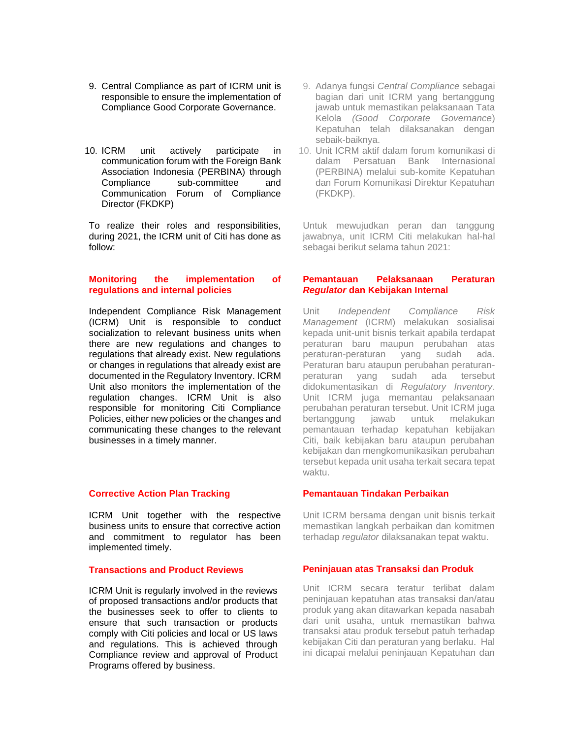9. Central Compliance as part of ICRM unit is responsible to ensure the implementation of Compliance Good Corporate Governance.

10. ICRM unit actively participate in communication forum with the Foreign Bank Association Indonesia (PERBINA) through Compliance sub-committee and Communication Forum of Compliance Director (FKDKP)

To realize their roles and responsibilities, during 2021, the ICRM unit of Citi has done as follow:

**Monitoring the implementation of regulations and internal policies**

Independent Compliance Risk Management (ICRM) Unit is responsible to conduct socialization to relevant business units when there are new regulations and changes to regulations that already exist. New regulations or changes in regulations that already exist are documented in the Regulatory Inventory. ICRM Unit also monitors the implementation of the regulation changes. ICRM Unit is also responsible for monitoring Citi Compliance Policies, either new policies or the changes and communicating these changes to the relevant businesses in a timely manner.

**Corrective Action Plan Tracking**

ICRM Unit together with the respective business units to ensure that corrective action and commitment to regulator has been implemented timely.

**Transactions and Product Reviews**

ICRM Unit is regularly involved in the reviews of proposed transactions and/or products that the businesses seek to offer to clients to ensure that such transaction or products comply with Citi policies and local or US laws and regulations. This is achieved through Compliance review and approval of Product Programs offered by business.

9. Adanya fungsi *Central Compliance* sebagai bagian dari unit ICRM yang bertanggung jawab untuk memastikan pelaksanaan Tata Kelola *(Good Corporate Governance)* Kepatuhan telah dilaksanakan dengan sebaik-baiknya.

10. Unit ICRM aktif dalam forum komunikasi di dalam Persatuan Bank Internasional (PERBINA) melalui sub-komite Kepatuhan dan Forum Komunikasi Direktur Kepatuhan (FKDKP).

Untuk mewujudkan peran dan tanggung jawabnya, unit ICRM Citi melakukan hal-hal sebagai berikut selama tahun 2021:

**Pemantauan Pelaksanaan Peraturan *Regulator* dan Kebijakan Internal**

Unit *Independent Compliance Risk Management* (ICRM) melakukan sosialisai kepada unit-unit bisnis terkait apabila terdapat peraturan baru maupun perubahan atas peraturan-peraturan yang sudah ada. Peraturan baru ataupun perubahan peraturan-peraturan yang sudah ada tersebut didokumentasikan di *Regulatory Inventory*. Unit ICRM juga memantau pelaksanaan perubahan peraturan tersebut. Unit ICRM juga bertanggung jawab untuk melakukan pemantauan terhadap kepatuhan kebijakan Citi, baik kebijakan baru ataupun perubahan kebijakan dan mengkomunikasikan perubahan tersebut kepada unit usaha terkait secara tepat waktu.

**Pemantauan Tindakan Perbaikan**

Unit ICRM bersama dengan unit bisnis terkait memastikan langkah perbaikan dan komitmen terhadap *regulator* dilaksanakan tepat waktu.

**Peninjauan atas Transaksi dan Produk**

Unit ICRM secara teratur terlibat dalam peninjauan kepatuhan atas transaksi dan/atau produk yang akan ditawarkan kepada nasabah dari unit usaha, untuk memastikan bahwa transaksi atau produk tersebut patuh terhadap kebijakan Citi dan peraturan yang berlaku. Hal ini dicapai melalui peninjauan Kepatuhan dan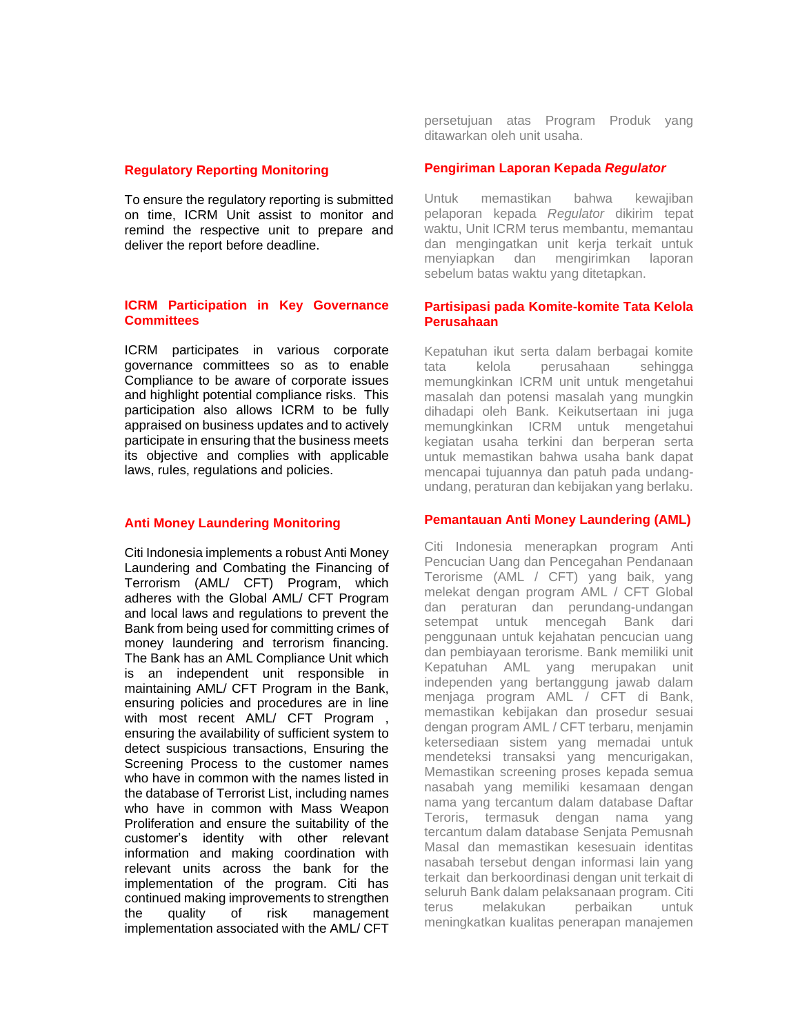persetujuan atas Program Produk yang ditawarkan oleh unit usaha.

### Regulatory Reporting Monitoring

To ensure the regulatory reporting is submitted on time, ICRM Unit assist to monitor and remind the respective unit to prepare and deliver the report before deadline.

### Pengiriman Laporan Kepada *Regulator*

Untuk memastikan bahwa kewajiban pelaporan kepada *Regulator* dikirim tepat waktu, Unit ICRM terus membantu, memantau dan mengingatkan unit kerja terkait untuk menyiapkan dan mengirimkan laporan sebelum batas waktu yang ditetapkan.

### ICRM Participation in Key Governance Committees

ICRM participates in various corporate governance committees so as to enable Compliance to be aware of corporate issues and highlight potential compliance risks. This participation also allows ICRM to be fully appraised on business updates and to actively participate in ensuring that the business meets its objective and complies with applicable laws, rules, regulations and policies.

### Partisipasi pada Komite-komite Tata Kelola Perusahaan

Kepatuhan ikut serta dalam berbagai komite tata kelola perusahaan sehingga memungkinkan ICRM unit untuk mengetahui masalah dan potensi masalah yang mungkin dihadapi oleh Bank. Keikutsertaan ini juga memungkinkan ICRM untuk mengetahui kegiatan usaha terkini dan berperan serta untuk memastikan bahwa usaha bank dapat mencapai tujuannya dan patuh pada undang-undang, peraturan dan kebijakan yang berlaku.

### Anti Money Laundering Monitoring

Citi Indonesia implements a robust Anti Money Laundering and Combating the Financing of Terrorism (AML/ CFT) Program, which adheres with the Global AML/ CFT Program and local laws and regulations to prevent the Bank from being used for committing crimes of money laundering and terrorism financing. The Bank has an AML Compliance Unit which is an independent unit responsible in maintaining AML/ CFT Program in the Bank, ensuring policies and procedures are in line with most recent AML/ CFT Program , ensuring the availability of sufficient system to detect suspicious transactions, Ensuring the Screening Process to the customer names who have in common with the names listed in the database of Terrorist List, including names who have in common with Mass Weapon Proliferation and ensure the suitability of the customer's identity with other relevant information and making coordination with relevant units across the bank for the implementation of the program. Citi has continued making improvements to strengthen the quality of risk management implementation associated with the AML/ CFT

### Pemantauan Anti Money Laundering (AML)

Citi Indonesia menerapkan program Anti Pencucian Uang dan Pencegahan Pendanaan Terorisme (AML / CFT) yang baik, yang melekat dengan program AML / CFT Global dan peraturan dan perundang-undangan setempat untuk mencegah Bank dari penggunaan untuk kejahatan pencucian uang dan pembiayaan terorisme. Bank memiliki unit Kepatuhan AML yang merupakan unit independen yang bertanggung jawab dalam menjaga program AML / CFT di Bank, memastikan kebijakan dan prosedur sesuai dengan program AML / CFT terbaru, menjamin ketersediaan sistem yang memadai untuk mendeteksi transaksi yang mencurigakan, Memastikan screening proses kepada semua nasabah yang memiliki kesamaan dengan nama yang tercantum dalam database Daftar Teroris, termasuk dengan nama yang tercantum dalam database Senjata Pemusnah Masal dan memastikan kesesuain identitas nasabah tersebut dengan informasi lain yang terkait dan berkoordinasi dengan unit terkait di seluruh Bank dalam pelaksanaan program. Citi terus melakukan perbaikan untuk meningkatkan kualitas penerapan manajemen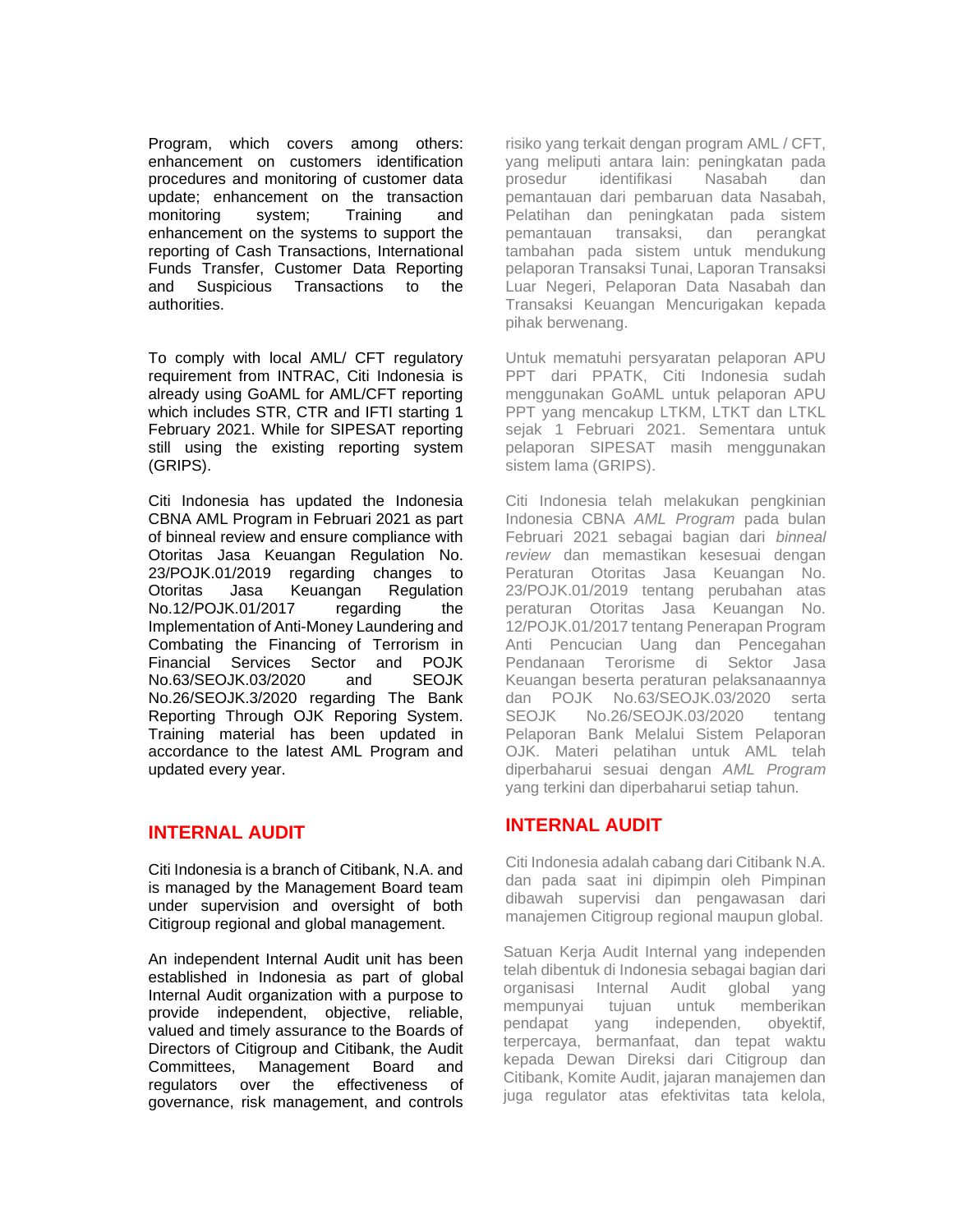Program, which covers among others: enhancement on customers identification procedures and monitoring of customer data update; enhancement on the transaction monitoring system; Training and enhancement on the systems to support the reporting of Cash Transactions, International Funds Transfer, Customer Data Reporting and Suspicious Transactions to the authorities.

To comply with local AML/ CFT regulatory requirement from INTRAC, Citi Indonesia is already using GoAML for AML/CFT reporting which includes STR, CTR and IFTI starting 1 February 2021. While for SIPESAT reporting still using the existing reporting system (GRIPS).

Citi Indonesia has updated the Indonesia CBNA AML Program in Februari 2021 as part of binneal review and ensure compliance with Otoritas Jasa Keuangan Regulation No. 23/POJK.01/2019 regarding changes to Otoritas Jasa Keuangan Regulation No.12/POJK.01/2017 regarding the Implementation of Anti-Money Laundering and Combating the Financing of Terrorism in Financial Services Sector and POJK No.63/SEOJK.03/2020 and SEOJK No.26/SEOJK.3/2020 regarding The Bank Reporting Through OJK Reporing System. Training material has been updated in accordance to the latest AML Program and updated every year.

## INTERNAL AUDIT

Citi Indonesia is a branch of Citibank, N.A. and is managed by the Management Board team under supervision and oversight of both Citigroup regional and global management.

An independent Internal Audit unit has been established in Indonesia as part of global Internal Audit organization with a purpose to provide independent, objective, reliable, valued and timely assurance to the Boards of Directors of Citigroup and Citibank, the Audit Committees, Management Board and regulators over the effectiveness of governance, risk management, and controls

risiko yang terkait dengan program AML / CFT, yang meliputi antara lain: peningkatan pada prosedur identifikasi Nasabah dan pemantauan dari pembaruan data Nasabah, Pelatihan dan peningkatan pada sistem pemantauan transaksi, dan perangkat tambahan pada sistem untuk mendukung pelaporan Transaksi Tunai, Laporan Transaksi Luar Negeri, Pelaporan Data Nasabah dan Transaksi Keuangan Mencurigakan kepada pihak berwenang.

Untuk mematuhi persyaratan pelaporan APU PPT dari PPATK, Citi Indonesia sudah menggunakan GoAML untuk pelaporan APU PPT yang mencakup LTKM, LTKT dan LTKL sejak 1 Februari 2021. Sementara untuk pelaporan SIPESAT masih menggunakan sistem lama (GRIPS).

Citi Indonesia telah melakukan pengkinian Indonesia CBNA *AML Program* pada bulan Februari 2021 sebagai bagian dari *binneal review* dan memastikan kesesuai dengan Peraturan Otoritas Jasa Keuangan No. 23/POJK.01/2019 tentang perubahan atas peraturan Otoritas Jasa Keuangan No. 12/POJK.01/2017 tentang Penerapan Program Anti Pencucian Uang dan Pencegahan Pendanaan Terorisme di Sektor Jasa Keuangan beserta peraturan pelaksanaannya dan POJK No.63/SEOJK.03/2020 serta SEOJK No.26/SEOJK.03/2020 tentang Pelaporan Bank Melalui Sistem Pelaporan OJK. Materi pelatihan untuk AML telah diperbaharui sesuai dengan *AML Program* yang terkini dan diperbaharui setiap tahun.

## INTERNAL AUDIT

Citi Indonesia adalah cabang dari Citibank N.A. dan pada saat ini dipimpin oleh Pimpinan dibawah supervisi dan pengawasan dari manajemen Citigroup regional maupun global.

Satuan Kerja Audit Internal yang independen telah dibentuk di Indonesia sebagai bagian dari organisasi Internal Audit global yang mempunyai tujuan untuk memberikan pendapat yang independen, obyektif, terpercaya, bermanfaat, dan tepat waktu kepada Dewan Direksi dari Citigroup dan Citibank, Komite Audit, jajaran manajemen dan juga regulator atas efektivitas tata kelola,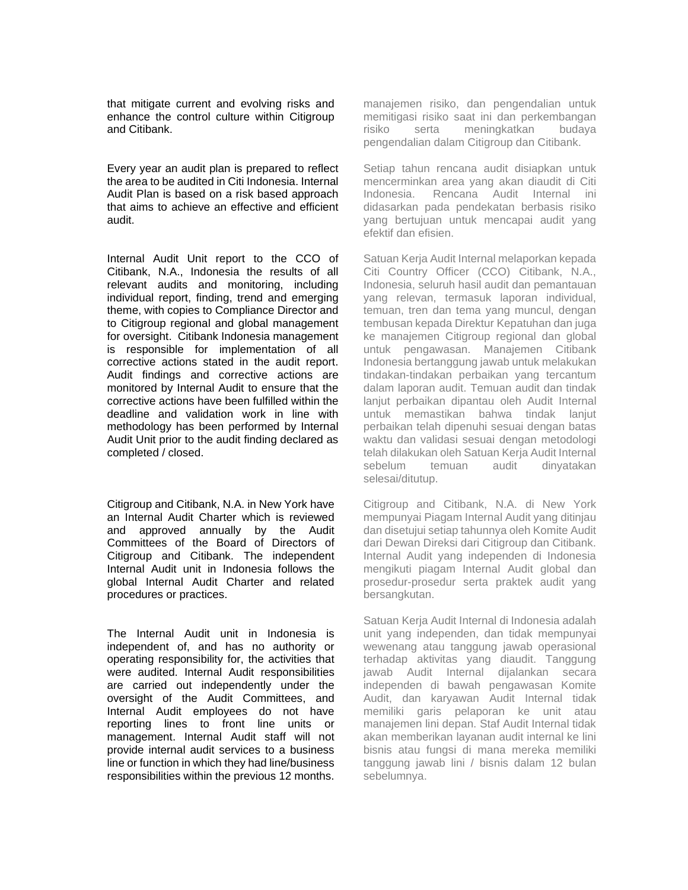that mitigate current and evolving risks and enhance the control culture within Citigroup and Citibank.

manajemen risiko, dan pengendalian untuk memitigasi risiko saat ini dan perkembangan risiko serta meningkatkan budaya pengendalian dalam Citigroup dan Citibank.

Every year an audit plan is prepared to reflect the area to be audited in Citi Indonesia. Internal Audit Plan is based on a risk based approach that aims to achieve an effective and efficient audit.

Setiap tahun rencana audit disiapkan untuk mencerminkan area yang akan diaudit di Citi Indonesia. Rencana Audit Internal ini didasarkan pada pendekatan berbasis risiko yang bertujuan untuk mencapai audit yang efektif dan efisien.

Internal Audit Unit report to the CCO of Citibank, N.A., Indonesia the results of all relevant audits and monitoring, including individual report, finding, trend and emerging theme, with copies to Compliance Director and to Citigroup regional and global management for oversight. Citibank Indonesia management is responsible for implementation of all corrective actions stated in the audit report. Audit findings and corrective actions are monitored by Internal Audit to ensure that the corrective actions have been fulfilled within the deadline and validation work in line with methodology has been performed by Internal Audit Unit prior to the audit finding declared as completed / closed.

Satuan Kerja Audit Internal melaporkan kepada Citi Country Officer (CCO) Citibank, N.A., Indonesia, seluruh hasil audit dan pemantauan yang relevan, termasuk laporan individual, temuan, tren dan tema yang muncul, dengan tembusan kepada Direktur Kepatuhan dan juga ke manajemen Citigroup regional dan global untuk pengawasan. Manajemen Citibank Indonesia bertanggung jawab untuk melakukan tindakan-tindakan perbaikan yang tercantum dalam laporan audit. Temuan audit dan tindak lanjut perbaikan dipantau oleh Audit Internal untuk memastikan bahwa tindak lanjut perbaikan telah dipenuhi sesuai dengan batas waktu dan validasi sesuai dengan metodologi telah dilakukan oleh Satuan Kerja Audit Internal sebelum temuan audit dinyatakan selesai/ditutup.

Citigroup and Citibank, N.A. in New York have an Internal Audit Charter which is reviewed and approved annually by the Audit Committees of the Board of Directors of Citigroup and Citibank. The independent Internal Audit unit in Indonesia follows the global Internal Audit Charter and related procedures or practices.

Citigroup and Citibank, N.A. di New York mempunyai Piagam Internal Audit yang ditinjau dan disetujui setiap tahunnya oleh Komite Audit dari Dewan Direksi dari Citigroup dan Citibank. Internal Audit yang independen di Indonesia mengikuti piagam Internal Audit global dan prosedur-prosedur serta praktek audit yang bersangkutan.

The Internal Audit unit in Indonesia is independent of, and has no authority or operating responsibility for, the activities that were audited. Internal Audit responsibilities are carried out independently under the oversight of the Audit Committees, and Internal Audit employees do not have reporting lines to front line units or management. Internal Audit staff will not provide internal audit services to a business line or function in which they had line/business responsibilities within the previous 12 months.

Satuan Kerja Audit Internal di Indonesia adalah unit yang independen, dan tidak mempunyai wewenang atau tanggung jawab operasional terhadap aktivitas yang diaudit. Tanggung jawab Audit Internal dijalankan secara independen di bawah pengawasan Komite Audit, dan karyawan Audit Internal tidak memiliki garis pelaporan ke unit atau manajemen lini depan. Staf Audit Internal tidak akan memberikan layanan audit internal ke lini bisnis atau fungsi di mana mereka memiliki tanggung jawab lini / bisnis dalam 12 bulan sebelumnya.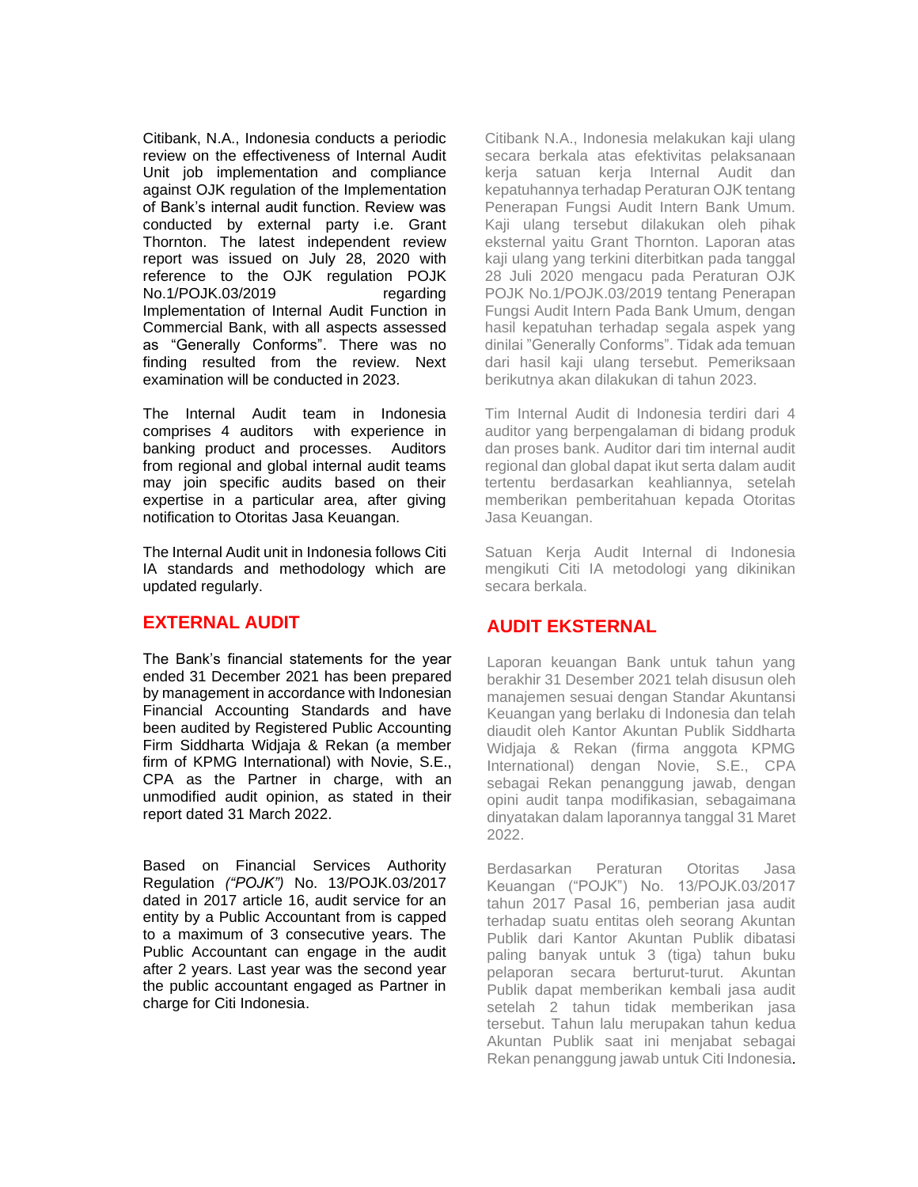Citibank, N.A., Indonesia conducts a periodic review on the effectiveness of Internal Audit Unit job implementation and compliance against OJK regulation of the Implementation of Bank's internal audit function. Review was conducted by external party i.e. Grant Thornton. The latest independent review report was issued on July 28, 2020 with reference to the OJK regulation POJK No.1/POJK.03/2019 regarding Implementation of Internal Audit Function in Commercial Bank, with all aspects assessed as "Generally Conforms". There was no finding resulted from the review. Next examination will be conducted in 2023.

The Internal Audit team in Indonesia comprises 4 auditors with experience in banking product and processes. Auditors from regional and global internal audit teams may join specific audits based on their expertise in a particular area, after giving notification to Otoritas Jasa Keuangan.

The Internal Audit unit in Indonesia follows Citi IA standards and methodology which are updated regularly.

## EXTERNAL AUDIT

The Bank's financial statements for the year ended 31 December 2021 has been prepared by management in accordance with Indonesian Financial Accounting Standards and have been audited by Registered Public Accounting Firm Siddharta Widjaja & Rekan (a member firm of KPMG International) with Novie, S.E., CPA as the Partner in charge, with an unmodified audit opinion, as stated in their report dated 31 March 2022.

Based on Financial Services Authority Regulation *("POJK")* No. 13/POJK.03/2017 dated in 2017 article 16, audit service for an entity by a Public Accountant from is capped to a maximum of 3 consecutive years. The Public Accountant can engage in the audit after 2 years. Last year was the second year the public accountant engaged as Partner in charge for Citi Indonesia.

Citibank N.A., Indonesia melakukan kaji ulang secara berkala atas efektivitas pelaksanaan kerja satuan kerja Internal Audit dan kepatuhannya terhadap Peraturan OJK tentang Penerapan Fungsi Audit Intern Bank Umum. Kaji ulang tersebut dilakukan oleh pihak eksternal yaitu Grant Thornton. Laporan atas kaji ulang yang terkini diterbitkan pada tanggal 28 Juli 2020 mengacu pada Peraturan OJK POJK No.1/POJK.03/2019 tentang Penerapan Fungsi Audit Intern Pada Bank Umum, dengan hasil kepatuhan terhadap segala aspek yang dinilai "Generally Conforms". Tidak ada temuan dari hasil kaji ulang tersebut. Pemeriksaan berikutnya akan dilakukan di tahun 2023.

Tim Internal Audit di Indonesia terdiri dari 4 auditor yang berpengalaman di bidang produk dan proses bank. Auditor dari tim internal audit regional dan global dapat ikut serta dalam audit tertentu berdasarkan keahliannya, setelah memberikan pemberitahuan kepada Otoritas Jasa Keuangan.

Satuan Kerja Audit Internal di Indonesia mengikuti Citi IA metodologi yang dikinikan secara berkala.

## AUDIT EKSTERNAL

Laporan keuangan Bank untuk tahun yang berakhir 31 Desember 2021 telah disusun oleh manajemen sesuai dengan Standar Akuntansi Keuangan yang berlaku di Indonesia dan telah diaudit oleh Kantor Akuntan Publik Siddharta Widjaja & Rekan (firma anggota KPMG International) dengan Novie, S.E., CPA sebagai Rekan penanggung jawab, dengan opini audit tanpa modifikasian, sebagaimana dinyatakan dalam laporannya tanggal 31 Maret 2022.

Berdasarkan Peraturan Otoritas Jasa Keuangan ("POJK") No. 13/POJK.03/2017 tahun 2017 Pasal 16, pemberian jasa audit terhadap suatu entitas oleh seorang Akuntan Publik dari Kantor Akuntan Publik dibatasi paling banyak untuk 3 (tiga) tahun buku pelaporan secara berturut-turut. Akuntan Publik dapat memberikan kembali jasa audit setelah 2 tahun tidak memberikan jasa tersebut. Tahun lalu merupakan tahun kedua Akuntan Publik saat ini menjabat sebagai Rekan penanggung jawab untuk Citi Indonesia.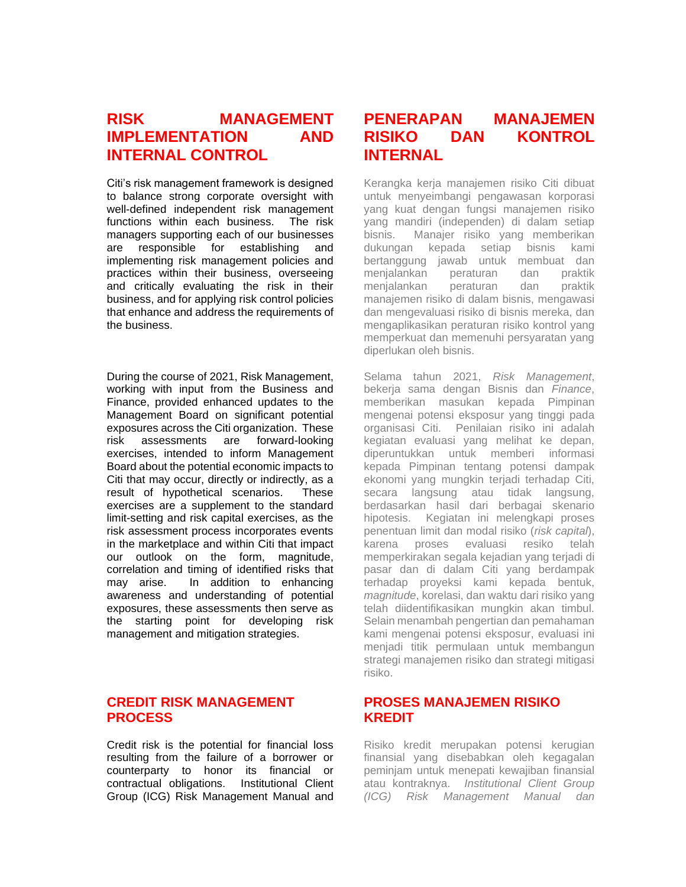## RISK MANAGEMENT IMPLEMENTATION AND INTERNAL CONTROL

Citi's risk management framework is designed to balance strong corporate oversight with well-defined independent risk management functions within each business. The risk managers supporting each of our businesses are responsible for establishing and implementing risk management policies and practices within their business, overseeing and critically evaluating the risk in their business, and for applying risk control policies that enhance and address the requirements of the business.

During the course of 2021, Risk Management, working with input from the Business and Finance, provided enhanced updates to the Management Board on significant potential exposures across the Citi organization. These risk assessments are forward-looking exercises, intended to inform Management Board about the potential economic impacts to Citi that may occur, directly or indirectly, as a result of hypothetical scenarios. These exercises are a supplement to the standard limit-setting and risk capital exercises, as the risk assessment process incorporates events in the marketplace and within Citi that impact our outlook on the form, magnitude, correlation and timing of identified risks that may arise. In addition to enhancing awareness and understanding of potential exposures, these assessments then serve as the starting point for developing risk management and mitigation strategies.

## PENERAPAN MANAJEMEN RISIKO DAN KONTROL INTERNAL

Kerangka kerja manajemen risiko Citi dibuat untuk menyeimbangi pengawasan korporasi yang kuat dengan fungsi manajemen risiko yang mandiri (independen) di dalam setiap bisnis. Manajer risiko yang memberikan dukungan kepada setiap bisnis kami bertanggung jawab untuk membuat dan menjalankan peraturan dan praktik menjalankan peraturan dan praktik manajemen risiko di dalam bisnis, mengawasi dan mengevaluasi risiko di bisnis mereka, dan mengaplikasikan peraturan risiko kontrol yang memperkuat dan memenuhi persyaratan yang diperlukan oleh bisnis.

Selama tahun 2021, *Risk Management*, bekerja sama dengan Bisnis dan *Finance*, memberikan masukan kepada Pimpinan mengenai potensi eksposur yang tinggi pada organisasi Citi. Penilaian risiko ini adalah kegiatan evaluasi yang melihat ke depan, diperuntukkan untuk memberi informasi kepada Pimpinan tentang potensi dampak ekonomi yang mungkin terjadi terhadap Citi, secara langsung atau tidak langsung, berdasarkan hasil dari berbagai skenario hipotesis. Kegiatan ini melengkapi proses penentuan limit dan modal risiko (*risk capital*), karena proses evaluasi resiko telah memperkirakan segala kejadian yang terjadi di pasar dan di dalam Citi yang berdampak terhadap proyeksi kami kepada bentuk, *magnitude*, korelasi, dan waktu dari risiko yang telah diidentifikasikan mungkin akan timbul. Selain menambah pengertian dan pemahaman kami mengenai potensi eksposur, evaluasi ini menjadi titik permulaan untuk membangun strategi manajemen risiko dan strategi mitigasi risiko.

## CREDIT RISK MANAGEMENT PROCESS

Credit risk is the potential for financial loss resulting from the failure of a borrower or counterparty to honor its financial or contractual obligations. Institutional Client Group (ICG) Risk Management Manual and

## PROSES MANAJEMEN RISIKO KREDIT

Risiko kredit merupakan potensi kerugian finansial yang disebabkan oleh kegagalan peminjam untuk menepati kewajiban finansial atau kontraknya. *Institutional Client Group (ICG) Risk Management Manual* dan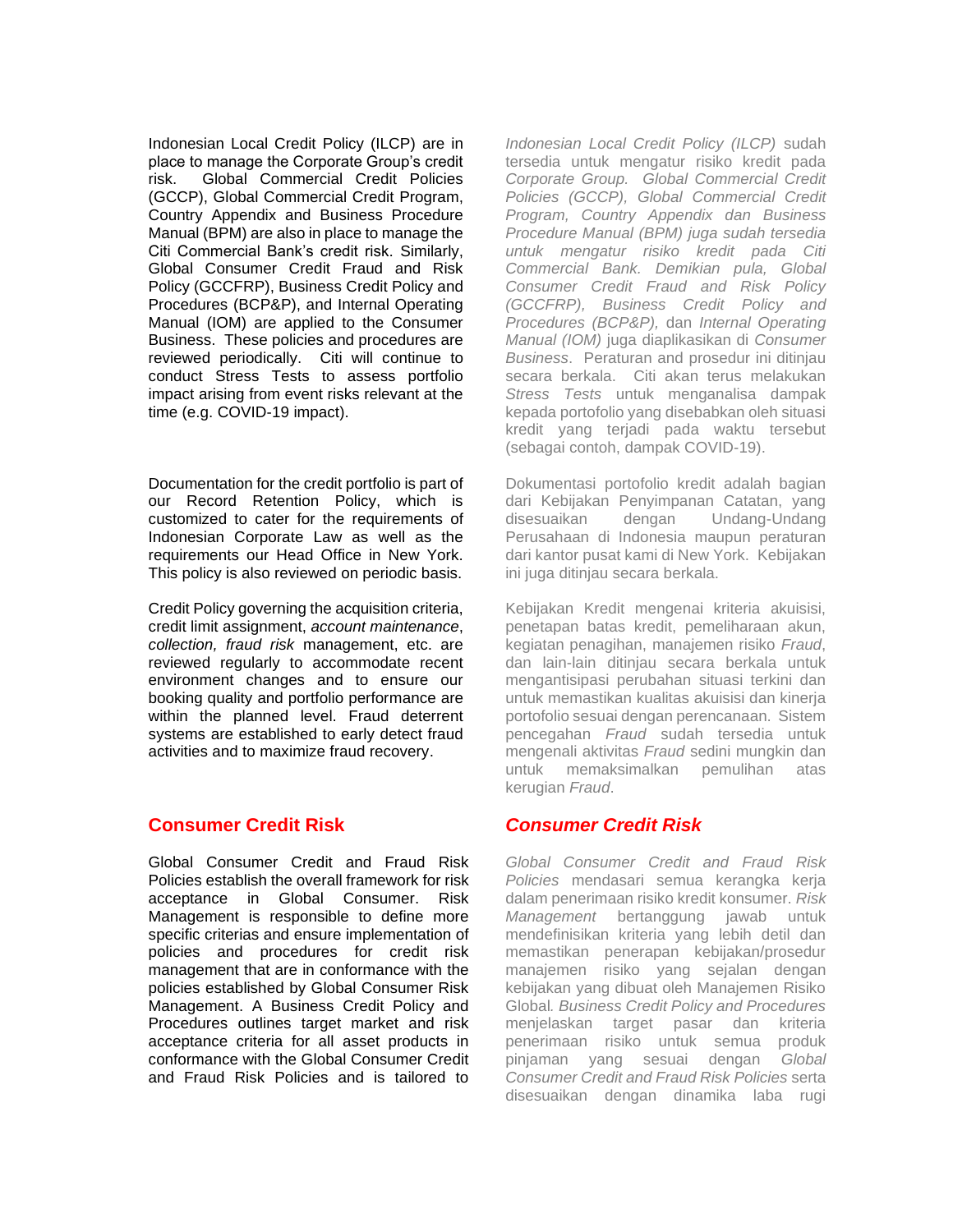Indonesian Local Credit Policy (ILCP) are in place to manage the Corporate Group's credit risk. Global Commercial Credit Policies (GCCP), Global Commercial Credit Program, Country Appendix and Business Procedure Manual (BPM) are also in place to manage the Citi Commercial Bank's credit risk. Similarly, Global Consumer Credit Fraud and Risk Policy (GCCFRP), Business Credit Policy and Procedures (BCP&P), and Internal Operating Manual (IOM) are applied to the Consumer Business. These policies and procedures are reviewed periodically. Citi will continue to conduct Stress Tests to assess portfolio impact arising from event risks relevant at the time (e.g. COVID-19 impact).

*Indonesian Local Credit Policy (ILCP)* sudah tersedia untuk mengatur risiko kredit pada *Corporate Group. Global Commercial Credit Policies (GCCP), Global Commercial Credit Program, Country Appendix dan Business Procedure Manual (BPM) juga sudah tersedia untuk mengatur risiko kredit pada Citi Commercial Bank. Demikian pula, Global Consumer Credit Fraud and Risk Policy (GCCFRP), Business Credit Policy and Procedures (BCP&P),* dan *Internal Operating Manual (IOM)* juga diaplikasikan di *Consumer Business*. Peraturan and prosedur ini ditinjau secara berkala. Citi akan terus melakukan *Stress Tests* untuk menganalisa dampak kepada portofolio yang disebabkan oleh situasi kredit yang terjadi pada waktu tersebut (sebagai contoh, dampak COVID-19).

Documentation for the credit portfolio is part of our Record Retention Policy, which is customized to cater for the requirements of Indonesian Corporate Law as well as the requirements our Head Office in New York. This policy is also reviewed on periodic basis.

Dokumentasi portofolio kredit adalah bagian dari Kebijakan Penyimpanan Catatan, yang disesuaikan dengan Undang-Undang Perusahaan di Indonesia maupun peraturan dari kantor pusat kami di New York. Kebijakan ini juga ditinjau secara berkala.

Credit Policy governing the acquisition criteria, credit limit assignment, *account maintenance*, *collection, fraud risk* management, etc. are reviewed regularly to accommodate recent environment changes and to ensure our booking quality and portfolio performance are within the planned level. Fraud deterrent systems are established to early detect fraud activities and to maximize fraud recovery.

Kebijakan Kredit mengenai kriteria akuisisi, penetapan batas kredit, pemeliharaan akun, kegiatan penagihan, manajemen risiko *Fraud*, dan lain-lain ditinjau secara berkala untuk mengantisipasi perubahan situasi terkini dan untuk memastikan kualitas akuisisi dan kinerja portofolio sesuai dengan perencanaan. Sistem pencegahan *Fraud* sudah tersedia untuk mengenali aktivitas *Fraud* sedini mungkin dan untuk memaksimalkan pemulihan atas kerugian *Fraud*.

## Consumer Credit Risk

Global Consumer Credit and Fraud Risk Policies establish the overall framework for risk acceptance in Global Consumer. Risk Management is responsible to define more specific criterias and ensure implementation of policies and procedures for credit risk management that are in conformance with the policies established by Global Consumer Risk Management. A Business Credit Policy and Procedures outlines target market and risk acceptance criteria for all asset products in conformance with the Global Consumer Credit and Fraud Risk Policies and is tailored to

## *Consumer Credit Risk*

*Global Consumer Credit and Fraud Risk Policies* mendasari semua kerangka kerja dalam penerimaan risiko kredit konsumer. *Risk Management* bertanggung jawab untuk mendefinisikan kriteria yang lebih detil dan memastikan penerapan kebijakan/prosedur manajemen risiko yang sejalan dengan kebijakan yang dibuat oleh Manajemen Risiko Global. *Business Credit Policy and Procedures* menjelaskan target pasar dan kriteria penerimaan risiko untuk semua produk pinjaman yang sesuai dengan *Global Consumer Credit and Fraud Risk Policies* serta disesuaikan dengan dinamika laba rugi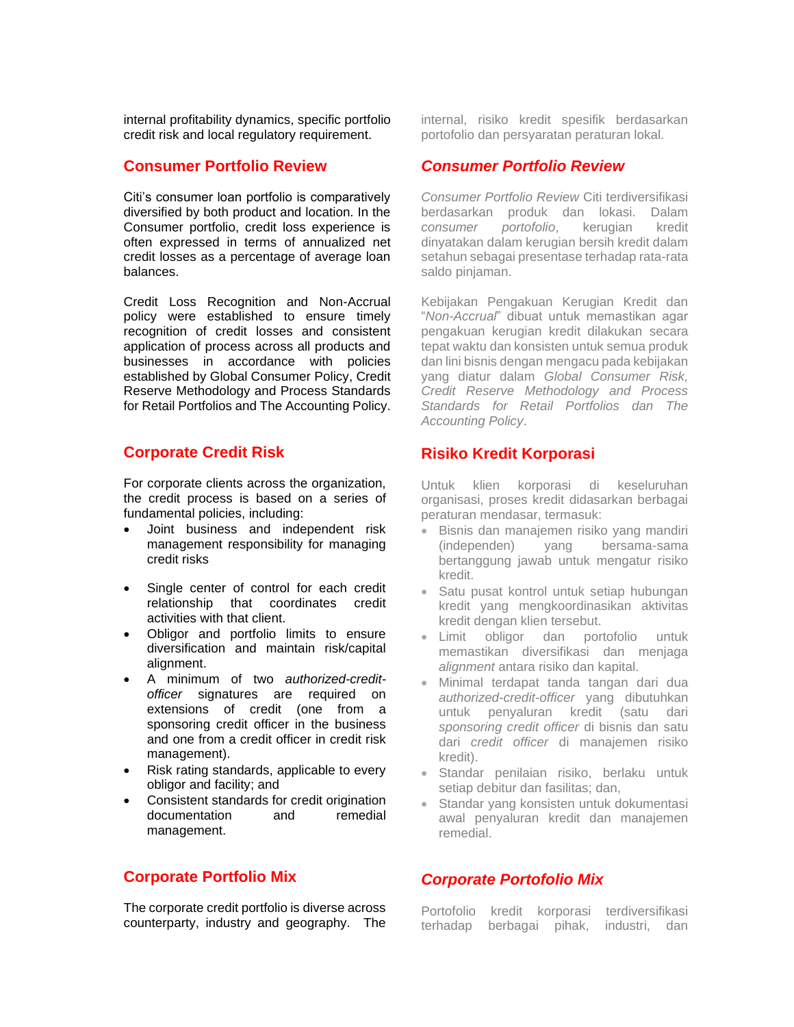internal profitability dynamics, specific portfolio credit risk and local regulatory requirement.

## Consumer Portfolio Review

Citi's consumer loan portfolio is comparatively diversified by both product and location. In the Consumer portfolio, credit loss experience is often expressed in terms of annualized net credit losses as a percentage of average loan balances.

Credit Loss Recognition and Non-Accrual policy were established to ensure timely recognition of credit losses and consistent application of process across all products and businesses in accordance with policies established by Global Consumer Policy, Credit Reserve Methodology and Process Standards for Retail Portfolios and The Accounting Policy.

## Corporate Credit Risk

For corporate clients across the organization, the credit process is based on a series of fundamental policies, including:

- Joint business and independent risk management responsibility for managing credit risks
- Single center of control for each credit relationship that coordinates credit activities with that client.
- Obligor and portfolio limits to ensure diversification and maintain risk/capital alignment.
- A minimum of two *authorized-credit-officer* signatures are required on extensions of credit (one from a sponsoring credit officer in the business and one from a credit officer in credit risk management).
- Risk rating standards, applicable to every obligor and facility; and
- Consistent standards for credit origination documentation and remedial management.

## Corporate Portfolio Mix

The corporate credit portfolio is diverse across counterparty, industry and geography. The

internal, risiko kredit spesifik berdasarkan portofolio dan persyaratan peraturan lokal.

## *Consumer Portfolio Review*

*Consumer Portfolio Review* Citi terdiversifikasi berdasarkan produk dan lokasi. Dalam *consumer portofolio*, kerugian kredit dinyatakan dalam kerugian bersih kredit dalam setahun sebagai presentase terhadap rata-rata saldo pinjaman.

Kebijakan Pengakuan Kerugian Kredit dan "*Non-Accrual*" dibuat untuk memastikan agar pengakuan kerugian kredit dilakukan secara tepat waktu dan konsisten untuk semua produk dan lini bisnis dengan mengacu pada kebijakan yang diatur dalam *Global Consumer Risk, Credit Reserve Methodology and Process Standards for Retail Portfolios* dan *The Accounting Policy*.

## Risiko Kredit Korporasi

Untuk klien korporasi di keseluruhan organisasi, proses kredit didasarkan berbagai peraturan mendasar, termasuk:

- Bisnis dan manajemen risiko yang mandiri (independen) yang bersama-sama bertanggung jawab untuk mengatur risiko kredit.
- Satu pusat kontrol untuk setiap hubungan kredit yang mengkoordinasikan aktivitas kredit dengan klien tersebut.
- Limit obligor dan portofolio untuk memastikan diversifikasi dan menjaga *alignment* antara risiko dan kapital.
- Minimal terdapat tanda tangan dari dua *authorized-credit-officer* yang dibutuhkan untuk penyaluran kredit (satu dari *sponsoring credit officer* di bisnis dan satu dari *credit officer* di manajemen risiko kredit).
- Standar penilaian risiko, berlaku untuk setiap debitur dan fasilitas; dan,
- Standar yang konsisten untuk dokumentasi awal penyaluran kredit dan manajemen remedial.

## *Corporate Portofolio Mix*

Portofolio kredit korporasi terdiversifikasi terhadap berbagai pihak, industri, dan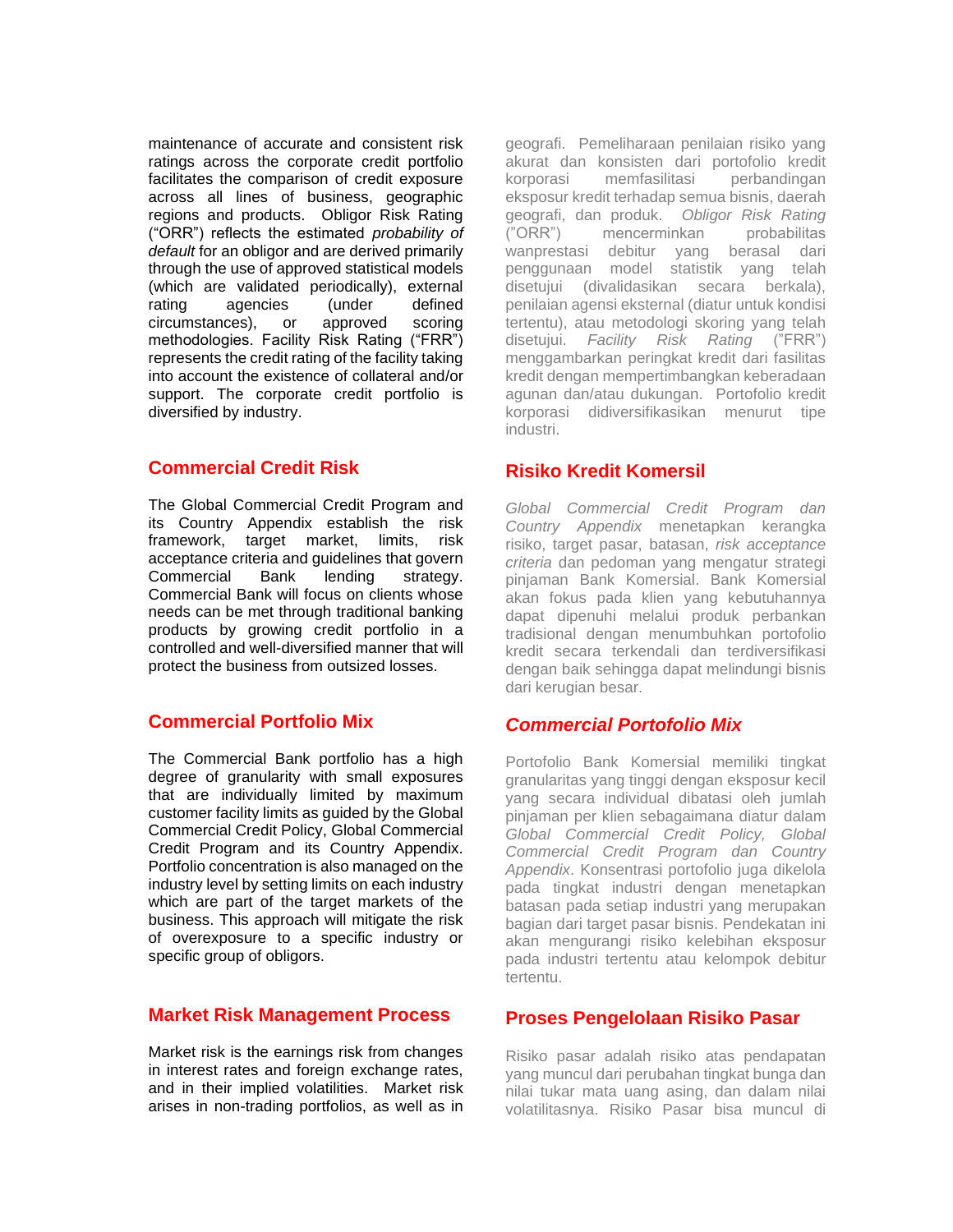maintenance of accurate and consistent risk ratings across the corporate credit portfolio facilitates the comparison of credit exposure across all lines of business, geographic regions and products. Obligor Risk Rating ("ORR") reflects the estimated *probability of default* for an obligor and are derived primarily through the use of approved statistical models (which are validated periodically), external rating agencies (under defined circumstances), or approved scoring methodologies. Facility Risk Rating ("FRR") represents the credit rating of the facility taking into account the existence of collateral and/or support. The corporate credit portfolio is diversified by industry.

## Commercial Credit Risk

The Global Commercial Credit Program and its Country Appendix establish the risk framework, target market, limits, risk acceptance criteria and guidelines that govern Commercial Bank lending strategy. Commercial Bank will focus on clients whose needs can be met through traditional banking products by growing credit portfolio in a controlled and well-diversified manner that will protect the business from outsized losses.

## Commercial Portfolio Mix

The Commercial Bank portfolio has a high degree of granularity with small exposures that are individually limited by maximum customer facility limits as guided by the Global Commercial Credit Policy, Global Commercial Credit Program and its Country Appendix. Portfolio concentration is also managed on the industry level by setting limits on each industry which are part of the target markets of the business. This approach will mitigate the risk of overexposure to a specific industry or specific group of obligors.

## Market Risk Management Process

Market risk is the earnings risk from changes in interest rates and foreign exchange rates, and in their implied volatilities. Market risk arises in non-trading portfolios, as well as in

geografi. Pemeliharaan penilaian risiko yang akurat dan konsisten dari portofolio kredit korporasi memfasilitasi perbandingan eksposur kredit terhadap semua bisnis, daerah geografi, dan produk. *Obligor Risk Rating* ("ORR") mencerminkan probabilitas wanprestasi debitur yang berasal dari penggunaan model statistik yang telah disetujui (divalidasikan secara berkala), penilaian agensi eksternal (diatur untuk kondisi tertentu), atau metodologi skoring yang telah disetujui. *Facility Risk Rating* ("FRR") menggambarkan peringkat kredit dari fasilitas kredit dengan mempertimbangkan keberadaan agunan dan/atau dukungan. Portofolio kredit korporasi didiversifikasikan menurut tipe industri.

## Risiko Kredit Komersil

*Global Commercial Credit Program dan Country Appendix* menetapkan kerangka risiko, target pasar, batasan, *risk acceptance criteria* dan pedoman yang mengatur strategi pinjaman Bank Komersial. Bank Komersial akan fokus pada klien yang kebutuhannya dapat dipenuhi melalui produk perbankan tradisional dengan menumbuhkan portofolio kredit secara terkendali dan terdiversifikasi dengan baik sehingga dapat melindungi bisnis dari kerugian besar.

## *Commercial Portofolio Mix*

Portofolio Bank Komersial memiliki tingkat granularitas yang tinggi dengan eksposur kecil yang secara individual dibatasi oleh jumlah pinjaman per klien sebagaimana diatur dalam *Global Commercial Credit Policy, Global Commercial Credit Program dan Country Appendix*. Konsentrasi portofolio juga dikelola pada tingkat industri dengan menetapkan batasan pada setiap industri yang merupakan bagian dari target pasar bisnis. Pendekatan ini akan mengurangi risiko kelebihan eksposur pada industri tertentu atau kelompok debitur tertentu.

## Proses Pengelolaan Risiko Pasar

Risiko pasar adalah risiko atas pendapatan yang muncul dari perubahan tingkat bunga dan nilai tukar mata uang asing, dan dalam nilai volatilitasnya. Risiko Pasar bisa muncul di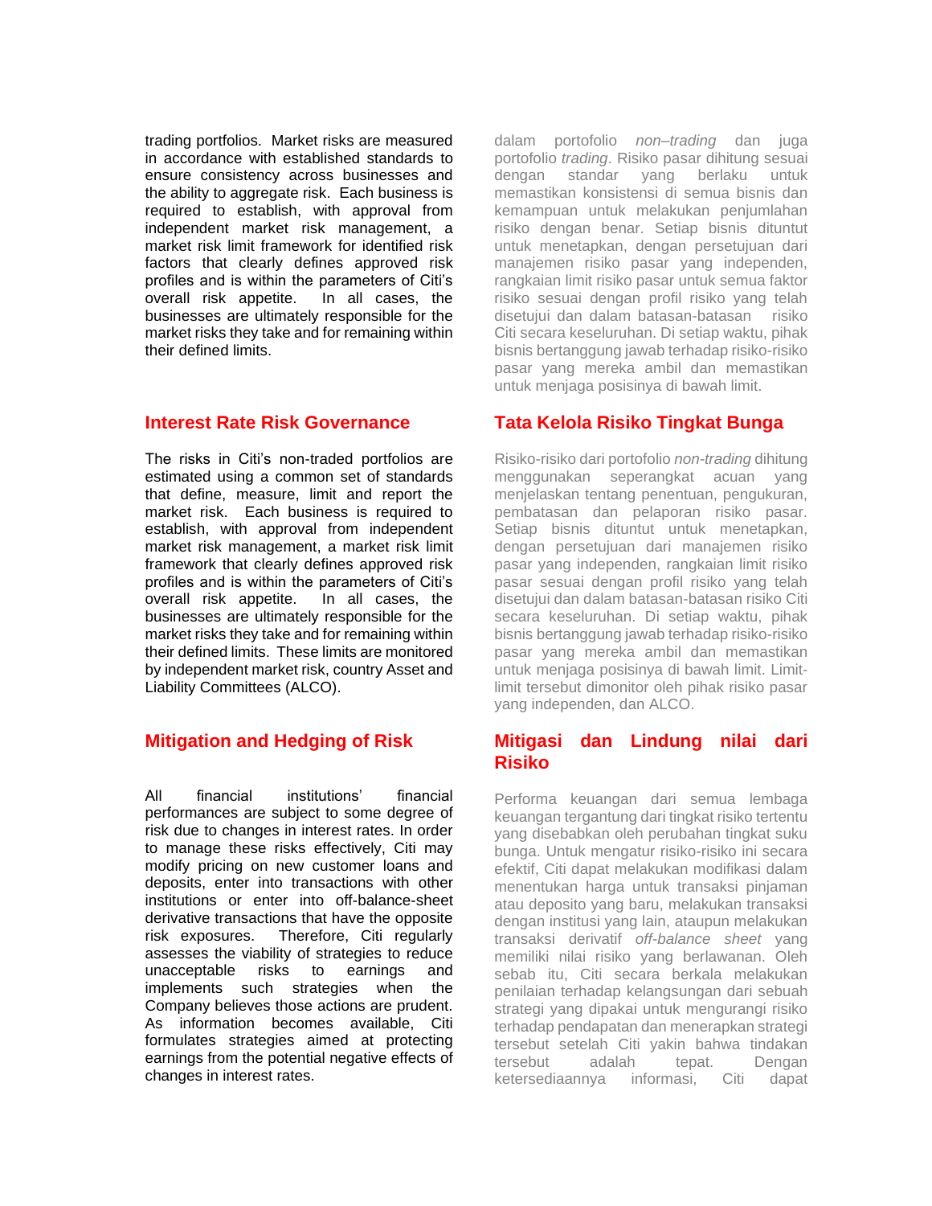trading portfolios. Market risks are measured in accordance with established standards to ensure consistency across businesses and the ability to aggregate risk. Each business is required to establish, with approval from independent market risk management, a market risk limit framework for identified risk factors that clearly defines approved risk profiles and is within the parameters of Citi's overall risk appetite. In all cases, the businesses are ultimately responsible for the market risks they take and for remaining within their defined limits.

dalam portofolio *non–trading* dan juga portofolio *trading*. Risiko pasar dihitung sesuai dengan standar yang berlaku untuk memastikan konsistensi di semua bisnis dan kemampuan untuk melakukan penjumlahan risiko dengan benar. Setiap bisnis dituntut untuk menetapkan, dengan persetujuan dari manajemen risiko pasar yang independen, rangkaian limit risiko pasar untuk semua faktor risiko sesuai dengan profil risiko yang telah disetujui dan dalam batasan-batasan risiko Citi secara keseluruhan. Di setiap waktu, pihak bisnis bertanggung jawab terhadap risiko-risiko pasar yang mereka ambil dan memastikan untuk menjaga posisinya di bawah limit.

## Interest Rate Risk Governance

The risks in Citi's non-traded portfolios are estimated using a common set of standards that define, measure, limit and report the market risk. Each business is required to establish, with approval from independent market risk management, a market risk limit framework that clearly defines approved risk profiles and is within the parameters of Citi's overall risk appetite. In all cases, the businesses are ultimately responsible for the market risks they take and for remaining within their defined limits. These limits are monitored by independent market risk, country Asset and Liability Committees (ALCO).

## Tata Kelola Risiko Tingkat Bunga

Risiko-risiko dari portofolio *non-trading* dihitung menggunakan seperangkat standar acuan yang menjelaskan tentang penentuan, pengukuran, pembatasan dan pelaporan risiko pasar. Setiap bisnis dituntut untuk menetapkan, dengan persetujuan dari manajemen risiko pasar yang independen, rangkaian limit risiko pasar sesuai dengan profil risiko yang telah disetujui dan dalam batasan-batasan risiko Citi secara keseluruhan. Di setiap waktu, pihak bisnis bertanggung jawab terhadap risiko-risiko pasar yang mereka ambil dan memastikan untuk menjaga posisinya di bawah limit. Limit-limit tersebut dimonitor oleh pihak risiko pasar yang independen, dan ALCO.

## Mitigation and Hedging of Risk

All financial institutions' financial performances are subject to some degree of risk due to changes in interest rates. In order to manage these risks effectively, Citi may modify pricing on new customer loans and deposits, enter into transactions with other institutions or enter into off-balance-sheet derivative transactions that have the opposite risk exposures. Therefore, Citi regularly assesses the viability of strategies to reduce unacceptable risks to earnings and implements such strategies when the Company believes those actions are prudent. As information becomes available, Citi formulates strategies aimed at protecting earnings from the potential negative effects of changes in interest rates.

## Mitigasi dan Lindung nilai dari Risiko

Performa keuangan dari semua lembaga keuangan tergantung dari tingkat risiko tertentu yang disebabkan oleh perubahan tingkat suku bunga. Untuk mengatur risiko-risiko ini secara efektif, Citi dapat melakukan modifikasi dalam menentukan harga untuk transaksi pinjaman atau deposito yang baru, melakukan transaksi dengan institusi yang lain, ataupun melakukan transaksi derivatif *off-balance sheet* yang memiliki nilai risiko yang berlawanan. Oleh sebab itu, Citi secara berkala melakukan penilaian terhadap kelangsungan dari sebuah strategi yang dipakai untuk mengurangi risiko terhadap pendapatan dan menerapkan strategi tersebut setelah Citi yakin bahwa tindakan tersebut adalah tepat. Dengan ketersediaannya informasi, Citi dapat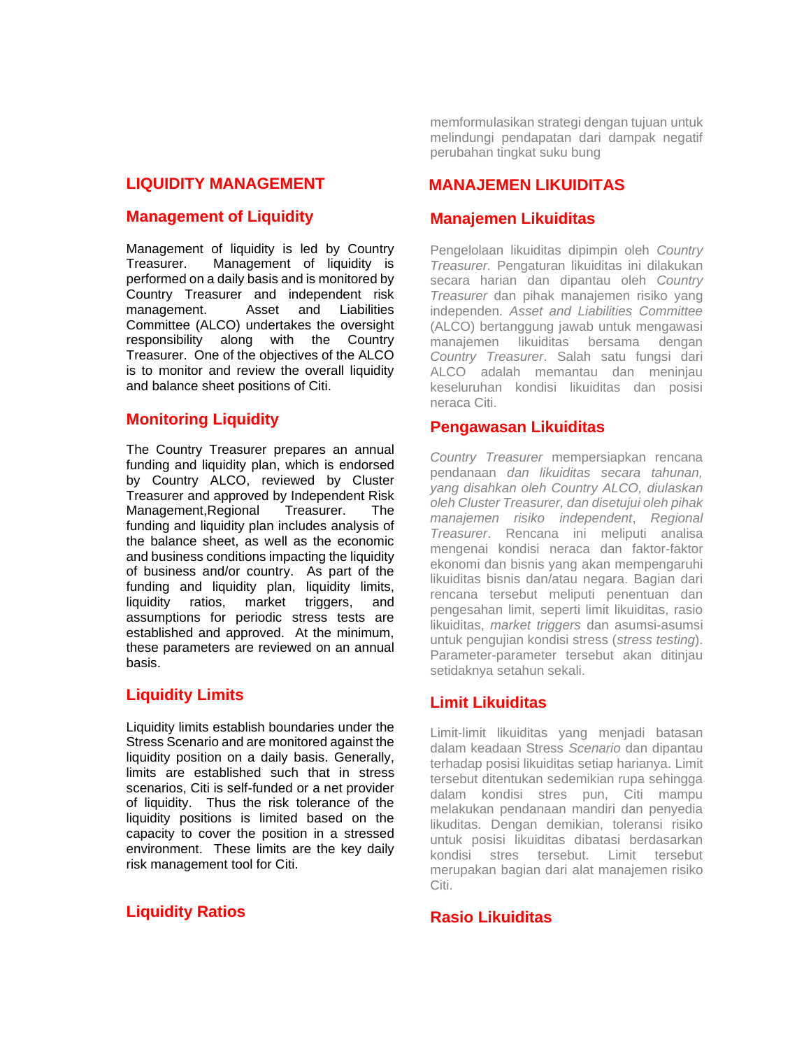memformulasikan strategi dengan tujuan untuk melindungi pendapatan dari dampak negatif perubahan tingkat suku bung

## LIQUIDITY MANAGEMENT

### Management of Liquidity

Management of liquidity is led by Country Treasurer. Management of liquidity is performed on a daily basis and is monitored by Country Treasurer and independent risk management. Asset and Liabilities Committee (ALCO) undertakes the oversight responsibility along with the Country Treasurer. One of the objectives of the ALCO is to monitor and review the overall liquidity and balance sheet positions of Citi.

### Monitoring Liquidity

The Country Treasurer prepares an annual funding and liquidity plan, which is endorsed by Country ALCO, reviewed by Cluster Treasurer and approved by Independent Risk Management,Regional Treasurer. The funding and liquidity plan includes analysis of the balance sheet, as well as the economic and business conditions impacting the liquidity of business and/or country. As part of the funding and liquidity plan, liquidity limits, liquidity ratios, market triggers, and assumptions for periodic stress tests are established and approved. At the minimum, these parameters are reviewed on an annual basis.

### Liquidity Limits

Liquidity limits establish boundaries under the Stress Scenario and are monitored against the liquidity position on a daily basis. Generally, limits are established such that in stress scenarios, Citi is self-funded or a net provider of liquidity. Thus the risk tolerance of the liquidity positions is limited based on the capacity to cover the position in a stressed environment. These limits are the key daily risk management tool for Citi.

### Liquidity Ratios

## MANAJEMEN LIKUIDITAS

### Manajemen Likuiditas

Pengelolaan likuiditas dipimpin oleh *Country Treasurer*. Pengaturan likuiditas ini dilakukan secara harian dan dipantau oleh *Country Treasurer* dan pihak manajemen risiko yang independen. *Asset and Liabilities Committee* (ALCO) bertanggung jawab untuk mengawasi manajemen likuiditas bersama dengan *Country Treasurer*. Salah satu fungsi dari ALCO adalah memantau dan meninjau keseluruhan kondisi likuiditas dan posisi neraca Citi.

### Pengawasan Likuiditas

*Country Treasurer* mempersiapkan rencana pendanaan *dan likuiditas secara tahunan, yang disahkan oleh Country ALCO, diulaskan oleh Cluster Treasurer, dan disetujui oleh pihak manajemen risiko independent*, *Regional Treasurer*. Rencana ini meliputi analisa mengenai kondisi neraca dan faktor-faktor ekonomi dan bisnis yang akan mempengaruhi likuiditas bisnis dan/atau negara. Bagian dari rencana tersebut meliputi penentuan dan pengesahan limit, seperti limit likuiditas, rasio likuiditas, *market triggers* dan asumsi-asumsi untuk pengujian kondisi stress (*stress testing*). Parameter-parameter tersebut akan ditinjau setidaknya setahun sekali.

### Limit Likuiditas

Limit-limit likuiditas yang menjadi batasan dalam keadaan Stress *Scenario* dan dipantau terhadap posisi likuiditas setiap harianya. Limit tersebut ditentukan sedemikian rupa sehingga dalam kondisi stres pun, Citi mampu melakukan pendanaan mandiri dan penyedia likuditas. Dengan demikian, toleransi risiko untuk posisi likuiditas dibatasi berdasarkan kondisi stres tersebut. Limit tersebut merupakan bagian dari alat manajemen risiko Citi.

### Rasio Likuiditas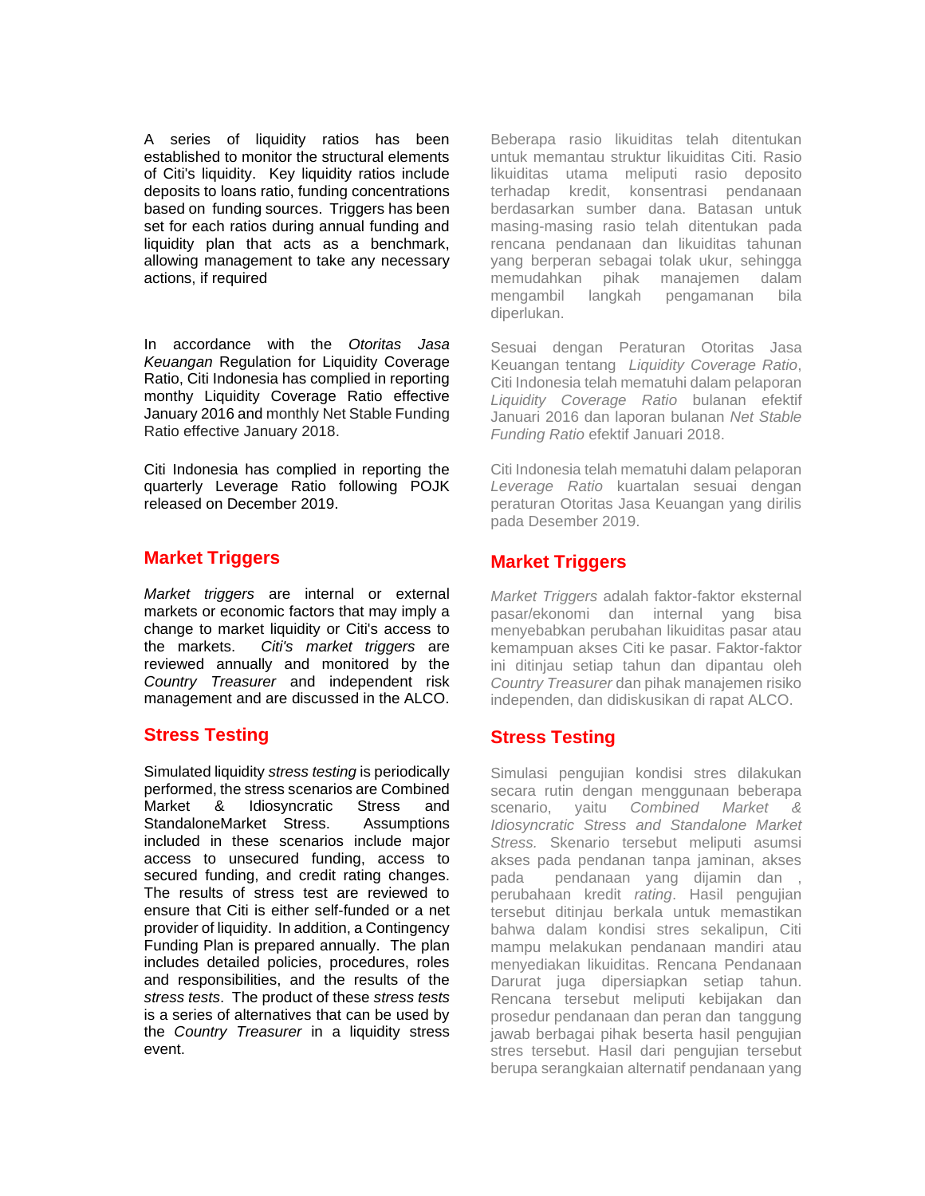A series of liquidity ratios has been established to monitor the structural elements of Citi's liquidity. Key liquidity ratios include deposits to loans ratio, funding concentrations based on funding sources. Triggers has been set for each ratios during annual funding and liquidity plan that acts as a benchmark, allowing management to take any necessary actions, if required

In accordance with the *Otoritas Jasa Keuangan* Regulation for Liquidity Coverage Ratio, Citi Indonesia has complied in reporting monthy Liquidity Coverage Ratio effective January 2016 and monthly Net Stable Funding Ratio effective January 2018.

Citi Indonesia has complied in reporting the quarterly Leverage Ratio following POJK released on December 2019.

## Market Triggers

*Market triggers* are internal or external markets or economic factors that may imply a change to market liquidity or Citi's access to the markets. *Citi's market triggers* are reviewed annually and monitored by the *Country Treasurer* and independent risk management and are discussed in the ALCO.

## Stress Testing

Simulated liquidity *stress testing* is periodically performed, the stress scenarios are Combined Market & Idiosyncratic Stress and StandaloneMarket Stress. Assumptions included in these scenarios include major access to unsecured funding, access to secured funding, and credit rating changes. The results of stress test are reviewed to ensure that Citi is either self-funded or a net provider of liquidity. In addition, a Contingency Funding Plan is prepared annually. The plan includes detailed policies, procedures, roles and responsibilities, and the results of the *stress tests*. The product of these *stress tests* is a series of alternatives that can be used by the *Country Treasurer* in a liquidity stress event.

Beberapa rasio likuiditas telah ditentukan untuk memantau struktur likuiditas Citi. Rasio likuiditas utama meliputi rasio deposito terhadap kredit, konsentrasi pendanaan berdasarkan sumber dana. Batasan untuk masing-masing rasio telah ditentukan pada rencana pendanaan dan likuiditas tahunan yang berperan sebagai tolak ukur, sehingga memudahkan pihak manajemen dalam mengambil langkah pengamanan bila diperlukan.

Sesuai dengan Peraturan Otoritas Jasa Keuangan tentang *Liquidity Coverage Ratio*, Citi Indonesia telah mematuhi dalam pelaporan *Liquidity Coverage Ratio* bulanan efektif Januari 2016 dan laporan bulanan *Net Stable Funding Ratio* efektif Januari 2018.

Citi Indonesia telah mematuhi dalam pelaporan *Leverage Ratio* kuartalan sesuai dengan peraturan Otoritas Jasa Keuangan yang dirilis pada Desember 2019.

## Market Triggers

*Market Triggers* adalah faktor-faktor eksternal pasar/ekonomi dan internal yang bisa menyebabkan perubahan likuiditas pasar atau kemampuan akses Citi ke pasar. Faktor-faktor ini ditinjau setiap tahun dan dipantau oleh *Country Treasurer* dan pihak manajemen risiko independen, dan didiskusikan di rapat ALCO.

## Stress Testing

Simulasi pengujian kondisi stres dilakukan secara rutin dengan menggunaan beberapa scenario, yaitu *Combined Market & Idiosyncratic Stress and Standalone Market Stress.* Skenario tersebut meliputi asumsi akses pada pendanan tanpa jaminan, akses pada pendanaan yang dijamin dan , perubahaan kredit *rating*. Hasil pengujian tersebut ditinjau berkala untuk memastikan bahwa dalam kondisi stres sekalipun, Citi mampu melakukan pendanaan mandiri atau menyediakan likuiditas. Rencana Pendanaan Darurat juga dipersiapkan setiap tahun. Rencana tersebut meliputi kebijakan dan prosedur pendanaan dan peran dan tanggung jawab berbagai pihak beserta hasil pengujian stres tersebut. Hasil dari pengujian tersebut berupa serangkaian alternatif pendanaan yang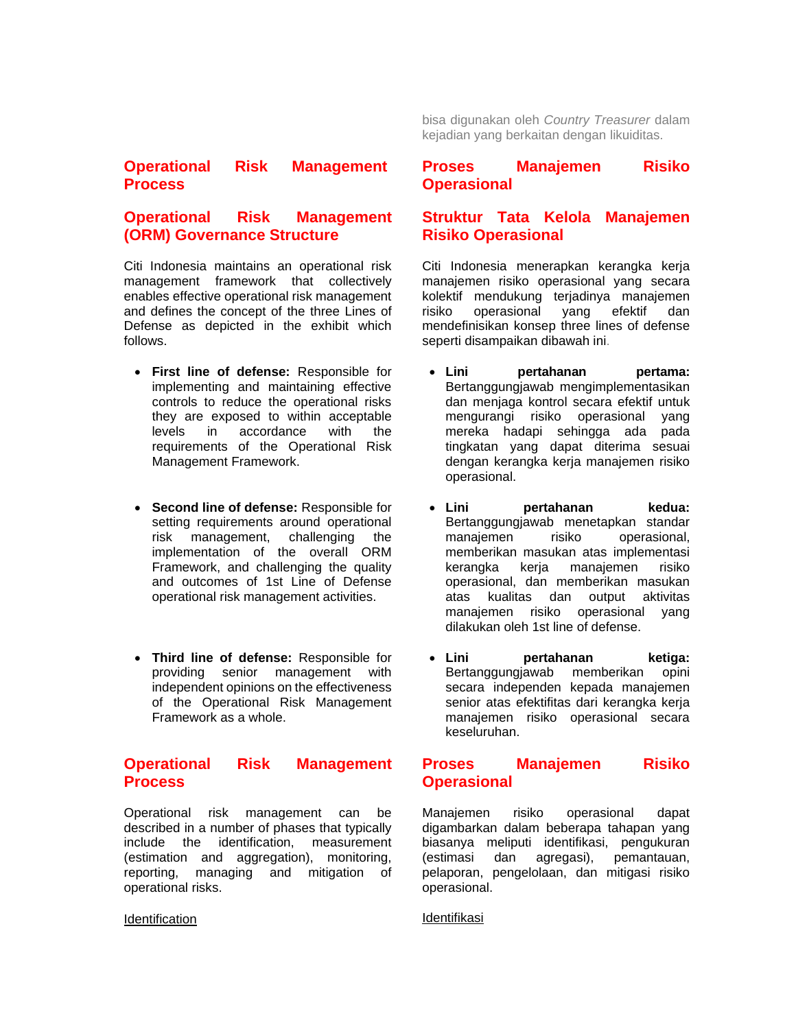bisa digunakan oleh *Country Treasurer* dalam kejadian yang berkaitan dengan likuiditas.

## Operational Risk Management Process

### Operational Risk Management (ORM) Governance Structure

Citi Indonesia maintains an operational risk management framework that collectively enables effective operational risk management and defines the concept of the three Lines of Defense as depicted in the exhibit which follows.

- **First line of defense:** Responsible for implementing and maintaining effective controls to reduce the operational risks they are exposed to within acceptable levels in accordance with the requirements of the Operational Risk Management Framework.

- **Second line of defense:** Responsible for setting requirements around operational risk management, challenging the implementation of the overall ORM Framework, and challenging the quality and outcomes of 1st Line of Defense operational risk management activities.

- **Third line of defense:** Responsible for providing senior management with independent opinions on the effectiveness of the Operational Risk Management Framework as a whole.

### Operational Risk Management Process

Operational risk management can be described in a number of phases that typically include the identification, measurement (estimation and aggregation), monitoring, reporting, managing and mitigation of operational risks.

Identification

## Proses Manajemen Risiko Operasional

### Struktur Tata Kelola Manajemen Risiko Operasional

Citi Indonesia menerapkan kerangka kerja manajemen risiko operasional yang secara kolektif mendukung terjadinya manajemen risiko operasional yang efektif dan mendefinisikan konsep three lines of defense seperti disampaikan dibawah ini.

- **Lini pertahanan pertama:** Bertanggungjawab mengimplementasikan dan menjaga kontrol secara efektif untuk mengurangi risiko operasional yang mereka hadapi sehingga ada pada tingkatan yang dapat diterima sesuai dengan kerangka kerja manajemen risiko operasional.

- **Lini pertahanan kedua:** Bertanggungjawab menetapkan standar manajemen risiko operasional, memberikan masukan atas implementasi kerangka kerja manajemen risiko operasional, dan memberikan masukan atas kualitas dan output aktivitas manajemen risiko operasional yang dilakukan oleh 1st line of defense.

- **Lini pertahanan ketiga:** Bertanggungjawab memberikan opini secara independen kepada manajemen senior atas efektifitas dari kerangka kerja manajemen risiko operasional secara keseluruhan.

### Proses Manajemen Risiko Operasional

Manajemen risiko operasional dapat digambarkan dalam beberapa tahapan yang biasanya meliputi identifikasi, pengukuran (estimasi dan agregasi), pemantauan, pelaporan, pengelolaan, dan mitigasi risiko operasional.

Identifikasi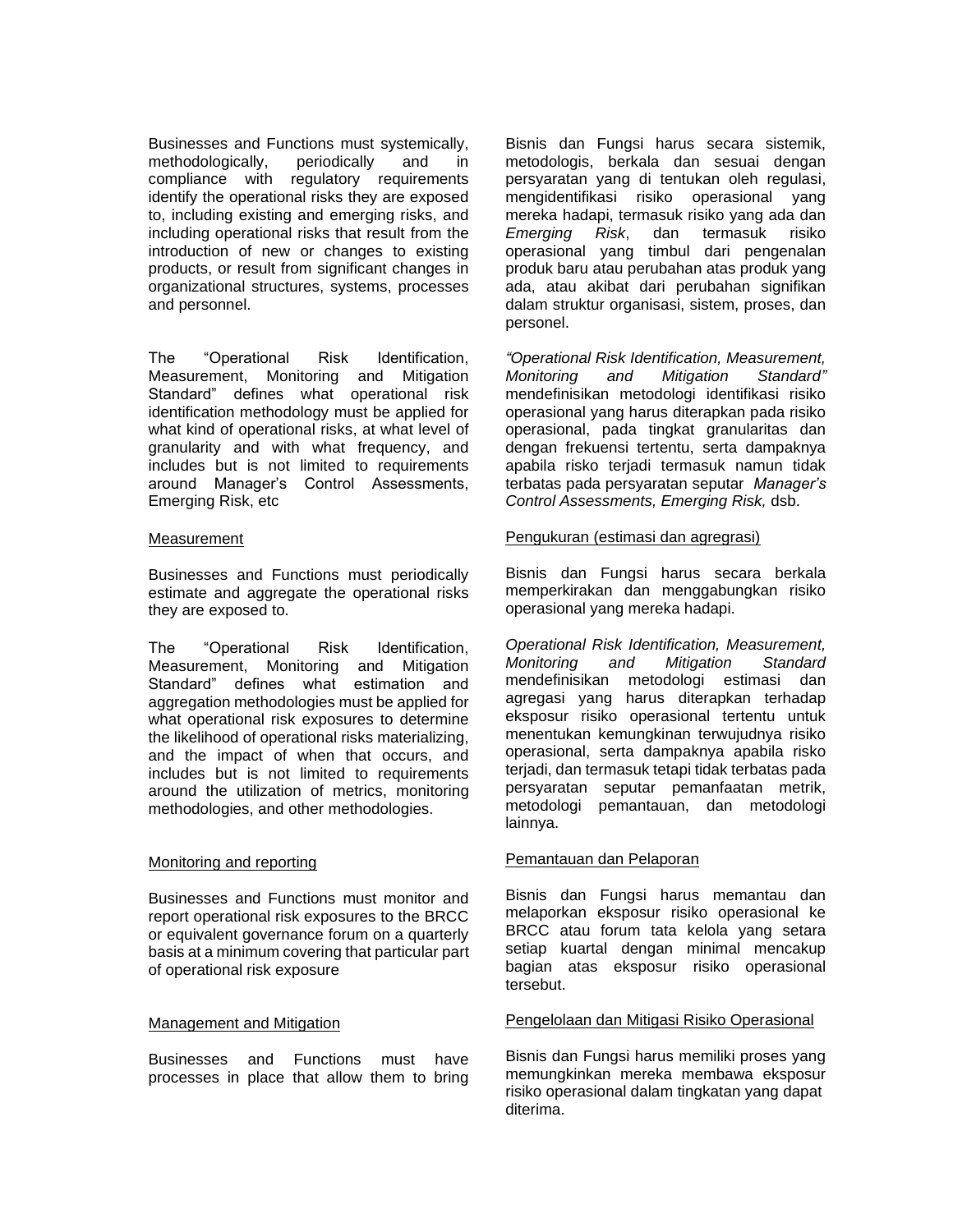Businesses and Functions must systemically, methodologically, periodically and in compliance with regulatory requirements identify the operational risks they are exposed to, including existing and emerging risks, and including operational risks that result from the introduction of new or changes to existing products, or result from significant changes in organizational structures, systems, processes and personnel.

Bisnis dan Fungsi harus secara sistemik, metodologis, berkala dan sesuai dengan persyaratan yang di tentukan oleh regulasi, mengidentifikasi risiko operasional yang mereka hadapi, termasuk risiko yang ada dan *Emerging Risk*, dan termasuk risiko operasional yang timbul dari pengenalan produk baru atau perubahan atas produk yang ada, atau akibat dari perubahan signifikan dalam struktur organisasi, sistem, proses, dan personel.

The "Operational Risk Identification, Measurement, Monitoring and Mitigation Standard" defines what operational risk identification methodology must be applied for what kind of operational risks, at what level of granularity and with what frequency, and includes but is not limited to requirements around Manager's Control Assessments, Emerging Risk, etc

*"Operational Risk Identification, Measurement, Monitoring and Mitigation Standard"* mendefinisikan metodologi identifikasi risiko operasional yang harus diterapkan pada risiko operasional, pada tingkat granularitas dan dengan frekuensi tertentu, serta dampaknya apabila risiko terjadi termasuk namun tidak terbatas pada persyaratan seputar *Manager's Control Assessments, Emerging Risk,* dsb.

Measurement

Pengukuran (estimasi dan agregrasi)

Businesses and Functions must periodically estimate and aggregate the operational risks they are exposed to.

Bisnis dan Fungsi harus secara berkala memperkirakan dan menggabungkan risiko operasional yang mereka hadapi.

The "Operational Risk Identification, Measurement, Monitoring and Mitigation Standard" defines what estimation and aggregation methodologies must be applied for what operational risk exposures to determine the likelihood of operational risks materializing, and the impact of when that occurs, and includes but is not limited to requirements around the utilization of metrics, monitoring methodologies, and other methodologies.

*Operational Risk Identification, Measurement, Monitoring and Mitigation Standard* mendefinisikan metodologi estimasi dan agregasi yang harus diterapkan terhadap eksposur risiko operasional tertentu untuk menentukan kemungkinan terwujudnya risiko operasional, serta dampaknya apabila risko terjadi, dan termasuk tetapi tidak terbatas pada persyaratan seputar pemanfaatan metrik, metodologi pemantauan, dan metodologi lainnya.

Monitoring and reporting

Pemantauan dan Pelaporan

Businesses and Functions must monitor and report operational risk exposures to the BRCC or equivalent governance forum on a quarterly basis at a minimum covering that particular part of operational risk exposure

Bisnis dan Fungsi harus memantau dan melaporkan eksposur risiko operasional ke BRCC atau forum tata kelola yang setara setiap kuartal dengan minimal mencakup bagian atas eksposur risiko operasional tersebut.

Management and Mitigation

Pengelolaan dan Mitigasi Risiko Operasional

Businesses and Functions must have processes in place that allow them to bring

Bisnis dan Fungsi harus memiliki proses yang memungkinkan mereka membawa eksposur risiko operasional dalam tingkatan yang dapat diterima.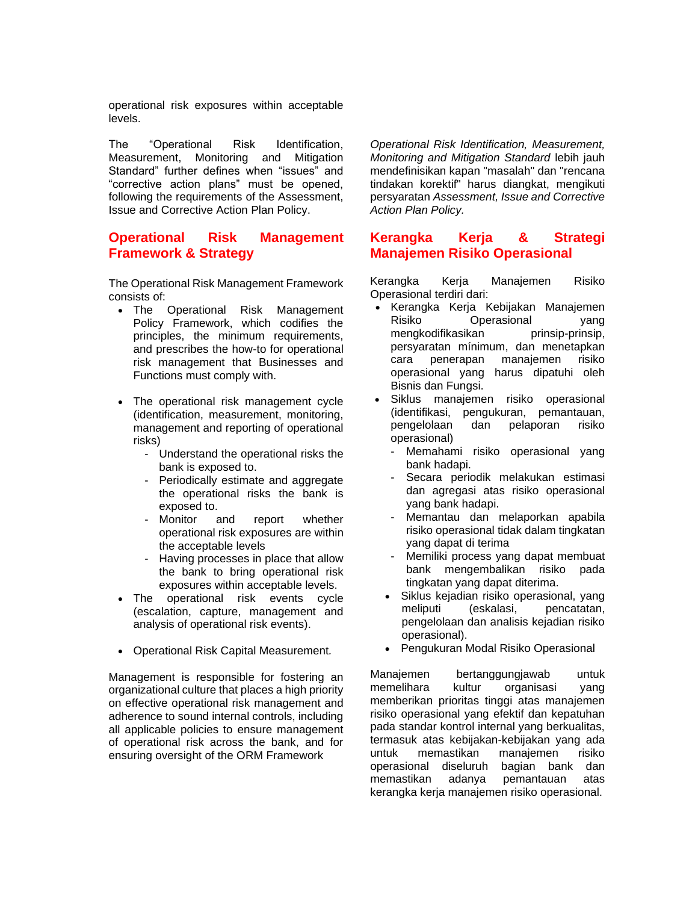operational risk exposures within acceptable levels.

The "Operational Risk Identification, Measurement, Monitoring and Mitigation Standard" further defines when "issues" and "corrective action plans" must be opened, following the requirements of the Assessment, Issue and Corrective Action Plan Policy.

*Operational Risk Identification, Measurement, Monitoring and Mitigation Standard* lebih jauh mendefinisikan kapan "masalah" dan "rencana tindakan korektif" harus diangkat, mengikuti persyaratan *Assessment, Issue and Corrective Action Plan Policy.*

## Operational Risk Management Framework & Strategy

The Operational Risk Management Framework consists of:

- The Operational Risk Management Policy Framework, which codifies the principles, the minimum requirements, and prescribes the how-to for operational risk management that Businesses and Functions must comply with.
- The operational risk management cycle (identification, measurement, monitoring, management and reporting of operational risks)
  - Understand the operational risks the bank is exposed to.
  - Periodically estimate and aggregate the operational risks the bank is exposed to.
  - Monitor and report whether operational risk exposures are within the acceptable levels
  - Having processes in place that allow the bank to bring operational risk exposures within acceptable levels.
- The operational risk events cycle (escalation, capture, management and analysis of operational risk events).
- Operational Risk Capital Measurement*.*

Management is responsible for fostering an organizational culture that places a high priority on effective operational risk management and adherence to sound internal controls, including all applicable policies to ensure management of operational risk across the bank, and for ensuring oversight of the ORM Framework

## Kerangka Kerja & Strategi Manajemen Risiko Operasional

Kerangka Kerja Manajemen Risiko Operasional terdiri dari:

- Kerangka Kerja Kebijakan Manajemen Risiko Operasional yang mengkodifikasikan prinsip-prinsip, persyaratan mínimum, dan menetapkan cara penerapan manajemen risiko operasional yang harus dipatuhi oleh Bisnis dan Fungsi.
- Siklus manajemen risiko operasional (identifikasi, pengukuran, pemantauan, pengelolaan dan pelaporan risiko operasional)
  - Memahami risiko operasional yang bank hadapi.
  - Secara periodik melakukan estimasi dan agregasi atas risiko operasional yang bank hadapi.
  - Memantau dan melaporkan apabila risiko operasional tidak dalam tingkatan yang dapat di terima
  - Memiliki process yang dapat membuat bank mengembalikan risiko pada tingkatan yang dapat diterima.
- Siklus kejadian risiko operasional, yang meliputi (eskalasi, pencatatan, pengelolaan dan analisis kejadian risiko operasional).
- Pengukuran Modal Risiko Operasional

Manajemen bertanggungjawab untuk memelihara kultur organisasi yang memberikan prioritas tinggi atas manajemen risiko operasional yang efektif dan kepatuhan pada standar kontrol internal yang berkualitas, termasuk atas kebijakan-kebijakan yang ada untuk memastikan manajemen risiko operasional diseluruh bagian bank dan memastikan adanya pemantauan atas kerangka kerja manajemen risiko operasional.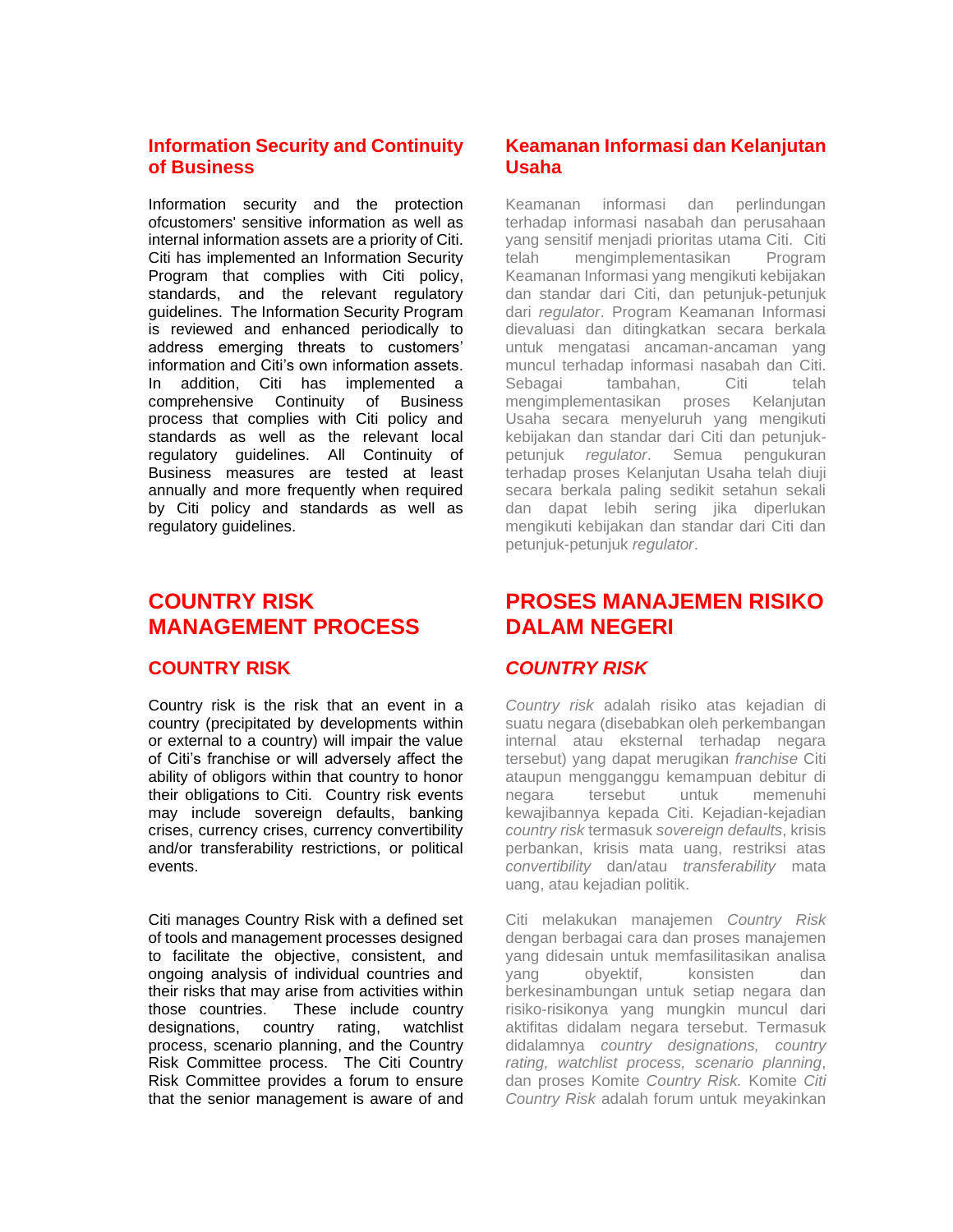### Information Security and Continuity of Business

Information security and the protection ofcustomers' sensitive information as well as internal information assets are a priority of Citi. Citi has implemented an Information Security Program that complies with Citi policy, standards, and the relevant regulatory guidelines. The Information Security Program is reviewed and enhanced periodically to address emerging threats to customers' information and Citi's own information assets. In addition, Citi has implemented a comprehensive Continuity of Business process that complies with Citi policy and standards as well as the relevant local regulatory guidelines. All Continuity of Business measures are tested at least annually and more frequently when required by Citi policy and standards as well as regulatory guidelines.

### Keamanan Informasi dan Kelanjutan Usaha

Keamanan informasi dan perlindungan terhadap informasi nasabah dan perusahaan yang sensitif menjadi prioritas utama Citi. Citi telah mengimplementasikan Program Keamanan Informasi yang mengikuti kebijakan dan standar dari Citi, dan petunjuk-petunjuk dari *regulator*. Program Keamanan Informasi dievaluasi dan ditingkatkan secara berkala untuk mengatasi ancaman-ancaman yang muncul terhadap informasi nasabah dan Citi. Sebagai tambahan, Citi telah mengimplementasikan proses Kelanjutan Usaha secara menyeluruh yang mengikuti kebijakan dan standar dari Citi dan petunjuk-petunjuk *regulator*. Semua pengukuran terhadap proses Kelanjutan Usaha telah diuji secara berkala paling sedikit setahun sekali dan dapat lebih sering jika diperlukan mengikuti kebijakan dan standar dari Citi dan petunjuk-petunjuk *regulator*.

## COUNTRY RISK MANAGEMENT PROCESS

### COUNTRY RISK

Country risk is the risk that an event in a country (precipitated by developments within or external to a country) will impair the value of Citi's franchise or will adversely affect the ability of obligors within that country to honor their obligations to Citi. Country risk events may include sovereign defaults, banking crises, currency crises, currency convertibility and/or transferability restrictions, or political events.

Citi manages Country Risk with a defined set of tools and management processes designed to facilitate the objective, consistent, and ongoing analysis of individual countries and their risks that may arise from activities within those countries. These include country designations, country rating, watchlist process, scenario planning, and the Country Risk Committee process. The Citi Country Risk Committee provides a forum to ensure that the senior management is aware of and

## PROSES MANAJEMEN RISIKO DALAM NEGERI

### *COUNTRY RISK*

*Country risk* adalah risiko atas kejadian di suatu negara (disebabkan oleh perkembangan internal atau eksternal terhadap negara tersebut) yang dapat merugikan *franchise* Citi ataupun mengganggu kemampuan debitur di negara tersebut untuk memenuhi kewajibannya kepada Citi. Kejadian-kejadian *country risk* termasuk *sovereign defaults*, krisis perbankan, krisis mata uang, restriksi atas *convertibility* dan/atau *transferability* mata uang, atau kejadian politik.

Citi melakukan manajemen *Country Risk* dengan berbagai cara dan proses manajemen yang didesain untuk memfasilitasikan analisa yang obyektif, konsisten dan berkesinambungan untuk setiap negara dan risiko-risikonya yang mungkin muncul dari aktifitas didalam negara tersebut. Termasuk didalamnya *country designations, country rating, watchlist process, scenario planning*, dan proses Komite *Country Risk.* Komite *Citi Country Risk* adalah forum untuk meyakinkan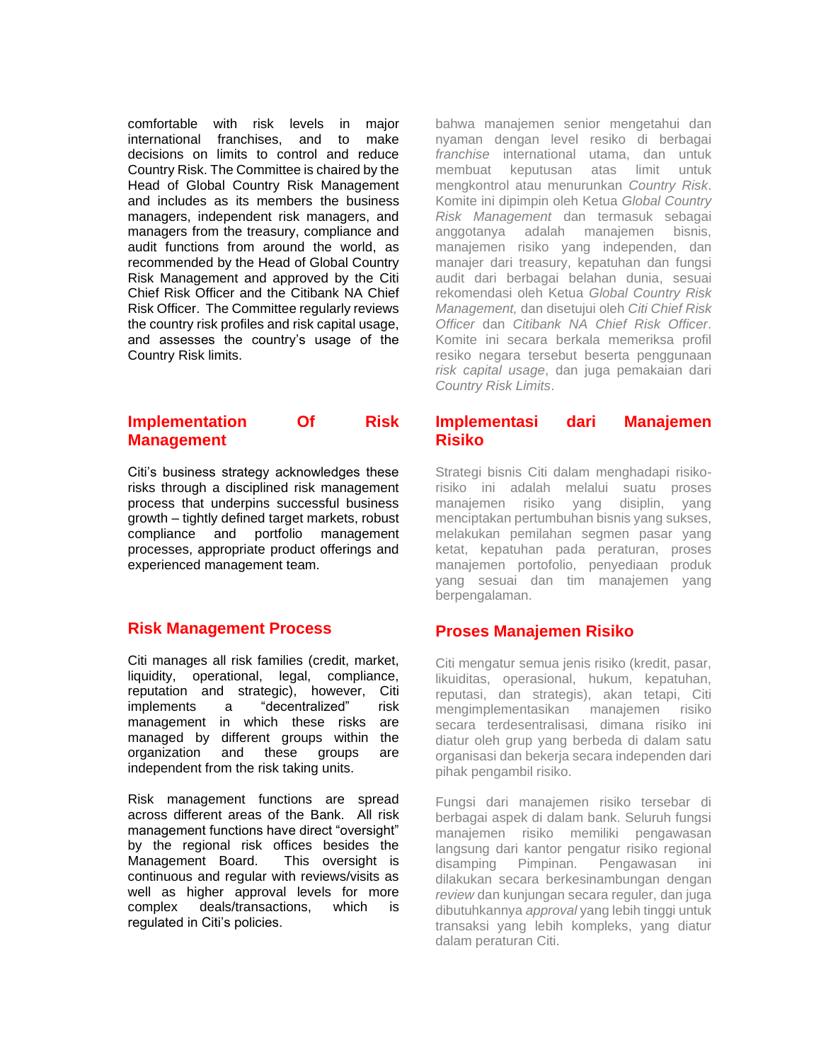comfortable with risk levels in major international franchises, and to make decisions on limits to control and reduce Country Risk. The Committee is chaired by the Head of Global Country Risk Management and includes as its members the business managers, independent risk managers, and managers from the treasury, compliance and audit functions from around the world, as recommended by the Head of Global Country Risk Management and approved by the Citi Chief Risk Officer and the Citibank NA Chief Risk Officer. The Committee regularly reviews the country risk profiles and risk capital usage, and assesses the country's usage of the Country Risk limits.

bahwa manajemen senior mengetahui dan nyaman dengan level resiko di berbagai *franchise* international utama, dan untuk membuat keputusan atas limit untuk mengkontrol atau menurunkan *Country Risk*. Komite ini dipimpin oleh Ketua *Global Country Risk Management* dan termasuk sebagai anggotanya adalah manajemen bisnis, manajemen risiko yang independen, dan manajer dari treasury, kepatuhan dan fungsi audit dari berbagai belahan dunia, sesuai rekomendasi oleh Ketua *Global Country Risk Management,* dan disetujui oleh *Citi Chief Risk Officer* dan *Citibank NA Chief Risk Officer*. Komite ini secara berkala memeriksa profil resiko negara tersebut beserta penggunaan *risk capital usage*, dan juga pemakaian dari *Country Risk Limits*.

## Implementation Of Risk Management

Citi's business strategy acknowledges these risks through a disciplined risk management process that underpins successful business growth – tightly defined target markets, robust compliance and portfolio management processes, appropriate product offerings and experienced management team.

## Implementasi dari Manajemen Risiko

Strategi bisnis Citi dalam menghadapi risiko-risiko ini adalah melalui suatu proses manajemen risiko yang disiplin, yang menciptakan pertumbuhan bisnis yang sukses, melakukan pemilahan segmen pasar yang ketat, kepatuhan pada peraturan, proses manajemen portofolio, penyediaan produk yang sesuai dan tim manajemen yang berpengalaman.

## Risk Management Process

Citi manages all risk families (credit, market, liquidity, operational, legal, compliance, reputation and strategic), however, Citi implements a "decentralized" risk management in which these risks are managed by different groups within the organization and these groups are independent from the risk taking units.

Risk management functions are spread across different areas of the Bank. All risk management functions have direct "oversight" by the regional risk offices besides the Management Board. This oversight is continuous and regular with reviews/visits as well as higher approval levels for more complex deals/transactions, which is regulated in Citi's policies.

## Proses Manajemen Risiko

Citi mengatur semua jenis risiko (kredit, pasar, likuiditas, operasional, hukum, kepatuhan, reputasi, dan strategis), akan tetapi, Citi mengimplementasikan manajemen risiko secara terdesentralisasi, dimana risiko ini diatur oleh grup yang berbeda di dalam satu organisasi dan bekerja secara independen dari pihak pengambil risiko.

Fungsi dari manajemen risiko tersebar di berbagai aspek di dalam bank. Seluruh fungsi manajemen risiko memiliki pengawasan langsung dari kantor pengatur risiko regional disamping Pimpinan. Pengawasan ini dilakukan secara berkesinambungan dengan *review* dan kunjungan secara reguler, dan juga dibutuhkannya *approval* yang lebih tinggi untuk transaksi yang lebih kompleks, yang diatur dalam peraturan Citi.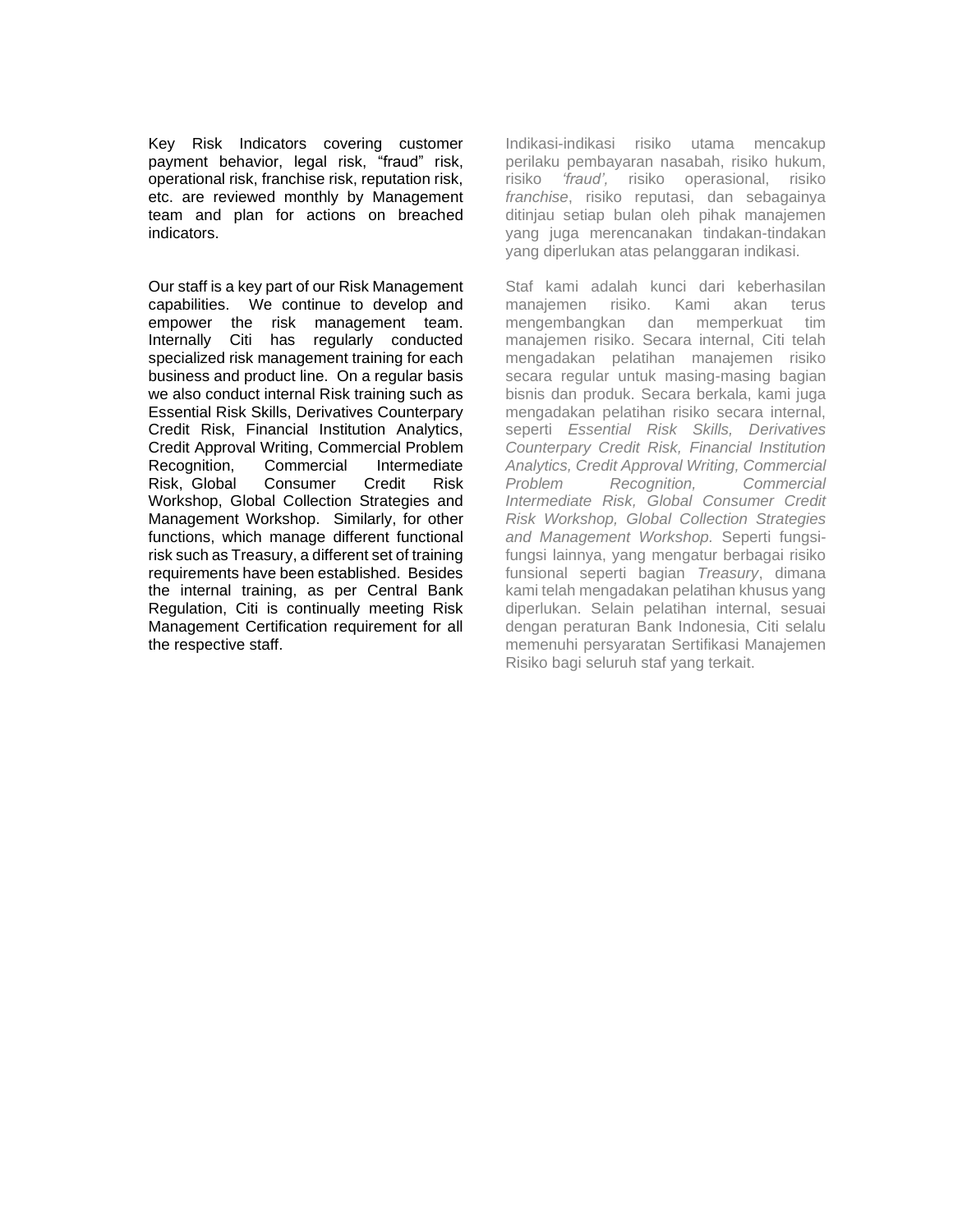Key Risk Indicators covering customer payment behavior, legal risk, "fraud" risk, operational risk, franchise risk, reputation risk, etc. are reviewed monthly by Management team and plan for actions on breached indicators.

Our staff is a key part of our Risk Management capabilities. We continue to develop and empower the risk management team. Internally Citi has regularly conducted specialized risk management training for each business and product line. On a regular basis we also conduct internal Risk training such as Essential Risk Skills, Derivatives Counterpary Credit Risk, Financial Institution Analytics, Credit Approval Writing, Commercial Problem Recognition, Commercial Intermediate Risk, Global Consumer Credit Risk Workshop, Global Collection Strategies and Management Workshop. Similarly, for other functions, which manage different functional risk such as Treasury, a different set of training requirements have been established. Besides the internal training, as per Central Bank Regulation, Citi is continually meeting Risk Management Certification requirement for all the respective staff.

Indikasi-indikasi risiko utama mencakup perilaku pembayaran nasabah, risiko hukum, risiko *'fraud'*, risiko operasional, risiko *franchise*, risiko reputasi, dan sebagainya ditinjau setiap bulan oleh pihak manajemen yang juga merencanakan tindakan-tindakan yang diperlukan atas pelanggaran indikasi.

Staf kami adalah kunci dari keberhasilan manajemen risiko. Kami akan terus mengembangkan dan memperkuat tim manajemen risiko. Secara internal, Citi telah mengadakan pelatihan manajemen risiko secara regular untuk masing-masing bagian bisnis dan produk. Secara berkala, kami juga mengadakan pelatihan risiko secara internal, seperti *Essential Risk Skills, Derivatives Counterpary Credit Risk, Financial Institution Analytics, Credit Approval Writing, Commercial Problem Recognition, Commercial Intermediate Risk, Global Consumer Credit Risk Workshop, Global Collection Strategies and Management Workshop.* Seperti fungsi-fungsi lainnya, yang mengatur berbagai risiko fungsional seperti bagian *Treasury*, dimana kami telah mengadakan pelatihan khusus yang diperlukan. Selain pelatihan internal, sesuai dengan peraturan Bank Indonesia, Citi selalu memenuhi persyaratan Sertifikasi Manajemen Risiko bagi seluruh staf yang terkait.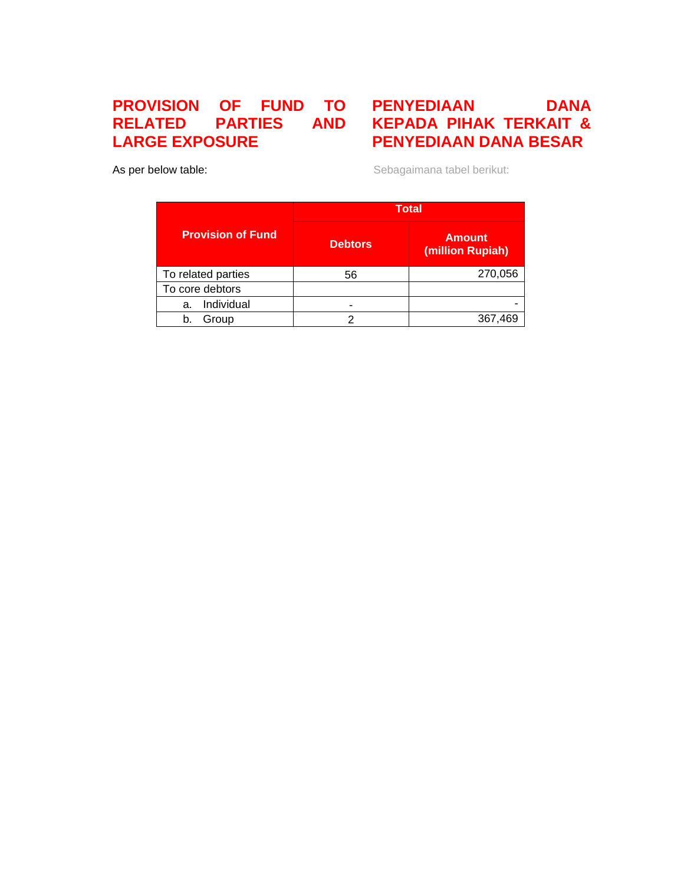## PROVISION OF FUND TO RELATED PARTIES AND LARGE EXPOSURE

## PENYEDIAAN DANA KEPADA PIHAK TERKAIT & PENYEDIAAN DANA BESAR

As per below table:

Sebagaimana tabel berikut:

| Provision of Fund | Total | |
|---|---|---|
| | Debtors | Amount (million Rupiah) |
| To related parties | 56 | 270,056 |
| To core debtors | | |
| a. Individual | - | - |
| b. Group | 2 | 367,469 |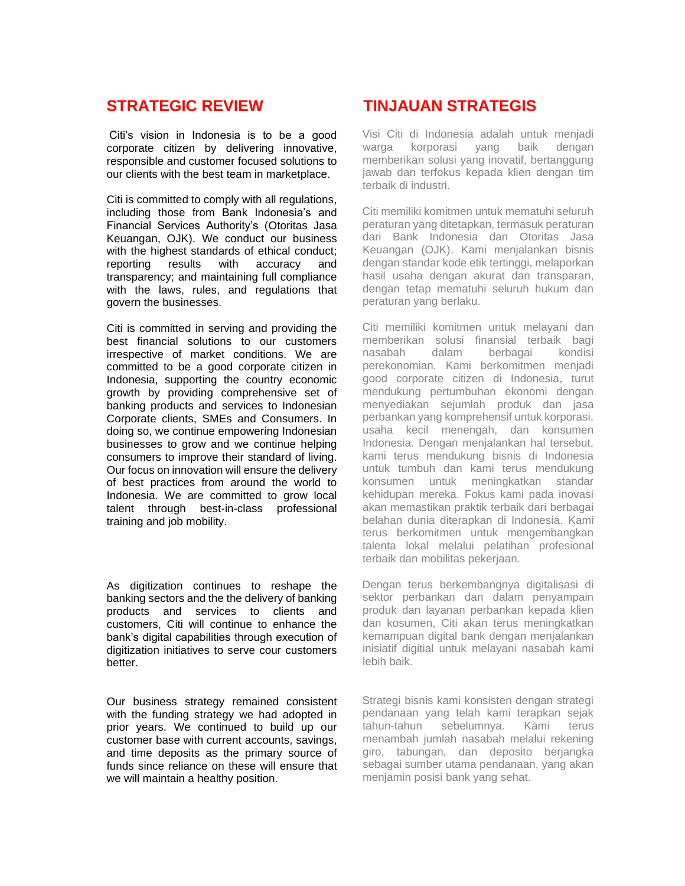## STRATEGIC REVIEW

Citi's vision in Indonesia is to be a good corporate citizen by delivering innovative, responsible and customer focused solutions to our clients with the best team in marketplace.

Citi is committed to comply with all regulations, including those from Bank Indonesia's and Financial Services Authority's (Otoritas Jasa Keuangan, OJK). We conduct our business with the highest standards of ethical conduct; reporting results with accuracy and transparency; and maintaining full compliance with the laws, rules, and regulations that govern the businesses.

Citi is committed in serving and providing the best financial solutions to our customers irrespective of market conditions. We are committed to be a good corporate citizen in Indonesia, supporting the country economic growth by providing comprehensive set of banking products and services to Indonesian Corporate clients, SMEs and Consumers. In doing so, we continue empowering Indonesian businesses to grow and we continue helping consumers to improve their standard of living. Our focus on innovation will ensure the delivery of best practices from around the world to Indonesia. We are committed to grow local talent through best-in-class professional training and job mobility.

As digitization continues to reshape the banking sectors and the the delivery of banking products and services to clients and customers, Citi will continue to enhance the bank's digital capabilities through execution of digitization initiatives to serve cour customers better.

Our business strategy remained consistent with the funding strategy we had adopted in prior years. We continued to build up our customer base with current accounts, savings, and time deposits as the primary source of funds since reliance on these will ensure that we will maintain a healthy position.

## TINJAUAN STRATEGIS

Visi Citi di Indonesia adalah untuk menjadi warga korporasi yang baik dengan memberikan solusi yang inovatif, bertanggung jawab dan terfokus kepada klien dengan tim terbaik di industri.

Citi memiliki komitmen untuk mematuhi seluruh peraturan yang ditetapkan, termasuk peraturan dari Bank Indonesia dan Otoritas Jasa Keuangan (OJK). Kami menjalankan bisnis dengan standar kode etik tertinggi, melaporkan hasil usaha dengan akurat dan transparan, dengan tetap mematuhi seluruh hukum dan peraturan yang berlaku.

Citi memiliki komitmen untuk melayani dan memberikan solusi finansial terbaik bagi nasabah dalam berbagai kondisi perekonomian. Kami berkomitmen menjadi good corporate citizen di Indonesia, turut mendukung pertumbuhan ekonomi dengan menyediakan sejumlah produk dan jasa perbankan yang komprehensif untuk korporasi, usaha kecil menengah, dan konsumen Indonesia. Dengan menjalankan hal tersebut, kami terus mendukung bisnis di Indonesia untuk tumbuh dan kami terus mendukung konsumen untuk meningkatkan standar kehidupan mereka. Fokus kami pada inovasi akan memastikan praktik terbaik dari berbagai belahan dunia diterapkan di Indonesia. Kami terus berkomitmen untuk mengembangkan talenta lokal melalui pelatihan profesional terbaik dan mobilitas pekerjaan.

Dengan terus berkembangnya digitalisasi di sektor perbankan dan dalam penyampain produk dan layanan perbankan kepada klien dan kosumen, Citi akan terus meningkatkan kemampuan digital bank dengan menjalankan inisiatif digitial untuk melayani nasabah kami lebih baik.

Strategi bisnis kami konsisten dengan strategi pendanaan yang telah kami terapkan sejak tahun-tahun sebelumnya. Kami terus menambah jumlah nasabah melalui rekening giro, tabungan, dan deposito berjangka sebagai sumber utama pendanaan, yang akan menjamin posisi bank yang sehat.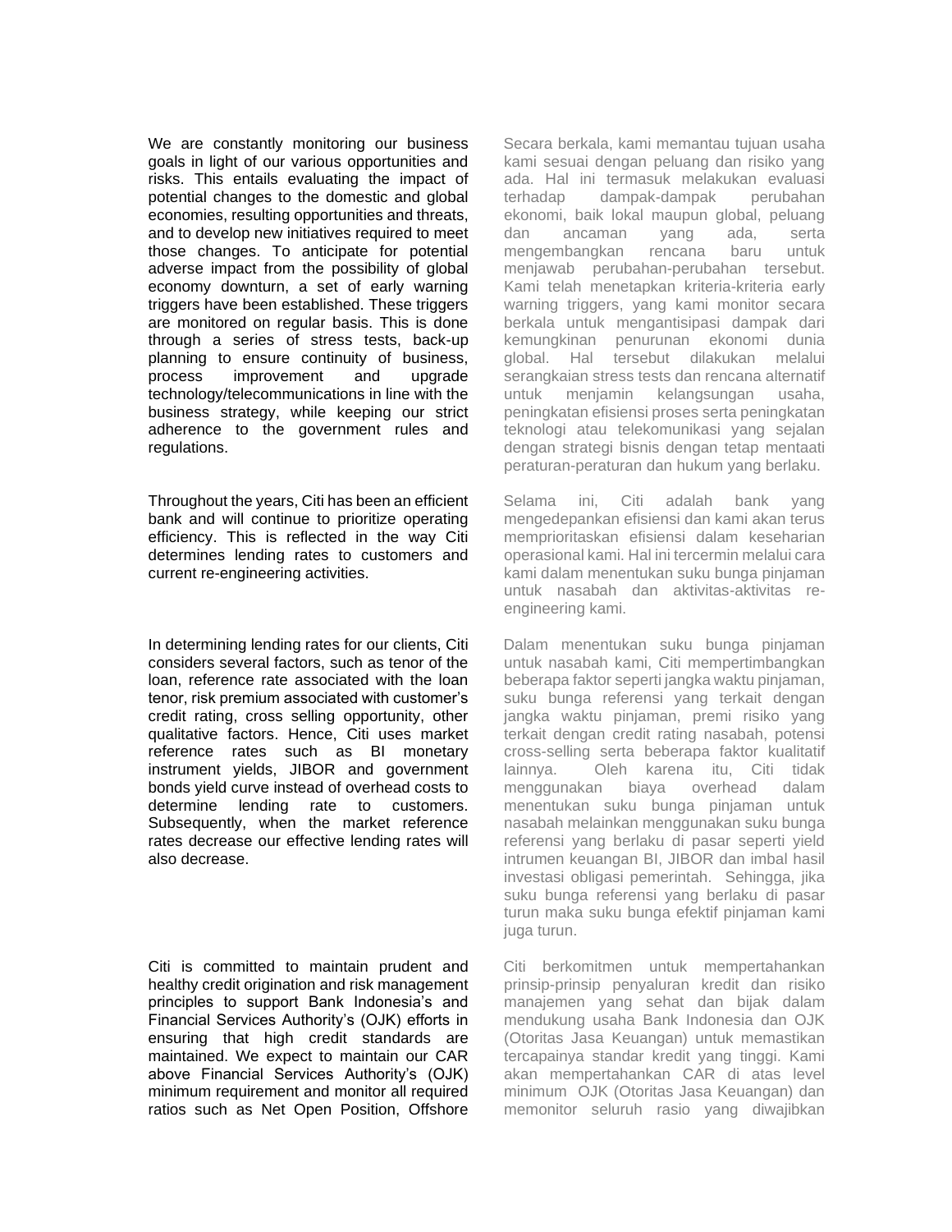We are constantly monitoring our business goals in light of our various opportunities and risks. This entails evaluating the impact of potential changes to the domestic and global economies, resulting opportunities and threats, and to develop new initiatives required to meet those changes. To anticipate for potential adverse impact from the possibility of global economy downturn, a set of early warning triggers have been established. These triggers are monitored on regular basis. This is done through a series of stress tests, back-up planning to ensure continuity of business, process improvement and upgrade technology/telecommunications in line with the business strategy, while keeping our strict adherence to the government rules and regulations.

Secara berkala, kami memantau tujuan usaha kami sesuai dengan peluang dan risiko yang ada. Hal ini termasuk melakukan evaluasi terhadap dampak-dampak perubahan ekonomi, baik lokal maupun global, peluang dan ancaman yang ada, serta mengembangkan rencana baru untuk menjawab perubahan-perubahan tersebut. Kami telah menetapkan kriteria-kriteria early warning triggers, yang kami monitor secara berkala untuk mengantisipasi dampak dari kemungkinan penurunan ekonomi dunia global. Hal tersebut dilakukan melalui serangkaian stress tests dan rencana alternatif untuk menjamin kelangsungan usaha, peningkatan efisiensi proses serta peningkatan teknologi atau telekomunikasi yang sejalan dengan strategi bisnis dengan tetap mentaati peraturan-peraturan dan hukum yang berlaku.

Throughout the years, Citi has been an efficient bank and will continue to prioritize operating efficiency. This is reflected in the way Citi determines lending rates to customers and current re-engineering activities.

Selama ini, Citi adalah bank yang mengedepankan efisiensi dan kami akan terus memprioritaskan efisiensi dalam keseharian operasional kami. Hal ini tercermin melalui cara kami dalam menentukan suku bunga pinjaman untuk nasabah dan aktivitas-aktivitas re-engineering kami.

In determining lending rates for our clients, Citi considers several factors, such as tenor of the loan, reference rate associated with the loan tenor, risk premium associated with customer's credit rating, cross selling opportunity, other qualitative factors. Hence, Citi uses market reference rates such as BI monetary instrument yields, JIBOR and government bonds yield curve instead of overhead costs to determine lending rate to customers. Subsequently, when the market reference rates decrease our effective lending rates will also decrease.

Dalam menentukan suku bunga pinjaman untuk nasabah kami, Citi mempertimbangkan beberapa faktor seperti jangka waktu pinjaman, suku bunga referensi yang terkait dengan jangka waktu pinjaman, premi risiko yang terkait dengan credit rating nasabah, potensi cross-selling serta beberapa faktor kualitatif lainnya. Oleh karena itu, Citi tidak menggunakan biaya overhead dalam menentukan suku bunga pinjaman untuk nasabah melainkan menggunakan suku bunga referensi yang berlaku di pasar seperti yield intrumen keuangan BI, JIBOR dan imbal hasil investasi obligasi pemerintah. Sehingga, jika suku bunga referensi yang berlaku di pasar turun maka suku bunga efektif pinjaman kami juga turun.

Citi is committed to maintain prudent and healthy credit origination and risk management principles to support Bank Indonesia's and Financial Services Authority's (OJK) efforts in ensuring that high credit standards are maintained. We expect to maintain our CAR above Financial Services Authority's (OJK) minimum requirement and monitor all required ratios such as Net Open Position, Offshore

Citi berkomitmen untuk mempertahankan prinsip-prinsip penyaluran kredit dan risiko manajemen yang sehat dan bijak dalam mendukung usaha Bank Indonesia dan OJK (Otoritas Jasa Keuangan) untuk memastikan tercapainya standar kredit yang tinggi. Kami akan mempertahankan CAR di atas level minimum OJK (Otoritas Jasa Keuangan) dan memonitor seluruh rasio yang diwajibkan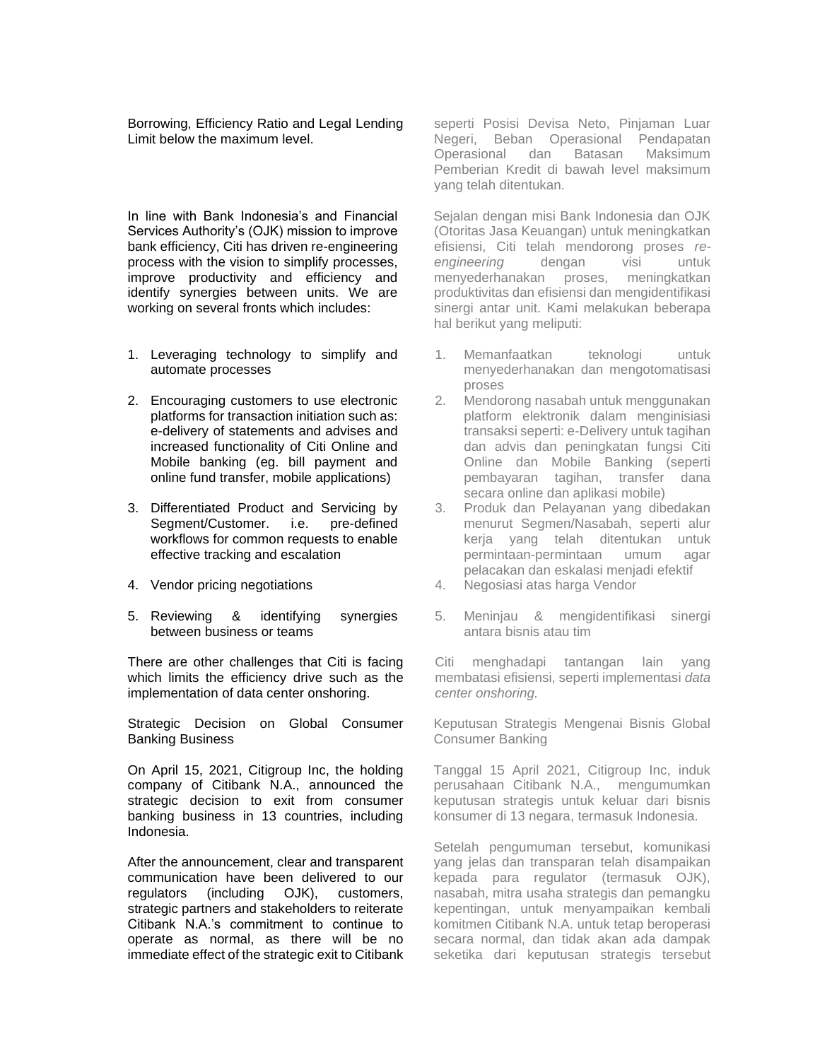Borrowing, Efficiency Ratio and Legal Lending Limit below the maximum level.

seperti Posisi Devisa Neto, Pinjaman Luar Negeri, Beban Operasional Pendapatan Operasional dan Batasan Maksimum Pemberian Kredit di bawah level maksimum yang telah ditentukan.

In line with Bank Indonesia's and Financial Services Authority's (OJK) mission to improve bank efficiency, Citi has driven re-engineering process with the vision to simplify processes, improve productivity and efficiency and identify synergies between units. We are working on several fronts which includes:

1. Leveraging technology to simplify and automate processes
2. Encouraging customers to use electronic platforms for transaction initiation such as: e-delivery of statements and advises and increased functionality of Citi Online and Mobile banking (eg. bill payment and online fund transfer, mobile applications)
3. Differentiated Product and Servicing by Segment/Customer. i.e. pre-defined workflows for common requests to enable effective tracking and escalation
4. Vendor pricing negotiations
5. Reviewing & identifying synergies between business or teams

Sejalan dengan misi Bank Indonesia dan OJK (Otoritas Jasa Keuangan) untuk meningkatkan efisiensi, Citi telah mendorong proses *re-engineering* dengan visi untuk menyederhanakan proses, meningkatkan produktivitas dan efisiensi dan mengidentifikasi sinergi antar unit. Kami melakukan beberapa hal berikut yang meliputi:

1. Memanfaatkan teknologi untuk menyederhanakan dan mengotomatisasi proses
2. Mendorong nasabah untuk menggunakan platform elektronik dalam menginisiasi transaksi seperti: e-Delivery untuk tagihan dan advis dan peningkatan fungsi Citi Online dan Mobile Banking (seperti pembayaran tagihan, transfer dana secara online dan aplikasi mobile)
3. Produk dan Pelayanan yang dibedakan menurut Segmen/Nasabah, seperti alur kerja yang telah ditentukan untuk permintaan-permintaan umum agar pelacakan dan eskalasi menjadi efektif
4. Negosiasi atas harga Vendor
5. Meninjau & mengidentifikasi sinergi antara bisnis atau tim

There are other challenges that Citi is facing which limits the efficiency drive such as the implementation of data center onshoring.

Citi menghadapi tantangan lain yang membatasi efisiensi, seperti implementasi *data center onshoring.*

Strategic Decision on Global Consumer Banking Business

Keputusan Strategis Mengenai Bisnis Global Consumer Banking

On April 15, 2021, Citigroup Inc, the holding company of Citibank N.A., announced the strategic decision to exit from consumer banking business in 13 countries, including Indonesia.

Tanggal 15 April 2021, Citigroup Inc, induk perusahaan Citibank N.A., mengumumkan keputusan strategis untuk keluar dari bisnis konsumer di 13 negara, termasuk Indonesia.

After the announcement, clear and transparent communication have been delivered to our regulators (including OJK), customers, strategic partners and stakeholders to reiterate Citibank N.A.'s commitment to continue to operate as normal, as there will be no immediate effect of the strategic exit to Citibank

Setelah pengumuman tersebut, komunikasi yang jelas dan transparan telah disampaikan kepada para regulator (termasuk OJK), nasabah, mitra usaha strategis dan pemangku kepentingan, untuk menyampaikan kembali komitmen Citibank N.A. untuk tetap beroperasi secara normal, dan tidak akan ada dampak seketika dari keputusan strategis tersebut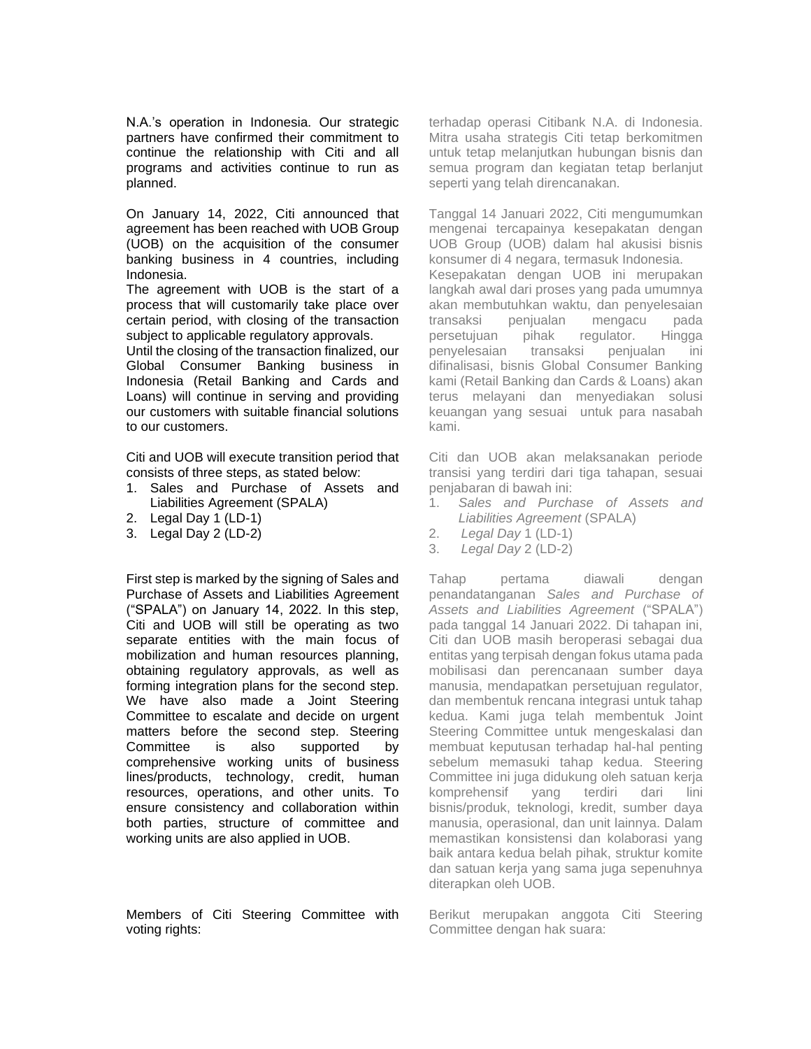N.A.'s operation in Indonesia. Our strategic partners have confirmed their commitment to continue the relationship with Citi and all programs and activities continue to run as planned.

On January 14, 2022, Citi announced that agreement has been reached with UOB Group (UOB) on the acquisition of the consumer banking business in 4 countries, including Indonesia.

The agreement with UOB is the start of a process that will customarily take place over certain period, with closing of the transaction subject to applicable regulatory approvals.

Until the closing of the transaction finalized, our Global Consumer Banking business in Indonesia (Retail Banking and Cards and Loans) will continue in serving and providing our customers with suitable financial solutions to our customers.

Citi and UOB will execute transition period that consists of three steps, as stated below:

1. Sales and Purchase of Assets and Liabilities Agreement (SPALA)
2. Legal Day 1 (LD-1)
3. Legal Day 2 (LD-2)

First step is marked by the signing of Sales and Purchase of Assets and Liabilities Agreement ("SPALA") on January 14, 2022. In this step, Citi and UOB will still be operating as two separate entities with the main focus of mobilization and human resources planning, obtaining regulatory approvals, as well as forming integration plans for the second step. We have also made a Joint Steering Committee to escalate and decide on urgent matters before the second step. Steering Committee is also supported by comprehensive working units of business lines/products, technology, credit, human resources, operations, and other units. To ensure consistency and collaboration within both parties, structure of committee and working units are also applied in UOB.

Members of Citi Steering Committee with voting rights:

terhadap operasi Citibank N.A. di Indonesia. Mitra usaha strategis Citi tetap berkomitmen untuk tetap melanjutkan hubungan bisnis dan semua program dan kegiatan tetap berlanjut seperti yang telah direncanakan.

Tanggal 14 Januari 2022, Citi mengumumkan mengenai tercapainya kesepakatan dengan UOB Group (UOB) dalam hal akusisi bisnis konsumer di 4 negara, termasuk Indonesia.

Kesepakatan dengan UOB ini merupakan langkah awal dari proses yang pada umumnya akan membutuhkan waktu, dan penyelesaian transaksi penjualan mengacu pada persetujuan pihak regulator. Hingga penyelesaian transaksi penjualan ini difinalisasi, bisnis Global Consumer Banking kami (Retail Banking dan Cards & Loans) akan terus melayani dan menyediakan solusi keuangan yang sesuai untuk para nasabah kami.

Citi dan UOB akan melaksanakan periode transisi yang terdiri dari tiga tahapan, sesuai penjabaran di bawah ini:

1. *Sales and Purchase of Assets and Liabilities Agreement* (SPALA)
2. *Legal Day* 1 (LD-1)
3. *Legal Day* 2 (LD-2)

Tahap pertama diawali dengan penandatanganan *Sales and Purchase of Assets and Liabilities Agreement* ("SPALA") pada tanggal 14 Januari 2022. Di tahapan ini, Citi dan UOB masih beroperasi sebagai dua entitas yang terpisah dengan fokus utama pada mobilisasi dan perencanaan sumber daya manusia, mendapatkan persetujuan regulator, dan membentuk rencana integrasi untuk tahap kedua. Kami juga telah membentuk Joint Steering Committee untuk mengeskalasi dan membuat keputusan terhadap hal-hal penting sebelum memasuki tahap kedua. Steering Committee ini juga didukung oleh satuan kerja komprehensif yang terdiri dari lini bisnis/produk, teknologi, kredit, sumber daya manusia, operasional, dan unit lainnya. Dalam memastikan konsistensi dan kolaborasi yang baik antara kedua belah pihak, struktur komite dan satuan kerja yang sama juga sepenuhnya diterapkan oleh UOB.

Berikut merupakan anggota Citi Steering Committee dengan hak suara: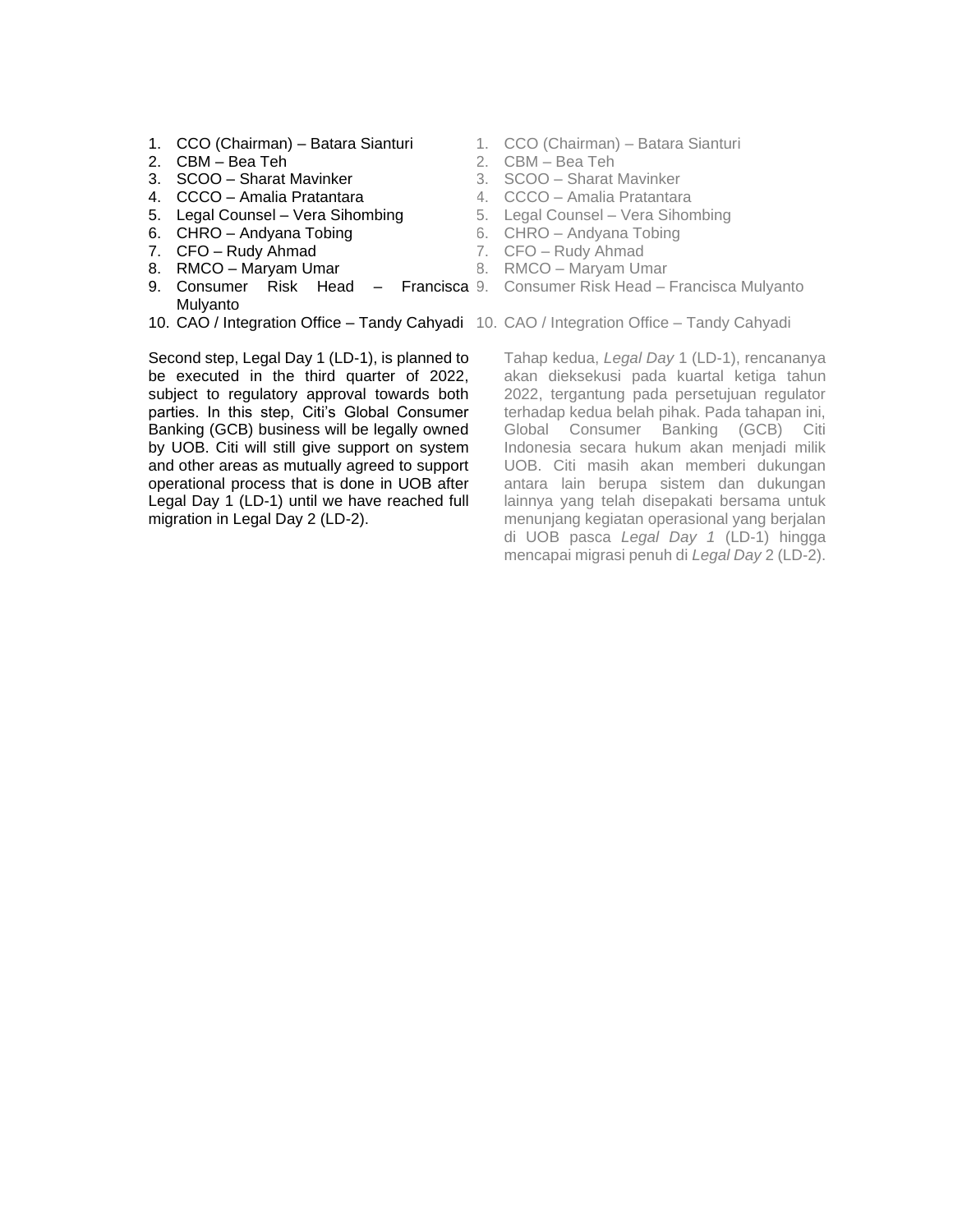1. CCO (Chairman) – Batara Sianturi
2. CBM – Bea Teh
3. SCOO – Sharat Mavinker
4. CCCO – Amalia Pratantara
5. Legal Counsel – Vera Sihombing
6. CHRO – Andyana Tobing
7. CFO – Rudy Ahmad
8. RMCO – Maryam Umar
9. Consumer Risk Head – Francisca Mulyanto
10. CAO / Integration Office – Tandy Cahyadi

Second step, Legal Day 1 (LD-1), is planned to be executed in the third quarter of 2022, subject to regulatory approval towards both parties. In this step, Citi's Global Consumer Banking (GCB) business will be legally owned by UOB. Citi will still give support on system and other areas as mutually agreed to support operational process that is done in UOB after Legal Day 1 (LD-1) until we have reached full migration in Legal Day 2 (LD-2).

1. CCO (Chairman) – Batara Sianturi
2. CBM – Bea Teh
3. SCOO – Sharat Mavinker
4. CCCO – Amalia Pratantara
5. Legal Counsel – Vera Sihombing
6. CHRO – Andyana Tobing
7. CFO – Rudy Ahmad
8. RMCO – Maryam Umar
9. Consumer Risk Head – Francisca Mulyanto
10. CAO / Integration Office – Tandy Cahyadi

Tahap kedua, *Legal Day* 1 (LD-1), rencananya akan dieksekusi pada kuartal ketiga tahun 2022, tergantung pada persetujuan regulator terhadap kedua belah pihak. Pada tahapan ini, Global Consumer Banking (GCB) Citi Indonesia secara hukum akan menjadi milik UOB. Citi masih akan memberi dukungan antara lain berupa sistem dan dukungan lainnya yang telah disepakati bersama untuk menunjang kegiatan operasional yang berjalan di UOB pasca *Legal Day 1* (LD-1) hingga mencapai migrasi penuh di *Legal Day* 2 (LD-2).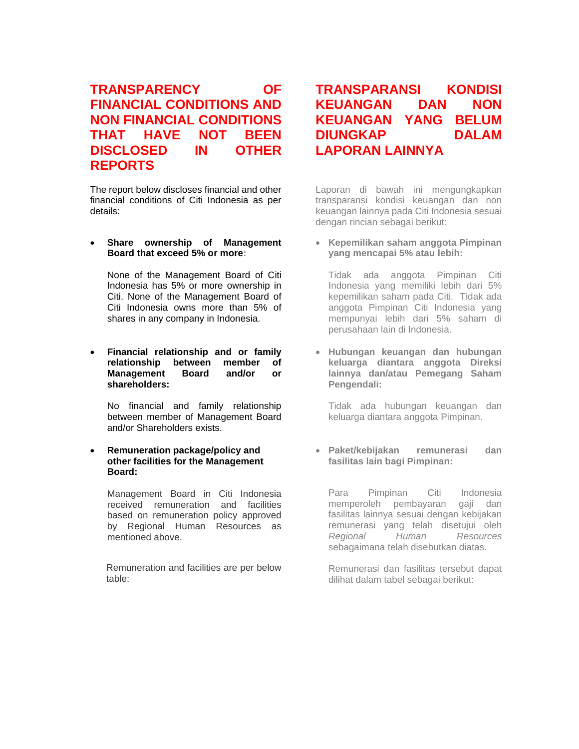# TRANSPARENCY OF FINANCIAL CONDITIONS AND NON FINANCIAL CONDITIONS THAT HAVE NOT BEEN DISCLOSED IN OTHER REPORTS

The report below discloses financial and other financial conditions of Citi Indonesia as per details:

- **Share ownership of Management Board that exceed 5% or more:**

  None of the Management Board of Citi Indonesia has 5% or more ownership in Citi. None of the Management Board of Citi Indonesia owns more than 5% of shares in any company in Indonesia.

- **Financial relationship and or family relationship between member of Management Board and/or or shareholders:**

  No financial and family relationship between member of Management Board and/or Shareholders exists.

- **Remuneration package/policy and other facilities for the Management Board:**

  Management Board in Citi Indonesia received remuneration and facilities based on remuneration policy approved by Regional Human Resources as mentioned above.

  Remuneration and facilities are per below table:

# TRANSPARANSI KONDISI KEUANGAN DAN NON KEUANGAN YANG BELUM DIUNGKAP DALAM LAPORAN LAINNYA

Laporan di bawah ini mengungkapkan transparansi kondisi keuangan dan non keuangan lainnya pada Citi Indonesia sesuai dengan rincian sebagai berikut:

- **Kepemilikan saham anggota Pimpinan yang mencapai 5% atau lebih:**

  Tidak ada anggota Pimpinan Citi Indonesia yang memiliki lebih dari 5% kepemilikan saham pada Citi. Tidak ada anggota Pimpinan Citi Indonesia yang mempunyai lebih dari 5% saham di perusahaan lain di Indonesia.

- **Hubungan keuangan dan hubungan keluarga diantara anggota Direksi lainnya dan/atau Pemegang Saham Pengendali:**

  Tidak ada hubungan keuangan dan keluarga diantara anggota Pimpinan.

- **Paket/kebijakan remunerasi dan fasilitas lain bagi Pimpinan:**

  Para Pimpinan Citi Indonesia memperoleh pembayaran gaji dan fasilitas lainnya sesuai dengan kebijakan remunerasi yang telah disetujui oleh *Regional Human Resources* sebagaimana telah disebutkan diatas.

  Remunerasi dan fasilitas tersebut dapat dilihat dalam tabel sebagai berikut: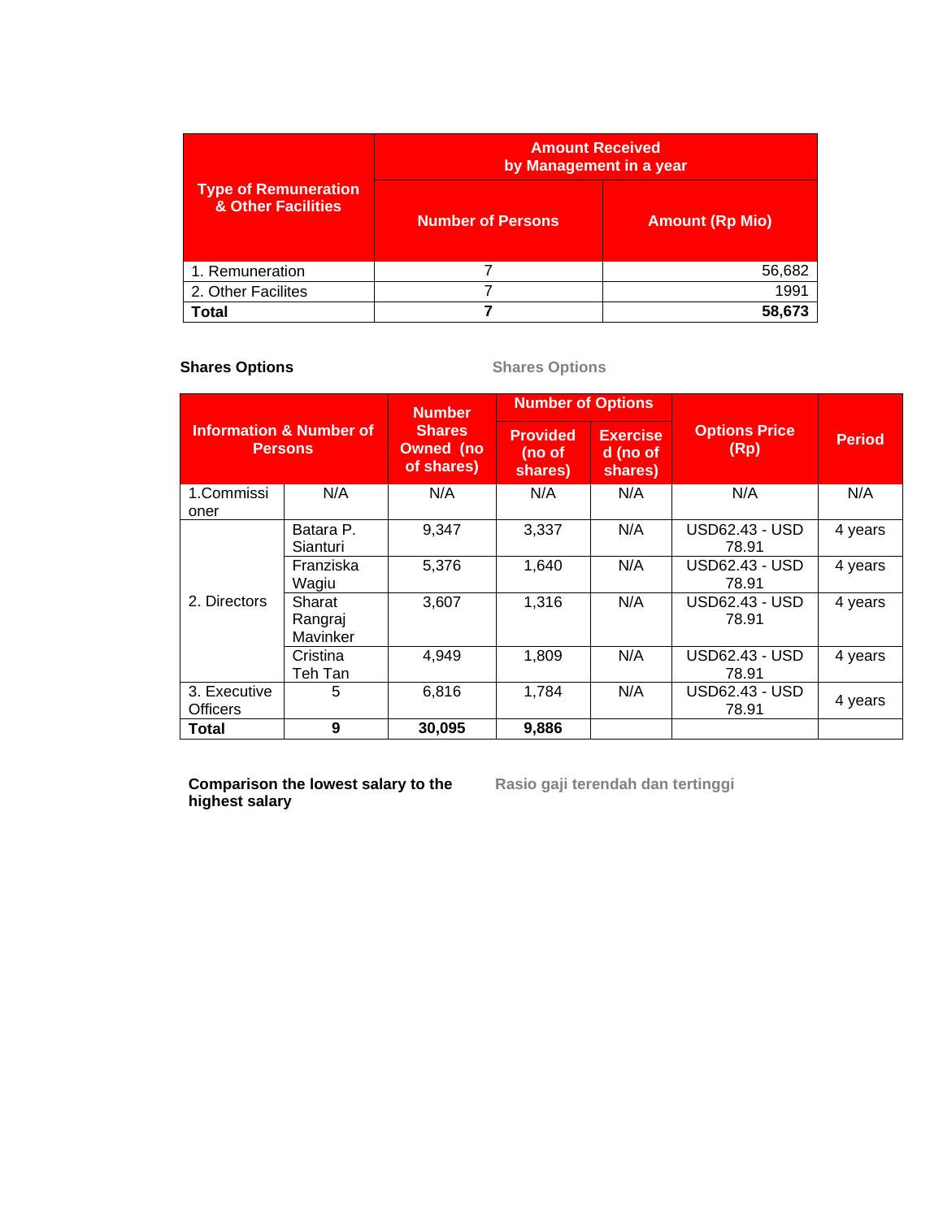| Type of Remuneration & Other Facilities | Amount Received by Management in a year | |
|---|---|---|
| | Number of Persons | Amount (Rp Mio) |
| 1. Remuneration | 7 | 56,682 |
| 2. Other Facilites | 7 | 1991 |
| **Total** | **7** | **58,673** |

**Shares Options** Shares Options

| Information & Number of Persons | | Number Shares Owned (no of shares) | Number of Options | | Options Price (Rp) | Period |
|---|---|---|---|---|---|---|
| | | | Provided (no of shares) | Exercised (no of shares) | | |
| 1.Commissioner | N/A | N/A | N/A | N/A | N/A | N/A |
| 2. Directors | Batara P. Sianturi | 9,347 | 3,337 | N/A | USD62.43 - USD 78.91 | 4 years |
| | Franziska Wagiu | 5,376 | 1,640 | N/A | USD62.43 - USD 78.91 | 4 years |
| | Sharat Rangraj Mavinker | 3,607 | 1,316 | N/A | USD62.43 - USD 78.91 | 4 years |
| | Cristina Teh Tan | 4,949 | 1,809 | N/A | USD62.43 - USD 78.91 | 4 years |
| 3. Executive Officers | 5 | 6,816 | 1,784 | N/A | USD62.43 - USD 78.91 | 4 years |
| **Total** | **9** | **30,095** | **9,886** | | | |

**Comparison the lowest salary to the highest salary** Rasio gaji terendah dan tertinggi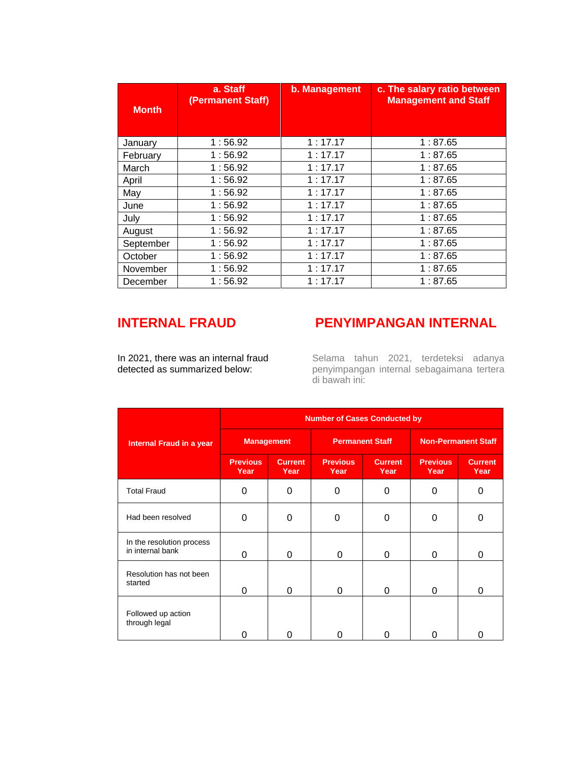| Month | a. Staff (Permanent Staff) | b. Management | c. The salary ratio between Management and Staff |
|---|---|---|---|
| January | 1 : 56.92 | 1 : 17.17 | 1 : 87.65 |
| February | 1 : 56.92 | 1 : 17.17 | 1 : 87.65 |
| March | 1 : 56.92 | 1 : 17.17 | 1 : 87.65 |
| April | 1 : 56.92 | 1 : 17.17 | 1 : 87.65 |
| May | 1 : 56.92 | 1 : 17.17 | 1 : 87.65 |
| June | 1 : 56.92 | 1 : 17.17 | 1 : 87.65 |
| July | 1 : 56.92 | 1 : 17.17 | 1 : 87.65 |
| August | 1 : 56.92 | 1 : 17.17 | 1 : 87.65 |
| September | 1 : 56.92 | 1 : 17.17 | 1 : 87.65 |
| October | 1 : 56.92 | 1 : 17.17 | 1 : 87.65 |
| November | 1 : 56.92 | 1 : 17.17 | 1 : 87.65 |
| December | 1 : 56.92 | 1 : 17.17 | 1 : 87.65 |

## INTERNAL FRAUD

In 2021, there was an internal fraud detected as summarized below:

## PENYIMPANGAN INTERNAL

Selama tahun 2021, terdeteksi adanya penyimpangan internal sebagaimana tertera di bawah ini:

| Internal Fraud in a year | Number of Cases Conducted by | | | | | |
|---|---|---|---|---|---|---|
| | Management | | Permanent Staff | | Non-Permanent Staff | |
| | Previous Year | Current Year | Previous Year | Current Year | Previous Year | Current Year |
| Total Fraud | 0 | 0 | 0 | 0 | 0 | 0 |
| Had been resolved | 0 | 0 | 0 | 0 | 0 | 0 |
| In the resolution process in internal bank | 0 | 0 | 0 | 0 | 0 | 0 |
| Resolution has not been started | 0 | 0 | 0 | 0 | 0 | 0 |
| Followed up action through legal | 0 | 0 | 0 | 0 | 0 | 0 |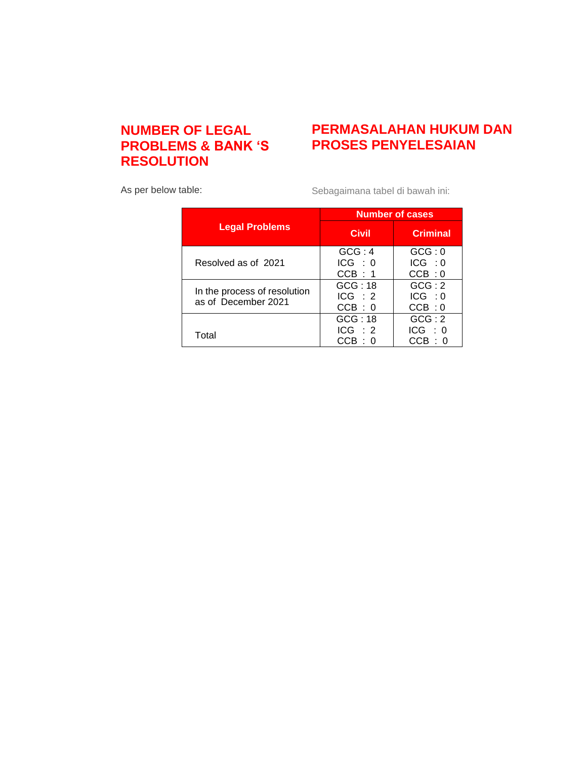## NUMBER OF LEGAL PROBLEMS & BANK ‘S RESOLUTION

## PERMASALAHAN HUKUM DAN PROSES PENYELESAIAN

As per below table:

Sebagaimana tabel di bawah ini:

| Legal Problems | Number of cases | |
|---|---|---|
| | Civil | Criminal |
| Resolved as of 2021 | GCG : 4<br>ICG : 0<br>CCB : 1 | GCG : 0<br>ICG : 0<br>CCB : 0 |
| In the process of resolution as of December 2021 | GCG : 18<br>ICG : 2<br>CCB : 0 | GCG : 2<br>ICG : 0<br>CCB : 0 |
| Total | GCG : 18<br>ICG : 2<br>CCB : 0 | GCG : 2<br>ICG : 0<br>CCB : 0 |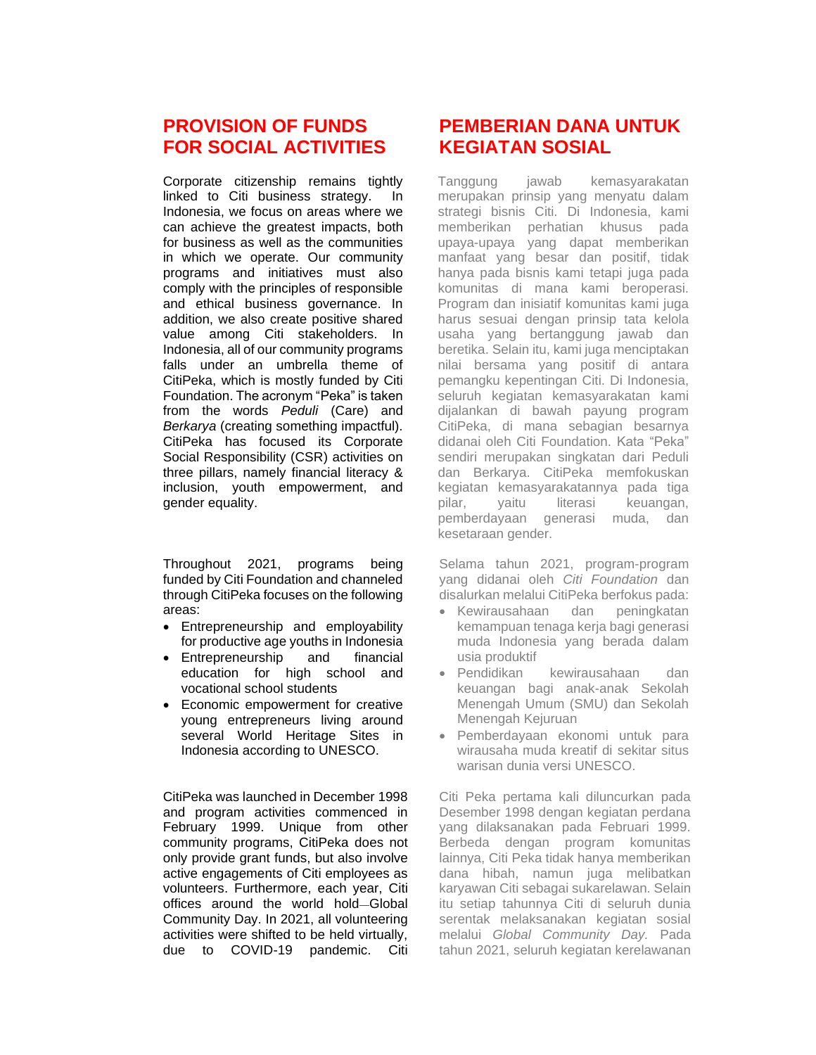## PROVISION OF FUNDS FOR SOCIAL ACTIVITIES

Corporate citizenship remains tightly linked to Citi business strategy. In Indonesia, we focus on areas where we can achieve the greatest impacts, both for business as well as the communities in which we operate. Our community programs and initiatives must also comply with the principles of responsible and ethical business governance. In addition, we also create positive shared value among Citi stakeholders. In Indonesia, all of our community programs falls under an umbrella theme of CitiPeka, which is mostly funded by Citi Foundation. The acronym "Peka" is taken from the words *Peduli* (Care) and *Berkarya* (creating something impactful). CitiPeka has focused its Corporate Social Responsibility (CSR) activities on three pillars, namely financial literacy & inclusion, youth empowerment, and gender equality.

Throughout 2021, programs being funded by Citi Foundation and channeled through CitiPeka focuses on the following areas:

- Entrepreneurship and employability for productive age youths in Indonesia
- Entrepreneurship and financial education for high school and vocational school students
- Economic empowerment for creative young entrepreneurs living around several World Heritage Sites in Indonesia according to UNESCO.

CitiPeka was launched in December 1998 and program activities commenced in February 1999. Unique from other community programs, CitiPeka does not only provide grant funds, but also involve active engagements of Citi employees as volunteers. Furthermore, each year, Citi offices around the world hold Global Community Day. In 2021, all volunteering activities were shifted to be held virtually, due to COVID-19 pandemic. Citi

## PEMBERIAN DANA UNTUK KEGIATAN SOSIAL

Tanggung jawab kemasyarakatan merupakan prinsip yang menyatu dalam strategi bisnis Citi. Di Indonesia, kami memberikan perhatian khusus pada upaya-upaya yang dapat memberikan manfaat yang besar dan positif, tidak hanya pada bisnis kami tetapi juga pada komunitas di mana kami beroperasi. Program dan inisiatif komunitas kami juga harus sesuai dengan prinsip tata kelola usaha yang bertanggung jawab dan beretika. Selain itu, kami juga menciptakan nilai bersama yang positif di antara pemangku kepentingan Citi. Di Indonesia, seluruh kegiatan kemasyarakatan kami dijalankan di bawah payung program CitiPeka, di mana sebagian besarnya didanai oleh Citi Foundation. Kata "Peka" sendiri merupakan singkatan dari Peduli dan Berkarya. CitiPeka memfokuskan kegiatan kemasyarakatannya pada tiga pilar, yaitu literasi keuangan, pemberdayaan generasi muda, dan kesetaraan gender.

Selama tahun 2021, program-program yang didanai oleh *Citi Foundation* dan disalurkan melalui CitiPeka berfokus pada:

- Kewirausahaan dan peningkatan kemampuan tenaga kerja bagi generasi muda Indonesia yang berada dalam usia produktif
- Pendidikan kewirausahaan dan keuangan bagi anak-anak Sekolah Menengah Umum (SMU) dan Sekolah Menengah Kejuruan
- Pemberdayaan ekonomi untuk para wirausaha muda kreatif di sekitar situs warisan dunia versi UNESCO.

Citi Peka pertama kali diluncurkan pada Desember 1998 dengan kegiatan perdana yang dilaksanakan pada Februari 1999. Berbeda dengan program komunitas lainnya, Citi Peka tidak hanya memberikan dana hibah, namun juga melibatkan karyawan Citi sebagai sukarelawan. Selain itu setiap tahunnya Citi di seluruh dunia serentak melaksanakan kegiatan sosial melalui *Global Community Day.* Pada tahun 2021, seluruh kegiatan kerelawanan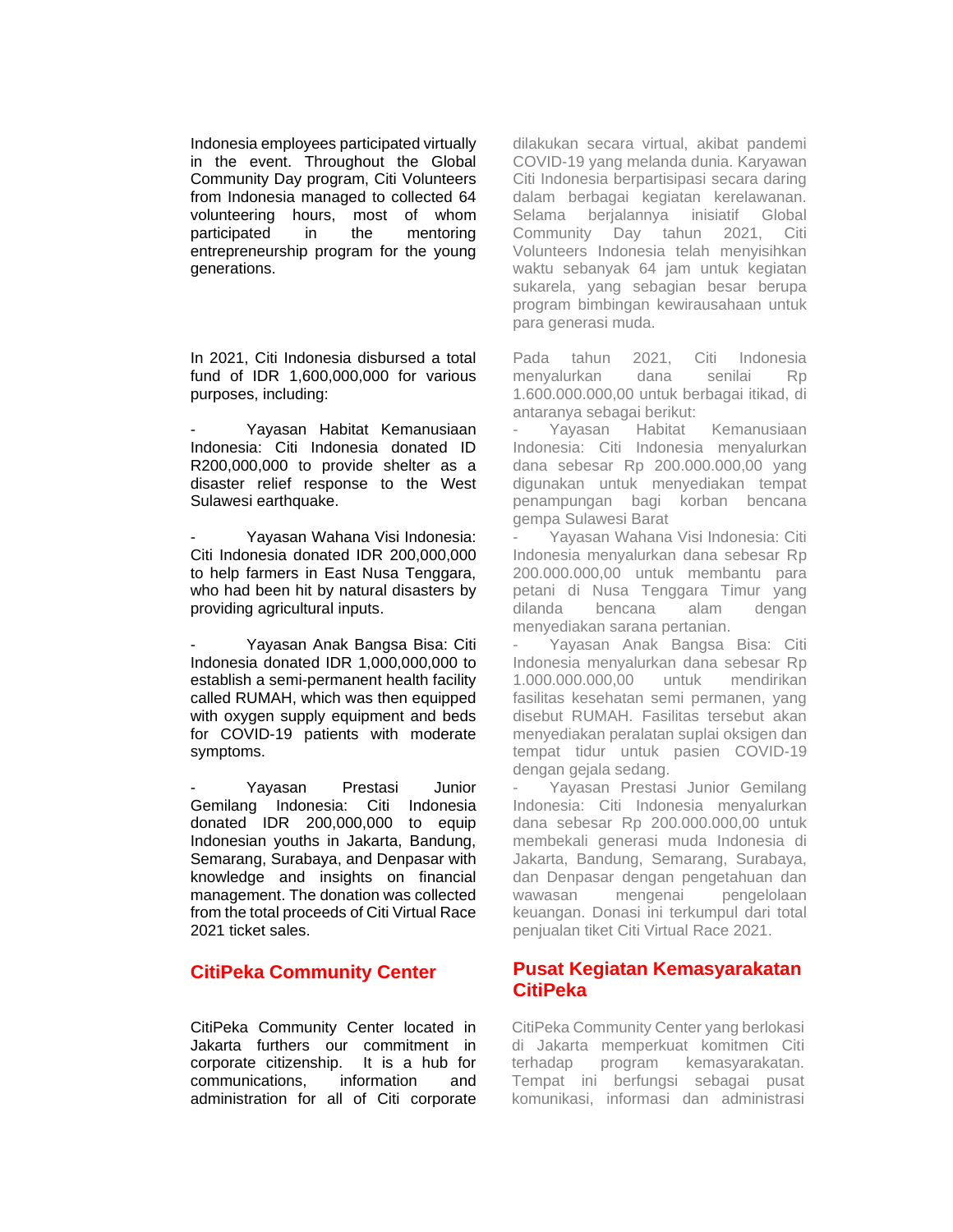Indonesia employees participated virtually in the event. Throughout the Global Community Day program, Citi Volunteers from Indonesia managed to collected 64 volunteering hours, most of whom participated in the mentoring entrepreneurship program for the young generations.

dilakukan secara virtual, akibat pandemi COVID-19 yang melanda dunia. Karyawan Citi Indonesia berpartisipasi secara daring dalam berbagai kegiatan kerelawanan. Selama berjalannya inisiatif Global Community Day tahun 2021, Citi Volunteers Indonesia telah menyisihkan waktu sebanyak 64 jam untuk kegiatan sukarela, yang sebagian besar berupa program bimbingan kewirausahaan untuk para generasi muda.

In 2021, Citi Indonesia disbursed a total fund of IDR 1,600,000,000 for various purposes, including:

- Yayasan Habitat Kemanusiaan Indonesia: Citi Indonesia donated ID R200,000,000 to provide shelter as a disaster relief response to the West Sulawesi earthquake.
- Yayasan Wahana Visi Indonesia: Citi Indonesia donated IDR 200,000,000 to help farmers in East Nusa Tenggara, who had been hit by natural disasters by providing agricultural inputs.
- Yayasan Anak Bangsa Bisa: Citi Indonesia donated IDR 1,000,000,000 to establish a semi-permanent health facility called RUMAH, which was then equipped with oxygen supply equipment and beds for COVID-19 patients with moderate symptoms.
- Yayasan Prestasi Junior Gemilang Indonesia: Citi Indonesia donated IDR 200,000,000 to equip Indonesian youths in Jakarta, Bandung, Semarang, Surabaya, and Denpasar with knowledge and insights on financial management. The donation was collected from the total proceeds of Citi Virtual Race 2021 ticket sales.

Pada tahun 2021, Citi Indonesia menyalurkan dana senilai Rp 1.600.000.000,00 untuk berbagai itikad, di antaranya sebagai berikut:

- Yayasan Habitat Kemanusiaan Indonesia: Citi Indonesia menyalurkan dana sebesar Rp 200.000.000,00 yang digunakan untuk menyediakan tempat penampungan bagi korban bencana gempa Sulawesi Barat
- Yayasan Wahana Visi Indonesia: Citi Indonesia menyalurkan dana sebesar Rp 200.000.000,00 untuk membantu para petani di Nusa Tenggara Timur yang dilanda bencana alam dengan menyediakan sarana pertanian.
- Yayasan Anak Bangsa Bisa: Citi Indonesia menyalurkan dana sebesar Rp 1.000.000.000,00 untuk mendirikan fasilitas kesehatan semi permanen, yang disebut RUMAH. Fasilitas tersebut akan menyediakan peralatan suplai oksigen dan tempat tidur untuk pasien COVID-19 dengan gejala sedang.
- Yayasan Prestasi Junior Gemilang Indonesia: Citi Indonesia menyalurkan dana sebesar Rp 200.000.000,00 untuk membekali generasi muda Indonesia di Jakarta, Bandung, Semarang, Surabaya, dan Denpasar dengan pengetahuan dan wawasan mengenai pengelolaan keuangan. Donasi ini terkumpul dari total penjualan tiket Citi Virtual Race 2021.

## CitiPeka Community Center

CitiPeka Community Center located in Jakarta furthers our commitment in corporate citizenship. It is a hub for communications, information and administration for all of Citi corporate

## Pusat Kegiatan Kemasyarakatan CitiPeka

CitiPeka Community Center yang berlokasi di Jakarta memperkuat komitmen Citi terhadap program kemasyarakatan. Tempat ini berfungsi sebagai pusat komunikasi, informasi dan administrasi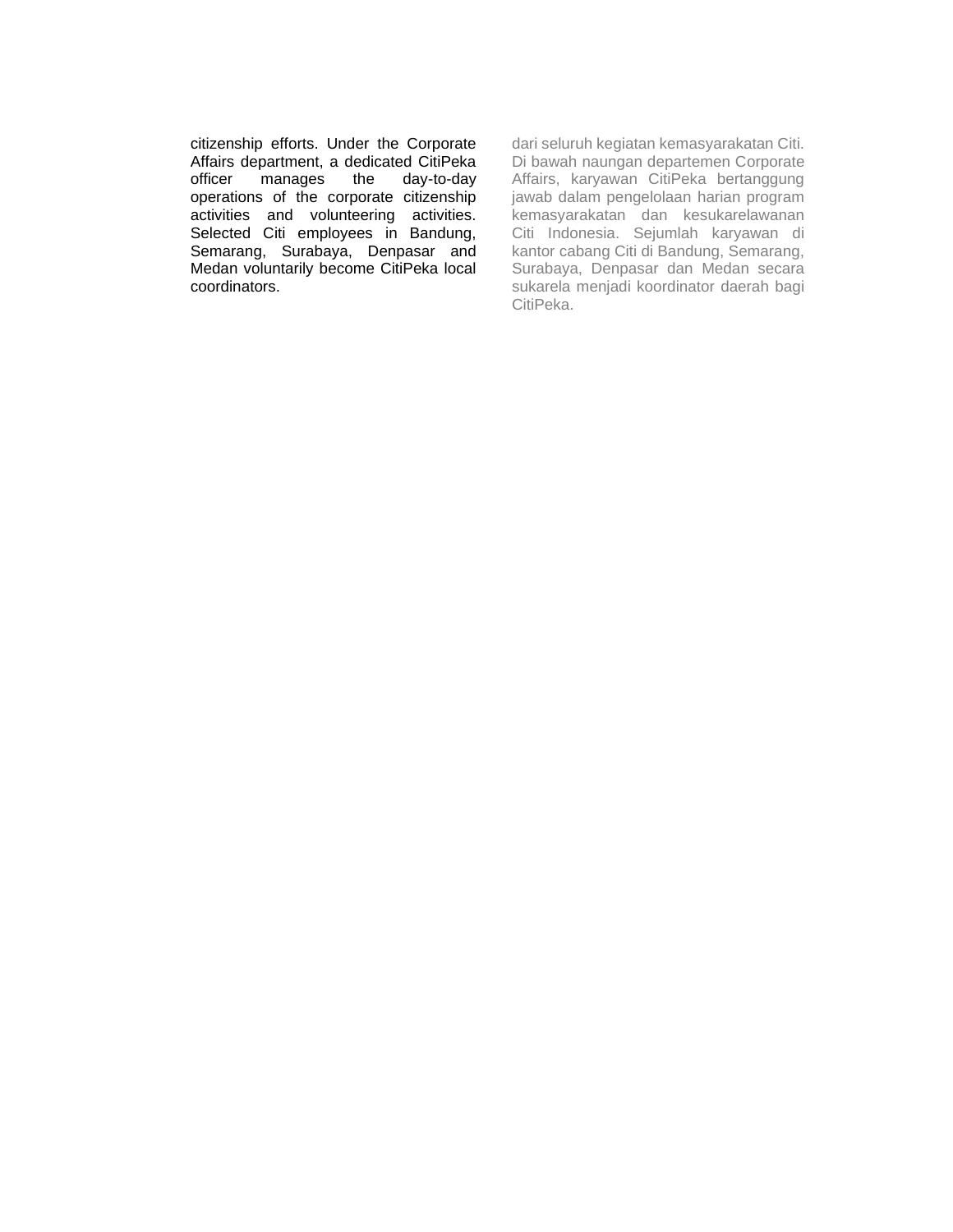citizenship efforts. Under the Corporate Affairs department, a dedicated CitiPeka officer manages the day-to-day operations of the corporate citizenship activities and volunteering activities. Selected Citi employees in Bandung, Semarang, Surabaya, Denpasar and Medan voluntarily become CitiPeka local coordinators.

dari seluruh kegiatan kemasyarakatan Citi. Di bawah naungan departemen Corporate Affairs, karyawan CitiPeka bertanggung jawab dalam pengelolaan harian program kemasyarakatan dan kesukarelawanan Citi Indonesia. Sejumlah karyawan di kantor cabang Citi di Bandung, Semarang, Surabaya, Denpasar dan Medan secara sukarela menjadi koordinator daerah bagi CitiPeka.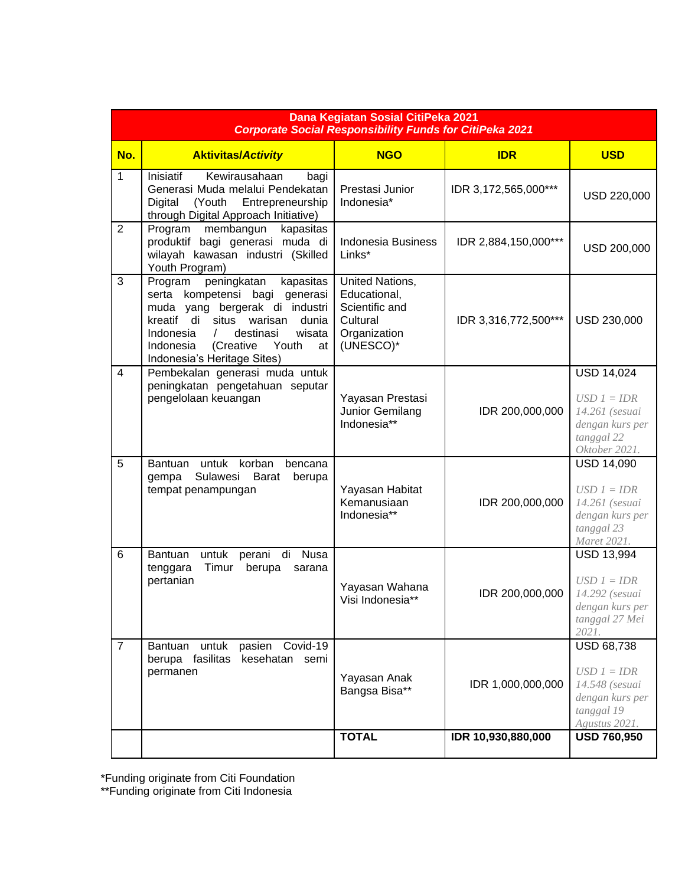| Dana Kegiatan Sosial CitiPeka 2021<br>*Corporate Social Responsibility Funds for CitiPeka 2021* | | | | |
|---|---|---|---|---|
| **No.** | **Aktivitas/*Activity*** | **NGO** | **IDR** | **USD** |
| 1 | Inisiatif Kewirausahaan bagi Generasi Muda melalui Pendekatan Digital (Youth Entrepreneurship through Digital Approach Initiative) | Prestasi Junior Indonesia* | IDR 3,172,565,000*** | USD 220,000 |
| 2 | Program membangun kapasitas produktif bagi generasi muda di wilayah kawasan industri (Skilled Youth Program) | Indonesia Business Links* | IDR 2,884,150,000*** | USD 200,000 |
| 3 | Program peningkatan kapasitas serta kompetensi bagi generasi muda yang bergerak di industri kreatif di situs warisan dunia Indonesia / destinasi wisata Indonesia (Creative Youth at Indonesia's Heritage Sites) | United Nations, Educational, Scientific and Cultural Organization (UNESCO)* | IDR 3,316,772,500*** | USD 230,000 |
| 4 | Pembekalan generasi muda untuk peningkatan pengetahuan seputar pengelolaan keuangan | Yayasan Prestasi Junior Gemilang Indonesia** | IDR 200,000,000 | USD 14,024<br><br>*USD 1 = IDR 14.261 (sesuai dengan kurs per tanggal 22 Oktober 2021.* |
| 5 | Bantuan untuk korban bencana gempa Sulawesi Barat berupa tempat penampungan | Yayasan Habitat Kemanusiaan Indonesia** | IDR 200,000,000 | USD 14,090<br><br>*USD 1 = IDR 14.261 (sesuai dengan kurs per tanggal 23 Maret 2021.* |
| 6 | Bantuan untuk perani di Nusa tenggara Timur berupa sarana pertanian | Yayasan Wahana Visi Indonesia** | IDR 200,000,000 | USD 13,994<br><br>*USD 1 = IDR 14.292 (sesuai dengan kurs per tanggal 27 Mei 2021.* |
| 7 | Bantuan untuk pasien Covid-19 berupa fasilitas kesehatan semi permanen | Yayasan Anak Bangsa Bisa** | IDR 1,000,000,000 | USD 68,738<br><br>*USD 1 = IDR 14.548 (sesuai dengan kurs per tanggal 19 Agustus 2021.* |
| | | **TOTAL** | **IDR 10,930,880,000** | **USD 760,950** |

*Funding originate from Citi Foundation
**Funding originate from Citi Indonesia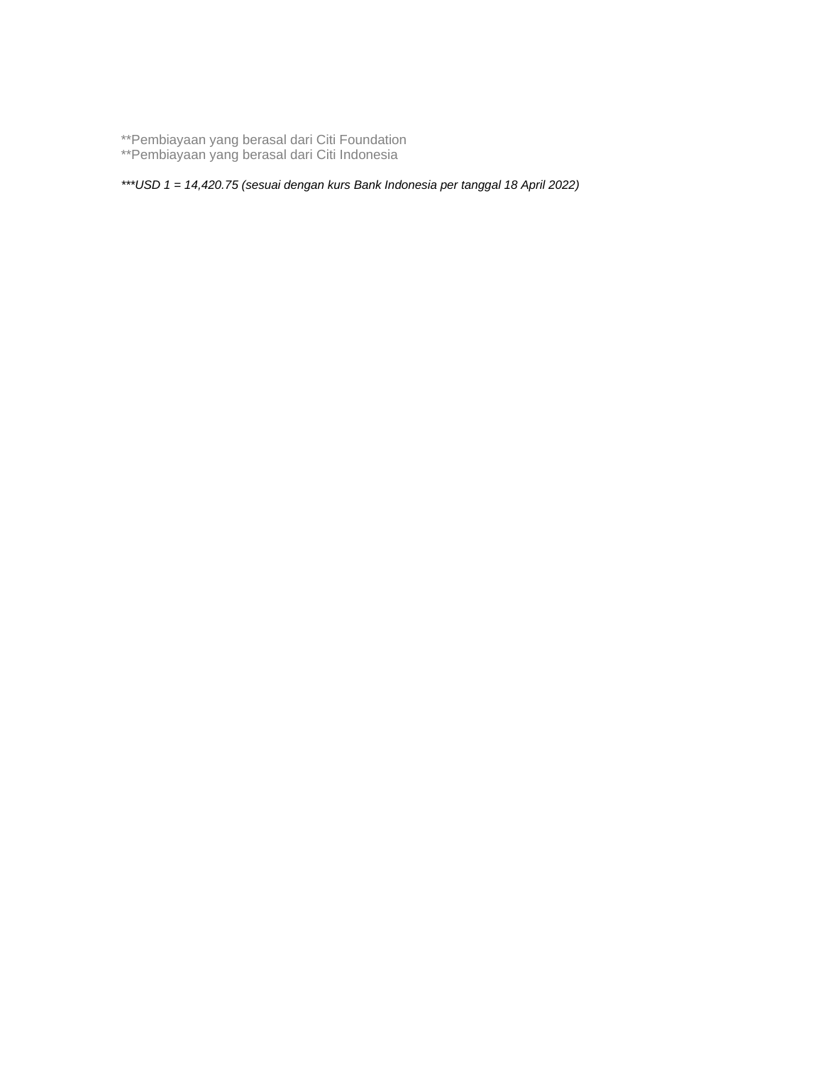**Pembiayaan yang berasal dari Citi Foundation
**Pembiayaan yang berasal dari Citi Indonesia

*\*\*\*USD 1 = 14,420.75 (sesuai dengan kurs Bank Indonesia per tanggal 18 April 2022)*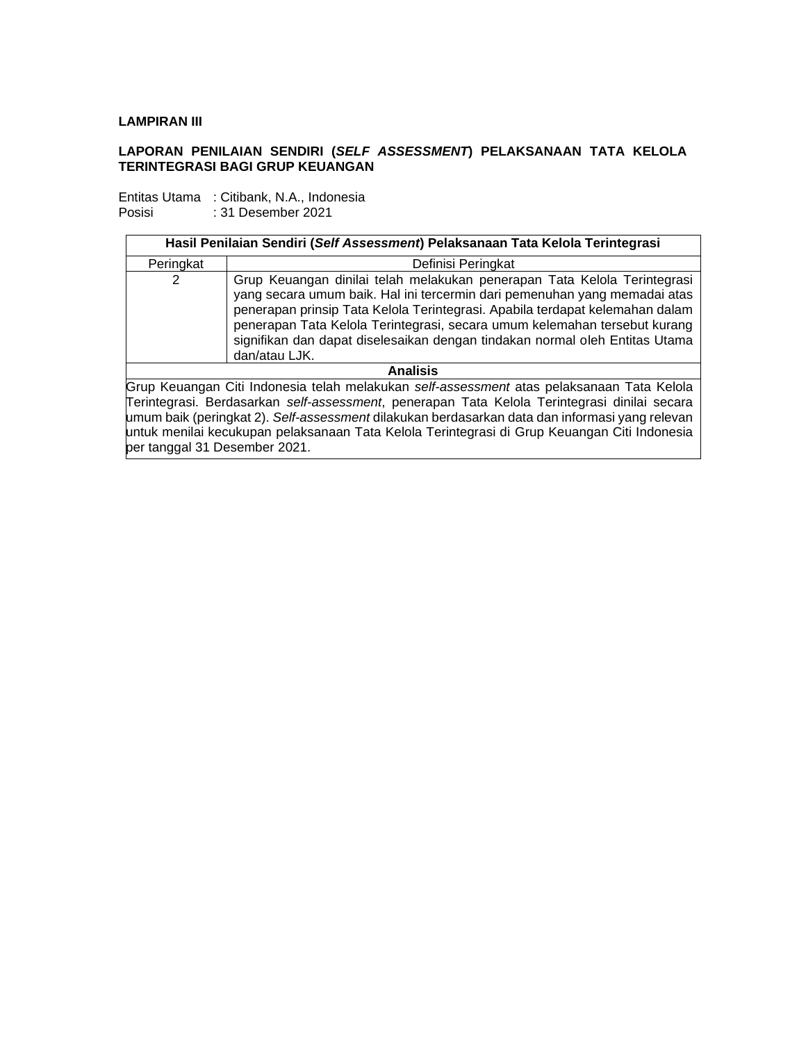**LAMPIRAN III**

**LAPORAN PENILAIAN SENDIRI (*SELF ASSESSMENT*) PELAKSANAAN TATA KELOLA TERINTEGRASI BAGI GRUP KEUANGAN**

Entitas Utama : Citibank, N.A., Indonesia
Posisi : 31 Desember 2021

| **Hasil Penilaian Sendiri (*Self Assessment*) Pelaksanaan Tata Kelola Terintegrasi** | |
|---|---|
| Peringkat | Definisi Peringkat |
| 2 | Grup Keuangan dinilai telah melakukan penerapan Tata Kelola Terintegrasi yang secara umum baik. Hal ini tercermin dari pemenuhan yang memadai atas penerapan prinsip Tata Kelola Terintegrasi. Apabila terdapat kelemahan dalam penerapan Tata Kelola Terintegrasi, secara umum kelemahan tersebut kurang signifikan dan dapat diselesaikan dengan tindakan normal oleh Entitas Utama dan/atau LJK. |
| **Analisis** | |
| Grup Keuangan Citi Indonesia telah melakukan *self-assessment* atas pelaksanaan Tata Kelola Terintegrasi. Berdasarkan *self-assessment*, penerapan Tata Kelola Terintegrasi dinilai secara umum baik (peringkat 2). *Self-assessment* dilakukan berdasarkan data dan informasi yang relevan untuk menilai kecukupan pelaksanaan Tata Kelola Terintegrasi di Grup Keuangan Citi Indonesia per tanggal 31 Desember 2021. | |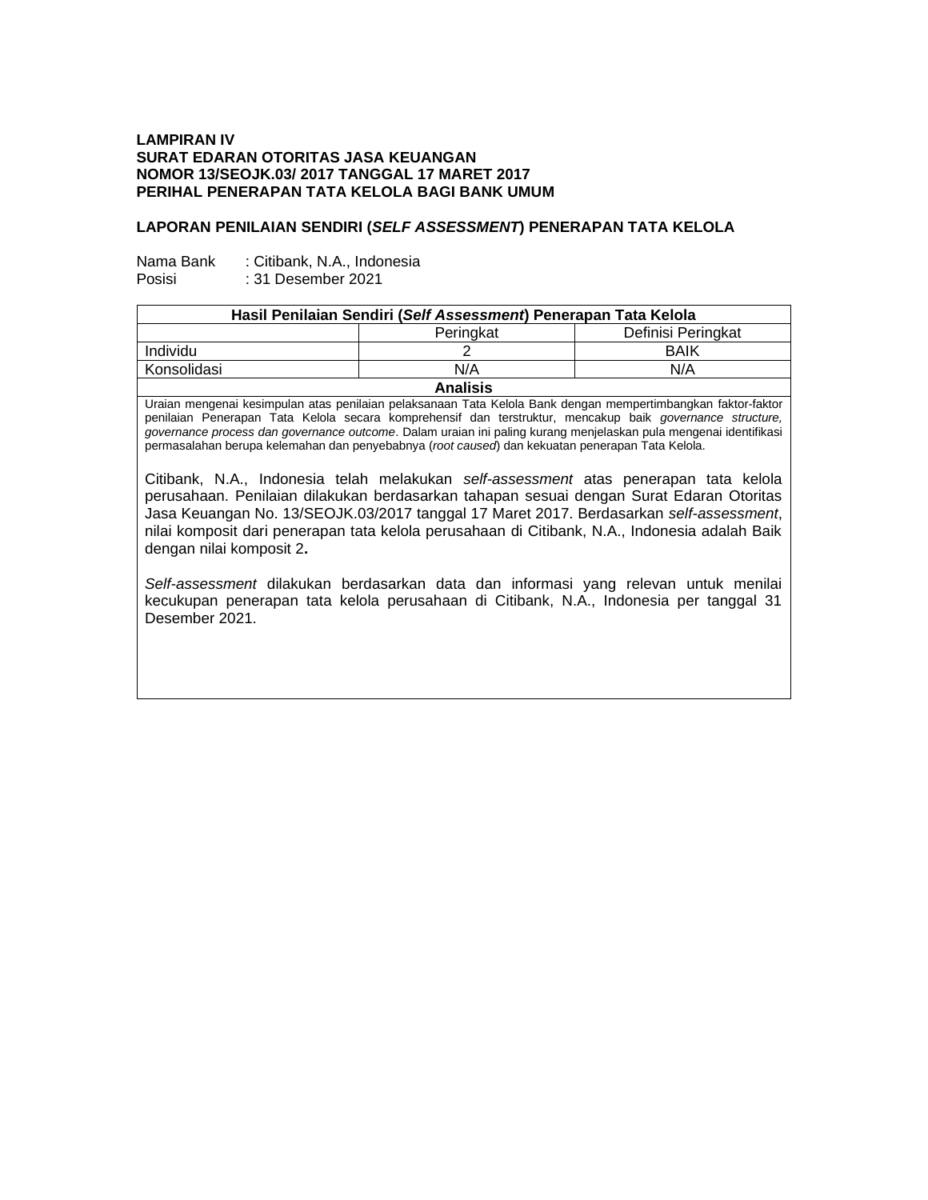**LAMPIRAN IV**
**SURAT EDARAN OTORITAS JASA KEUANGAN**
**NOMOR 13/SEOJK.03/ 2017 TANGGAL 17 MARET 2017**
**PERIHAL PENERAPAN TATA KELOLA BAGI BANK UMUM**

**LAPORAN PENILAIAN SENDIRI (*SELF ASSESSMENT*) PENERAPAN TATA KELOLA**

Nama Bank : Citibank, N.A., Indonesia
Posisi : 31 Desember 2021

| **Hasil Penilaian Sendiri (*Self Assessment*) Penerapan Tata Kelola** | | |
|---|---|---|
| | Peringkat | Definisi Peringkat |
| Individu | 2 | BAIK |
| Konsolidasi | N/A | N/A |

**Analisis**

Uraian mengenai kesimpulan atas penilaian pelaksanaan Tata Kelola Bank dengan mempertimbangkan faktor-faktor penilaian Penerapan Tata Kelola secara komprehensif dan terstruktur, mencakup baik *governance structure, governance process dan governance outcome*. Dalam uraian ini paling kurang menjelaskan pula mengenai identifikasi permasalahan berupa kelemahan dan penyebabnya (*root caused*) dan kekuatan penerapan Tata Kelola.

Citibank, N.A., Indonesia telah melakukan *self-assessment* atas penerapan tata kelola perusahaan. Penilaian dilakukan berdasarkan tahapan sesuai dengan Surat Edaran Otoritas Jasa Keuangan No. 13/SEOJK.03/2017 tanggal 17 Maret 2017. Berdasarkan *self-assessment*, nilai komposit dari penerapan tata kelola perusahaan di Citibank, N.A., Indonesia adalah Baik dengan nilai komposit 2**.**

*Self-assessment* dilakukan berdasarkan data dan informasi yang relevan untuk menilai kecukupan penerapan tata kelola perusahaan di Citibank, N.A., Indonesia per tanggal 31 Desember 2021.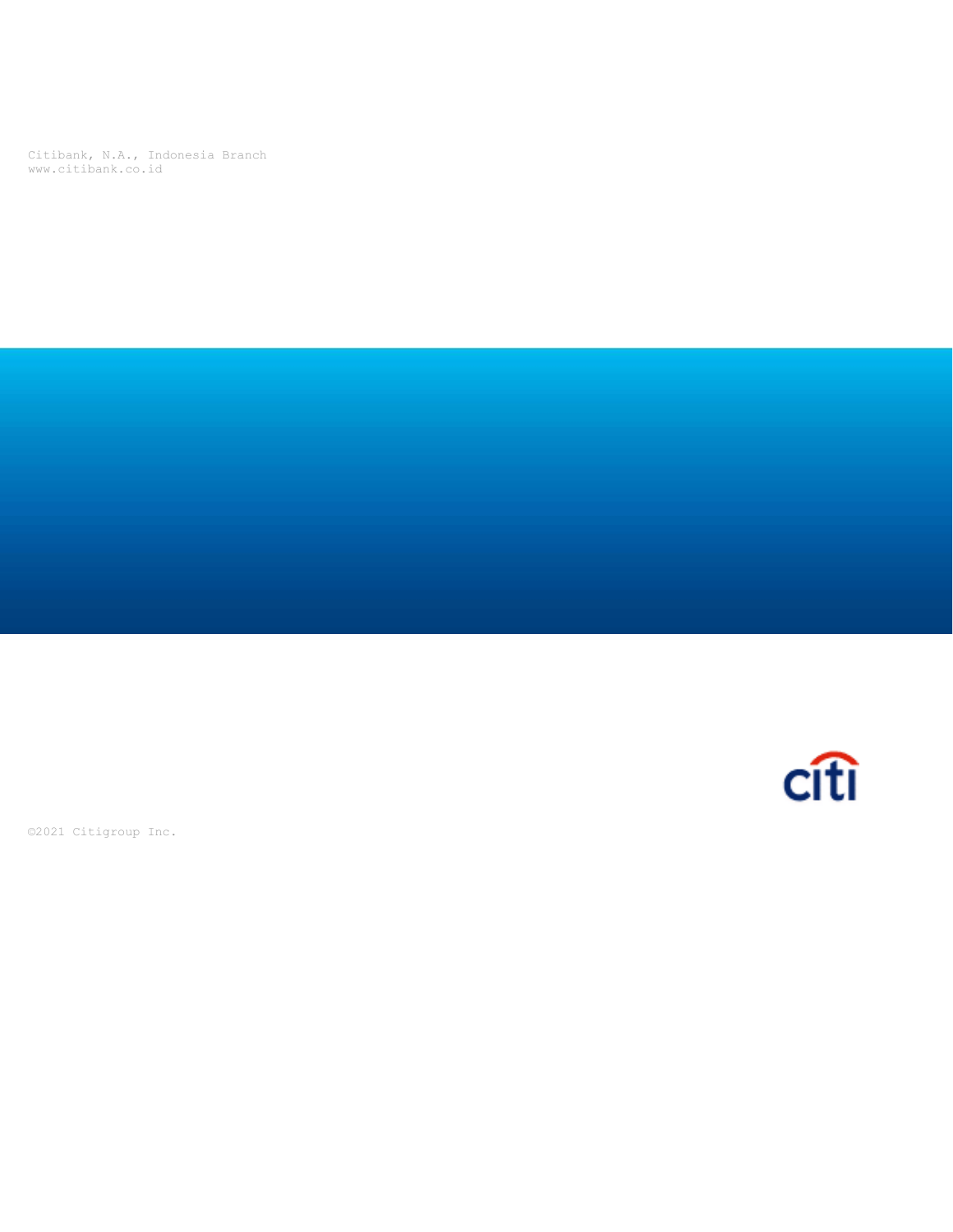Citibank, N.A., Indonesia Branch
www.citibank.co.id

©2021 Citigroup Inc.